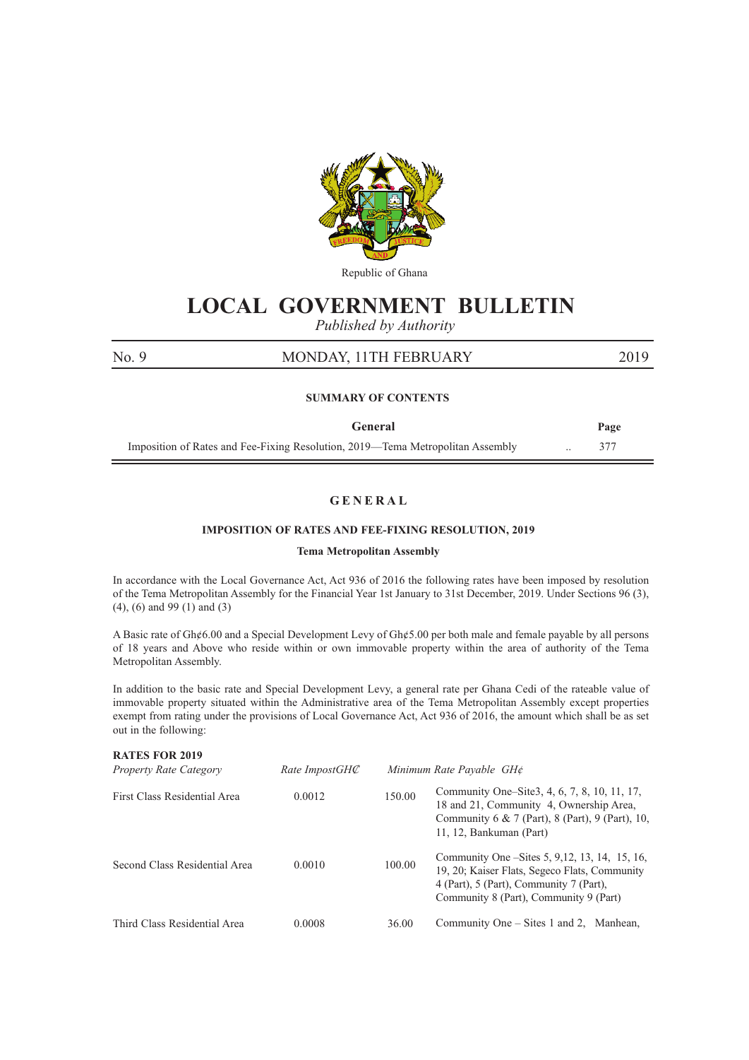Republic of Ghana

# LOCAL GOVERNMENT BULLETIN

*Published by Authority*

No. 9 MONDAY, 11TH FEBRUARY 2019

**SUMMARY OF CONTENTS**

| General | | Page |
|---|---|---|
| Imposition of Rates and Fee-Fixing Resolution, 2019—Tema Metropolitan Assembly | .. | 377 |

## GENERAL

### IMPOSITION OF RATES AND FEE-FIXING RESOLUTION, 2019

**Tema Metropolitan Assembly**

In accordance with the Local Governance Act, Act 936 of 2016 the following rates have been imposed by resolution of the Tema Metropolitan Assembly for the Financial Year 1st January to 31st December, 2019. Under Sections 96 (3), (4), (6) and 99 (1) and (3)

A Basic rate of Gh¢6.00 and a Special Development Levy of Gh¢5.00 per both male and female payable by all persons of 18 years and Above who reside within or own immovable property within the area of authority of the Tema Metropolitan Assembly.

In addition to the basic rate and Special Development Levy, a general rate per Ghana Cedi of the rateable value of immovable property situated within the Administrative area of the Tema Metropolitan Assembly except properties exempt from rating under the provisions of Local Governance Act, Act 936 of 2016, the amount which shall be as set out in the following:

**RATES FOR 2019**

| *Property Rate Category* | *Rate ImpostGH₵* | *Minimum Rate Payable GH¢* | |
|---|---|---|---|
| First Class Residential Area | 0.0012 | 150.00 | Community One–Site3, 4, 6, 7, 8, 10, 11, 17, 18 and 21, Community 4, Ownership Area, Community 6 & 7 (Part), 8 (Part), 9 (Part), 10, 11, 12, Bankuman (Part) |
| Second Class Residential Area | 0.0010 | 100.00 | Community One –Sites 5, 9,12, 13, 14, 15, 16, 19, 20; Kaiser Flats, Segeco Flats, Community 4 (Part), 5 (Part), Community 7 (Part), Community 8 (Part), Community 9 (Part) |
| Third Class Residential Area | 0.0008 | 36.00 | Community One – Sites 1 and 2, Manhean, |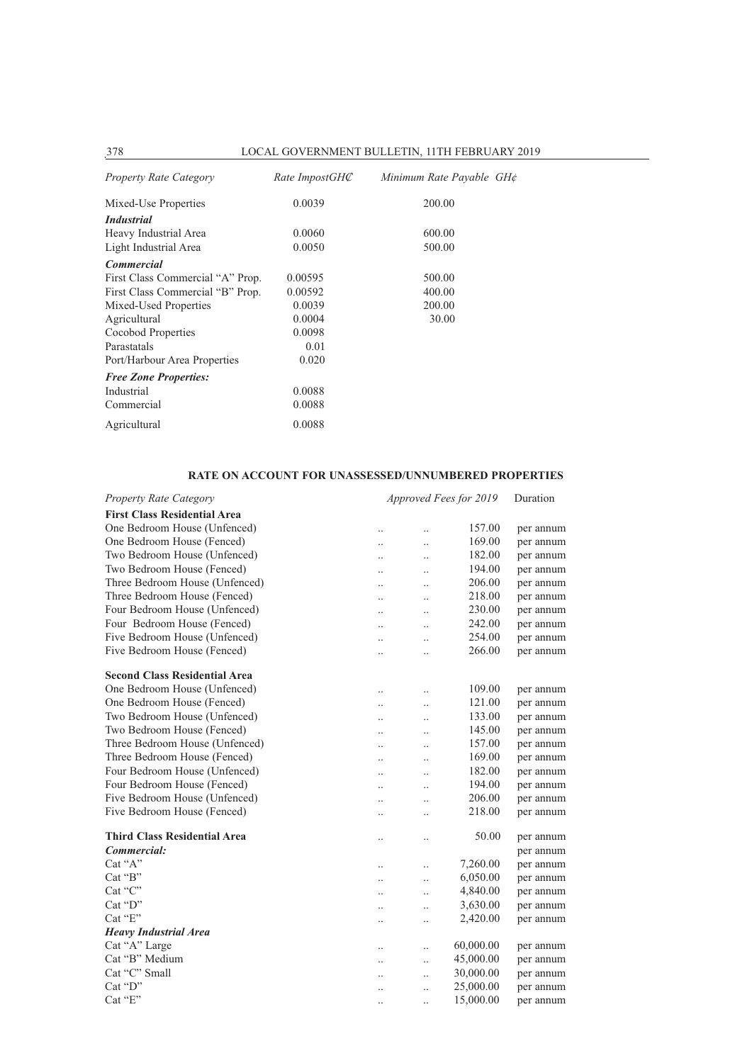| *Property Rate Category* | *Rate ImpostGH₵* | *Minimum Rate Payable GH¢* |
|---|---|---|
| Mixed-Use Properties | 0.0039 | 200.00 |
| ***Industrial*** | | |
| Heavy Industrial Area | 0.0060 | 600.00 |
| Light Industrial Area | 0.0050 | 500.00 |
| ***Commercial*** | | |
| First Class Commercial "A" Prop. | 0.00595 | 500.00 |
| First Class Commercial "B" Prop. | 0.00592 | 400.00 |
| Mixed-Used Properties | 0.0039 | 200.00 |
| Agricultural | 0.0004 | 30.00 |
| Cocobod Properties | 0.0098 | |
| Parastatals | 0.01 | |
| Port/Harbour Area Properties | 0.020 | |
| ***Free Zone Properties:*** | | |
| Industrial | 0.0088 | |
| Commercial | 0.0088 | |
| Agricultural | 0.0088 | |

**RATE ON ACCOUNT FOR UNASSESSED/UNNUMBERED PROPERTIES**

| *Property Rate Category* | *Approved Fees for 2019* | Duration |
|---|---|---|
| **First Class Residential Area** | | |
| One Bedroom House (Unfenced) | 157.00 | per annum |
| One Bedroom House (Fenced) | 169.00 | per annum |
| Two Bedroom House (Unfenced) | 182.00 | per annum |
| Two Bedroom House (Fenced) | 194.00 | per annum |
| Three Bedroom House (Unfenced) | 206.00 | per annum |
| Three Bedroom House (Fenced) | 218.00 | per annum |
| Four Bedroom House (Unfenced) | 230.00 | per annum |
| Four Bedroom House (Fenced) | 242.00 | per annum |
| Five Bedroom House (Unfenced) | 254.00 | per annum |
| Five Bedroom House (Fenced) | 266.00 | per annum |
| **Second Class Residential Area** | | |
| One Bedroom House (Unfenced) | 109.00 | per annum |
| One Bedroom House (Fenced) | 121.00 | per annum |
| Two Bedroom House (Unfenced) | 133.00 | per annum |
| Two Bedroom House (Fenced) | 145.00 | per annum |
| Three Bedroom House (Unfenced) | 157.00 | per annum |
| Three Bedroom House (Fenced) | 169.00 | per annum |
| Four Bedroom House (Unfenced) | 182.00 | per annum |
| Four Bedroom House (Fenced) | 194.00 | per annum |
| Five Bedroom House (Unfenced) | 206.00 | per annum |
| Five Bedroom House (Fenced) | 218.00 | per annum |
| **Third Class Residential Area** | 50.00 | per annum |
| ***Commercial:*** | | per annum |
| Cat "A" | 7,260.00 | per annum |
| Cat "B" | 6,050.00 | per annum |
| Cat "C" | 4,840.00 | per annum |
| Cat "D" | 3,630.00 | per annum |
| Cat "E" | 2,420.00 | per annum |
| ***Heavy Industrial Area*** | | |
| Cat "A" Large | 60,000.00 | per annum |
| Cat "B" Medium | 45,000.00 | per annum |
| Cat "C" Small | 30,000.00 | per annum |
| Cat "D" | 25,000.00 | per annum |
| Cat "E" | 15,000.00 | per annum |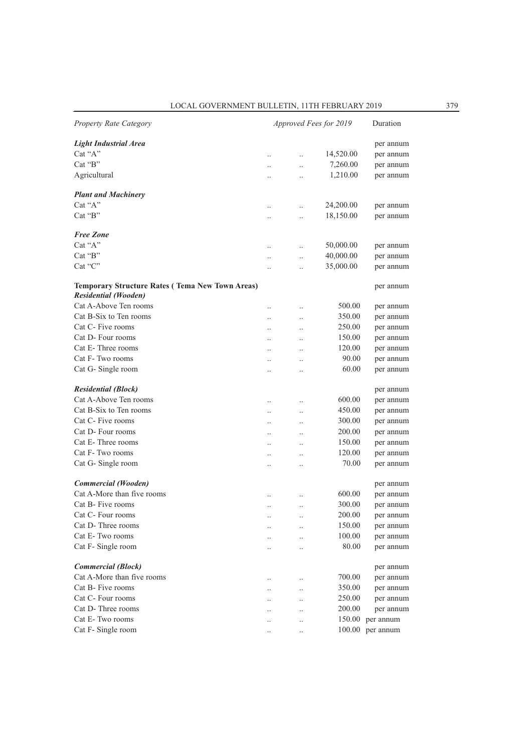| *Property Rate Category* | *Approved Fees for 2019* | Duration |
|---|---|---|
| ***Light Industrial Area*** | | per annum |
| Cat "A" | 14,520.00 | per annum |
| Cat "B" | 7,260.00 | per annum |
| Agricultural | 1,210.00 | per annum |
| ***Plant and Machinery*** | | |
| Cat "A" | 24,200.00 | per annum |
| Cat "B" | 18,150.00 | per annum |
| ***Free Zone*** | | |
| Cat "A" | 50,000.00 | per annum |
| Cat "B" | 40,000.00 | per annum |
| Cat "C" | 35,000.00 | per annum |
| **Temporary Structure Rates ( Tema New Town Areas)** | | per annum |
| ***Residential (Wooden)*** | | |
| Cat A-Above Ten rooms | 500.00 | per annum |
| Cat B-Six to Ten rooms | 350.00 | per annum |
| Cat C- Five rooms | 250.00 | per annum |
| Cat D- Four rooms | 150.00 | per annum |
| Cat E- Three rooms | 120.00 | per annum |
| Cat F- Two rooms | 90.00 | per annum |
| Cat G- Single room | 60.00 | per annum |
| ***Residential (Block)*** | | per annum |
| Cat A-Above Ten rooms | 600.00 | per annum |
| Cat B-Six to Ten rooms | 450.00 | per annum |
| Cat C- Five rooms | 300.00 | per annum |
| Cat D- Four rooms | 200.00 | per annum |
| Cat E- Three rooms | 150.00 | per annum |
| Cat F- Two rooms | 120.00 | per annum |
| Cat G- Single room | 70.00 | per annum |
| ***Commercial (Wooden)*** | | per annum |
| Cat A-More than five rooms | 600.00 | per annum |
| Cat B- Five rooms | 300.00 | per annum |
| Cat C- Four rooms | 200.00 | per annum |
| Cat D- Three rooms | 150.00 | per annum |
| Cat E- Two rooms | 100.00 | per annum |
| Cat F- Single room | 80.00 | per annum |
| ***Commercial (Block)*** | | per annum |
| Cat A-More than five rooms | 700.00 | per annum |
| Cat B- Five rooms | 350.00 | per annum |
| Cat C- Four rooms | 250.00 | per annum |
| Cat D- Three rooms | 200.00 | per annum |
| Cat E- Two rooms | 150.00 | per annum |
| Cat F- Single room | 100.00 | per annum |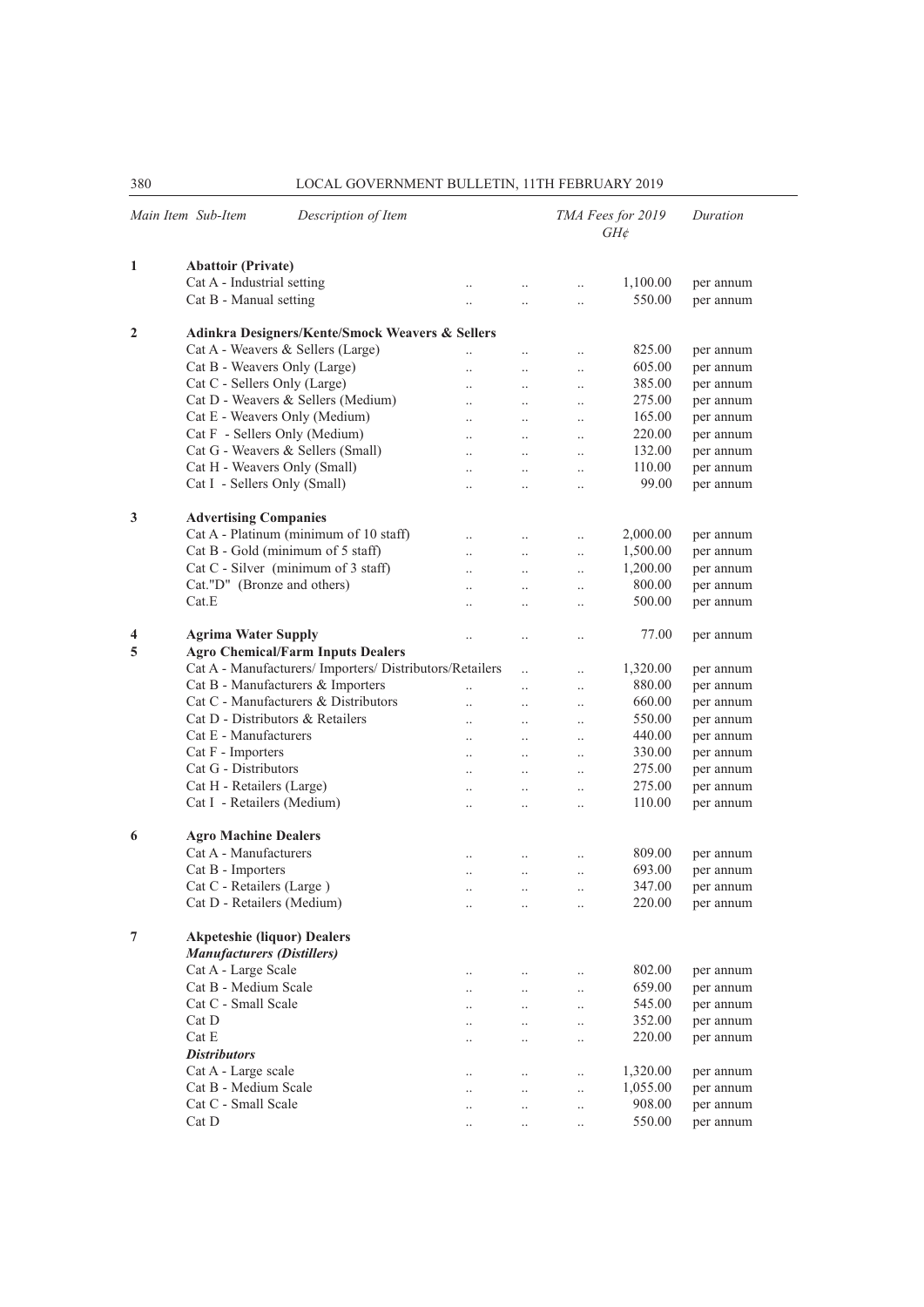| Main Item | Sub-Item | Description of Item | TMA Fees for 2019 GH¢ | Duration |
|---|---|---|---|---|
| 1 | | **Abattoir (Private)** | | |
| | | Cat A - Industrial setting | 1,100.00 | per annum |
| | | Cat B - Manual setting | 550.00 | per annum |
| 2 | | **Adinkra Designers/Kente/Smock Weavers & Sellers** | | |
| | | Cat A - Weavers & Sellers (Large) | 825.00 | per annum |
| | | Cat B - Weavers Only (Large) | 605.00 | per annum |
| | | Cat C - Sellers Only (Large) | 385.00 | per annum |
| | | Cat D - Weavers & Sellers (Medium) | 275.00 | per annum |
| | | Cat E - Weavers Only (Medium) | 165.00 | per annum |
| | | Cat F - Sellers Only (Medium) | 220.00 | per annum |
| | | Cat G - Weavers & Sellers (Small) | 132.00 | per annum |
| | | Cat H - Weavers Only (Small) | 110.00 | per annum |
| | | Cat I - Sellers Only (Small) | 99.00 | per annum |
| 3 | | **Advertising Companies** | | |
| | | Cat A - Platinum (minimum of 10 staff) | 2,000.00 | per annum |
| | | Cat B - Gold (minimum of 5 staff) | 1,500.00 | per annum |
| | | Cat C - Silver (minimum of 3 staff) | 1,200.00 | per annum |
| | | Cat."D" (Bronze and others) | 800.00 | per annum |
| | | Cat.E | 500.00 | per annum |
| 4 | | **Agrima Water Supply** | 77.00 | per annum |
| 5 | | **Agro Chemical/Farm Inputs Dealers** | | |
| | | Cat A - Manufacturers/ Importers/ Distributors/Retailers | 1,320.00 | per annum |
| | | Cat B - Manufacturers & Importers | 880.00 | per annum |
| | | Cat C - Manufacturers & Distributors | 660.00 | per annum |
| | | Cat D - Distributors & Retailers | 550.00 | per annum |
| | | Cat E - Manufacturers | 440.00 | per annum |
| | | Cat F - Importers | 330.00 | per annum |
| | | Cat G - Distributors | 275.00 | per annum |
| | | Cat H - Retailers (Large) | 275.00 | per annum |
| | | Cat I - Retailers (Medium) | 110.00 | per annum |
| 6 | | **Agro Machine Dealers** | | |
| | | Cat A - Manufacturers | 809.00 | per annum |
| | | Cat B - Importers | 693.00 | per annum |
| | | Cat C - Retailers (Large ) | 347.00 | per annum |
| | | Cat D - Retailers (Medium) | 220.00 | per annum |
| 7 | | **Akpeteshie (liquor) Dealers** | | |
| | | ***Manufacturers (Distillers)*** | | |
| | | Cat A - Large Scale | 802.00 | per annum |
| | | Cat B - Medium Scale | 659.00 | per annum |
| | | Cat C - Small Scale | 545.00 | per annum |
| | | Cat D | 352.00 | per annum |
| | | Cat E | 220.00 | per annum |
| | | ***Distributors*** | | |
| | | Cat A - Large scale | 1,320.00 | per annum |
| | | Cat B - Medium Scale | 1,055.00 | per annum |
| | | Cat C - Small Scale | 908.00 | per annum |
| | | Cat D | 550.00 | per annum |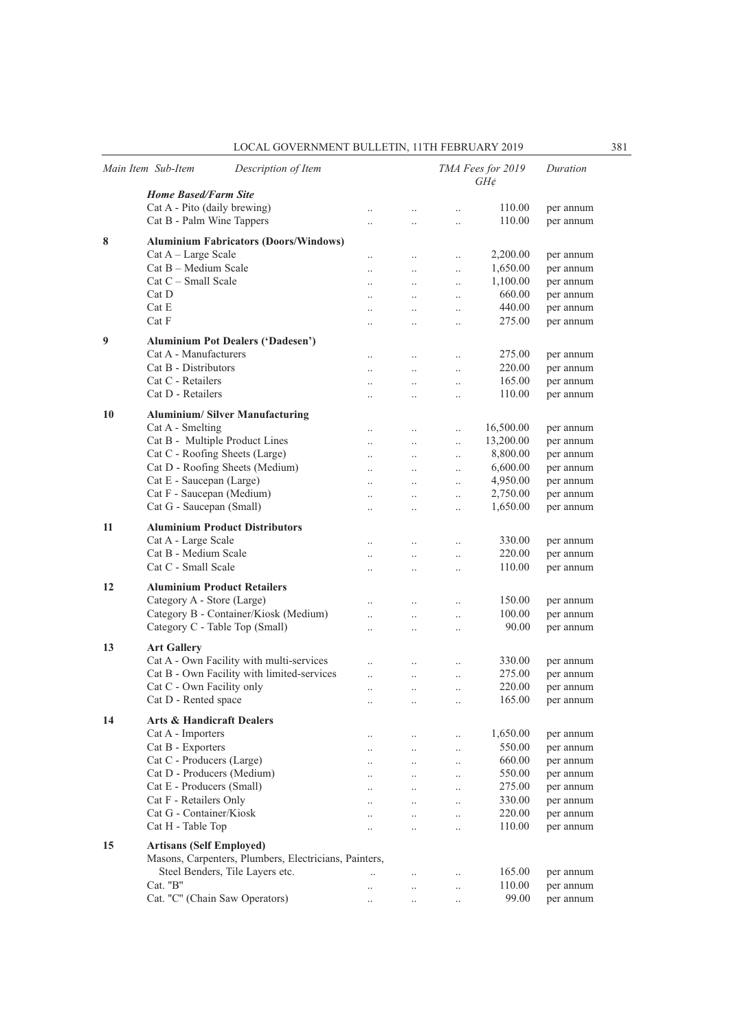| Main Item | Sub-Item | Description of Item | TMA Fees for 2019 GH¢ | Duration |
|---|---|---|---|---|
| | ***Home Based/Farm Site*** | | | |
| | Cat A - Pito (daily brewing) | | 110.00 | per annum |
| | Cat B - Palm Wine Tappers | | 110.00 | per annum |
| **8** | **Aluminium Fabricators (Doors/Windows)** | | | |
| | Cat A – Large Scale | | 2,200.00 | per annum |
| | Cat B – Medium Scale | | 1,650.00 | per annum |
| | Cat C – Small Scale | | 1,100.00 | per annum |
| | Cat D | | 660.00 | per annum |
| | Cat E | | 440.00 | per annum |
| | Cat F | | 275.00 | per annum |
| **9** | **Aluminium Pot Dealers ('Dadesen')** | | | |
| | Cat A - Manufacturers | | 275.00 | per annum |
| | Cat B - Distributors | | 220.00 | per annum |
| | Cat C - Retailers | | 165.00 | per annum |
| | Cat D - Retailers | | 110.00 | per annum |
| **10** | **Aluminium/ Silver Manufacturing** | | | |
| | Cat A - Smelting | | 16,500.00 | per annum |
| | Cat B - Multiple Product Lines | | 13,200.00 | per annum |
| | Cat C - Roofing Sheets (Large) | | 8,800.00 | per annum |
| | Cat D - Roofing Sheets (Medium) | | 6,600.00 | per annum |
| | Cat E - Saucepan (Large) | | 4,950.00 | per annum |
| | Cat F - Saucepan (Medium) | | 2,750.00 | per annum |
| | Cat G - Saucepan (Small) | | 1,650.00 | per annum |
| **11** | **Aluminium Product Distributors** | | | |
| | Cat A - Large Scale | | 330.00 | per annum |
| | Cat B - Medium Scale | | 220.00 | per annum |
| | Cat C - Small Scale | | 110.00 | per annum |
| **12** | **Aluminium Product Retailers** | | | |
| | Category A - Store (Large) | | 150.00 | per annum |
| | Category B - Container/Kiosk (Medium) | | 100.00 | per annum |
| | Category C - Table Top (Small) | | 90.00 | per annum |
| **13** | **Art Gallery** | | | |
| | Cat A - Own Facility with multi-services | | 330.00 | per annum |
| | Cat B - Own Facility with limited-services | | 275.00 | per annum |
| | Cat C - Own Facility only | | 220.00 | per annum |
| | Cat D - Rented space | | 165.00 | per annum |
| **14** | **Arts & Handicraft Dealers** | | | |
| | Cat A - Importers | | 1,650.00 | per annum |
| | Cat B - Exporters | | 550.00 | per annum |
| | Cat C - Producers (Large) | | 660.00 | per annum |
| | Cat D - Producers (Medium) | | 550.00 | per annum |
| | Cat E - Producers (Small) | | 275.00 | per annum |
| | Cat F - Retailers Only | | 330.00 | per annum |
| | Cat G - Container/Kiosk | | 220.00 | per annum |
| | Cat H - Table Top | | 110.00 | per annum |
| **15** | **Artisans (Self Employed)** | | | |
| | Masons, Carpenters, Plumbers, Electricians, Painters, Steel Benders, Tile Layers etc. | | 165.00 | per annum |
| | Cat. "B" | | 110.00 | per annum |
| | Cat. "C" (Chain Saw Operators) | | 99.00 | per annum |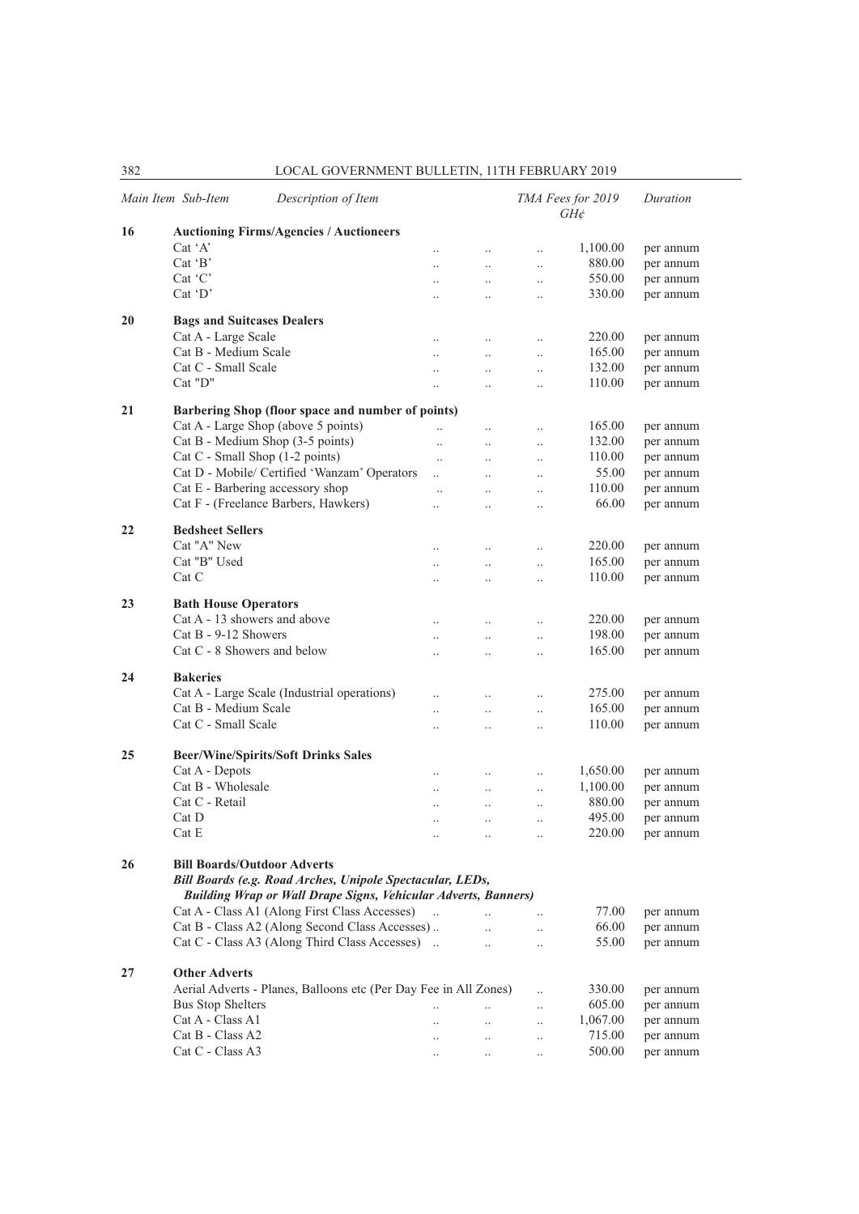| Main Item | Sub-Item | Description of Item | TMA Fees for 2019 GH¢ | Duration |
|---|---|---|---|---|
| 16 | | **Auctioning Firms/Agencies / Auctioneers** | | |
| | Cat 'A' | .. .. .. | 1,100.00 | per annum |
| | Cat 'B' | .. .. .. | 880.00 | per annum |
| | Cat 'C' | .. .. .. | 550.00 | per annum |
| | Cat 'D' | .. .. .. | 330.00 | per annum |
| 20 | | **Bags and Suitcases Dealers** | | |
| | Cat A - Large Scale | .. .. .. | 220.00 | per annum |
| | Cat B - Medium Scale | .. .. .. | 165.00 | per annum |
| | Cat C - Small Scale | .. .. .. | 132.00 | per annum |
| | Cat "D" | .. .. .. | 110.00 | per annum |
| 21 | | **Barbering Shop (floor space and number of points)** | | |
| | Cat A - Large Shop (above 5 points) | .. .. .. | 165.00 | per annum |
| | Cat B - Medium Shop (3-5 points) | .. .. .. | 132.00 | per annum |
| | Cat C - Small Shop (1-2 points) | .. .. .. | 110.00 | per annum |
| | Cat D - Mobile/ Certified 'Wanzam' Operators | .. .. .. | 55.00 | per annum |
| | Cat E - Barbering accessory shop | .. .. .. | 110.00 | per annum |
| | Cat F - (Freelance Barbers, Hawkers) | .. .. .. | 66.00 | per annum |
| 22 | | **Bedsheet Sellers** | | |
| | Cat "A" New | .. .. .. | 220.00 | per annum |
| | Cat "B" Used | .. .. .. | 165.00 | per annum |
| | Cat C | .. .. .. | 110.00 | per annum |
| 23 | | **Bath House Operators** | | |
| | Cat A - 13 showers and above | .. .. .. | 220.00 | per annum |
| | Cat B - 9-12 Showers | .. .. .. | 198.00 | per annum |
| | Cat C - 8 Showers and below | .. .. .. | 165.00 | per annum |
| 24 | | **Bakeries** | | |
| | Cat A - Large Scale (Industrial operations) | .. .. .. | 275.00 | per annum |
| | Cat B - Medium Scale | .. .. .. | 165.00 | per annum |
| | Cat C - Small Scale | .. .. .. | 110.00 | per annum |
| 25 | | **Beer/Wine/Spirits/Soft Drinks Sales** | | |
| | Cat A - Depots | .. .. .. | 1,650.00 | per annum |
| | Cat B - Wholesale | .. .. .. | 1,100.00 | per annum |
| | Cat C - Retail | .. .. .. | 880.00 | per annum |
| | Cat D | .. .. .. | 495.00 | per annum |
| | Cat E | .. .. .. | 220.00 | per annum |
| 26 | | **Bill Boards/Outdoor Adverts** | | |
| | | ***Bill Boards (e.g. Road Arches, Unipole Spectacular, LEDs, Building Wrap or Wall Drape Signs, Vehicular Adverts, Banners)*** | | |
| | Cat A - Class A1 (Along First Class Accesses) | .. .. .. | 77.00 | per annum |
| | Cat B - Class A2 (Along Second Class Accesses) | .. .. .. | 66.00 | per annum |
| | Cat C - Class A3 (Along Third Class Accesses) | .. .. .. | 55.00 | per annum |
| 27 | | **Other Adverts** | | |
| | Aerial Adverts - Planes, Balloons etc (Per Day Fee in All Zones) | .. | 330.00 | per annum |
| | Bus Stop Shelters | .. .. .. | 605.00 | per annum |
| | Cat A - Class A1 | .. .. .. | 1,067.00 | per annum |
| | Cat B - Class A2 | .. .. .. | 715.00 | per annum |
| | Cat C - Class A3 | .. .. .. | 500.00 | per annum |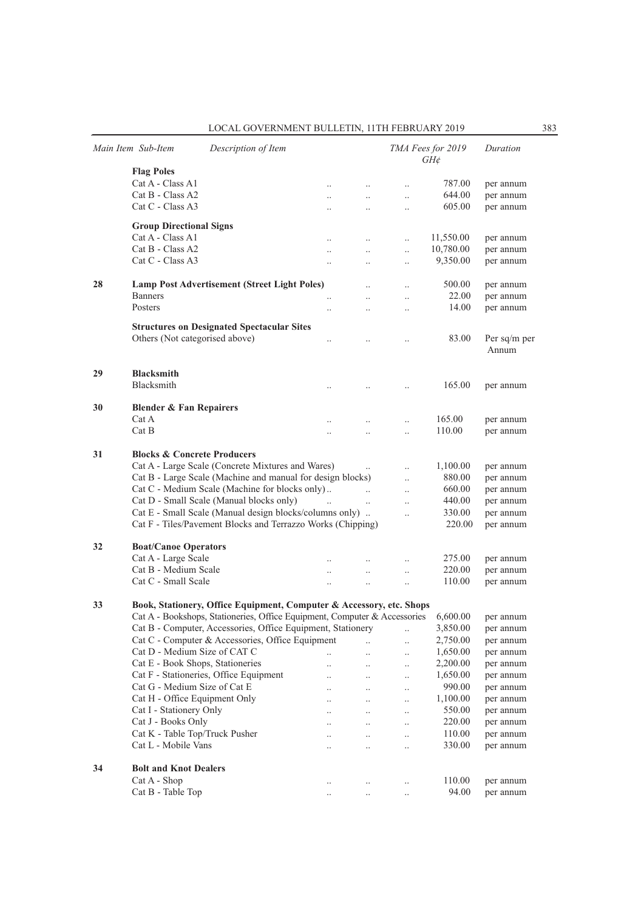| Main Item | Sub-Item | Description of Item | TMA Fees for 2019 GH¢ | Duration |
|---|---|---|---|---|
| | **Flag Poles** | | | |
| | Cat A - Class A1 | | 787.00 | per annum |
| | Cat B - Class A2 | | 644.00 | per annum |
| | Cat C - Class A3 | | 605.00 | per annum |
| | **Group Directional Signs** | | | |
| | Cat A - Class A1 | | 11,550.00 | per annum |
| | Cat B - Class A2 | | 10,780.00 | per annum |
| | Cat C - Class A3 | | 9,350.00 | per annum |
| 28 | **Lamp Post Advertisement (Street Light Poles)** | | 500.00 | per annum |
| | Banners | | 22.00 | per annum |
| | Posters | | 14.00 | per annum |
| | **Structures on Designated Spectacular Sites** | | | |
| | Others (Not categorised above) | | 83.00 | Per sq/m per Annum |
| 29 | **Blacksmith** | | | |
| | Blacksmith | | 165.00 | per annum |
| 30 | **Blender & Fan Repairers** | | | |
| | Cat A | | 165.00 | per annum |
| | Cat B | | 110.00 | per annum |
| 31 | **Blocks & Concrete Producers** | | | |
| | Cat A - Large Scale (Concrete Mixtures and Wares) | | 1,100.00 | per annum |
| | Cat B - Large Scale (Machine and manual for design blocks) | | 880.00 | per annum |
| | Cat C - Medium Scale (Machine for blocks only) | | 660.00 | per annum |
| | Cat D - Small Scale (Manual blocks only) | | 440.00 | per annum |
| | Cat E - Small Scale (Manual design blocks/columns only) | | 330.00 | per annum |
| | Cat F - Tiles/Pavement Blocks and Terrazzo Works (Chipping) | | 220.00 | per annum |
| 32 | **Boat/Canoe Operators** | | | |
| | Cat A - Large Scale | | 275.00 | per annum |
| | Cat B - Medium Scale | | 220.00 | per annum |
| | Cat C - Small Scale | | 110.00 | per annum |
| 33 | **Book, Stationery, Office Equipment, Computer & Accessory, etc. Shops** | | | |
| | Cat A - Bookshops, Stationeries, Office Equipment, Computer & Accessories | | 6,600.00 | per annum |
| | Cat B - Computer, Accessories, Office Equipment, Stationery | | 3,850.00 | per annum |
| | Cat C - Computer & Accessories, Office Equipment | | 2,750.00 | per annum |
| | Cat D - Medium Size of CAT C | | 1,650.00 | per annum |
| | Cat E - Book Shops, Stationeries | | 2,200.00 | per annum |
| | Cat F - Stationeries, Office Equipment | | 1,650.00 | per annum |
| | Cat G - Medium Size of Cat E | | 990.00 | per annum |
| | Cat H - Office Equipment Only | | 1,100.00 | per annum |
| | Cat I - Stationery Only | | 550.00 | per annum |
| | Cat J - Books Only | | 220.00 | per annum |
| | Cat K - Table Top/Truck Pusher | | 110.00 | per annum |
| | Cat L - Mobile Vans | | 330.00 | per annum |
| 34 | **Bolt and Knot Dealers** | | | |
| | Cat A - Shop | | 110.00 | per annum |
| | Cat B - Table Top | | 94.00 | per annum |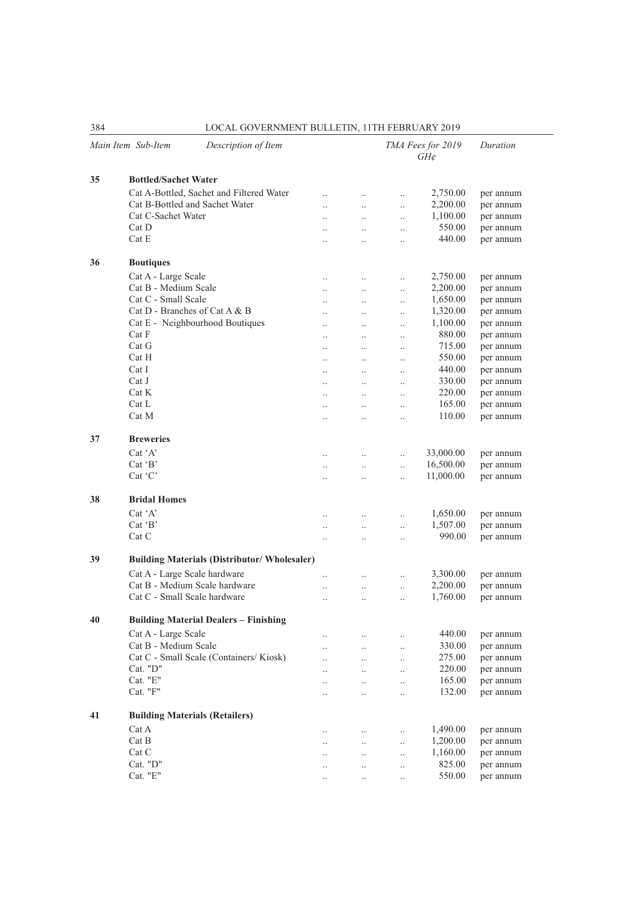| Main Item | Sub-Item | Description of Item | TMA Fees for 2019 GH¢ | Duration |
|---|---|---|---|---|
| 35 | | **Bottled/Sachet Water** | | |
| | | Cat A-Bottled, Sachet and Filtered Water | 2,750.00 | per annum |
| | | Cat B-Bottled and Sachet Water | 2,200.00 | per annum |
| | | Cat C-Sachet Water | 1,100.00 | per annum |
| | | Cat D | 550.00 | per annum |
| | | Cat E | 440.00 | per annum |
| 36 | | **Boutiques** | | |
| | | Cat A - Large Scale | 2,750.00 | per annum |
| | | Cat B - Medium Scale | 2,200.00 | per annum |
| | | Cat C - Small Scale | 1,650.00 | per annum |
| | | Cat D - Branches of Cat A & B | 1,320.00 | per annum |
| | | Cat E - Neighbourhood Boutiques | 1,100.00 | per annum |
| | | Cat F | 880.00 | per annum |
| | | Cat G | 715.00 | per annum |
| | | Cat H | 550.00 | per annum |
| | | Cat I | 440.00 | per annum |
| | | Cat J | 330.00 | per annum |
| | | Cat K | 220.00 | per annum |
| | | Cat L | 165.00 | per annum |
| | | Cat M | 110.00 | per annum |
| 37 | | **Breweries** | | |
| | | Cat 'A' | 33,000.00 | per annum |
| | | Cat 'B' | 16,500.00 | per annum |
| | | Cat 'C' | 11,000.00 | per annum |
| 38 | | **Bridal Homes** | | |
| | | Cat 'A' | 1,650.00 | per annum |
| | | Cat 'B' | 1,507.00 | per annum |
| | | Cat C | 990.00 | per annum |
| 39 | | **Building Materials (Distributor/ Wholesaler)** | | |
| | | Cat A - Large Scale hardware | 3,300.00 | per annum |
| | | Cat B - Medium Scale hardware | 2,200.00 | per annum |
| | | Cat C - Small Scale hardware | 1,760.00 | per annum |
| 40 | | **Building Material Dealers – Finishing** | | |
| | | Cat A - Large Scale | 440.00 | per annum |
| | | Cat B - Medium Scale | 330.00 | per annum |
| | | Cat C - Small Scale (Containers/ Kiosk) | 275.00 | per annum |
| | | Cat. "D" | 220.00 | per annum |
| | | Cat. "E" | 165.00 | per annum |
| | | Cat. "F" | 132.00 | per annum |
| 41 | | **Building Materials (Retailers)** | | |
| | | Cat A | 1,490.00 | per annum |
| | | Cat B | 1,200.00 | per annum |
| | | Cat C | 1,160.00 | per annum |
| | | Cat. "D" | 825.00 | per annum |
| | | Cat. "E" | 550.00 | per annum |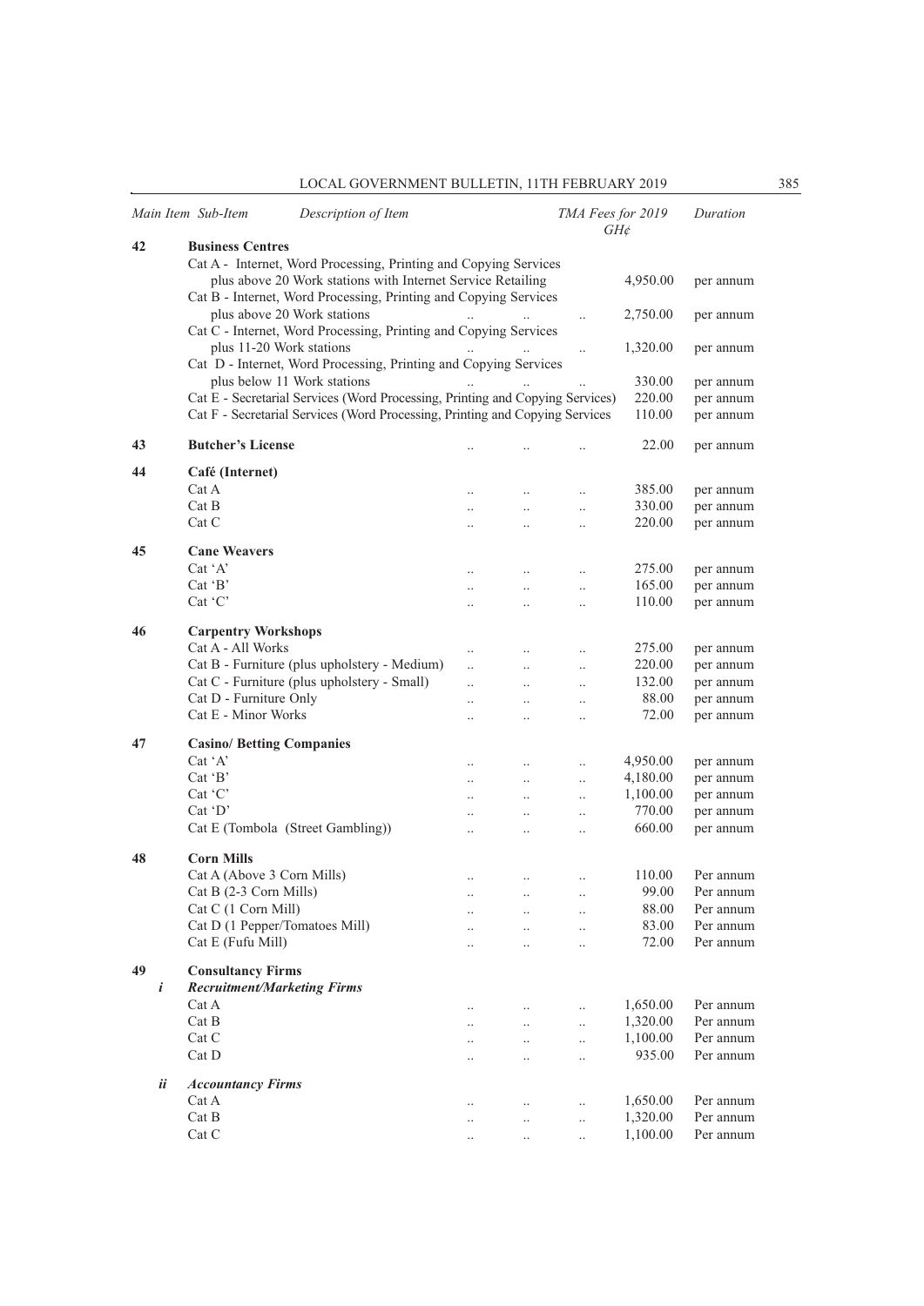| Main Item | Sub-Item | Description of Item | TMA Fees for 2019 GH¢ | Duration |
|---|---|---|---|---|
| 42 | | **Business Centres** | | |
| | | Cat A - Internet, Word Processing, Printing and Copying Services plus above 20 Work stations with Internet Service Retailing | 4,950.00 | per annum |
| | | Cat B - Internet, Word Processing, Printing and Copying Services plus above 20 Work stations | 2,750.00 | per annum |
| | | Cat C - Internet, Word Processing, Printing and Copying Services plus 11-20 Work stations | 1,320.00 | per annum |
| | | Cat D - Internet, Word Processing, Printing and Copying Services plus below 11 Work stations | 330.00 | per annum |
| | | Cat E - Secretarial Services (Word Processing, Printing and Copying Services) | 220.00 | per annum |
| | | Cat F - Secretarial Services (Word Processing, Printing and Copying Services | 110.00 | per annum |
| 43 | | **Butcher's License** | 22.00 | per annum |
| 44 | | **Café (Internet)** | | |
| | | Cat A | 385.00 | per annum |
| | | Cat B | 330.00 | per annum |
| | | Cat C | 220.00 | per annum |
| 45 | | **Cane Weavers** | | |
| | | Cat 'A' | 275.00 | per annum |
| | | Cat 'B' | 165.00 | per annum |
| | | Cat 'C' | 110.00 | per annum |
| 46 | | **Carpentry Workshops** | | |
| | | Cat A - All Works | 275.00 | per annum |
| | | Cat B - Furniture (plus upholstery - Medium) | 220.00 | per annum |
| | | Cat C - Furniture (plus upholstery - Small) | 132.00 | per annum |
| | | Cat D - Furniture Only | 88.00 | per annum |
| | | Cat E - Minor Works | 72.00 | per annum |
| 47 | | **Casino/ Betting Companies** | | |
| | | Cat 'A' | 4,950.00 | per annum |
| | | Cat 'B' | 4,180.00 | per annum |
| | | Cat 'C' | 1,100.00 | per annum |
| | | Cat 'D' | 770.00 | per annum |
| | | Cat E (Tombola (Street Gambling)) | 660.00 | per annum |
| 48 | | **Corn Mills** | | |
| | | Cat A (Above 3 Corn Mills) | 110.00 | Per annum |
| | | Cat B (2-3 Corn Mills) | 99.00 | Per annum |
| | | Cat C (1 Corn Mill) | 88.00 | Per annum |
| | | Cat D (1 Pepper/Tomatoes Mill) | 83.00 | Per annum |
| | | Cat E (Fufu Mill) | 72.00 | Per annum |
| 49 | | **Consultancy Firms** | | |
| | *i* | ***Recruitment/Marketing Firms*** | | |
| | | Cat A | 1,650.00 | Per annum |
| | | Cat B | 1,320.00 | Per annum |
| | | Cat C | 1,100.00 | Per annum |
| | | Cat D | 935.00 | Per annum |
| | *ii* | ***Accountancy Firms*** | | |
| | | Cat A | 1,650.00 | Per annum |
| | | Cat B | 1,320.00 | Per annum |
| | | Cat C | 1,100.00 | Per annum |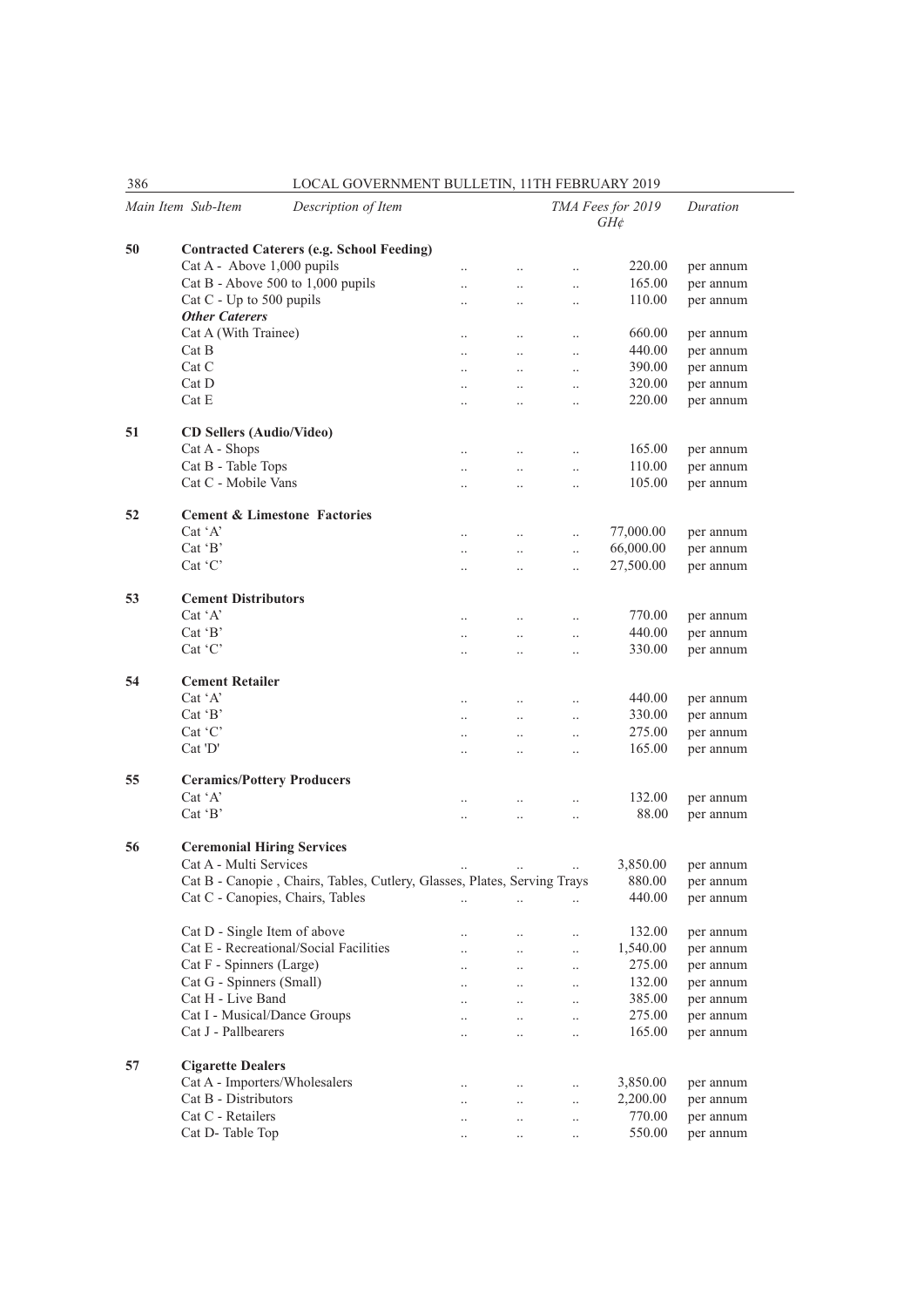| Main Item | Sub-Item | Description of Item | TMA Fees for 2019 GH¢ | Duration |
|---|---|---|---|---|
| 50 | | **Contracted Caterers (e.g. School Feeding)** | | |
| | | Cat A - Above 1,000 pupils | 220.00 | per annum |
| | | Cat B - Above 500 to 1,000 pupils | 165.00 | per annum |
| | | Cat C - Up to 500 pupils | 110.00 | per annum |
| | | ***Other Caterers*** | | |
| | | Cat A (With Trainee) | 660.00 | per annum |
| | | Cat B | 440.00 | per annum |
| | | Cat C | 390.00 | per annum |
| | | Cat D | 320.00 | per annum |
| | | Cat E | 220.00 | per annum |
| 51 | | **CD Sellers (Audio/Video)** | | |
| | | Cat A - Shops | 165.00 | per annum |
| | | Cat B - Table Tops | 110.00 | per annum |
| | | Cat C - Mobile Vans | 105.00 | per annum |
| 52 | | **Cement & Limestone Factories** | | |
| | | Cat 'A' | 77,000.00 | per annum |
| | | Cat 'B' | 66,000.00 | per annum |
| | | Cat 'C' | 27,500.00 | per annum |
| 53 | | **Cement Distributors** | | |
| | | Cat 'A' | 770.00 | per annum |
| | | Cat 'B' | 440.00 | per annum |
| | | Cat 'C' | 330.00 | per annum |
| 54 | | **Cement Retailer** | | |
| | | Cat 'A' | 440.00 | per annum |
| | | Cat 'B' | 330.00 | per annum |
| | | Cat 'C' | 275.00 | per annum |
| | | Cat 'D' | 165.00 | per annum |
| 55 | | **Ceramics/Pottery Producers** | | |
| | | Cat 'A' | 132.00 | per annum |
| | | Cat 'B' | 88.00 | per annum |
| 56 | | **Ceremonial Hiring Services** | | |
| | | Cat A - Multi Services | 3,850.00 | per annum |
| | | Cat B - Canopie , Chairs, Tables, Cutlery, Glasses, Plates, Serving Trays | 880.00 | per annum |
| | | Cat C - Canopies, Chairs, Tables | 440.00 | per annum |
| | | Cat D - Single Item of above | 132.00 | per annum |
| | | Cat E - Recreational/Social Facilities | 1,540.00 | per annum |
| | | Cat F - Spinners (Large) | 275.00 | per annum |
| | | Cat G - Spinners (Small) | 132.00 | per annum |
| | | Cat H - Live Band | 385.00 | per annum |
| | | Cat I - Musical/Dance Groups | 275.00 | per annum |
| | | Cat J - Pallbearers | 165.00 | per annum |
| 57 | | **Cigarette Dealers** | | |
| | | Cat A - Importers/Wholesalers | 3,850.00 | per annum |
| | | Cat B - Distributors | 2,200.00 | per annum |
| | | Cat C - Retailers | 770.00 | per annum |
| | | Cat D- Table Top | 550.00 | per annum |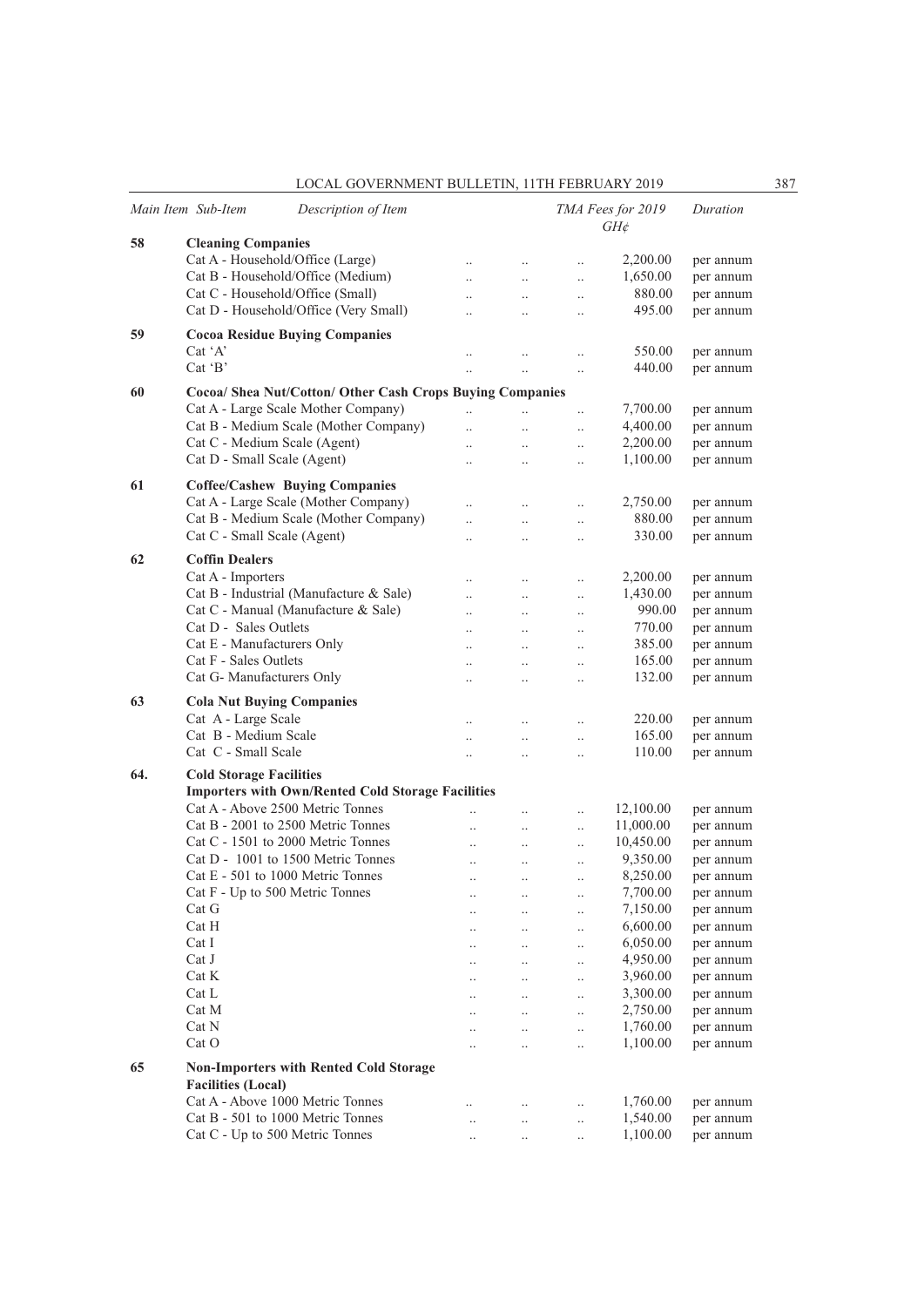| Main Item | Sub-Item | Description of Item | TMA Fees for 2019 GH¢ | Duration |
|---|---|---|---|---|
| 58 | | **Cleaning Companies** | | |
| | | Cat A - Household/Office (Large) | 2,200.00 | per annum |
| | | Cat B - Household/Office (Medium) | 1,650.00 | per annum |
| | | Cat C - Household/Office (Small) | 880.00 | per annum |
| | | Cat D - Household/Office (Very Small) | 495.00 | per annum |
| 59 | | **Cocoa Residue Buying Companies** | | |
| | | Cat 'A' | 550.00 | per annum |
| | | Cat 'B' | 440.00 | per annum |
| 60 | | **Cocoa/ Shea Nut/Cotton/ Other Cash Crops Buying Companies** | | |
| | | Cat A - Large Scale Mother Company) | 7,700.00 | per annum |
| | | Cat B - Medium Scale (Mother Company) | 4,400.00 | per annum |
| | | Cat C - Medium Scale (Agent) | 2,200.00 | per annum |
| | | Cat D - Small Scale (Agent) | 1,100.00 | per annum |
| 61 | | **Coffee/Cashew Buying Companies** | | |
| | | Cat A - Large Scale (Mother Company) | 2,750.00 | per annum |
| | | Cat B - Medium Scale (Mother Company) | 880.00 | per annum |
| | | Cat C - Small Scale (Agent) | 330.00 | per annum |
| 62 | | **Coffin Dealers** | | |
| | | Cat A - Importers | 2,200.00 | per annum |
| | | Cat B - Industrial (Manufacture & Sale) | 1,430.00 | per annum |
| | | Cat C - Manual (Manufacture & Sale) | 990.00 | per annum |
| | | Cat D - Sales Outlets | 770.00 | per annum |
| | | Cat E - Manufacturers Only | 385.00 | per annum |
| | | Cat F - Sales Outlets | 165.00 | per annum |
| | | Cat G- Manufacturers Only | 132.00 | per annum |
| 63 | | **Cola Nut Buying Companies** | | |
| | | Cat A - Large Scale | 220.00 | per annum |
| | | Cat B - Medium Scale | 165.00 | per annum |
| | | Cat C - Small Scale | 110.00 | per annum |
| 64. | | **Cold Storage Facilities** | | |
| | | **Importers with Own/Rented Cold Storage Facilities** | | |
| | | Cat A - Above 2500 Metric Tonnes | 12,100.00 | per annum |
| | | Cat B - 2001 to 2500 Metric Tonnes | 11,000.00 | per annum |
| | | Cat C - 1501 to 2000 Metric Tonnes | 10,450.00 | per annum |
| | | Cat D - 1001 to 1500 Metric Tonnes | 9,350.00 | per annum |
| | | Cat E - 501 to 1000 Metric Tonnes | 8,250.00 | per annum |
| | | Cat F - Up to 500 Metric Tonnes | 7,700.00 | per annum |
| | | Cat G | 7,150.00 | per annum |
| | | Cat H | 6,600.00 | per annum |
| | | Cat I | 6,050.00 | per annum |
| | | Cat J | 4,950.00 | per annum |
| | | Cat K | 3,960.00 | per annum |
| | | Cat L | 3,300.00 | per annum |
| | | Cat M | 2,750.00 | per annum |
| | | Cat N | 1,760.00 | per annum |
| | | Cat O | 1,100.00 | per annum |
| 65 | | **Non-Importers with Rented Cold Storage Facilities (Local)** | | |
| | | Cat A - Above 1000 Metric Tonnes | 1,760.00 | per annum |
| | | Cat B - 501 to 1000 Metric Tonnes | 1,540.00 | per annum |
| | | Cat C - Up to 500 Metric Tonnes | 1,100.00 | per annum |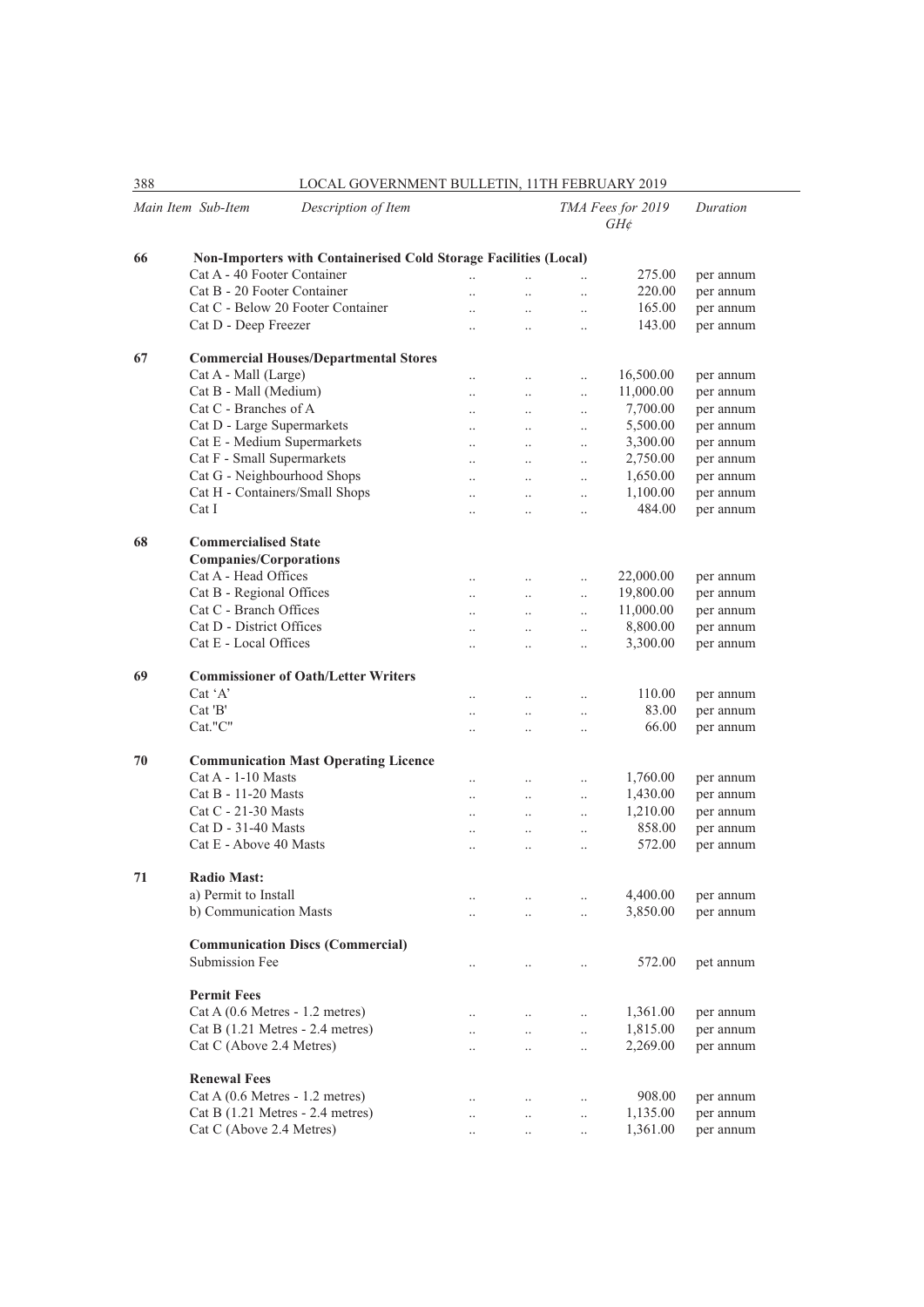| Main Item | Sub-Item | Description of Item | TMA Fees for 2019 GH¢ | Duration |
|---|---|---|---|---|
| 66 | | **Non-Importers with Containerised Cold Storage Facilities (Local)** | | |
| | | Cat A - 40 Footer Container .. .. .. | 275.00 | per annum |
| | | Cat B - 20 Footer Container .. .. .. | 220.00 | per annum |
| | | Cat C - Below 20 Footer Container .. .. .. | 165.00 | per annum |
| | | Cat D - Deep Freezer .. .. .. | 143.00 | per annum |
| 67 | | **Commercial Houses/Departmental Stores** | | |
| | | Cat A - Mall (Large) .. .. .. | 16,500.00 | per annum |
| | | Cat B - Mall (Medium) .. .. .. | 11,000.00 | per annum |
| | | Cat C - Branches of A .. .. .. | 7,700.00 | per annum |
| | | Cat D - Large Supermarkets .. .. .. | 5,500.00 | per annum |
| | | Cat E - Medium Supermarkets .. .. .. | 3,300.00 | per annum |
| | | Cat F - Small Supermarkets .. .. .. | 2,750.00 | per annum |
| | | Cat G - Neighbourhood Shops .. .. .. | 1,650.00 | per annum |
| | | Cat H - Containers/Small Shops .. .. .. | 1,100.00 | per annum |
| | | Cat I .. .. .. | 484.00 | per annum |
| 68 | | **Commercialised State Companies/Corporations** | | |
| | | Cat A - Head Offices .. .. .. | 22,000.00 | per annum |
| | | Cat B - Regional Offices .. .. .. | 19,800.00 | per annum |
| | | Cat C - Branch Offices .. .. .. | 11,000.00 | per annum |
| | | Cat D - District Offices .. .. .. | 8,800.00 | per annum |
| | | Cat E - Local Offices .. .. .. | 3,300.00 | per annum |
| 69 | | **Commissioner of Oath/Letter Writers** | | |
| | | Cat 'A' .. .. .. | 110.00 | per annum |
| | | Cat 'B' .. .. .. | 83.00 | per annum |
| | | Cat."C" .. .. .. | 66.00 | per annum |
| 70 | | **Communication Mast Operating Licence** | | |
| | | Cat A - 1-10 Masts .. .. .. | 1,760.00 | per annum |
| | | Cat B - 11-20 Masts .. .. .. | 1,430.00 | per annum |
| | | Cat C - 21-30 Masts .. .. .. | 1,210.00 | per annum |
| | | Cat D - 31-40 Masts .. .. .. | 858.00 | per annum |
| | | Cat E - Above 40 Masts .. .. .. | 572.00 | per annum |
| 71 | | **Radio Mast:** | | |
| | | a) Permit to Install .. .. .. | 4,400.00 | per annum |
| | | b) Communication Masts .. .. .. | 3,850.00 | per annum |
| | | **Communication Discs (Commercial)** | | |
| | | Submission Fee .. .. .. | 572.00 | pet annum |
| | | **Permit Fees** | | |
| | | Cat A (0.6 Metres - 1.2 metres) .. .. .. | 1,361.00 | per annum |
| | | Cat B (1.21 Metres - 2.4 metres) .. .. .. | 1,815.00 | per annum |
| | | Cat C (Above 2.4 Metres) .. .. .. | 2,269.00 | per annum |
| | | **Renewal Fees** | | |
| | | Cat A (0.6 Metres - 1.2 metres) .. .. .. | 908.00 | per annum |
| | | Cat B (1.21 Metres - 2.4 metres) .. .. .. | 1,135.00 | per annum |
| | | Cat C (Above 2.4 Metres) .. .. .. | 1,361.00 | per annum |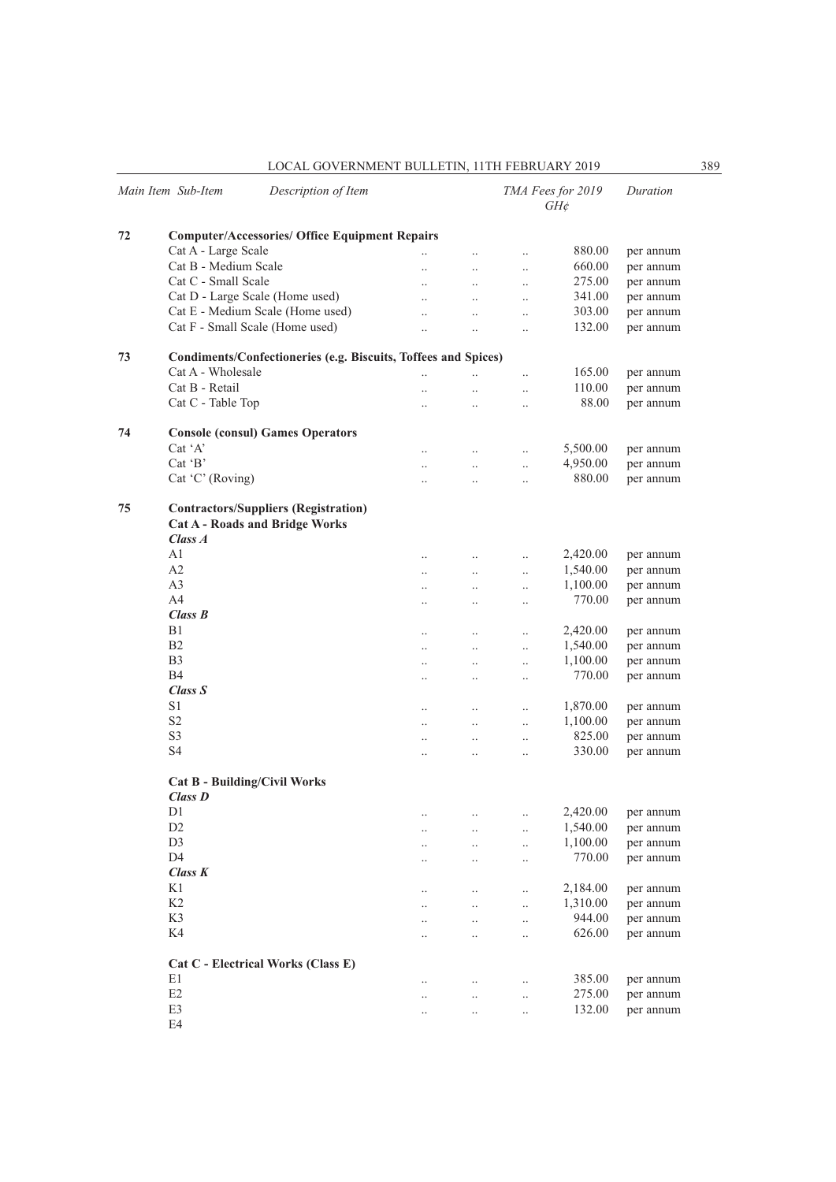| Main Item | Sub-Item | Description of Item | TMA Fees for 2019 GH¢ | Duration |
|---|---|---|---|---|
| 72 | | **Computer/Accessories/ Office Equipment Repairs** | | |
| | Cat A - Large Scale | .. .. .. | 880.00 | per annum |
| | Cat B - Medium Scale | .. .. .. | 660.00 | per annum |
| | Cat C - Small Scale | .. .. .. | 275.00 | per annum |
| | Cat D - Large Scale (Home used) | .. .. .. | 341.00 | per annum |
| | Cat E - Medium Scale (Home used) | .. .. .. | 303.00 | per annum |
| | Cat F - Small Scale (Home used) | .. .. .. | 132.00 | per annum |
| 73 | | **Condiments/Confectioneries (e.g. Biscuits, Toffees and Spices)** | | |
| | Cat A - Wholesale | .. .. .. | 165.00 | per annum |
| | Cat B - Retail | .. .. .. | 110.00 | per annum |
| | Cat C - Table Top | .. .. .. | 88.00 | per annum |
| 74 | | **Console (consul) Games Operators** | | |
| | Cat 'A' | .. .. .. | 5,500.00 | per annum |
| | Cat 'B' | .. .. .. | 4,950.00 | per annum |
| | Cat 'C' (Roving) | .. .. .. | 880.00 | per annum |
| 75 | | **Contractors/Suppliers (Registration)** | | |
| | **Cat A - Roads and Bridge Works** | | | |
| | ***Class A*** | | | |
| | A1 | .. .. .. | 2,420.00 | per annum |
| | A2 | .. .. .. | 1,540.00 | per annum |
| | A3 | .. .. .. | 1,100.00 | per annum |
| | A4 | .. .. .. | 770.00 | per annum |
| | ***Class B*** | | | |
| | B1 | .. .. .. | 2,420.00 | per annum |
| | B2 | .. .. .. | 1,540.00 | per annum |
| | B3 | .. .. .. | 1,100.00 | per annum |
| | B4 | .. .. .. | 770.00 | per annum |
| | ***Class S*** | | | |
| | S1 | .. .. .. | 1,870.00 | per annum |
| | S2 | .. .. .. | 1,100.00 | per annum |
| | S3 | .. .. .. | 825.00 | per annum |
| | S4 | .. .. .. | 330.00 | per annum |
| | **Cat B - Building/Civil Works** | | | |
| | ***Class D*** | | | |
| | D1 | .. .. .. | 2,420.00 | per annum |
| | D2 | .. .. .. | 1,540.00 | per annum |
| | D3 | .. .. .. | 1,100.00 | per annum |
| | D4 | .. .. .. | 770.00 | per annum |
| | ***Class K*** | | | |
| | K1 | .. .. .. | 2,184.00 | per annum |
| | K2 | .. .. .. | 1,310.00 | per annum |
| | K3 | .. .. .. | 944.00 | per annum |
| | K4 | .. .. .. | 626.00 | per annum |
| | **Cat C - Electrical Works (Class E)** | | | |
| | E1 | .. .. .. | 385.00 | per annum |
| | E2 | .. .. .. | 275.00 | per annum |
| | E3 | .. .. .. | 132.00 | per annum |
| | E4 | | | |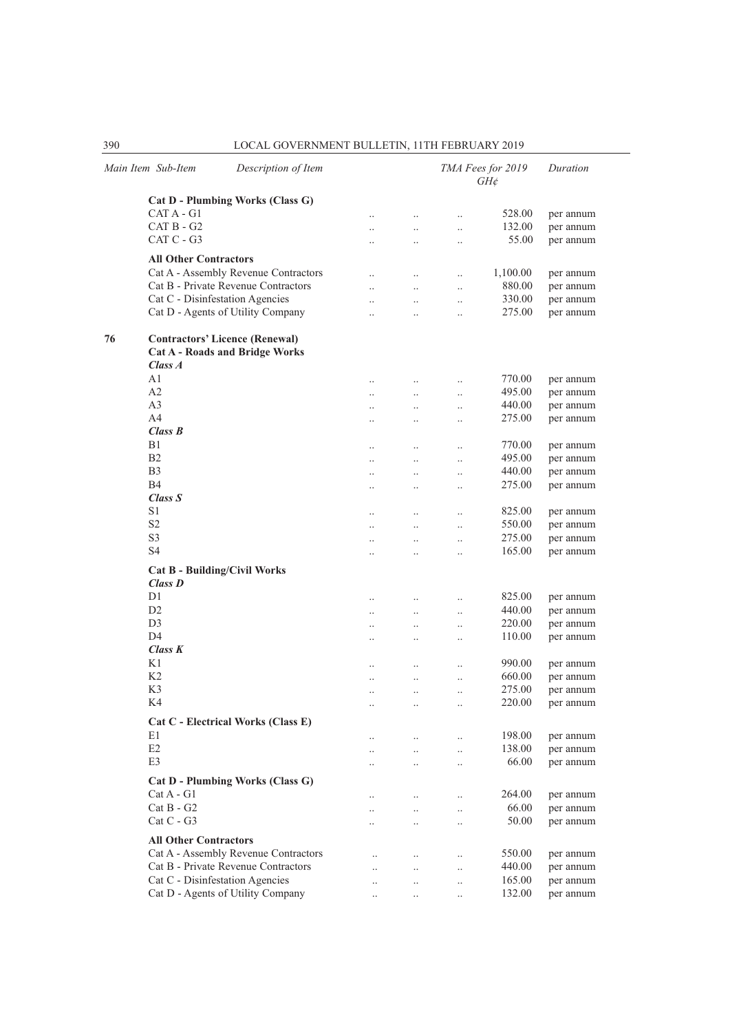| Main Item | Sub-Item | Description of Item | TMA Fees for 2019 GH¢ | Duration |
|---|---|---|---|---|
| | | **Cat D - Plumbing Works (Class G)** | | |
| | CAT A - G1 | .. .. .. | 528.00 | per annum |
| | CAT B - G2 | .. .. .. | 132.00 | per annum |
| | CAT C - G3 | .. .. .. | 55.00 | per annum |
| | | **All Other Contractors** | | |
| | | Cat A - Assembly Revenue Contractors .. .. .. | 1,100.00 | per annum |
| | | Cat B - Private Revenue Contractors .. .. .. | 880.00 | per annum |
| | | Cat C - Disinfestation Agencies .. .. .. | 330.00 | per annum |
| | | Cat D - Agents of Utility Company .. .. .. | 275.00 | per annum |
| 76 | | **Contractors' Licence (Renewal)** | | |
| | | **Cat A - Roads and Bridge Works** | | |
| | | ***Class A*** | | |
| | A1 | .. .. .. | 770.00 | per annum |
| | A2 | .. .. .. | 495.00 | per annum |
| | A3 | .. .. .. | 440.00 | per annum |
| | A4 | .. .. .. | 275.00 | per annum |
| | | ***Class B*** | | |
| | B1 | .. .. .. | 770.00 | per annum |
| | B2 | .. .. .. | 495.00 | per annum |
| | B3 | .. .. .. | 440.00 | per annum |
| | B4 | .. .. .. | 275.00 | per annum |
| | | ***Class S*** | | |
| | S1 | .. .. .. | 825.00 | per annum |
| | S2 | .. .. .. | 550.00 | per annum |
| | S3 | .. .. .. | 275.00 | per annum |
| | S4 | .. .. .. | 165.00 | per annum |
| | | **Cat B - Building/Civil Works** | | |
| | | ***Class D*** | | |
| | D1 | .. .. .. | 825.00 | per annum |
| | D2 | .. .. .. | 440.00 | per annum |
| | D3 | .. .. .. | 220.00 | per annum |
| | D4 | .. .. .. | 110.00 | per annum |
| | | ***Class K*** | | |
| | K1 | .. .. .. | 990.00 | per annum |
| | K2 | .. .. .. | 660.00 | per annum |
| | K3 | .. .. .. | 275.00 | per annum |
| | K4 | .. .. .. | 220.00 | per annum |
| | | **Cat C - Electrical Works (Class E)** | | |
| | E1 | .. .. .. | 198.00 | per annum |
| | E2 | .. .. .. | 138.00 | per annum |
| | E3 | .. .. .. | 66.00 | per annum |
| | | **Cat D - Plumbing Works (Class G)** | | |
| | Cat A - G1 | .. .. .. | 264.00 | per annum |
| | Cat B - G2 | .. .. .. | 66.00 | per annum |
| | Cat C - G3 | .. .. .. | 50.00 | per annum |
| | | **All Other Contractors** | | |
| | | Cat A - Assembly Revenue Contractors .. .. .. | 550.00 | per annum |
| | | Cat B - Private Revenue Contractors .. .. .. | 440.00 | per annum |
| | | Cat C - Disinfestation Agencies .. .. .. | 165.00 | per annum |
| | | Cat D - Agents of Utility Company .. .. .. | 132.00 | per annum |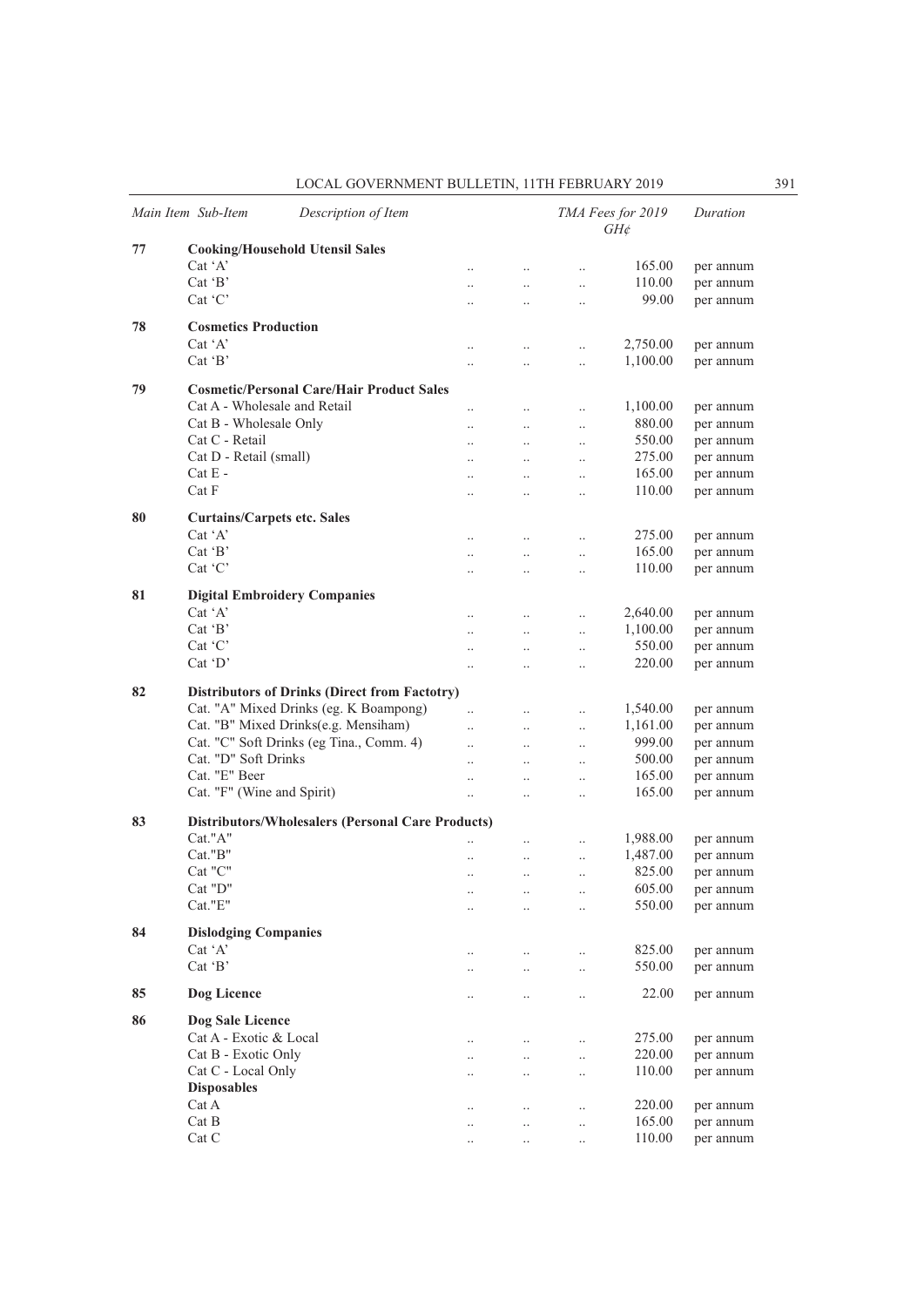| Main Item | Sub-Item | Description of Item | TMA Fees for 2019 GH¢ | Duration |
|---|---|---|---|---|
| 77 | | **Cooking/Household Utensil Sales** | | |
| | Cat 'A' | .. .. .. | 165.00 | per annum |
| | Cat 'B' | .. .. .. | 110.00 | per annum |
| | Cat 'C' | .. .. .. | 99.00 | per annum |
| 78 | | **Cosmetics Production** | | |
| | Cat 'A' | .. .. .. | 2,750.00 | per annum |
| | Cat 'B' | .. .. .. | 1,100.00 | per annum |
| 79 | | **Cosmetic/Personal Care/Hair Product Sales** | | |
| | Cat A - Wholesale and Retail | .. .. .. | 1,100.00 | per annum |
| | Cat B - Wholesale Only | .. .. .. | 880.00 | per annum |
| | Cat C - Retail | .. .. .. | 550.00 | per annum |
| | Cat D - Retail (small) | .. .. .. | 275.00 | per annum |
| | Cat E - | .. .. .. | 165.00 | per annum |
| | Cat F | .. .. .. | 110.00 | per annum |
| 80 | | **Curtains/Carpets etc. Sales** | | |
| | Cat 'A' | .. .. .. | 275.00 | per annum |
| | Cat 'B' | .. .. .. | 165.00 | per annum |
| | Cat 'C' | .. .. .. | 110.00 | per annum |
| 81 | | **Digital Embroidery Companies** | | |
| | Cat 'A' | .. .. .. | 2,640.00 | per annum |
| | Cat 'B' | .. .. .. | 1,100.00 | per annum |
| | Cat 'C' | .. .. .. | 550.00 | per annum |
| | Cat 'D' | .. .. .. | 220.00 | per annum |
| 82 | | **Distributors of Drinks (Direct from Factotry)** | | |
| | Cat. "A" Mixed Drinks (eg. K Boampong) | .. .. .. | 1,540.00 | per annum |
| | Cat. "B" Mixed Drinks(e.g. Mensiham) | .. .. .. | 1,161.00 | per annum |
| | Cat. "C" Soft Drinks (eg Tina., Comm. 4) | .. .. .. | 999.00 | per annum |
| | Cat. "D" Soft Drinks | .. .. .. | 500.00 | per annum |
| | Cat. "E" Beer | .. .. .. | 165.00 | per annum |
| | Cat. "F" (Wine and Spirit) | .. .. .. | 165.00 | per annum |
| 83 | | **Distributors/Wholesalers (Personal Care Products)** | | |
| | Cat."A" | .. .. .. | 1,988.00 | per annum |
| | Cat."B" | .. .. .. | 1,487.00 | per annum |
| | Cat "C" | .. .. .. | 825.00 | per annum |
| | Cat "D" | .. .. .. | 605.00 | per annum |
| | Cat."E" | .. .. .. | 550.00 | per annum |
| 84 | | **Dislodging Companies** | | |
| | Cat 'A' | .. .. .. | 825.00 | per annum |
| | Cat 'B' | .. .. .. | 550.00 | per annum |
| 85 | | **Dog Licence** .. .. .. | 22.00 | per annum |
| 86 | | **Dog Sale Licence** | | |
| | Cat A - Exotic & Local | .. .. .. | 275.00 | per annum |
| | Cat B - Exotic Only | .. .. .. | 220.00 | per annum |
| | Cat C - Local Only | .. .. .. | 110.00 | per annum |
| | | **Disposables** | | |
| | Cat A | .. .. .. | 220.00 | per annum |
| | Cat B | .. .. .. | 165.00 | per annum |
| | Cat C | .. .. .. | 110.00 | per annum |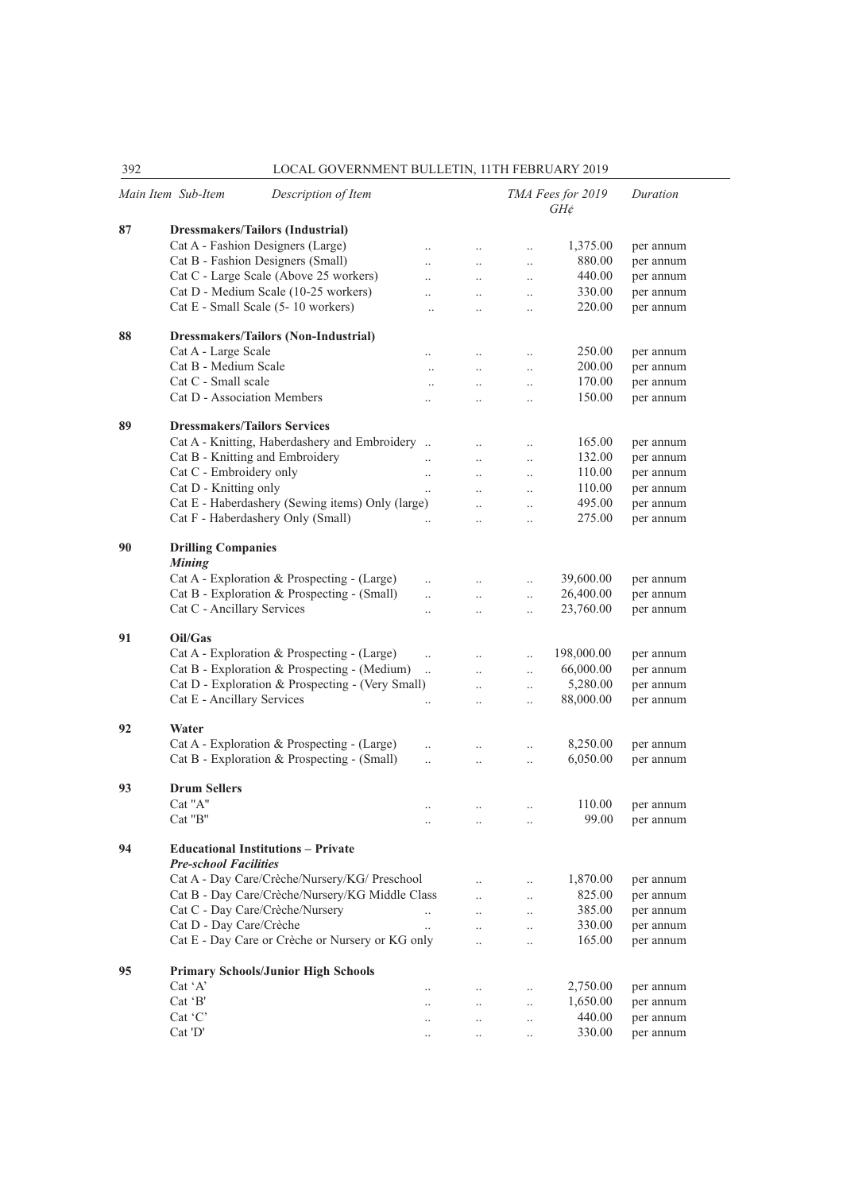| Main Item | Sub-Item | Description of Item | TMA Fees for 2019 GH¢ | Duration |
|---|---|---|---|---|
| 87 | | **Dressmakers/Tailors (Industrial)** | | |
| | | Cat A - Fashion Designers (Large) | 1,375.00 | per annum |
| | | Cat B - Fashion Designers (Small) | 880.00 | per annum |
| | | Cat C - Large Scale (Above 25 workers) | 440.00 | per annum |
| | | Cat D - Medium Scale (10-25 workers) | 330.00 | per annum |
| | | Cat E - Small Scale (5- 10 workers) | 220.00 | per annum |
| 88 | | **Dressmakers/Tailors (Non-Industrial)** | | |
| | | Cat A - Large Scale | 250.00 | per annum |
| | | Cat B - Medium Scale | 200.00 | per annum |
| | | Cat C - Small scale | 170.00 | per annum |
| | | Cat D - Association Members | 150.00 | per annum |
| 89 | | **Dressmakers/Tailors Services** | | |
| | | Cat A - Knitting, Haberdashery and Embroidery | 165.00 | per annum |
| | | Cat B - Knitting and Embroidery | 132.00 | per annum |
| | | Cat C - Embroidery only | 110.00 | per annum |
| | | Cat D - Knitting only | 110.00 | per annum |
| | | Cat E - Haberdashery (Sewing items) Only (large) | 495.00 | per annum |
| | | Cat F - Haberdashery Only (Small) | 275.00 | per annum |
| 90 | | **Drilling Companies** | | |
| | | ***Mining*** | | |
| | | Cat A - Exploration & Prospecting - (Large) | 39,600.00 | per annum |
| | | Cat B - Exploration & Prospecting - (Small) | 26,400.00 | per annum |
| | | Cat C - Ancillary Services | 23,760.00 | per annum |
| 91 | | **Oil/Gas** | | |
| | | Cat A - Exploration & Prospecting - (Large) | 198,000.00 | per annum |
| | | Cat B - Exploration & Prospecting - (Medium) | 66,000.00 | per annum |
| | | Cat D - Exploration & Prospecting - (Very Small) | 5,280.00 | per annum |
| | | Cat E - Ancillary Services | 88,000.00 | per annum |
| 92 | | **Water** | | |
| | | Cat A - Exploration & Prospecting - (Large) | 8,250.00 | per annum |
| | | Cat B - Exploration & Prospecting - (Small) | 6,050.00 | per annum |
| 93 | | **Drum Sellers** | | |
| | | Cat "A" | 110.00 | per annum |
| | | Cat "B" | 99.00 | per annum |
| 94 | | **Educational Institutions – Private** | | |
| | | ***Pre-school Facilities*** | | |
| | | Cat A - Day Care/Crèche/Nursery/KG/ Preschool | 1,870.00 | per annum |
| | | Cat B - Day Care/Crèche/Nursery/KG Middle Class | 825.00 | per annum |
| | | Cat C - Day Care/Crèche/Nursery | 385.00 | per annum |
| | | Cat D - Day Care/Crèche | 330.00 | per annum |
| | | Cat E - Day Care or Crèche or Nursery or KG only | 165.00 | per annum |
| 95 | | **Primary Schools/Junior High Schools** | | |
| | | Cat 'A' | 2,750.00 | per annum |
| | | Cat 'B' | 1,650.00 | per annum |
| | | Cat 'C' | 440.00 | per annum |
| | | Cat 'D' | 330.00 | per annum |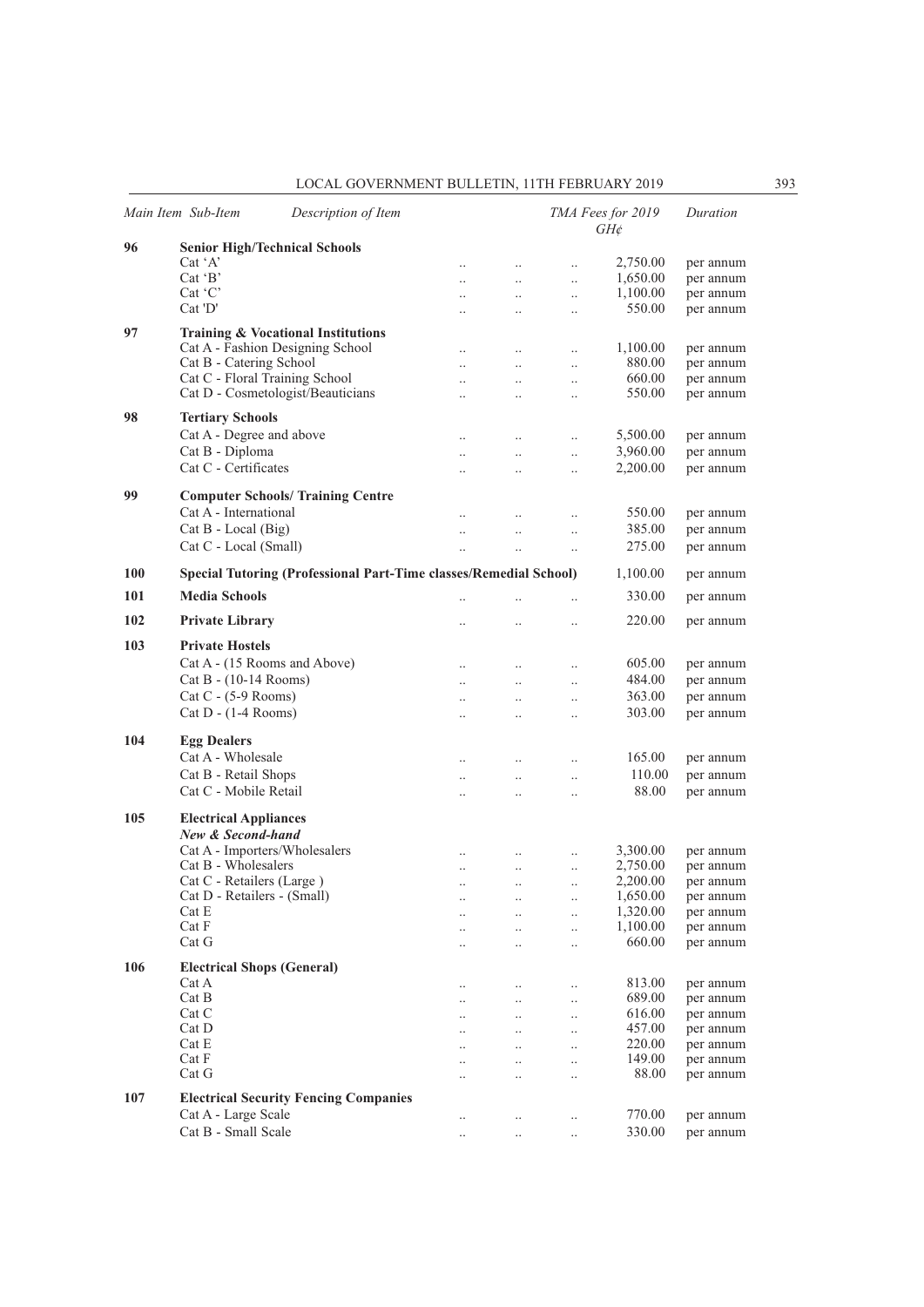| Main Item | Sub-Item | Description of Item | TMA Fees for 2019 GH¢ | Duration |
|---|---|---|---|---|
| 96 | | **Senior High/Technical Schools** | | |
| | Cat 'A' | | 2,750.00 | per annum |
| | Cat 'B' | | 1,650.00 | per annum |
| | Cat 'C' | | 1,100.00 | per annum |
| | Cat 'D' | | 550.00 | per annum |
| 97 | | **Training & Vocational Institutions** | | |
| | Cat A - Fashion Designing School | | 1,100.00 | per annum |
| | Cat B - Catering School | | 880.00 | per annum |
| | Cat C - Floral Training School | | 660.00 | per annum |
| | Cat D - Cosmetologist/Beauticians | | 550.00 | per annum |
| 98 | | **Tertiary Schools** | | |
| | Cat A - Degree and above | | 5,500.00 | per annum |
| | Cat B - Diploma | | 3,960.00 | per annum |
| | Cat C - Certificates | | 2,200.00 | per annum |
| 99 | | **Computer Schools/ Training Centre** | | |
| | Cat A - International | | 550.00 | per annum |
| | Cat B - Local (Big) | | 385.00 | per annum |
| | Cat C - Local (Small) | | 275.00 | per annum |
| 100 | | **Special Tutoring (Professional Part-Time classes/Remedial School)** | 1,100.00 | per annum |
| 101 | | **Media Schools** | 330.00 | per annum |
| 102 | | **Private Library** | 220.00 | per annum |
| 103 | | **Private Hostels** | | |
| | Cat A - (15 Rooms and Above) | | 605.00 | per annum |
| | Cat B - (10-14 Rooms) | | 484.00 | per annum |
| | Cat C - (5-9 Rooms) | | 363.00 | per annum |
| | Cat D - (1-4 Rooms) | | 303.00 | per annum |
| 104 | | **Egg Dealers** | | |
| | Cat A - Wholesale | | 165.00 | per annum |
| | Cat B - Retail Shops | | 110.00 | per annum |
| | Cat C - Mobile Retail | | 88.00 | per annum |
| 105 | | **Electrical Appliances** | | |
| | | ***New & Second-hand*** | | |
| | Cat A - Importers/Wholesalers | | 3,300.00 | per annum |
| | Cat B - Wholesalers | | 2,750.00 | per annum |
| | Cat C - Retailers (Large ) | | 2,200.00 | per annum |
| | Cat D - Retailers - (Small) | | 1,650.00 | per annum |
| | Cat E | | 1,320.00 | per annum |
| | Cat F | | 1,100.00 | per annum |
| | Cat G | | 660.00 | per annum |
| 106 | | **Electrical Shops (General)** | | |
| | Cat A | | 813.00 | per annum |
| | Cat B | | 689.00 | per annum |
| | Cat C | | 616.00 | per annum |
| | Cat D | | 457.00 | per annum |
| | Cat E | | 220.00 | per annum |
| | Cat F | | 149.00 | per annum |
| | Cat G | | 88.00 | per annum |
| 107 | | **Electrical Security Fencing Companies** | | |
| | Cat A - Large Scale | | 770.00 | per annum |
| | Cat B - Small Scale | | 330.00 | per annum |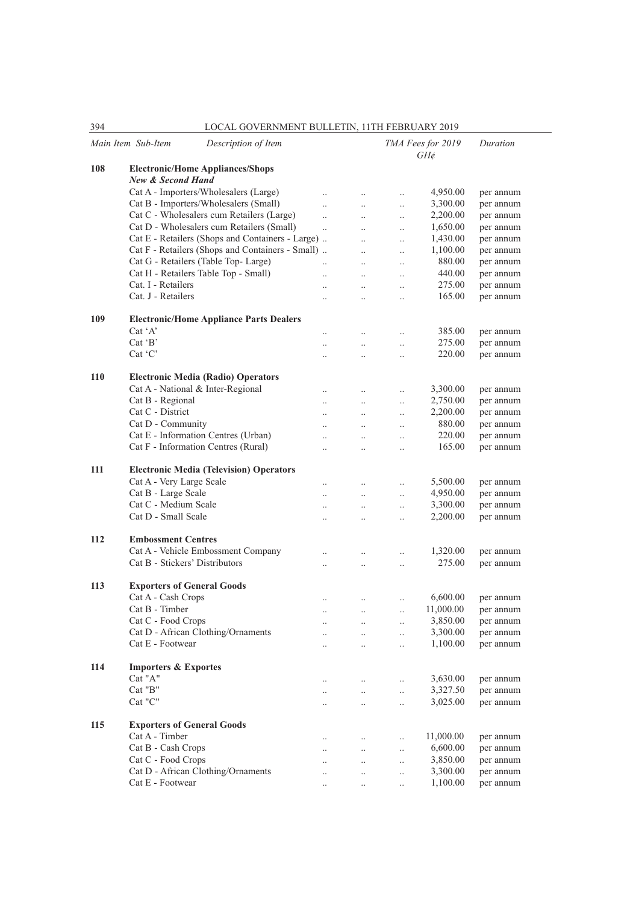| Main Item | Sub-Item Description of Item | TMA Fees for 2019 GH¢ | Duration |
|---|---|---|---|
| **108** | **Electronic/Home Appliances/Shops** | | |
| | ***New & Second Hand*** | | |
| | Cat A - Importers/Wholesalers (Large) | 4,950.00 | per annum |
| | Cat B - Importers/Wholesalers (Small) | 3,300.00 | per annum |
| | Cat C - Wholesalers cum Retailers (Large) | 2,200.00 | per annum |
| | Cat D - Wholesalers cum Retailers (Small) | 1,650.00 | per annum |
| | Cat E - Retailers (Shops and Containers - Large) | 1,430.00 | per annum |
| | Cat F - Retailers (Shops and Containers - Small) | 1,100.00 | per annum |
| | Cat G - Retailers (Table Top- Large) | 880.00 | per annum |
| | Cat H - Retailers Table Top - Small) | 440.00 | per annum |
| | Cat. I - Retailers | 275.00 | per annum |
| | Cat. J - Retailers | 165.00 | per annum |
| **109** | **Electronic/Home Appliance Parts Dealers** | | |
| | Cat 'A' | 385.00 | per annum |
| | Cat 'B' | 275.00 | per annum |
| | Cat 'C' | 220.00 | per annum |
| **110** | **Electronic Media (Radio) Operators** | | |
| | Cat A - National & Inter-Regional | 3,300.00 | per annum |
| | Cat B - Regional | 2,750.00 | per annum |
| | Cat C - District | 2,200.00 | per annum |
| | Cat D - Community | 880.00 | per annum |
| | Cat E - Information Centres (Urban) | 220.00 | per annum |
| | Cat F - Information Centres (Rural) | 165.00 | per annum |
| **111** | **Electronic Media (Television) Operators** | | |
| | Cat A - Very Large Scale | 5,500.00 | per annum |
| | Cat B - Large Scale | 4,950.00 | per annum |
| | Cat C - Medium Scale | 3,300.00 | per annum |
| | Cat D - Small Scale | 2,200.00 | per annum |
| **112** | **Embossment Centres** | | |
| | Cat A - Vehicle Embossment Company | 1,320.00 | per annum |
| | Cat B - Stickers' Distributors | 275.00 | per annum |
| **113** | **Exporters of General Goods** | | |
| | Cat A - Cash Crops | 6,600.00 | per annum |
| | Cat B - Timber | 11,000.00 | per annum |
| | Cat C - Food Crops | 3,850.00 | per annum |
| | Cat D - African Clothing/Ornaments | 3,300.00 | per annum |
| | Cat E - Footwear | 1,100.00 | per annum |
| **114** | **Importers & Exportes** | | |
| | Cat "A" | 3,630.00 | per annum |
| | Cat "B" | 3,327.50 | per annum |
| | Cat "C" | 3,025.00 | per annum |
| **115** | **Exporters of General Goods** | | |
| | Cat A - Timber | 11,000.00 | per annum |
| | Cat B - Cash Crops | 6,600.00 | per annum |
| | Cat C - Food Crops | 3,850.00 | per annum |
| | Cat D - African Clothing/Ornaments | 3,300.00 | per annum |
| | Cat E - Footwear | 1,100.00 | per annum |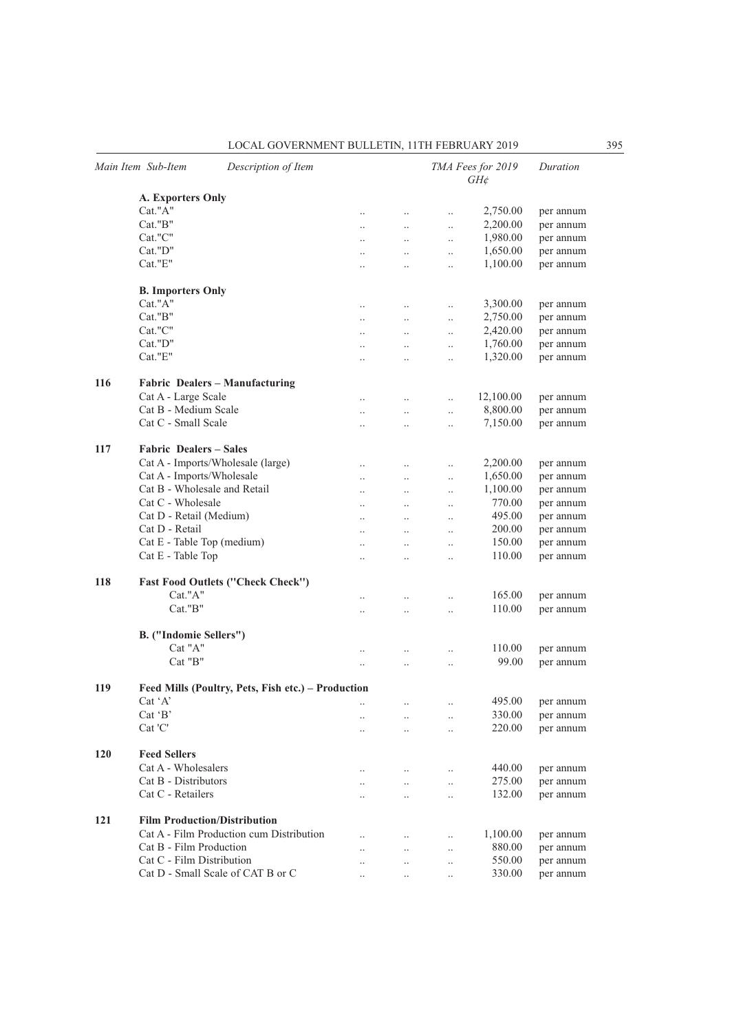| Main Item | Sub-Item | Description of Item | TMA Fees for 2019 GH¢ | Duration |
|---|---|---|---|---|
| | **A. Exporters Only** | | | |
| | Cat."A" | | 2,750.00 | per annum |
| | Cat."B" | | 2,200.00 | per annum |
| | Cat."C" | | 1,980.00 | per annum |
| | Cat."D" | | 1,650.00 | per annum |
| | Cat."E" | | 1,100.00 | per annum |
| | **B. Importers Only** | | | |
| | Cat."A" | | 3,300.00 | per annum |
| | Cat."B" | | 2,750.00 | per annum |
| | Cat."C" | | 2,420.00 | per annum |
| | Cat."D" | | 1,760.00 | per annum |
| | Cat."E" | | 1,320.00 | per annum |
| **116** | **Fabric Dealers – Manufacturing** | | | |
| | Cat A - Large Scale | | 12,100.00 | per annum |
| | Cat B - Medium Scale | | 8,800.00 | per annum |
| | Cat C - Small Scale | | 7,150.00 | per annum |
| **117** | **Fabric Dealers – Sales** | | | |
| | Cat A - Imports/Wholesale (large) | | 2,200.00 | per annum |
| | Cat A - Imports/Wholesale | | 1,650.00 | per annum |
| | Cat B - Wholesale and Retail | | 1,100.00 | per annum |
| | Cat C - Wholesale | | 770.00 | per annum |
| | Cat D - Retail (Medium) | | 495.00 | per annum |
| | Cat D - Retail | | 200.00 | per annum |
| | Cat E - Table Top (medium) | | 150.00 | per annum |
| | Cat E - Table Top | | 110.00 | per annum |
| **118** | **Fast Food Outlets ("Check Check")** | | | |
| | Cat."A" | | 165.00 | per annum |
| | Cat."B" | | 110.00 | per annum |
| | **B. ("Indomie Sellers")** | | | |
| | Cat "A" | | 110.00 | per annum |
| | Cat "B" | | 99.00 | per annum |
| **119** | **Feed Mills (Poultry, Pets, Fish etc.) – Production** | | | |
| | Cat 'A' | | 495.00 | per annum |
| | Cat 'B' | | 330.00 | per annum |
| | Cat 'C' | | 220.00 | per annum |
| **120** | **Feed Sellers** | | | |
| | Cat A - Wholesalers | | 440.00 | per annum |
| | Cat B - Distributors | | 275.00 | per annum |
| | Cat C - Retailers | | 132.00 | per annum |
| **121** | **Film Production/Distribution** | | | |
| | Cat A - Film Production cum Distribution | | 1,100.00 | per annum |
| | Cat B - Film Production | | 880.00 | per annum |
| | Cat C - Film Distribution | | 550.00 | per annum |
| | Cat D - Small Scale of CAT B or C | | 330.00 | per annum |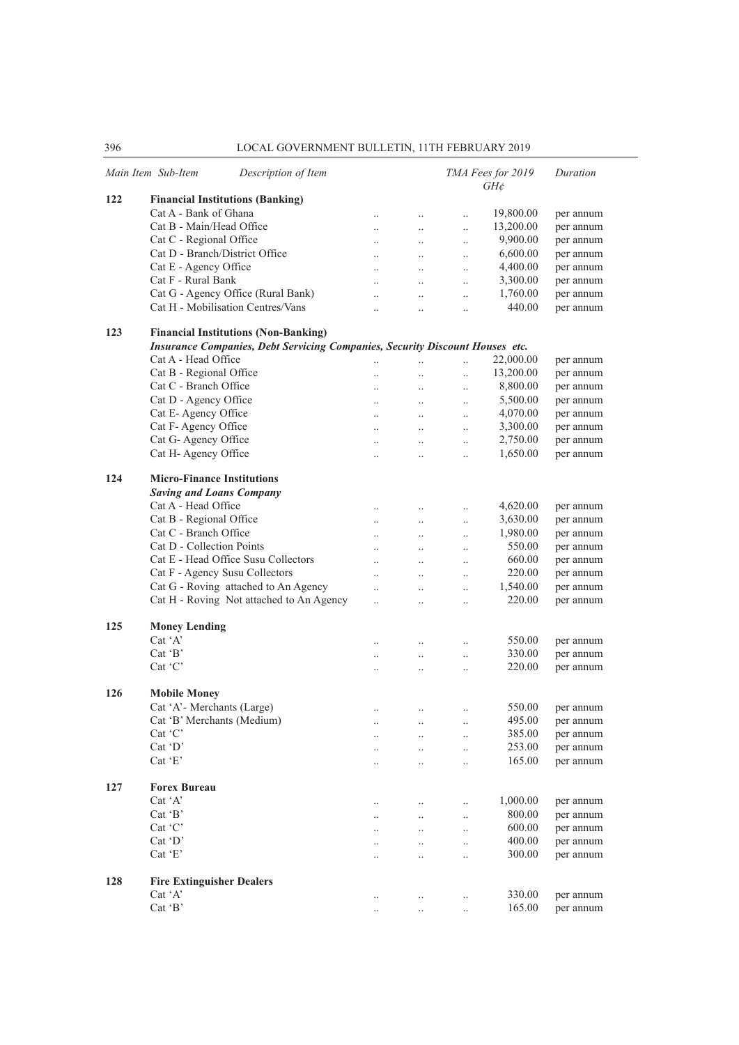| Main Item | Sub-Item | Description of Item | TMA Fees for 2019 GH¢ | Duration |
|---|---|---|---|---|
| 122 | | **Financial Institutions (Banking)** | | |
| | | Cat A - Bank of Ghana | 19,800.00 | per annum |
| | | Cat B - Main/Head Office | 13,200.00 | per annum |
| | | Cat C - Regional Office | 9,900.00 | per annum |
| | | Cat D - Branch/District Office | 6,600.00 | per annum |
| | | Cat E - Agency Office | 4,400.00 | per annum |
| | | Cat F - Rural Bank | 3,300.00 | per annum |
| | | Cat G - Agency Office (Rural Bank) | 1,760.00 | per annum |
| | | Cat H - Mobilisation Centres/Vans | 440.00 | per annum |
| 123 | | **Financial Institutions (Non-Banking)** | | |
| | | ***Insurance Companies, Debt Servicing Companies, Security Discount Houses etc.*** | | |
| | | Cat A - Head Office | 22,000.00 | per annum |
| | | Cat B - Regional Office | 13,200.00 | per annum |
| | | Cat C - Branch Office | 8,800.00 | per annum |
| | | Cat D - Agency Office | 5,500.00 | per annum |
| | | Cat E- Agency Office | 4,070.00 | per annum |
| | | Cat F- Agency Office | 3,300.00 | per annum |
| | | Cat G- Agency Office | 2,750.00 | per annum |
| | | Cat H- Agency Office | 1,650.00 | per annum |
| 124 | | **Micro-Finance Institutions** | | |
| | | ***Saving and Loans Company*** | | |
| | | Cat A - Head Office | 4,620.00 | per annum |
| | | Cat B - Regional Office | 3,630.00 | per annum |
| | | Cat C - Branch Office | 1,980.00 | per annum |
| | | Cat D - Collection Points | 550.00 | per annum |
| | | Cat E - Head Office Susu Collectors | 660.00 | per annum |
| | | Cat F - Agency Susu Collectors | 220.00 | per annum |
| | | Cat G - Roving attached to An Agency | 1,540.00 | per annum |
| | | Cat H - Roving Not attached to An Agency | 220.00 | per annum |
| 125 | | **Money Lending** | | |
| | | Cat 'A' | 550.00 | per annum |
| | | Cat 'B' | 330.00 | per annum |
| | | Cat 'C' | 220.00 | per annum |
| 126 | | **Mobile Money** | | |
| | | Cat 'A'- Merchants (Large) | 550.00 | per annum |
| | | Cat 'B' Merchants (Medium) | 495.00 | per annum |
| | | Cat 'C' | 385.00 | per annum |
| | | Cat 'D' | 253.00 | per annum |
| | | Cat 'E' | 165.00 | per annum |
| 127 | | **Forex Bureau** | | |
| | | Cat 'A' | 1,000.00 | per annum |
| | | Cat 'B' | 800.00 | per annum |
| | | Cat 'C' | 600.00 | per annum |
| | | Cat 'D' | 400.00 | per annum |
| | | Cat 'E' | 300.00 | per annum |
| 128 | | **Fire Extinguisher Dealers** | | |
| | | Cat 'A' | 330.00 | per annum |
| | | Cat 'B' | 165.00 | per annum |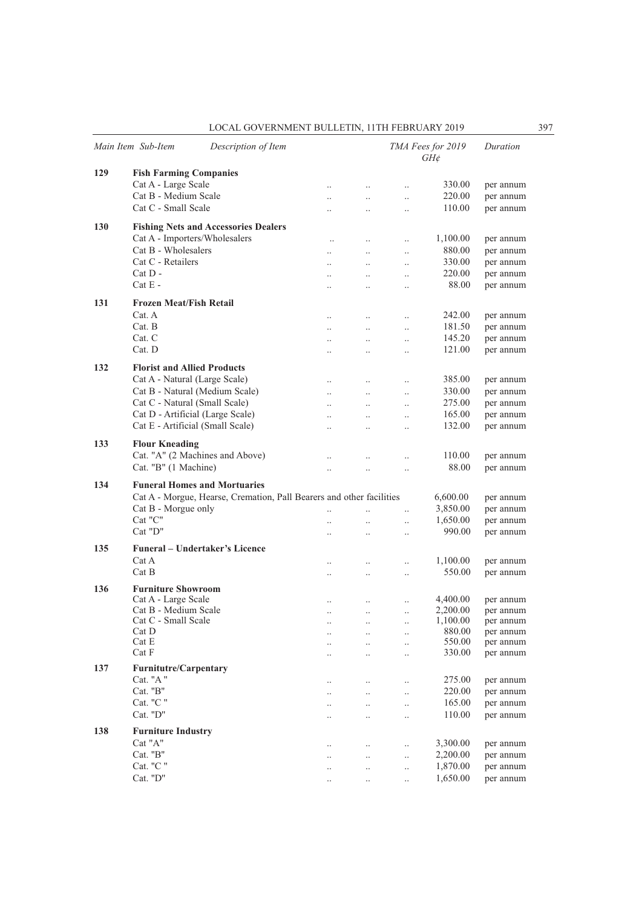| Main Item | Sub-Item | Description of Item | TMA Fees for 2019 GH¢ | Duration |
|---|---|---|---|---|
| 129 | | **Fish Farming Companies** | | |
| | | Cat A - Large Scale | 330.00 | per annum |
| | | Cat B - Medium Scale | 220.00 | per annum |
| | | Cat C - Small Scale | 110.00 | per annum |
| 130 | | **Fishing Nets and Accessories Dealers** | | |
| | | Cat A - Importers/Wholesalers | 1,100.00 | per annum |
| | | Cat B - Wholesalers | 880.00 | per annum |
| | | Cat C - Retailers | 330.00 | per annum |
| | | Cat D - | 220.00 | per annum |
| | | Cat E - | 88.00 | per annum |
| 131 | | **Frozen Meat/Fish Retail** | | |
| | | Cat. A | 242.00 | per annum |
| | | Cat. B | 181.50 | per annum |
| | | Cat. C | 145.20 | per annum |
| | | Cat. D | 121.00 | per annum |
| 132 | | **Florist and Allied Products** | | |
| | | Cat A - Natural (Large Scale) | 385.00 | per annum |
| | | Cat B - Natural (Medium Scale) | 330.00 | per annum |
| | | Cat C - Natural (Small Scale) | 275.00 | per annum |
| | | Cat D - Artificial (Large Scale) | 165.00 | per annum |
| | | Cat E - Artificial (Small Scale) | 132.00 | per annum |
| 133 | | **Flour Kneading** | | |
| | | Cat. "A" (2 Machines and Above) | 110.00 | per annum |
| | | Cat. "B" (1 Machine) | 88.00 | per annum |
| 134 | | **Funeral Homes and Mortuaries** | | |
| | | Cat A - Morgue, Hearse, Cremation, Pall Bearers and other facilities | 6,600.00 | per annum |
| | | Cat B - Morgue only | 3,850.00 | per annum |
| | | Cat "C" | 1,650.00 | per annum |
| | | Cat "D" | 990.00 | per annum |
| 135 | | **Funeral – Undertaker's Licence** | | |
| | | Cat A | 1,100.00 | per annum |
| | | Cat B | 550.00 | per annum |
| 136 | | **Furniture Showroom** | | |
| | | Cat A - Large Scale | 4,400.00 | per annum |
| | | Cat B - Medium Scale | 2,200.00 | per annum |
| | | Cat C - Small Scale | 1,100.00 | per annum |
| | | Cat D | 880.00 | per annum |
| | | Cat E | 550.00 | per annum |
| | | Cat F | 330.00 | per annum |
| 137 | | **Furnitutre/Carpentary** | | |
| | | Cat. "A " | 275.00 | per annum |
| | | Cat. "B" | 220.00 | per annum |
| | | Cat. "C " | 165.00 | per annum |
| | | Cat. "D" | 110.00 | per annum |
| 138 | | **Furniture Industry** | | |
| | | Cat "A" | 3,300.00 | per annum |
| | | Cat. "B" | 2,200.00 | per annum |
| | | Cat. "C " | 1,870.00 | per annum |
| | | Cat. "D" | 1,650.00 | per annum |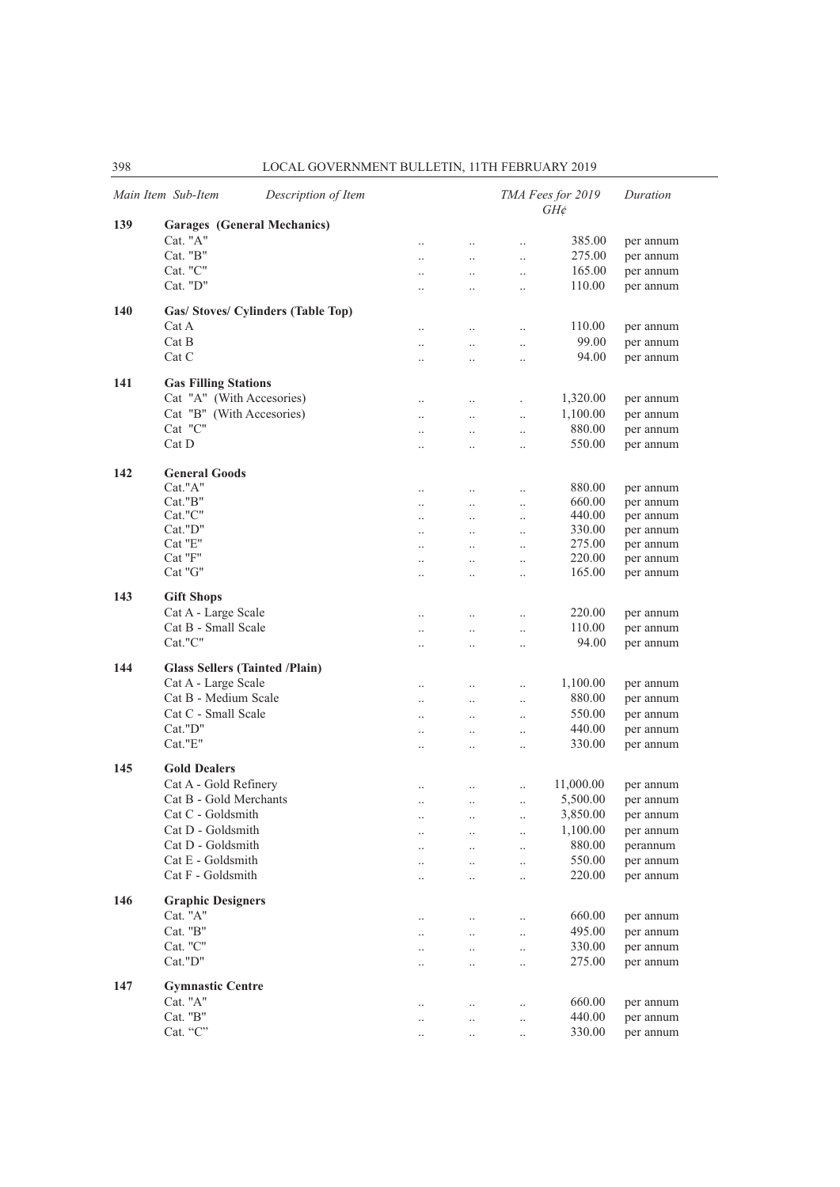| Main Item | Sub-Item | Description of Item | TMA Fees for 2019 GH¢ | Duration |
|---|---|---|---|---|
| 139 | | **Garages (General Mechanics)** | | |
| | Cat. "A" | .. .. .. | 385.00 | per annum |
| | Cat. "B" | .. .. .. | 275.00 | per annum |
| | Cat. "C" | .. .. .. | 165.00 | per annum |
| | Cat. "D" | .. .. .. | 110.00 | per annum |
| 140 | | **Gas/ Stoves/ Cylinders (Table Top)** | | |
| | Cat A | .. .. .. | 110.00 | per annum |
| | Cat B | .. .. .. | 99.00 | per annum |
| | Cat C | .. .. .. | 94.00 | per annum |
| 141 | | **Gas Filling Stations** | | |
| | Cat "A" (With Accesories) | .. .. . | 1,320.00 | per annum |
| | Cat "B" (With Accesories) | .. .. .. | 1,100.00 | per annum |
| | Cat "C" | .. .. .. | 880.00 | per annum |
| | Cat D | .. .. .. | 550.00 | per annum |
| 142 | | **General Goods** | | |
| | Cat."A" | .. .. .. | 880.00 | per annum |
| | Cat."B" | .. .. .. | 660.00 | per annum |
| | Cat."C" | .. .. .. | 440.00 | per annum |
| | Cat."D" | .. .. .. | 330.00 | per annum |
| | Cat "E" | .. .. .. | 275.00 | per annum |
| | Cat "F" | .. .. .. | 220.00 | per annum |
| | Cat "G" | .. .. .. | 165.00 | per annum |
| 143 | | **Gift Shops** | | |
| | Cat A - Large Scale | .. .. .. | 220.00 | per annum |
| | Cat B - Small Scale | .. .. .. | 110.00 | per annum |
| | Cat."C" | .. .. .. | 94.00 | per annum |
| 144 | | **Glass Sellers (Tainted /Plain)** | | |
| | Cat A - Large Scale | .. .. .. | 1,100.00 | per annum |
| | Cat B - Medium Scale | .. .. .. | 880.00 | per annum |
| | Cat C - Small Scale | .. .. .. | 550.00 | per annum |
| | Cat."D" | .. .. .. | 440.00 | per annum |
| | Cat."E" | .. .. .. | 330.00 | per annum |
| 145 | | **Gold Dealers** | | |
| | Cat A - Gold Refinery | .. .. .. | 11,000.00 | per annum |
| | Cat B - Gold Merchants | .. .. .. | 5,500.00 | per annum |
| | Cat C - Goldsmith | .. .. .. | 3,850.00 | per annum |
| | Cat D - Goldsmith | .. .. .. | 1,100.00 | per annum |
| | Cat D - Goldsmith | .. .. .. | 880.00 | perannum |
| | Cat E - Goldsmith | .. .. .. | 550.00 | per annum |
| | Cat F - Goldsmith | .. .. .. | 220.00 | per annum |
| 146 | | **Graphic Designers** | | |
| | Cat. "A" | .. .. .. | 660.00 | per annum |
| | Cat. "B" | .. .. .. | 495.00 | per annum |
| | Cat. "C" | .. .. .. | 330.00 | per annum |
| | Cat."D" | .. .. .. | 275.00 | per annum |
| 147 | | **Gymnastic Centre** | | |
| | Cat. "A" | .. .. .. | 660.00 | per annum |
| | Cat. "B" | .. .. .. | 440.00 | per annum |
| | Cat. "C" | .. .. .. | 330.00 | per annum |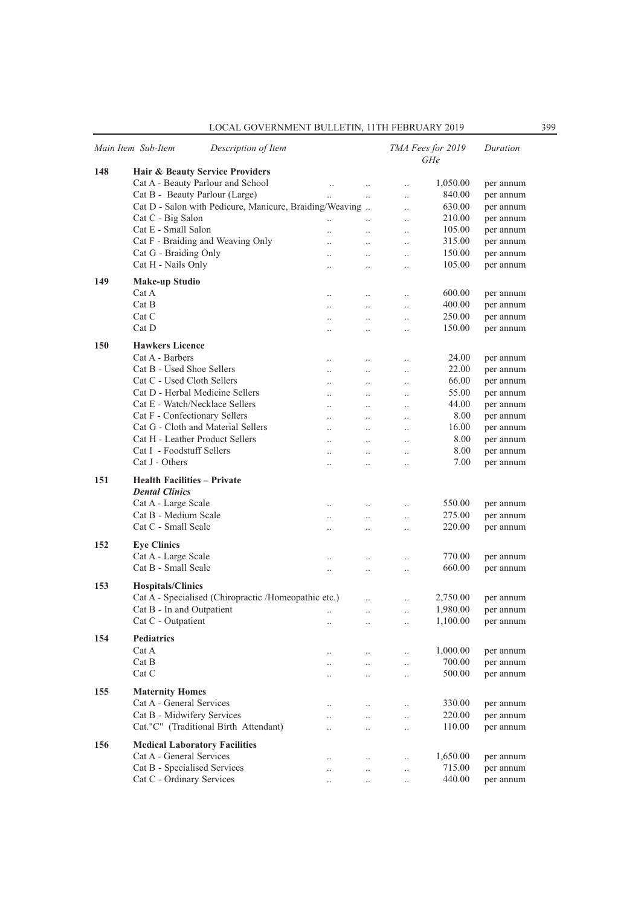| Main Item | Sub-Item | Description of Item | TMA Fees for 2019 GH¢ | Duration |
|---|---|---|---|---|
| 148 | | **Hair & Beauty Service Providers** | | |
| | | Cat A - Beauty Parlour and School .. .. .. | 1,050.00 | per annum |
| | | Cat B - Beauty Parlour (Large) .. .. .. | 840.00 | per annum |
| | | Cat D - Salon with Pedicure, Manicure, Braiding/Weaving .. .. | 630.00 | per annum |
| | | Cat C - Big Salon .. .. .. | 210.00 | per annum |
| | | Cat E - Small Salon .. .. .. | 105.00 | per annum |
| | | Cat F - Braiding and Weaving Only .. .. .. | 315.00 | per annum |
| | | Cat G - Braiding Only .. .. .. | 150.00 | per annum |
| | | Cat H - Nails Only .. .. .. | 105.00 | per annum |
| 149 | | **Make-up Studio** | | |
| | | Cat A .. .. .. | 600.00 | per annum |
| | | Cat B .. .. .. | 400.00 | per annum |
| | | Cat C .. .. .. | 250.00 | per annum |
| | | Cat D .. .. .. | 150.00 | per annum |
| 150 | | **Hawkers Licence** | | |
| | | Cat A - Barbers .. .. .. | 24.00 | per annum |
| | | Cat B - Used Shoe Sellers .. .. .. | 22.00 | per annum |
| | | Cat C - Used Cloth Sellers .. .. .. | 66.00 | per annum |
| | | Cat D - Herbal Medicine Sellers .. .. .. | 55.00 | per annum |
| | | Cat E - Watch/Necklace Sellers .. .. .. | 44.00 | per annum |
| | | Cat F - Confectionary Sellers .. .. .. | 8.00 | per annum |
| | | Cat G - Cloth and Material Sellers .. .. .. | 16.00 | per annum |
| | | Cat H - Leather Product Sellers .. .. .. | 8.00 | per annum |
| | | Cat I - Foodstuff Sellers .. .. .. | 8.00 | per annum |
| | | Cat J - Others .. .. .. | 7.00 | per annum |
| 151 | | **Health Facilities – Private** | | |
| | | ***Dental Clinics*** | | |
| | | Cat A - Large Scale .. .. .. | 550.00 | per annum |
| | | Cat B - Medium Scale .. .. .. | 275.00 | per annum |
| | | Cat C - Small Scale .. .. .. | 220.00 | per annum |
| 152 | | **Eye Clinics** | | |
| | | Cat A - Large Scale .. .. .. | 770.00 | per annum |
| | | Cat B - Small Scale .. .. .. | 660.00 | per annum |
| 153 | | **Hospitals/Clinics** | | |
| | | Cat A - Specialised (Chiropractic /Homeopathic etc.) .. .. | 2,750.00 | per annum |
| | | Cat B - In and Outpatient .. .. .. | 1,980.00 | per annum |
| | | Cat C - Outpatient .. .. .. | 1,100.00 | per annum |
| 154 | | **Pediatrics** | | |
| | | Cat A .. .. .. | 1,000.00 | per annum |
| | | Cat B .. .. .. | 700.00 | per annum |
| | | Cat C .. .. .. | 500.00 | per annum |
| 155 | | **Maternity Homes** | | |
| | | Cat A - General Services .. .. .. | 330.00 | per annum |
| | | Cat B - Midwifery Services .. .. .. | 220.00 | per annum |
| | | Cat."C" (Traditional Birth Attendant) .. .. .. | 110.00 | per annum |
| 156 | | **Medical Laboratory Facilities** | | |
| | | Cat A - General Services .. .. .. | 1,650.00 | per annum |
| | | Cat B - Specialised Services .. .. .. | 715.00 | per annum |
| | | Cat C - Ordinary Services .. .. .. | 440.00 | per annum |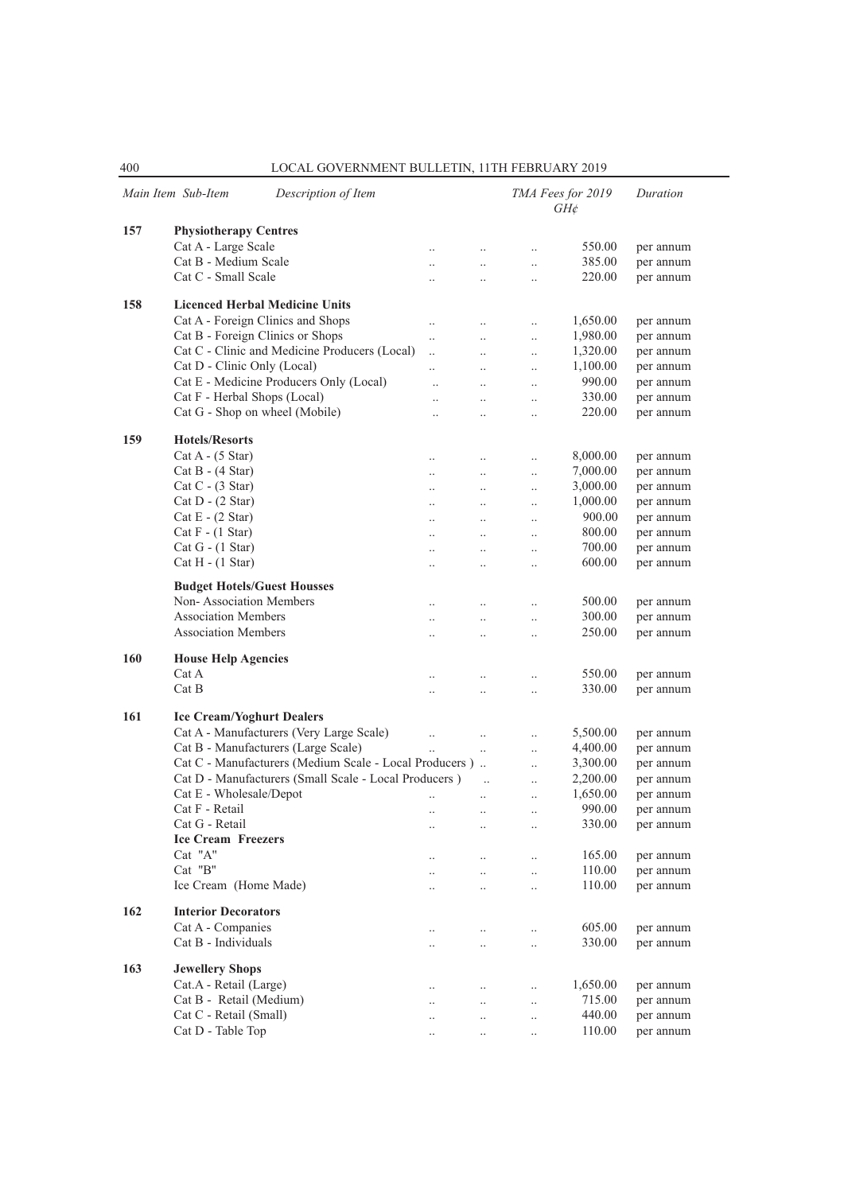| Main Item | Sub-Item | Description of Item | TMA Fees for 2019 GH¢ | Duration |
|---|---|---|---|---|
| 157 | | **Physiotherapy Centres** | | |
| | | Cat A - Large Scale .. .. .. | 550.00 | per annum |
| | | Cat B - Medium Scale .. .. .. | 385.00 | per annum |
| | | Cat C - Small Scale .. .. .. | 220.00 | per annum |
| 158 | | **Licenced Herbal Medicine Units** | | |
| | | Cat A - Foreign Clinics and Shops .. .. .. | 1,650.00 | per annum |
| | | Cat B - Foreign Clinics or Shops .. .. .. | 1,980.00 | per annum |
| | | Cat C - Clinic and Medicine Producers (Local) .. .. .. | 1,320.00 | per annum |
| | | Cat D - Clinic Only (Local) .. .. .. | 1,100.00 | per annum |
| | | Cat E - Medicine Producers Only (Local) .. .. .. | 990.00 | per annum |
| | | Cat F - Herbal Shops (Local) .. .. .. | 330.00 | per annum |
| | | Cat G - Shop on wheel (Mobile) .. .. .. | 220.00 | per annum |
| 159 | | **Hotels/Resorts** | | |
| | | Cat A - (5 Star) .. .. .. | 8,000.00 | per annum |
| | | Cat B - (4 Star) .. .. .. | 7,000.00 | per annum |
| | | Cat C - (3 Star) .. .. .. | 3,000.00 | per annum |
| | | Cat D - (2 Star) .. .. .. | 1,000.00 | per annum |
| | | Cat E - (2 Star) .. .. .. | 900.00 | per annum |
| | | Cat F - (1 Star) .. .. .. | 800.00 | per annum |
| | | Cat G - (1 Star) .. .. .. | 700.00 | per annum |
| | | Cat H - (1 Star) .. .. .. | 600.00 | per annum |
| | | **Budget Hotels/Guest Housses** | | |
| | | Non- Association Members .. .. .. | 500.00 | per annum |
| | | Association Members .. .. .. | 300.00 | per annum |
| | | Association Members .. .. .. | 250.00 | per annum |
| 160 | | **House Help Agencies** | | |
| | | Cat A .. .. .. | 550.00 | per annum |
| | | Cat B .. .. .. | 330.00 | per annum |
| 161 | | **Ice Cream/Yoghurt Dealers** | | |
| | | Cat A - Manufacturers (Very Large Scale) .. .. .. | 5,500.00 | per annum |
| | | Cat B - Manufacturers (Large Scale) .. .. .. | 4,400.00 | per annum |
| | | Cat C - Manufacturers (Medium Scale - Local Producers ) .. .. | 3,300.00 | per annum |
| | | Cat D - Manufacturers (Small Scale - Local Producers ) .. .. | 2,200.00 | per annum |
| | | Cat E - Wholesale/Depot .. .. .. | 1,650.00 | per annum |
| | | Cat F - Retail .. .. .. | 990.00 | per annum |
| | | Cat G - Retail .. .. .. | 330.00 | per annum |
| | | **Ice Cream Freezers** | | |
| | | Cat "A" .. .. .. | 165.00 | per annum |
| | | Cat "B" .. .. .. | 110.00 | per annum |
| | | Ice Cream (Home Made) .. .. .. | 110.00 | per annum |
| 162 | | **Interior Decorators** | | |
| | | Cat A - Companies .. .. .. | 605.00 | per annum |
| | | Cat B - Individuals .. .. .. | 330.00 | per annum |
| 163 | | **Jewellery Shops** | | |
| | | Cat.A - Retail (Large) .. .. .. | 1,650.00 | per annum |
| | | Cat B - Retail (Medium) .. .. .. | 715.00 | per annum |
| | | Cat C - Retail (Small) .. .. .. | 440.00 | per annum |
| | | Cat D - Table Top .. .. .. | 110.00 | per annum |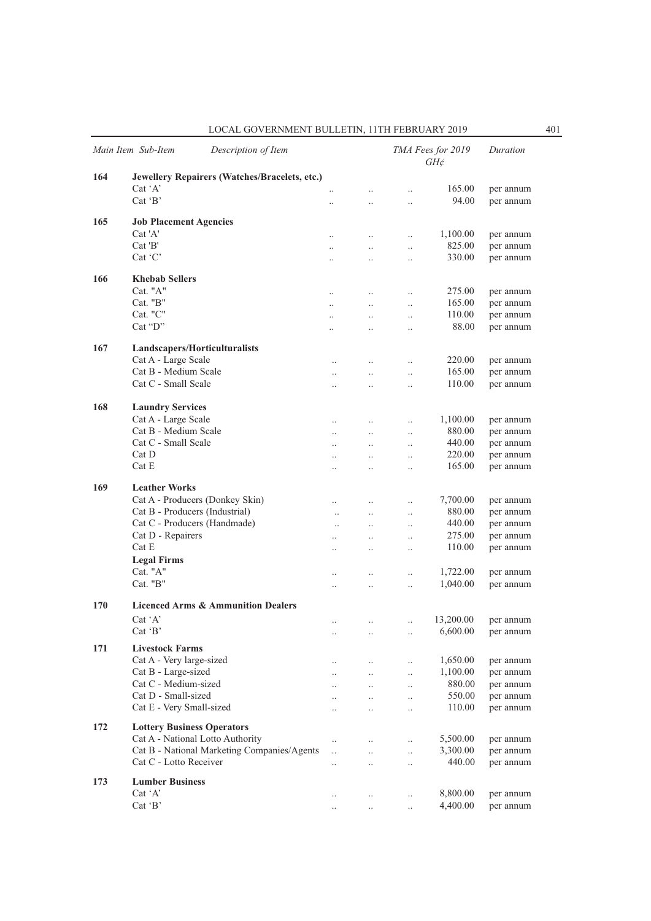| Main Item | Sub-Item Description of Item | TMA Fees for 2019 GH¢ | Duration |
|---|---|---|---|
| 164 | **Jewellery Repairers (Watches/Bracelets, etc.)** | | |
| | Cat 'A' .. .. .. | 165.00 | per annum |
| | Cat 'B' .. .. .. | 94.00 | per annum |
| 165 | **Job Placement Agencies** | | |
| | Cat 'A' .. .. .. | 1,100.00 | per annum |
| | Cat 'B' .. .. .. | 825.00 | per annum |
| | Cat 'C' .. .. .. | 330.00 | per annum |
| 166 | **Khebab Sellers** | | |
| | Cat. "A" .. .. .. | 275.00 | per annum |
| | Cat. "B" .. .. .. | 165.00 | per annum |
| | Cat. "C" .. .. .. | 110.00 | per annum |
| | Cat "D" .. .. .. | 88.00 | per annum |
| 167 | **Landscapers/Horticulturalists** | | |
| | Cat A - Large Scale .. .. .. | 220.00 | per annum |
| | Cat B - Medium Scale .. .. .. | 165.00 | per annum |
| | Cat C - Small Scale .. .. .. | 110.00 | per annum |
| 168 | **Laundry Services** | | |
| | Cat A - Large Scale .. .. .. | 1,100.00 | per annum |
| | Cat B - Medium Scale .. .. .. | 880.00 | per annum |
| | Cat C - Small Scale .. .. .. | 440.00 | per annum |
| | Cat D .. .. .. | 220.00 | per annum |
| | Cat E .. .. .. | 165.00 | per annum |
| 169 | **Leather Works** | | |
| | Cat A - Producers (Donkey Skin) .. .. .. | 7,700.00 | per annum |
| | Cat B - Producers (Industrial) .. .. .. | 880.00 | per annum |
| | Cat C - Producers (Handmade) .. .. .. | 440.00 | per annum |
| | Cat D - Repairers .. .. .. | 275.00 | per annum |
| | Cat E .. .. .. | 110.00 | per annum |
| | **Legal Firms** | | |
| | Cat. "A" .. .. .. | 1,722.00 | per annum |
| | Cat. "B" .. .. .. | 1,040.00 | per annum |
| 170 | **Licenced Arms & Ammunition Dealers** | | |
| | Cat 'A' .. .. .. | 13,200.00 | per annum |
| | Cat 'B' .. .. .. | 6,600.00 | per annum |
| 171 | **Livestock Farms** | | |
| | Cat A - Very large-sized .. .. .. | 1,650.00 | per annum |
| | Cat B - Large-sized .. .. .. | 1,100.00 | per annum |
| | Cat C - Medium-sized .. .. .. | 880.00 | per annum |
| | Cat D - Small-sized .. .. .. | 550.00 | per annum |
| | Cat E - Very Small-sized .. .. .. | 110.00 | per annum |
| 172 | **Lottery Business Operators** | | |
| | Cat A - National Lotto Authority .. .. .. | 5,500.00 | per annum |
| | Cat B - National Marketing Companies/Agents .. .. .. | 3,300.00 | per annum |
| | Cat C - Lotto Receiver .. .. .. | 440.00 | per annum |
| 173 | **Lumber Business** | | |
| | Cat 'A' .. .. .. | 8,800.00 | per annum |
| | Cat 'B' .. .. .. | 4,400.00 | per annum |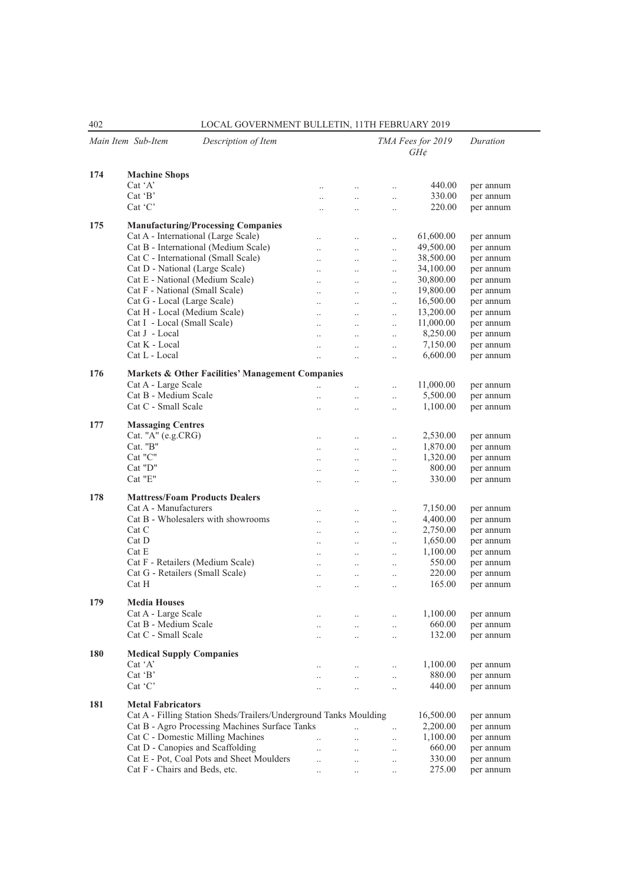| Main Item | Sub-Item | Description of Item | TMA Fees for 2019 GH¢ | Duration |
|---|---|---|---|---|
| 174 | | **Machine Shops** | | |
| | | Cat 'A' | 440.00 | per annum |
| | | Cat 'B' | 330.00 | per annum |
| | | Cat 'C' | 220.00 | per annum |
| 175 | | **Manufacturing/Processing Companies** | | |
| | | Cat A - International (Large Scale) | 61,600.00 | per annum |
| | | Cat B - International (Medium Scale) | 49,500.00 | per annum |
| | | Cat C - International (Small Scale) | 38,500.00 | per annum |
| | | Cat D - National (Large Scale) | 34,100.00 | per annum |
| | | Cat E - National (Medium Scale) | 30,800.00 | per annum |
| | | Cat F - National (Small Scale) | 19,800.00 | per annum |
| | | Cat G - Local (Large Scale) | 16,500.00 | per annum |
| | | Cat H - Local (Medium Scale) | 13,200.00 | per annum |
| | | Cat I - Local (Small Scale) | 11,000.00 | per annum |
| | | Cat J - Local | 8,250.00 | per annum |
| | | Cat K - Local | 7,150.00 | per annum |
| | | Cat L - Local | 6,600.00 | per annum |
| 176 | | **Markets & Other Facilities' Management Companies** | | |
| | | Cat A - Large Scale | 11,000.00 | per annum |
| | | Cat B - Medium Scale | 5,500.00 | per annum |
| | | Cat C - Small Scale | 1,100.00 | per annum |
| 177 | | **Massaging Centres** | | |
| | | Cat. "A" (e.g.CRG) | 2,530.00 | per annum |
| | | Cat. "B" | 1,870.00 | per annum |
| | | Cat "C" | 1,320.00 | per annum |
| | | Cat "D" | 800.00 | per annum |
| | | Cat "E" | 330.00 | per annum |
| 178 | | **Mattress/Foam Products Dealers** | | |
| | | Cat A - Manufacturers | 7,150.00 | per annum |
| | | Cat B - Wholesalers with showrooms | 4,400.00 | per annum |
| | | Cat C | 2,750.00 | per annum |
| | | Cat D | 1,650.00 | per annum |
| | | Cat E | 1,100.00 | per annum |
| | | Cat F - Retailers (Medium Scale) | 550.00 | per annum |
| | | Cat G - Retailers (Small Scale) | 220.00 | per annum |
| | | Cat H | 165.00 | per annum |
| 179 | | **Media Houses** | | |
| | | Cat A - Large Scale | 1,100.00 | per annum |
| | | Cat B - Medium Scale | 660.00 | per annum |
| | | Cat C - Small Scale | 132.00 | per annum |
| 180 | | **Medical Supply Companies** | | |
| | | Cat 'A' | 1,100.00 | per annum |
| | | Cat 'B' | 880.00 | per annum |
| | | Cat 'C' | 440.00 | per annum |
| 181 | | **Metal Fabricators** | | |
| | | Cat A - Filling Station Sheds/Trailers/Underground Tanks Moulding | 16,500.00 | per annum |
| | | Cat B - Agro Processing Machines Surface Tanks | 2,200.00 | per annum |
| | | Cat C - Domestic Milling Machines | 1,100.00 | per annum |
| | | Cat D - Canopies and Scaffolding | 660.00 | per annum |
| | | Cat E - Pot, Coal Pots and Sheet Moulders | 330.00 | per annum |
| | | Cat F - Chairs and Beds, etc. | 275.00 | per annum |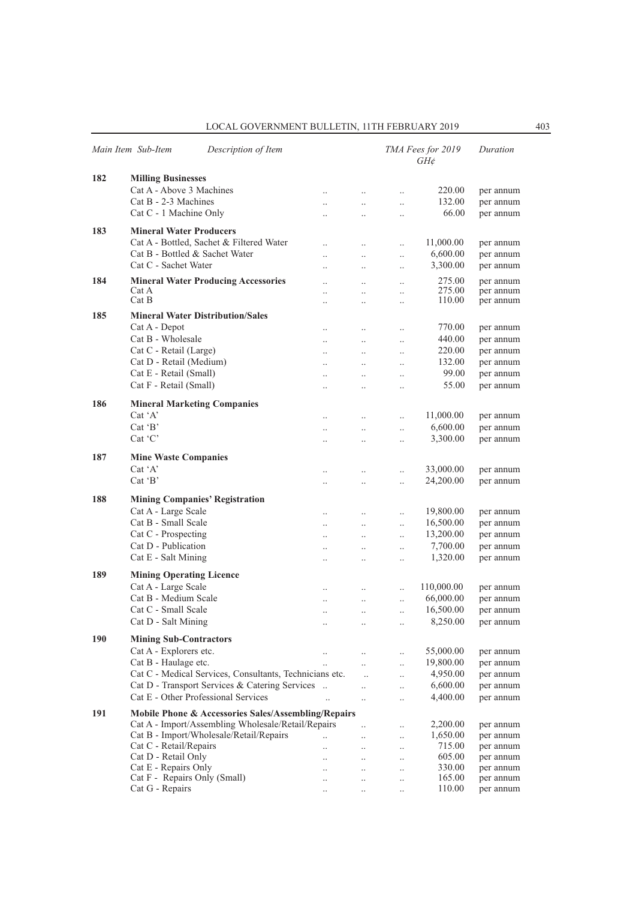| Main Item | Sub-Item | Description of Item | TMA Fees for 2019 GH¢ | Duration |
|---|---|---|---|---|
| 182 | | **Milling Businesses** | | |
| | | Cat A - Above 3 Machines | 220.00 | per annum |
| | | Cat B - 2-3 Machines | 132.00 | per annum |
| | | Cat C - 1 Machine Only | 66.00 | per annum |
| 183 | | **Mineral Water Producers** | | |
| | | Cat A - Bottled, Sachet & Filtered Water | 11,000.00 | per annum |
| | | Cat B - Bottled & Sachet Water | 6,600.00 | per annum |
| | | Cat C - Sachet Water | 3,300.00 | per annum |
| 184 | | **Mineral Water Producing Accessories** | 275.00 | per annum |
| | | Cat A | 275.00 | per annum |
| | | Cat B | 110.00 | per annum |
| 185 | | **Mineral Water Distribution/Sales** | | |
| | | Cat A - Depot | 770.00 | per annum |
| | | Cat B - Wholesale | 440.00 | per annum |
| | | Cat C - Retail (Large) | 220.00 | per annum |
| | | Cat D - Retail (Medium) | 132.00 | per annum |
| | | Cat E - Retail (Small) | 99.00 | per annum |
| | | Cat F - Retail (Small) | 55.00 | per annum |
| 186 | | **Mineral Marketing Companies** | | |
| | | Cat 'A' | 11,000.00 | per annum |
| | | Cat 'B' | 6,600.00 | per annum |
| | | Cat 'C' | 3,300.00 | per annum |
| 187 | | **Mine Waste Companies** | | |
| | | Cat 'A' | 33,000.00 | per annum |
| | | Cat 'B' | 24,200.00 | per annum |
| 188 | | **Mining Companies' Registration** | | |
| | | Cat A - Large Scale | 19,800.00 | per annum |
| | | Cat B - Small Scale | 16,500.00 | per annum |
| | | Cat C - Prospecting | 13,200.00 | per annum |
| | | Cat D - Publication | 7,700.00 | per annum |
| | | Cat E - Salt Mining | 1,320.00 | per annum |
| 189 | | **Mining Operating Licence** | | |
| | | Cat A - Large Scale | 110,000.00 | per annum |
| | | Cat B - Medium Scale | 66,000.00 | per annum |
| | | Cat C - Small Scale | 16,500.00 | per annum |
| | | Cat D - Salt Mining | 8,250.00 | per annum |
| 190 | | **Mining Sub-Contractors** | | |
| | | Cat A - Explorers etc. | 55,000.00 | per annum |
| | | Cat B - Haulage etc. | 19,800.00 | per annum |
| | | Cat C - Medical Services, Consultants, Technicians etc. | 4,950.00 | per annum |
| | | Cat D - Transport Services & Catering Services | 6,600.00 | per annum |
| | | Cat E - Other Professional Services | 4,400.00 | per annum |
| 191 | | **Mobile Phone & Accessories Sales/Assembling/Repairs** | | |
| | | Cat A - Import/Assembling Wholesale/Retail/Repairs | 2,200.00 | per annum |
| | | Cat B - Import/Wholesale/Retail/Repairs | 1,650.00 | per annum |
| | | Cat C - Retail/Repairs | 715.00 | per annum |
| | | Cat D - Retail Only | 605.00 | per annum |
| | | Cat E - Repairs Only | 330.00 | per annum |
| | | Cat F - Repairs Only (Small) | 165.00 | per annum |
| | | Cat G - Repairs | 110.00 | per annum |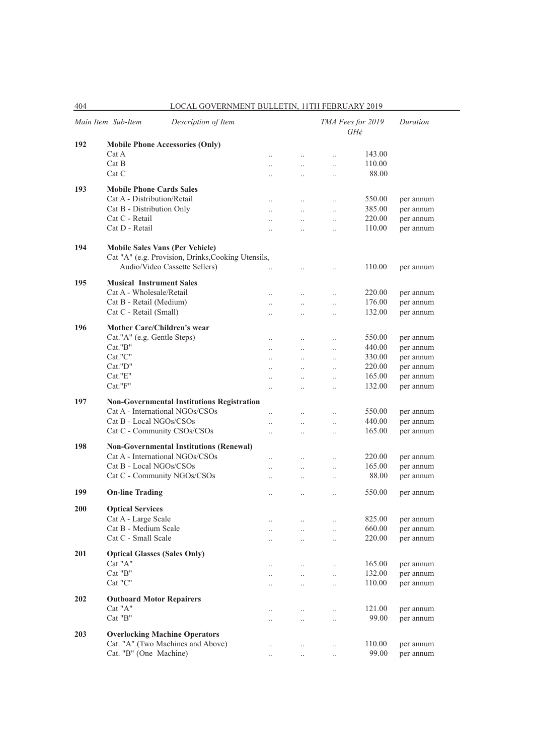| Main Item | Sub-Item | Description of Item | TMA Fees for 2019 GH¢ | Duration |
|---|---|---|---|---|
| 192 | | **Mobile Phone Accessories (Only)** | | |
| | Cat A | | 143.00 | |
| | Cat B | | 110.00 | |
| | Cat C | | 88.00 | |
| 193 | | **Mobile Phone Cards Sales** | | |
| | Cat A - Distribution/Retail | | 550.00 | per annum |
| | Cat B - Distribution Only | | 385.00 | per annum |
| | Cat C - Retail | | 220.00 | per annum |
| | Cat D - Retail | | 110.00 | per annum |
| 194 | | **Mobile Sales Vans (Per Vehicle)** | | |
| | Cat "A" (e.g. Provision, Drinks,Cooking Utensils, Audio/Video Cassette Sellers) | | 110.00 | per annum |
| 195 | | **Musical Instrument Sales** | | |
| | Cat A - Wholesale/Retail | | 220.00 | per annum |
| | Cat B - Retail (Medium) | | 176.00 | per annum |
| | Cat C - Retail (Small) | | 132.00 | per annum |
| 196 | | **Mother Care/Children's wear** | | |
| | Cat."A" (e.g. Gentle Steps) | | 550.00 | per annum |
| | Cat."B" | | 440.00 | per annum |
| | Cat."C" | | 330.00 | per annum |
| | Cat."D" | | 220.00 | per annum |
| | Cat."E" | | 165.00 | per annum |
| | Cat."F" | | 132.00 | per annum |
| 197 | | **Non-Governmental Institutions Registration** | | |
| | Cat A - International NGOs/CSOs | | 550.00 | per annum |
| | Cat B - Local NGOs/CSOs | | 440.00 | per annum |
| | Cat C - Community CSOs/CSOs | | 165.00 | per annum |
| 198 | | **Non-Governmental Institutions (Renewal)** | | |
| | Cat A - International NGOs/CSOs | | 220.00 | per annum |
| | Cat B - Local NGOs/CSOs | | 165.00 | per annum |
| | Cat C - Community NGOs/CSOs | | 88.00 | per annum |
| 199 | | **On-line Trading** | 550.00 | per annum |
| 200 | | **Optical Services** | | |
| | Cat A - Large Scale | | 825.00 | per annum |
| | Cat B - Medium Scale | | 660.00 | per annum |
| | Cat C - Small Scale | | 220.00 | per annum |
| 201 | | **Optical Glasses (Sales Only)** | | |
| | Cat "A" | | 165.00 | per annum |
| | Cat "B" | | 132.00 | per annum |
| | Cat "C" | | 110.00 | per annum |
| 202 | | **Outboard Motor Repairers** | | |
| | Cat "A" | | 121.00 | per annum |
| | Cat "B" | | 99.00 | per annum |
| 203 | | **Overlocking Machine Operators** | | |
| | Cat. "A" (Two Machines and Above) | | 110.00 | per annum |
| | Cat. "B" (One Machine) | | 99.00 | per annum |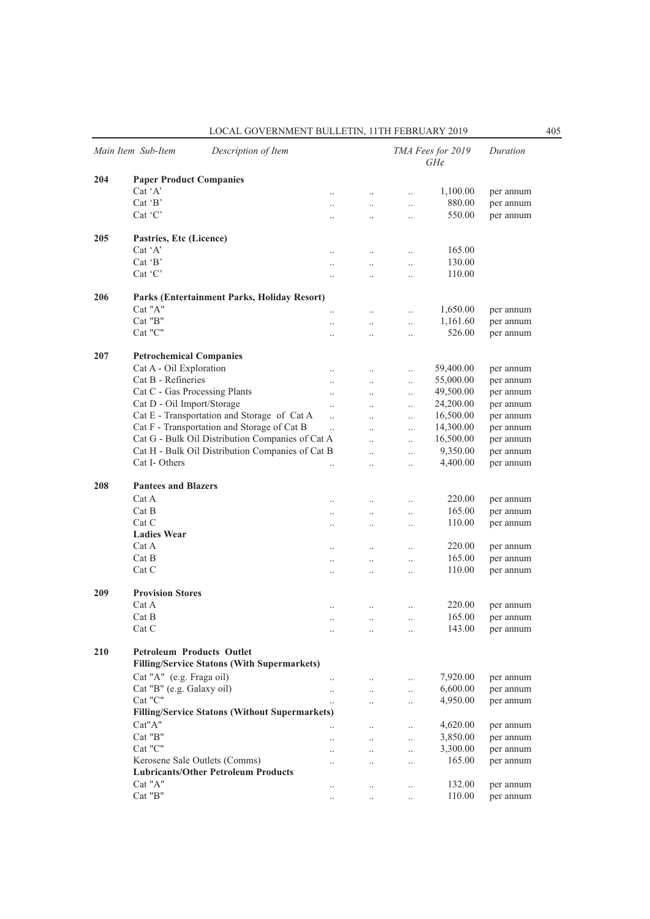| Main Item | Sub-Item | Description of Item | TMA Fees for 2019 GH¢ | Duration |
|---|---|---|---|---|
| 204 | | **Paper Product Companies** | | |
| | | Cat 'A' | 1,100.00 | per annum |
| | | Cat 'B' | 880.00 | per annum |
| | | Cat 'C' | 550.00 | per annum |
| 205 | | **Pastries, Etc (Licence)** | | |
| | | Cat 'A' | 165.00 | |
| | | Cat 'B' | 130.00 | |
| | | Cat 'C' | 110.00 | |
| 206 | | **Parks (Entertainment Parks, Holiday Resort)** | | |
| | | Cat "A" | 1,650.00 | per annum |
| | | Cat "B" | 1,161.60 | per annum |
| | | Cat "C" | 526.00 | per annum |
| 207 | | **Petrochemical Companies** | | |
| | | Cat A - Oil Exploration | 59,400.00 | per annum |
| | | Cat B - Refineries | 55,000.00 | per annum |
| | | Cat C - Gas Processing Plants | 49,500.00 | per annum |
| | | Cat D - Oil Import/Storage | 24,200.00 | per annum |
| | | Cat E - Transportation and Storage of Cat A | 16,500.00 | per annum |
| | | Cat F - Transportation and Storage of Cat B | 14,300.00 | per annum |
| | | Cat G - Bulk Oil Distribution Companies of Cat A | 16,500.00 | per annum |
| | | Cat H - Bulk Oil Distribution Companies of Cat B | 9,350.00 | per annum |
| | | Cat I- Others | 4,400.00 | per annum |
| 208 | | **Pantees and Blazers** | | |
| | | Cat A | 220.00 | per annum |
| | | Cat B | 165.00 | per annum |
| | | Cat C | 110.00 | per annum |
| | | **Ladies Wear** | | |
| | | Cat A | 220.00 | per annum |
| | | Cat B | 165.00 | per annum |
| | | Cat C | 110.00 | per annum |
| 209 | | **Provision Stores** | | |
| | | Cat A | 220.00 | per annum |
| | | Cat B | 165.00 | per annum |
| | | Cat C | 143.00 | per annum |
| 210 | | **Petroleum Products Outlet** | | |
| | | **Filling/Service Statons (With Supermarkets)** | | |
| | | Cat "A" (e.g. Fraga oil) | 7,920.00 | per annum |
| | | Cat "B" (e.g. Galaxy oil) | 6,600.00 | per annum |
| | | Cat "C" | 4,950.00 | per annum |
| | | **Filling/Service Statons (Without Supermarkets)** | | |
| | | Cat"A" | 4,620.00 | per annum |
| | | Cat "B" | 3,850.00 | per annum |
| | | Cat "C" | 3,300.00 | per annum |
| | | Kerosene Sale Outlets (Comms) | 165.00 | per annum |
| | | **Lubricants/Other Petroleum Products** | | |
| | | Cat "A" | 132.00 | per annum |
| | | Cat "B" | 110.00 | per annum |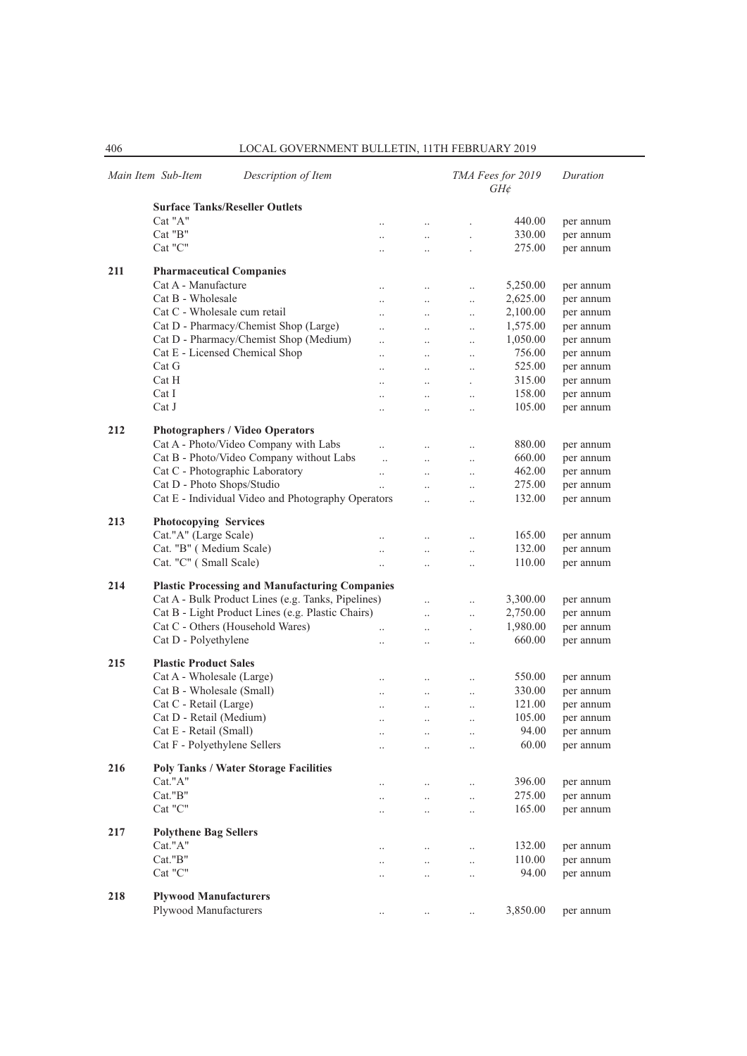| Main Item | Sub-Item | Description of Item | TMA Fees for 2019 GH¢ | Duration |
|---|---|---|---|---|
| | **Surface Tanks/Reseller Outlets** | | | |
| | Cat "A" | | 440.00 | per annum |
| | Cat "B" | | 330.00 | per annum |
| | Cat "C" | | 275.00 | per annum |
| 211 | **Pharmaceutical Companies** | | | |
| | Cat A - Manufacture | | 5,250.00 | per annum |
| | Cat B - Wholesale | | 2,625.00 | per annum |
| | Cat C - Wholesale cum retail | | 2,100.00 | per annum |
| | Cat D - Pharmacy/Chemist Shop (Large) | | 1,575.00 | per annum |
| | Cat D - Pharmacy/Chemist Shop (Medium) | | 1,050.00 | per annum |
| | Cat E - Licensed Chemical Shop | | 756.00 | per annum |
| | Cat G | | 525.00 | per annum |
| | Cat H | | 315.00 | per annum |
| | Cat I | | 158.00 | per annum |
| | Cat J | | 105.00 | per annum |
| 212 | **Photographers / Video Operators** | | | |
| | Cat A - Photo/Video Company with Labs | | 880.00 | per annum |
| | Cat B - Photo/Video Company without Labs | | 660.00 | per annum |
| | Cat C - Photographic Laboratory | | 462.00 | per annum |
| | Cat D - Photo Shops/Studio | | 275.00 | per annum |
| | Cat E - Individual Video and Photography Operators | | 132.00 | per annum |
| 213 | **Photocopying Services** | | | |
| | Cat."A" (Large Scale) | | 165.00 | per annum |
| | Cat. "B" ( Medium Scale) | | 132.00 | per annum |
| | Cat. "C" ( Small Scale) | | 110.00 | per annum |
| 214 | **Plastic Processing and Manufacturing Companies** | | | |
| | Cat A - Bulk Product Lines (e.g. Tanks, Pipelines) | | 3,300.00 | per annum |
| | Cat B - Light Product Lines (e.g. Plastic Chairs) | | 2,750.00 | per annum |
| | Cat C - Others (Household Wares) | | 1,980.00 | per annum |
| | Cat D - Polyethylene | | 660.00 | per annum |
| 215 | **Plastic Product Sales** | | | |
| | Cat A - Wholesale (Large) | | 550.00 | per annum |
| | Cat B - Wholesale (Small) | | 330.00 | per annum |
| | Cat C - Retail (Large) | | 121.00 | per annum |
| | Cat D - Retail (Medium) | | 105.00 | per annum |
| | Cat E - Retail (Small) | | 94.00 | per annum |
| | Cat F - Polyethylene Sellers | | 60.00 | per annum |
| 216 | **Poly Tanks / Water Storage Facilities** | | | |
| | Cat."A" | | 396.00 | per annum |
| | Cat."B" | | 275.00 | per annum |
| | Cat "C" | | 165.00 | per annum |
| 217 | **Polythene Bag Sellers** | | | |
| | Cat."A" | | 132.00 | per annum |
| | Cat."B" | | 110.00 | per annum |
| | Cat "C" | | 94.00 | per annum |
| 218 | **Plywood Manufacturers** | | | |
| | Plywood Manufacturers | | 3,850.00 | per annum |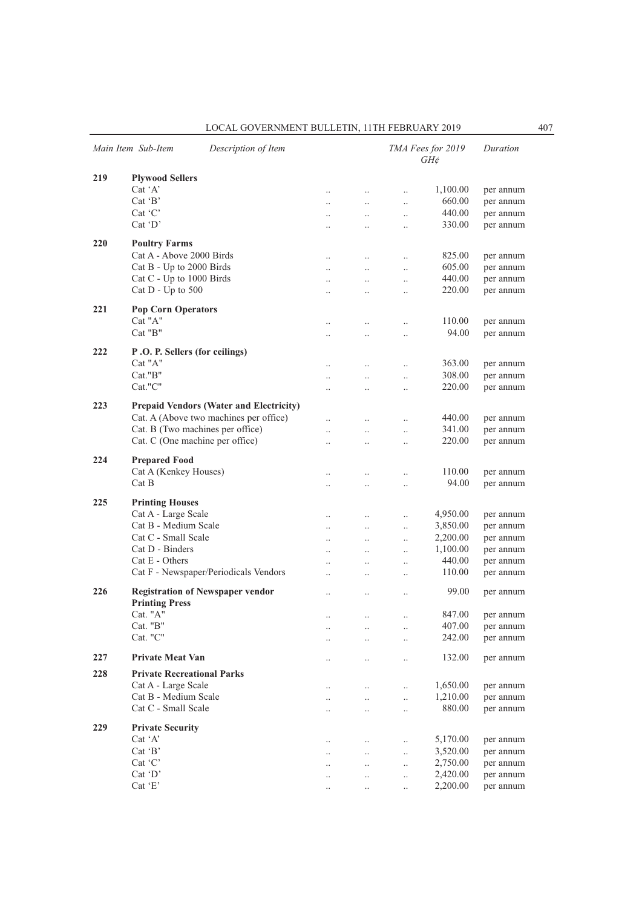| Main Item | Sub-Item | Description of Item | TMA Fees for 2019 GH¢ | Duration |
|---|---|---|---|---|
| 219 | | **Plywood Sellers** | | |
| | | Cat 'A' | 1,100.00 | per annum |
| | | Cat 'B' | 660.00 | per annum |
| | | Cat 'C' | 440.00 | per annum |
| | | Cat 'D' | 330.00 | per annum |
| 220 | | **Poultry Farms** | | |
| | | Cat A - Above 2000 Birds | 825.00 | per annum |
| | | Cat B - Up to 2000 Birds | 605.00 | per annum |
| | | Cat C - Up to 1000 Birds | 440.00 | per annum |
| | | Cat D - Up to 500 | 220.00 | per annum |
| 221 | | **Pop Corn Operators** | | |
| | | Cat "A" | 110.00 | per annum |
| | | Cat "B" | 94.00 | per annum |
| 222 | | **P .O. P. Sellers (for ceilings)** | | |
| | | Cat "A" | 363.00 | per annum |
| | | Cat."B" | 308.00 | per annum |
| | | Cat."C" | 220.00 | per annum |
| 223 | | **Prepaid Vendors (Water and Electricity)** | | |
| | | Cat. A (Above two machines per office) | 440.00 | per annum |
| | | Cat. B (Two machines per office) | 341.00 | per annum |
| | | Cat. C (One machine per office) | 220.00 | per annum |
| 224 | | **Prepared Food** | | |
| | | Cat A (Kenkey Houses) | 110.00 | per annum |
| | | Cat B | 94.00 | per annum |
| 225 | | **Printing Houses** | | |
| | | Cat A - Large Scale | 4,950.00 | per annum |
| | | Cat B - Medium Scale | 3,850.00 | per annum |
| | | Cat C - Small Scale | 2,200.00 | per annum |
| | | Cat D - Binders | 1,100.00 | per annum |
| | | Cat E - Others | 440.00 | per annum |
| | | Cat F - Newspaper/Periodicals Vendors | 110.00 | per annum |
| 226 | | **Registration of Newspaper vendor** | 99.00 | per annum |
| | | **Printing Press** | | |
| | | Cat. "A" | 847.00 | per annum |
| | | Cat. "B" | 407.00 | per annum |
| | | Cat. "C" | 242.00 | per annum |
| 227 | | **Private Meat Van** | 132.00 | per annum |
| 228 | | **Private Recreational Parks** | | |
| | | Cat A - Large Scale | 1,650.00 | per annum |
| | | Cat B - Medium Scale | 1,210.00 | per annum |
| | | Cat C - Small Scale | 880.00 | per annum |
| 229 | | **Private Security** | | |
| | | Cat 'A' | 5,170.00 | per annum |
| | | Cat 'B' | 3,520.00 | per annum |
| | | Cat 'C' | 2,750.00 | per annum |
| | | Cat 'D' | 2,420.00 | per annum |
| | | Cat 'E' | 2,200.00 | per annum |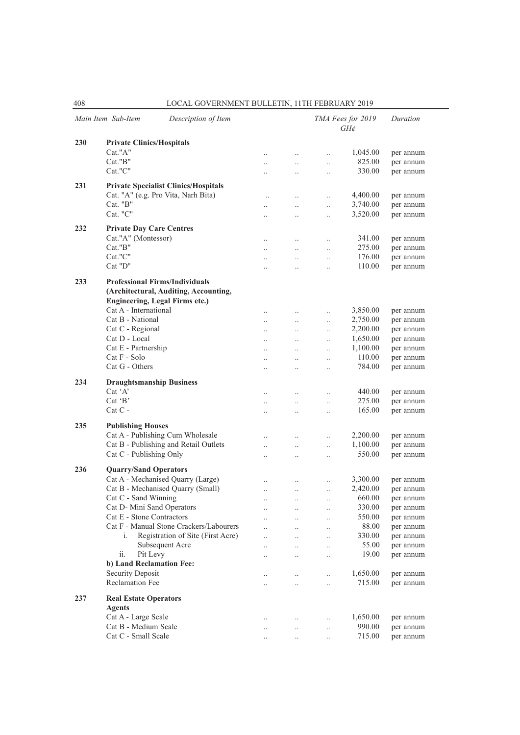| Main Item | Sub-Item | Description of Item | TMA Fees for 2019 GH¢ | Duration |
|---|---|---|---|---|
| 230 | | **Private Clinics/Hospitals** | | |
| | | Cat."A" | 1,045.00 | per annum |
| | | Cat."B" | 825.00 | per annum |
| | | Cat."C" | 330.00 | per annum |
| 231 | | **Private Specialist Clinics/Hospitals** | | |
| | | Cat. "A" (e.g. Pro Vita, Narh Bita) | 4,400.00 | per annum |
| | | Cat. "B" | 3,740.00 | per annum |
| | | Cat. "C" | 3,520.00 | per annum |
| 232 | | **Private Day Care Centres** | | |
| | | Cat."A" (Montessor) | 341.00 | per annum |
| | | Cat."B" | 275.00 | per annum |
| | | Cat."C" | 176.00 | per annum |
| | | Cat "D" | 110.00 | per annum |
| 233 | | **Professional Firms/Individuals (Architectural, Auditing, Accounting, Engineering, Legal Firms etc.)** | | |
| | | Cat A - International | 3,850.00 | per annum |
| | | Cat B - National | 2,750.00 | per annum |
| | | Cat C - Regional | 2,200.00 | per annum |
| | | Cat D - Local | 1,650.00 | per annum |
| | | Cat E - Partnership | 1,100.00 | per annum |
| | | Cat F - Solo | 110.00 | per annum |
| | | Cat G - Others | 784.00 | per annum |
| 234 | | **Draughtsmanship Business** | | |
| | | Cat 'A' | 440.00 | per annum |
| | | Cat 'B' | 275.00 | per annum |
| | | Cat C - | 165.00 | per annum |
| 235 | | **Publishing Houses** | | |
| | | Cat A - Publishing Cum Wholesale | 2,200.00 | per annum |
| | | Cat B - Publishing and Retail Outlets | 1,100.00 | per annum |
| | | Cat C - Publishing Only | 550.00 | per annum |
| 236 | | **Quarry/Sand Operators** | | |
| | | Cat A - Mechanised Quarry (Large) | 3,300.00 | per annum |
| | | Cat B - Mechanised Quarry (Small) | 2,420.00 | per annum |
| | | Cat C - Sand Winning | 660.00 | per annum |
| | | Cat D- Mini Sand Operators | 330.00 | per annum |
| | | Cat E - Stone Contractors | 550.00 | per annum |
| | | Cat F - Manual Stone Crackers/Labourers | 88.00 | per annum |
| | | i. Registration of Site (First Acre) | 330.00 | per annum |
| | | Subsequent Acre | 55.00 | per annum |
| | | ii. Pit Levy | 19.00 | per annum |
| | | **b) Land Reclamation Fee:** | | |
| | | Security Deposit | 1,650.00 | per annum |
| | | Reclamation Fee | 715.00 | per annum |
| 237 | | **Real Estate Operators** | | |
| | | **Agents** | | |
| | | Cat A - Large Scale | 1,650.00 | per annum |
| | | Cat B - Medium Scale | 990.00 | per annum |
| | | Cat C - Small Scale | 715.00 | per annum |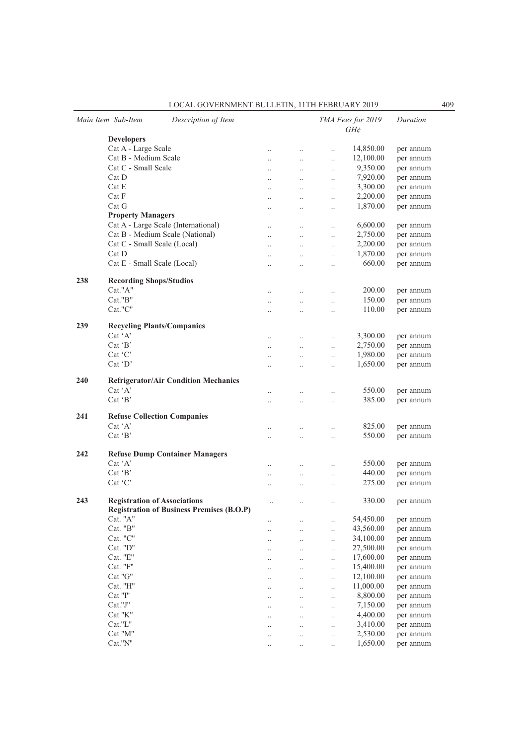| Main Item | Sub-Item | Description of Item | TMA Fees for 2019 GH¢ | Duration |
|---|---|---|---|---|
| | **Developers** | | | |
| | Cat A - Large Scale | .. .. .. | 14,850.00 | per annum |
| | Cat B - Medium Scale | .. .. .. | 12,100.00 | per annum |
| | Cat C - Small Scale | .. .. .. | 9,350.00 | per annum |
| | Cat D | .. .. .. | 7,920.00 | per annum |
| | Cat E | .. .. .. | 3,300.00 | per annum |
| | Cat F | .. .. .. | 2,200.00 | per annum |
| | Cat G | .. .. .. | 1,870.00 | per annum |
| | **Property Managers** | | | |
| | Cat A - Large Scale (International) | .. .. .. | 6,600.00 | per annum |
| | Cat B - Medium Scale (National) | .. .. .. | 2,750.00 | per annum |
| | Cat C - Small Scale (Local) | .. .. .. | 2,200.00 | per annum |
| | Cat D | .. .. .. | 1,870.00 | per annum |
| | Cat E - Small Scale (Local) | .. .. .. | 660.00 | per annum |
| **238** | **Recording Shops/Studios** | | | |
| | Cat."A" | .. .. .. | 200.00 | per annum |
| | Cat."B" | .. .. .. | 150.00 | per annum |
| | Cat."C" | .. .. .. | 110.00 | per annum |
| **239** | **Recycling Plants/Companies** | | | |
| | Cat 'A' | .. .. .. | 3,300.00 | per annum |
| | Cat 'B' | .. .. .. | 2,750.00 | per annum |
| | Cat 'C' | .. .. .. | 1,980.00 | per annum |
| | Cat 'D' | .. .. .. | 1,650.00 | per annum |
| **240** | **Refrigerator/Air Condition Mechanics** | | | |
| | Cat 'A' | .. .. .. | 550.00 | per annum |
| | Cat 'B' | .. .. .. | 385.00 | per annum |
| **241** | **Refuse Collection Companies** | | | |
| | Cat 'A' | .. .. .. | 825.00 | per annum |
| | Cat 'B' | .. .. .. | 550.00 | per annum |
| **242** | **Refuse Dump Container Managers** | | | |
| | Cat 'A' | .. .. .. | 550.00 | per annum |
| | Cat 'B' | .. .. .. | 440.00 | per annum |
| | Cat 'C' | .. .. .. | 275.00 | per annum |
| **243** | **Registration of Associations** | .. .. .. | 330.00 | per annum |
| | **Registration of Business Premises (B.O.P)** | | | |
| | Cat. "A" | .. .. .. | 54,450.00 | per annum |
| | Cat. "B" | .. .. .. | 43,560.00 | per annum |
| | Cat. "C" | .. .. .. | 34,100.00 | per annum |
| | Cat. "D" | .. .. .. | 27,500.00 | per annum |
| | Cat. "E" | .. .. .. | 17,600.00 | per annum |
| | Cat. "F" | .. .. .. | 15,400.00 | per annum |
| | Cat "G" | .. .. .. | 12,100.00 | per annum |
| | Cat. "H" | .. .. .. | 11,000.00 | per annum |
| | Cat "I" | .. .. .. | 8,800.00 | per annum |
| | Cat."J" | .. .. .. | 7,150.00 | per annum |
| | Cat "K" | .. .. .. | 4,400.00 | per annum |
| | Cat."L" | .. .. .. | 3,410.00 | per annum |
| | Cat "M" | .. .. .. | 2,530.00 | per annum |
| | Cat."N" | .. .. .. | 1,650.00 | per annum |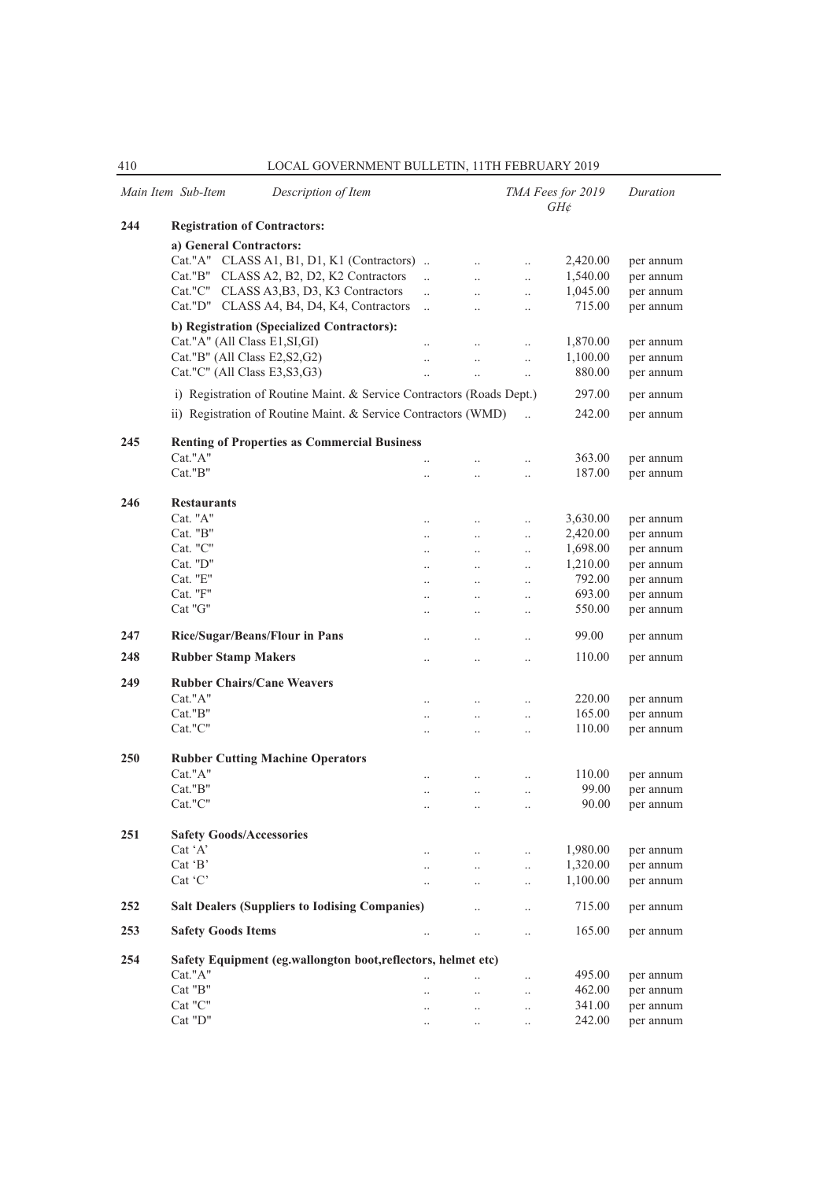| Main Item | Sub-Item | Description of Item | TMA Fees for 2019 GH¢ | Duration |
|---|---|---|---|---|
| **244** | | **Registration of Contractors:** | | |
| | | **a) General Contractors:** | | |
| | | Cat."A" CLASS A1, B1, D1, K1 (Contractors) | 2,420.00 | per annum |
| | | Cat."B" CLASS A2, B2, D2, K2 Contractors | 1,540.00 | per annum |
| | | Cat."C" CLASS A3,B3, D3, K3 Contractors | 1,045.00 | per annum |
| | | Cat."D" CLASS A4, B4, D4, K4, Contractors | 715.00 | per annum |
| | | **b) Registration (Specialized Contractors):** | | |
| | | Cat."A" (All Class E1,SI,GI) | 1,870.00 | per annum |
| | | Cat."B" (All Class E2,S2,G2) | 1,100.00 | per annum |
| | | Cat."C" (All Class E3,S3,G3) | 880.00 | per annum |
| | | i) Registration of Routine Maint. & Service Contractors (Roads Dept.) | 297.00 | per annum |
| | | ii) Registration of Routine Maint. & Service Contractors (WMD) | 242.00 | per annum |
| **245** | | **Renting of Properties as Commercial Business** | | |
| | | Cat."A" | 363.00 | per annum |
| | | Cat."B" | 187.00 | per annum |
| **246** | | **Restaurants** | | |
| | | Cat. "A" | 3,630.00 | per annum |
| | | Cat. "B" | 2,420.00 | per annum |
| | | Cat. "C" | 1,698.00 | per annum |
| | | Cat. "D" | 1,210.00 | per annum |
| | | Cat. "E" | 792.00 | per annum |
| | | Cat. "F" | 693.00 | per annum |
| | | Cat "G" | 550.00 | per annum |
| **247** | | **Rice/Sugar/Beans/Flour in Pans** | 99.00 | per annum |
| **248** | | **Rubber Stamp Makers** | 110.00 | per annum |
| **249** | | **Rubber Chairs/Cane Weavers** | | |
| | | Cat."A" | 220.00 | per annum |
| | | Cat."B" | 165.00 | per annum |
| | | Cat."C" | 110.00 | per annum |
| **250** | | **Rubber Cutting Machine Operators** | | |
| | | Cat."A" | 110.00 | per annum |
| | | Cat."B" | 99.00 | per annum |
| | | Cat."C" | 90.00 | per annum |
| **251** | | **Safety Goods/Accessories** | | |
| | | Cat 'A' | 1,980.00 | per annum |
| | | Cat 'B' | 1,320.00 | per annum |
| | | Cat 'C' | 1,100.00 | per annum |
| **252** | | **Salt Dealers (Suppliers to Iodising Companies)** | 715.00 | per annum |
| **253** | | **Safety Goods Items** | 165.00 | per annum |
| **254** | | **Safety Equipment (eg.wallongton boot,reflectors, helmet etc)** | | |
| | | Cat."A" | 495.00 | per annum |
| | | Cat "B" | 462.00 | per annum |
| | | Cat "C" | 341.00 | per annum |
| | | Cat "D" | 242.00 | per annum |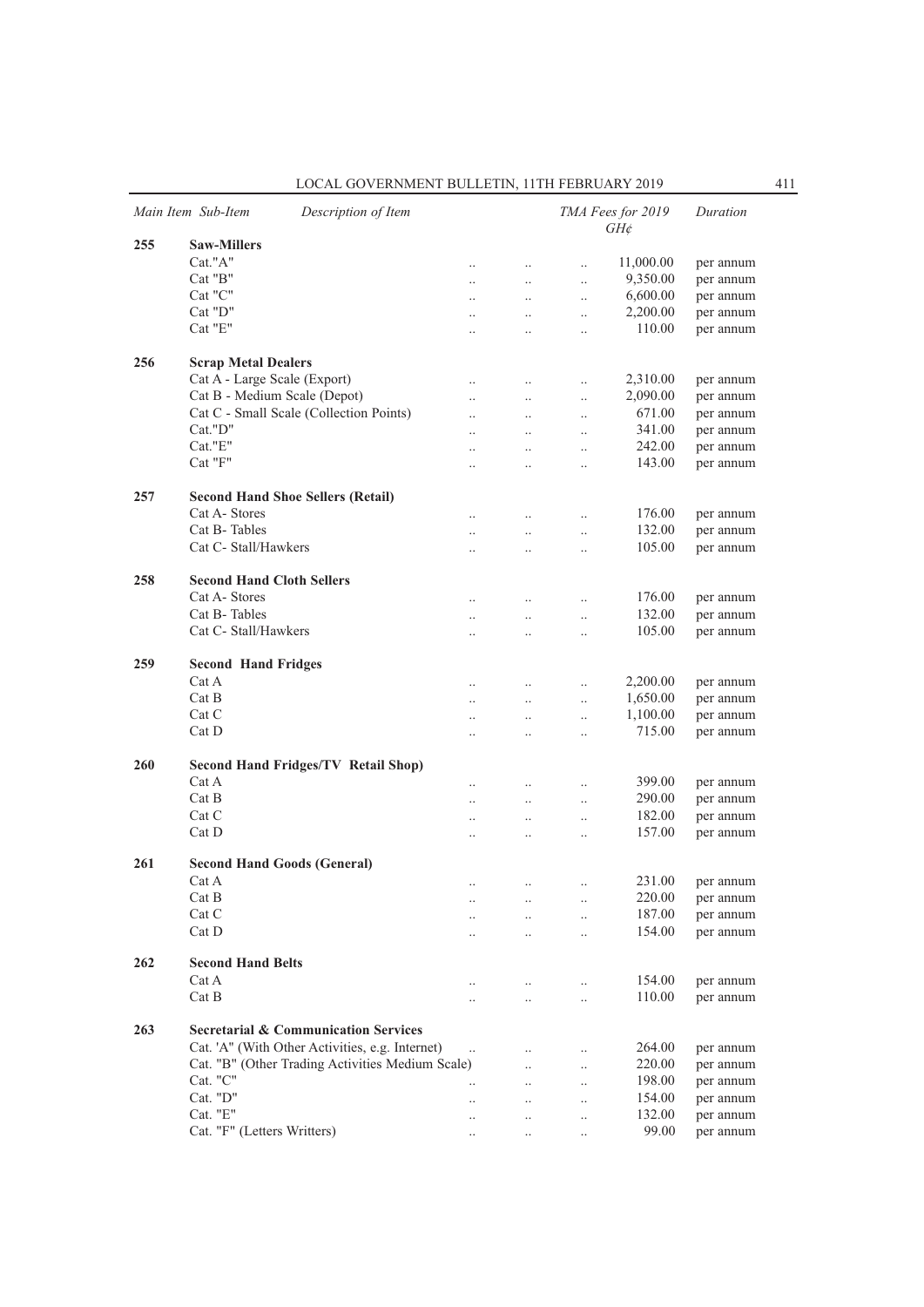| Main Item | Sub-Item | Description of Item | TMA Fees for 2019 GH¢ | Duration |
|---|---|---|---|---|
| 255 | | **Saw-Millers** | | |
| | | Cat."A" | 11,000.00 | per annum |
| | | Cat "B" | 9,350.00 | per annum |
| | | Cat "C" | 6,600.00 | per annum |
| | | Cat "D" | 2,200.00 | per annum |
| | | Cat "E" | 110.00 | per annum |
| 256 | | **Scrap Metal Dealers** | | |
| | | Cat A - Large Scale (Export) | 2,310.00 | per annum |
| | | Cat B - Medium Scale (Depot) | 2,090.00 | per annum |
| | | Cat C - Small Scale (Collection Points) | 671.00 | per annum |
| | | Cat."D" | 341.00 | per annum |
| | | Cat."E" | 242.00 | per annum |
| | | Cat "F" | 143.00 | per annum |
| 257 | | **Second Hand Shoe Sellers (Retail)** | | |
| | | Cat A- Stores | 176.00 | per annum |
| | | Cat B- Tables | 132.00 | per annum |
| | | Cat C- Stall/Hawkers | 105.00 | per annum |
| 258 | | **Second Hand Cloth Sellers** | | |
| | | Cat A- Stores | 176.00 | per annum |
| | | Cat B- Tables | 132.00 | per annum |
| | | Cat C- Stall/Hawkers | 105.00 | per annum |
| 259 | | **Second Hand Fridges** | | |
| | | Cat A | 2,200.00 | per annum |
| | | Cat B | 1,650.00 | per annum |
| | | Cat C | 1,100.00 | per annum |
| | | Cat D | 715.00 | per annum |
| 260 | | **Second Hand Fridges/TV Retail Shop)** | | |
| | | Cat A | 399.00 | per annum |
| | | Cat B | 290.00 | per annum |
| | | Cat C | 182.00 | per annum |
| | | Cat D | 157.00 | per annum |
| 261 | | **Second Hand Goods (General)** | | |
| | | Cat A | 231.00 | per annum |
| | | Cat B | 220.00 | per annum |
| | | Cat C | 187.00 | per annum |
| | | Cat D | 154.00 | per annum |
| 262 | | **Second Hand Belts** | | |
| | | Cat A | 154.00 | per annum |
| | | Cat B | 110.00 | per annum |
| 263 | | **Secretarial & Communication Services** | | |
| | | Cat. 'A" (With Other Activities, e.g. Internet) | 264.00 | per annum |
| | | Cat. "B" (Other Trading Activities Medium Scale) | 220.00 | per annum |
| | | Cat. "C" | 198.00 | per annum |
| | | Cat. "D" | 154.00 | per annum |
| | | Cat. "E" | 132.00 | per annum |
| | | Cat. "F" (Letters Writters) | 99.00 | per annum |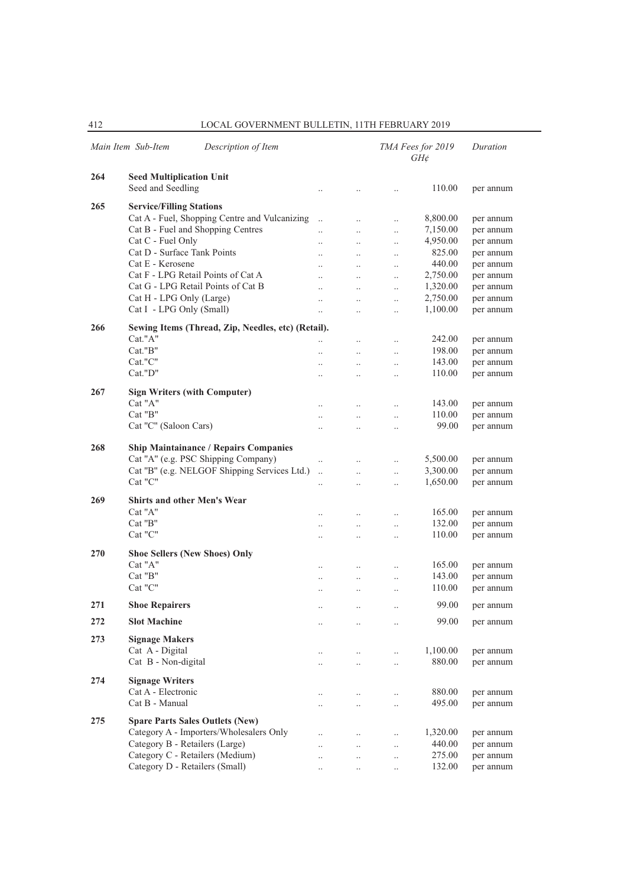| Main Item | Sub-Item | Description of Item | TMA Fees for 2019 GH¢ | Duration |
|---|---|---|---|---|
| **264** | | **Seed Multiplication Unit** | | |
| | | Seed and Seedling | 110.00 | per annum |
| **265** | | **Service/Filling Stations** | | |
| | | Cat A - Fuel, Shopping Centre and Vulcanizing | 8,800.00 | per annum |
| | | Cat B - Fuel and Shopping Centres | 7,150.00 | per annum |
| | | Cat C - Fuel Only | 4,950.00 | per annum |
| | | Cat D - Surface Tank Points | 825.00 | per annum |
| | | Cat E - Kerosene | 440.00 | per annum |
| | | Cat F - LPG Retail Points of Cat A | 2,750.00 | per annum |
| | | Cat G - LPG Retail Points of Cat B | 1,320.00 | per annum |
| | | Cat H - LPG Only (Large) | 2,750.00 | per annum |
| | | Cat I - LPG Only (Small) | 1,100.00 | per annum |
| **266** | | **Sewing Items (Thread, Zip, Needles, etc) (Retail).** | | |
| | | Cat."A" | 242.00 | per annum |
| | | Cat."B" | 198.00 | per annum |
| | | Cat."C" | 143.00 | per annum |
| | | Cat."D" | 110.00 | per annum |
| **267** | | **Sign Writers (with Computer)** | | |
| | | Cat "A" | 143.00 | per annum |
| | | Cat "B" | 110.00 | per annum |
| | | Cat "C" (Saloon Cars) | 99.00 | per annum |
| **268** | | **Ship Maintainance / Repairs Companies** | | |
| | | Cat "A" (e.g. PSC Shipping Company) | 5,500.00 | per annum |
| | | Cat "B" (e.g. NELGOF Shipping Services Ltd.) | 3,300.00 | per annum |
| | | Cat "C" | 1,650.00 | per annum |
| **269** | | **Shirts and other Men's Wear** | | |
| | | Cat "A" | 165.00 | per annum |
| | | Cat "B" | 132.00 | per annum |
| | | Cat "C" | 110.00 | per annum |
| **270** | | **Shoe Sellers (New Shoes) Only** | | |
| | | Cat "A" | 165.00 | per annum |
| | | Cat "B" | 143.00 | per annum |
| | | Cat "C" | 110.00 | per annum |
| **271** | | **Shoe Repairers** | 99.00 | per annum |
| **272** | | **Slot Machine** | 99.00 | per annum |
| **273** | | **Signage Makers** | | |
| | | Cat A - Digital | 1,100.00 | per annum |
| | | Cat B - Non-digital | 880.00 | per annum |
| **274** | | **Signage Writers** | | |
| | | Cat A - Electronic | 880.00 | per annum |
| | | Cat B - Manual | 495.00 | per annum |
| **275** | | **Spare Parts Sales Outlets (New)** | | |
| | | Category A - Importers/Wholesalers Only | 1,320.00 | per annum |
| | | Category B - Retailers (Large) | 440.00 | per annum |
| | | Category C - Retailers (Medium) | 275.00 | per annum |
| | | Category D - Retailers (Small) | 132.00 | per annum |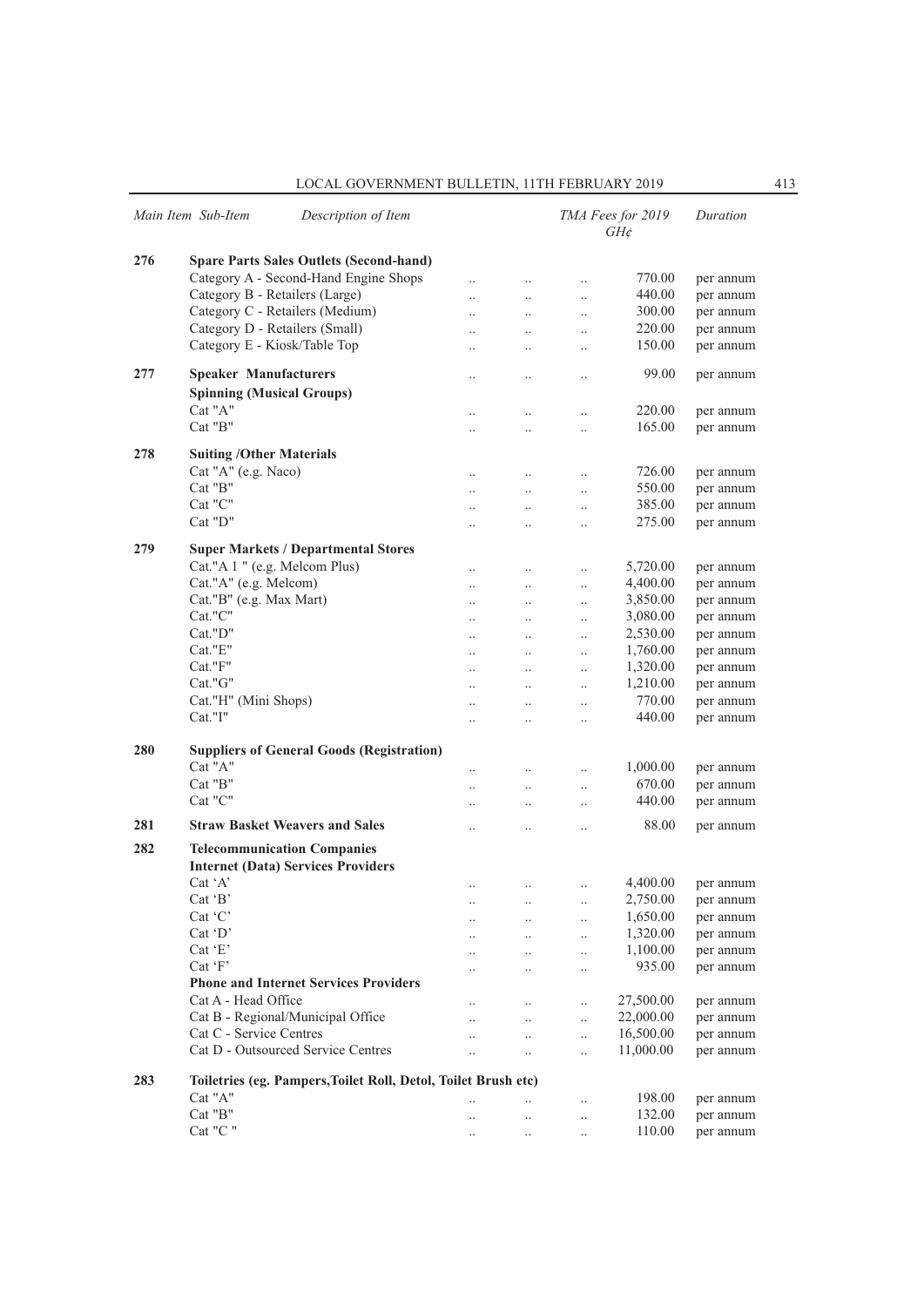| Main Item | Sub-Item Description of Item | TMA Fees for 2019 GH¢ | Duration |
|---|---|---|---|
| 276 | **Spare Parts Sales Outlets (Second-hand)** | | |
| | Category A - Second-Hand Engine Shops | 770.00 | per annum |
| | Category B - Retailers (Large) | 440.00 | per annum |
| | Category C - Retailers (Medium) | 300.00 | per annum |
| | Category D - Retailers (Small) | 220.00 | per annum |
| | Category E - Kiosk/Table Top | 150.00 | per annum |
| 277 | **Speaker Manufacturers** | 99.00 | per annum |
| | **Spinning (Musical Groups)** | | |
| | Cat "A" | 220.00 | per annum |
| | Cat "B" | 165.00 | per annum |
| 278 | **Suiting /Other Materials** | | |
| | Cat "A" (e.g. Naco) | 726.00 | per annum |
| | Cat "B" | 550.00 | per annum |
| | Cat "C" | 385.00 | per annum |
| | Cat "D" | 275.00 | per annum |
| 279 | **Super Markets / Departmental Stores** | | |
| | Cat."A 1 " (e.g. Melcom Plus) | 5,720.00 | per annum |
| | Cat."A" (e.g. Melcom) | 4,400.00 | per annum |
| | Cat."B" (e.g. Max Mart) | 3,850.00 | per annum |
| | Cat."C" | 3,080.00 | per annum |
| | Cat."D" | 2,530.00 | per annum |
| | Cat."E" | 1,760.00 | per annum |
| | Cat."F" | 1,320.00 | per annum |
| | Cat."G" | 1,210.00 | per annum |
| | Cat."H" (Mini Shops) | 770.00 | per annum |
| | Cat."I" | 440.00 | per annum |
| 280 | **Suppliers of General Goods (Registration)** | | |
| | Cat "A" | 1,000.00 | per annum |
| | Cat "B" | 670.00 | per annum |
| | Cat "C" | 440.00 | per annum |
| 281 | **Straw Basket Weavers and Sales** | 88.00 | per annum |
| 282 | **Telecommunication Companies** | | |
| | **Internet (Data) Services Providers** | | |
| | Cat 'A' | 4,400.00 | per annum |
| | Cat 'B' | 2,750.00 | per annum |
| | Cat 'C' | 1,650.00 | per annum |
| | Cat 'D' | 1,320.00 | per annum |
| | Cat 'E' | 1,100.00 | per annum |
| | Cat 'F' | 935.00 | per annum |
| | **Phone and Internet Services Providers** | | |
| | Cat A - Head Office | 27,500.00 | per annum |
| | Cat B - Regional/Municipal Office | 22,000.00 | per annum |
| | Cat C - Service Centres | 16,500.00 | per annum |
| | Cat D - Outsourced Service Centres | 11,000.00 | per annum |
| 283 | **Toiletries (eg. Pampers,Toilet Roll, Detol, Toilet Brush etc)** | | |
| | Cat "A" | 198.00 | per annum |
| | Cat "B" | 132.00 | per annum |
| | Cat "C " | 110.00 | per annum |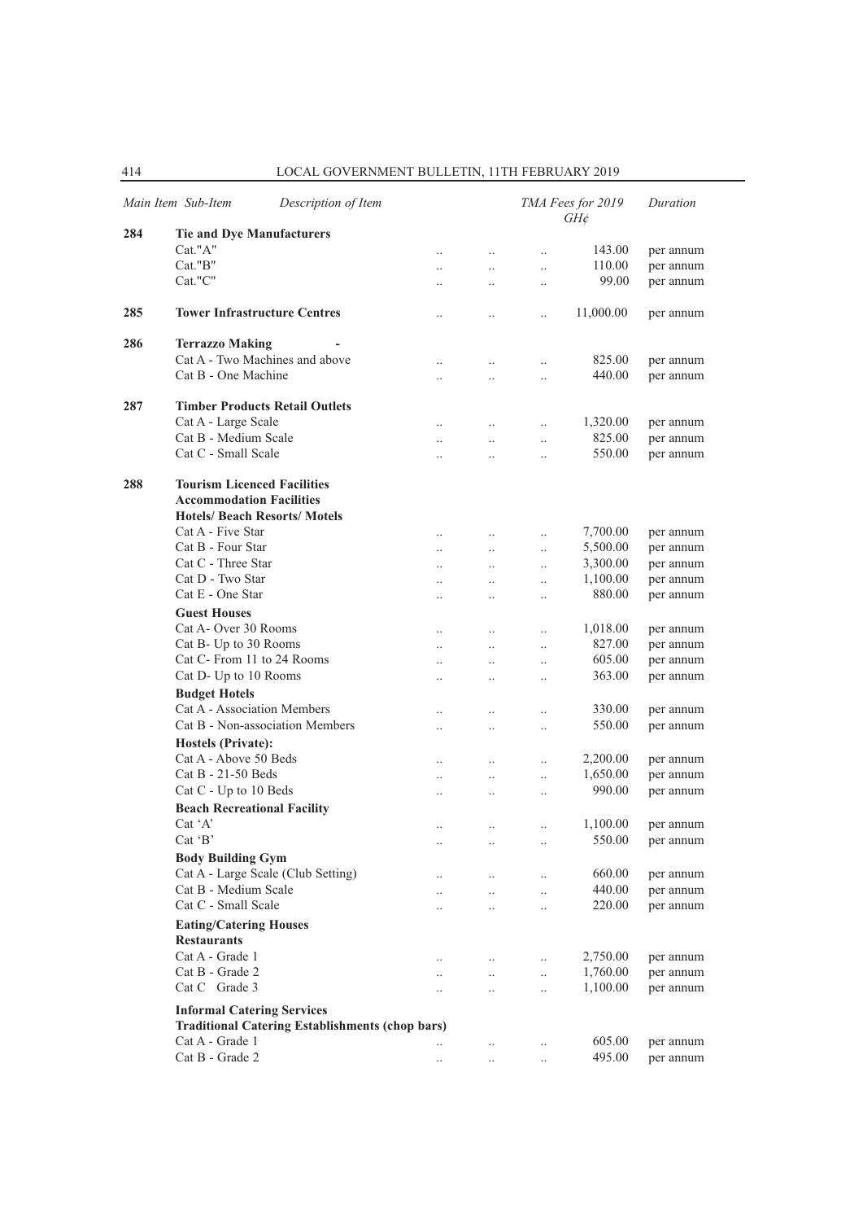| Main Item | Sub-Item | Description of Item | TMA Fees for 2019 GH¢ | Duration |
|---|---|---|---|---|
| **284** | | **Tie and Dye Manufacturers** | | |
| | | Cat."A" | 143.00 | per annum |
| | | Cat."B" | 110.00 | per annum |
| | | Cat."C" | 99.00 | per annum |
| **285** | | **Tower Infrastructure Centres** | 11,000.00 | per annum |
| **286** | | **Terrazzo Making** - | | |
| | | Cat A - Two Machines and above | 825.00 | per annum |
| | | Cat B - One Machine | 440.00 | per annum |
| **287** | | **Timber Products Retail Outlets** | | |
| | | Cat A - Large Scale | 1,320.00 | per annum |
| | | Cat B - Medium Scale | 825.00 | per annum |
| | | Cat C - Small Scale | 550.00 | per annum |
| **288** | | **Tourism Licenced Facilities** | | |
| | | **Accommodation Facilities** | | |
| | | **Hotels/ Beach Resorts/ Motels** | | |
| | | Cat A - Five Star | 7,700.00 | per annum |
| | | Cat B - Four Star | 5,500.00 | per annum |
| | | Cat C - Three Star | 3,300.00 | per annum |
| | | Cat D - Two Star | 1,100.00 | per annum |
| | | Cat E - One Star | 880.00 | per annum |
| | | **Guest Houses** | | |
| | | Cat A- Over 30 Rooms | 1,018.00 | per annum |
| | | Cat B- Up to 30 Rooms | 827.00 | per annum |
| | | Cat C- From 11 to 24 Rooms | 605.00 | per annum |
| | | Cat D- Up to 10 Rooms | 363.00 | per annum |
| | | **Budget Hotels** | | |
| | | Cat A - Association Members | 330.00 | per annum |
| | | Cat B - Non-association Members | 550.00 | per annum |
| | | **Hostels (Private):** | | |
| | | Cat A - Above 50 Beds | 2,200.00 | per annum |
| | | Cat B - 21-50 Beds | 1,650.00 | per annum |
| | | Cat C - Up to 10 Beds | 990.00 | per annum |
| | | **Beach Recreational Facility** | | |
| | | Cat 'A' | 1,100.00 | per annum |
| | | Cat 'B' | 550.00 | per annum |
| | | **Body Building Gym** | | |
| | | Cat A - Large Scale (Club Setting) | 660.00 | per annum |
| | | Cat B - Medium Scale | 440.00 | per annum |
| | | Cat C - Small Scale | 220.00 | per annum |
| | | **Eating/Catering Houses** | | |
| | | **Restaurants** | | |
| | | Cat A - Grade 1 | 2,750.00 | per annum |
| | | Cat B - Grade 2 | 1,760.00 | per annum |
| | | Cat C Grade 3 | 1,100.00 | per annum |
| | | **Informal Catering Services** | | |
| | | **Traditional Catering Establishments (chop bars)** | | |
| | | Cat A - Grade 1 | 605.00 | per annum |
| | | Cat B - Grade 2 | 495.00 | per annum |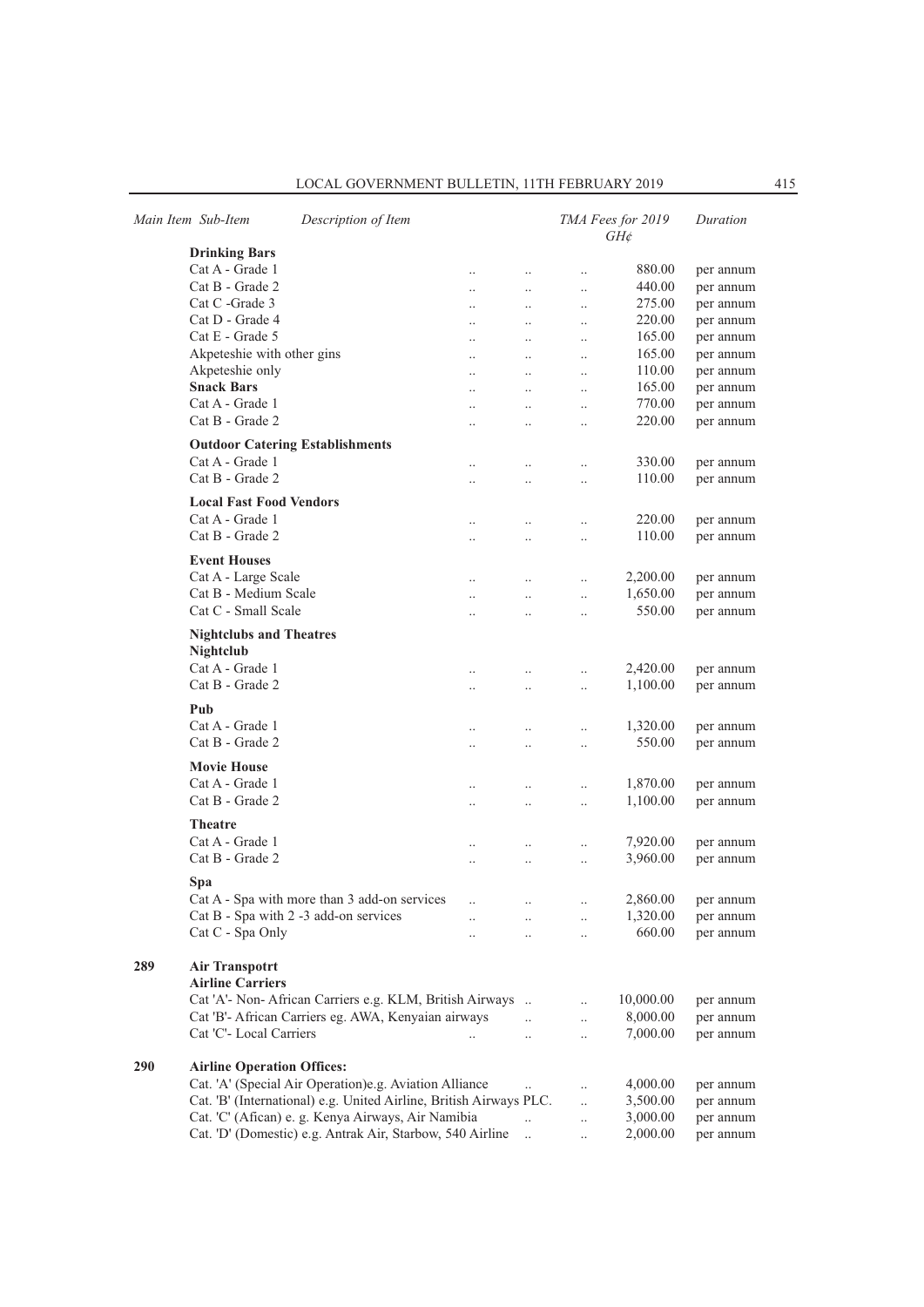| Main Item | Sub-Item | Description of Item | TMA Fees for 2019 GH¢ | Duration |
|---|---|---|---|---|
| | | **Drinking Bars** | | |
| | | Cat A - Grade 1 | 880.00 | per annum |
| | | Cat B - Grade 2 | 440.00 | per annum |
| | | Cat C -Grade 3 | 275.00 | per annum |
| | | Cat D - Grade 4 | 220.00 | per annum |
| | | Cat E - Grade 5 | 165.00 | per annum |
| | | Akpeteshie with other gins | 165.00 | per annum |
| | | Akpeteshie only | 110.00 | per annum |
| | | **Snack Bars** | 165.00 | per annum |
| | | Cat A - Grade 1 | 770.00 | per annum |
| | | Cat B - Grade 2 | 220.00 | per annum |
| | | **Outdoor Catering Establishments** | | |
| | | Cat A - Grade 1 | 330.00 | per annum |
| | | Cat B - Grade 2 | 110.00 | per annum |
| | | **Local Fast Food Vendors** | | |
| | | Cat A - Grade 1 | 220.00 | per annum |
| | | Cat B - Grade 2 | 110.00 | per annum |
| | | **Event Houses** | | |
| | | Cat A - Large Scale | 2,200.00 | per annum |
| | | Cat B - Medium Scale | 1,650.00 | per annum |
| | | Cat C - Small Scale | 550.00 | per annum |
| | | **Nightclubs and Theatres** | | |
| | | **Nightclub** | | |
| | | Cat A - Grade 1 | 2,420.00 | per annum |
| | | Cat B - Grade 2 | 1,100.00 | per annum |
| | | **Pub** | | |
| | | Cat A - Grade 1 | 1,320.00 | per annum |
| | | Cat B - Grade 2 | 550.00 | per annum |
| | | **Movie House** | | |
| | | Cat A - Grade 1 | 1,870.00 | per annum |
| | | Cat B - Grade 2 | 1,100.00 | per annum |
| | | **Theatre** | | |
| | | Cat A - Grade 1 | 7,920.00 | per annum |
| | | Cat B - Grade 2 | 3,960.00 | per annum |
| | | **Spa** | | |
| | | Cat A - Spa with more than 3 add-on services | 2,860.00 | per annum |
| | | Cat B - Spa with 2 -3 add-on services | 1,320.00 | per annum |
| | | Cat C - Spa Only | 660.00 | per annum |
| **289** | | **Air Transpotrt** | | |
| | | **Airline Carriers** | | |
| | | Cat 'A'- Non- African Carriers e.g. KLM, British Airways | 10,000.00 | per annum |
| | | Cat 'B'- African Carriers eg. AWA, Kenyaian airways | 8,000.00 | per annum |
| | | Cat 'C'- Local Carriers | 7,000.00 | per annum |
| **290** | | **Airline Operation Offices:** | | |
| | | Cat. 'A' (Special Air Operation)e.g. Aviation Alliance | 4,000.00 | per annum |
| | | Cat. 'B' (International) e.g. United Airline, British Airways PLC. | 3,500.00 | per annum |
| | | Cat. 'C' (Afican) e. g. Kenya Airways, Air Namibia | 3,000.00 | per annum |
| | | Cat. 'D' (Domestic) e.g. Antrak Air, Starbow, 540 Airline | 2,000.00 | per annum |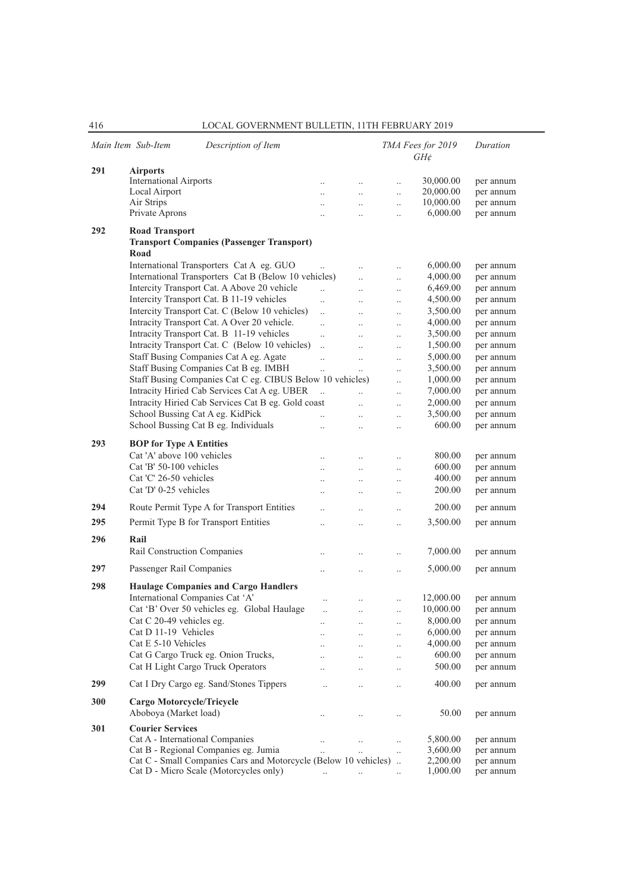| Main Item | Sub-Item | Description of Item | TMA Fees for 2019 GH¢ | Duration |
|---|---|---|---|---|
| 291 | | **Airports** | | |
| | | International Airports | 30,000.00 | per annum |
| | | Local Airport | 20,000.00 | per annum |
| | | Air Strips | 10,000.00 | per annum |
| | | Private Aprons | 6,000.00 | per annum |
| 292 | | **Road Transport** | | |
| | | **Transport Companies (Passenger Transport) Road** | | |
| | | International Transporters Cat A eg. GUO | 6,000.00 | per annum |
| | | International Transporters Cat B (Below 10 vehicles) | 4,000.00 | per annum |
| | | Intercity Transport Cat. A Above 20 vehicle | 6,469.00 | per annum |
| | | Intercity Transport Cat. B 11-19 vehicles | 4,500.00 | per annum |
| | | Intercity Transport Cat. C (Below 10 vehicles) | 3,500.00 | per annum |
| | | Intracity Transport Cat. A Over 20 vehicle. | 4,000.00 | per annum |
| | | Intracity Transport Cat. B 11-19 vehicles | 3,500.00 | per annum |
| | | Intracity Transport Cat. C (Below 10 vehicles) | 1,500.00 | per annum |
| | | Staff Busing Companies Cat A eg. Agate | 5,000.00 | per annum |
| | | Staff Busing Companies Cat B eg. IMBH | 3,500.00 | per annum |
| | | Staff Busing Companies Cat C eg. CIBUS Below 10 vehicles) | 1,000.00 | per annum |
| | | Intracity Hiried Cab Services Cat A eg. UBER | 7,000.00 | per annum |
| | | Intracity Hiried Cab Services Cat B eg. Gold coast | 2,000.00 | per annum |
| | | School Bussing Cat A eg. KidPick | 3,500.00 | per annum |
| | | School Bussing Cat B eg. Individuals | 600.00 | per annum |
| 293 | | **BOP for Type A Entities** | | |
| | | Cat 'A' above 100 vehicles | 800.00 | per annum |
| | | Cat 'B' 50-100 vehicles | 600.00 | per annum |
| | | Cat 'C' 26-50 vehicles | 400.00 | per annum |
| | | Cat 'D' 0-25 vehicles | 200.00 | per annum |
| 294 | | Route Permit Type A for Transport Entities | 200.00 | per annum |
| 295 | | Permit Type B for Transport Entities | 3,500.00 | per annum |
| 296 | | **Rail** | | |
| | | Rail Construction Companies | 7,000.00 | per annum |
| 297 | | Passenger Rail Companies | 5,000.00 | per annum |
| 298 | | **Haulage Companies and Cargo Handlers** | | |
| | | International Companies Cat 'A' | 12,000.00 | per annum |
| | | Cat 'B' Over 50 vehicles eg. Global Haulage | 10,000.00 | per annum |
| | | Cat C 20-49 vehicles eg. | 8,000.00 | per annum |
| | | Cat D 11-19 Vehicles | 6,000.00 | per annum |
| | | Cat E 5-10 Vehicles | 4,000.00 | per annum |
| | | Cat G Cargo Truck eg. Onion Trucks, | 600.00 | per annum |
| | | Cat H Light Cargo Truck Operators | 500.00 | per annum |
| 299 | | Cat I Dry Cargo eg. Sand/Stones Tippers | 400.00 | per annum |
| 300 | | **Cargo Motorcycle/Tricycle** | | |
| | | Aboboya (Market load) | 50.00 | per annum |
| 301 | | **Courier Services** | | |
| | | Cat A - International Companies | 5,800.00 | per annum |
| | | Cat B - Regional Companies eg. Jumia | 3,600.00 | per annum |
| | | Cat C - Small Companies Cars and Motorcycle (Below 10 vehicles) | 2,200.00 | per annum |
| | | Cat D - Micro Scale (Motorcycles only) | 1,000.00 | per annum |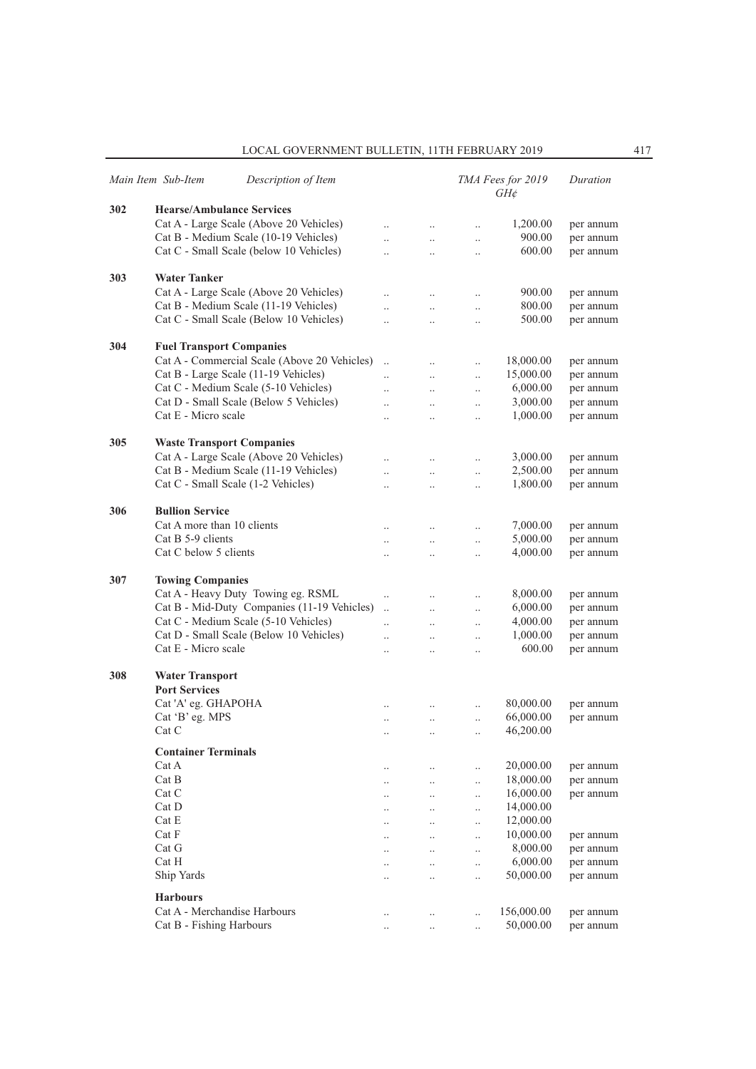| Main Item | Sub-Item | Description of Item | TMA Fees for 2019 GH¢ | Duration |
|---|---|---|---|---|
| 302 | | **Hearse/Ambulance Services** | | |
| | | Cat A - Large Scale (Above 20 Vehicles) | 1,200.00 | per annum |
| | | Cat B - Medium Scale (10-19 Vehicles) | 900.00 | per annum |
| | | Cat C - Small Scale (below 10 Vehicles) | 600.00 | per annum |
| 303 | | **Water Tanker** | | |
| | | Cat A - Large Scale (Above 20 Vehicles) | 900.00 | per annum |
| | | Cat B - Medium Scale (11-19 Vehicles) | 800.00 | per annum |
| | | Cat C - Small Scale (Below 10 Vehicles) | 500.00 | per annum |
| 304 | | **Fuel Transport Companies** | | |
| | | Cat A - Commercial Scale (Above 20 Vehicles) | 18,000.00 | per annum |
| | | Cat B - Large Scale (11-19 Vehicles) | 15,000.00 | per annum |
| | | Cat C - Medium Scale (5-10 Vehicles) | 6,000.00 | per annum |
| | | Cat D - Small Scale (Below 5 Vehicles) | 3,000.00 | per annum |
| | | Cat E - Micro scale | 1,000.00 | per annum |
| 305 | | **Waste Transport Companies** | | |
| | | Cat A - Large Scale (Above 20 Vehicles) | 3,000.00 | per annum |
| | | Cat B - Medium Scale (11-19 Vehicles) | 2,500.00 | per annum |
| | | Cat C - Small Scale (1-2 Vehicles) | 1,800.00 | per annum |
| 306 | | **Bullion Service** | | |
| | | Cat A more than 10 clients | 7,000.00 | per annum |
| | | Cat B 5-9 clients | 5,000.00 | per annum |
| | | Cat C below 5 clients | 4,000.00 | per annum |
| 307 | | **Towing Companies** | | |
| | | Cat A - Heavy Duty Towing eg. RSML | 8,000.00 | per annum |
| | | Cat B - Mid-Duty Companies (11-19 Vehicles) | 6,000.00 | per annum |
| | | Cat C - Medium Scale (5-10 Vehicles) | 4,000.00 | per annum |
| | | Cat D - Small Scale (Below 10 Vehicles) | 1,000.00 | per annum |
| | | Cat E - Micro scale | 600.00 | per annum |
| 308 | | **Water Transport** | | |
| | | **Port Services** | | |
| | | Cat 'A' eg. GHAPOHA | 80,000.00 | per annum |
| | | Cat 'B' eg. MPS | 66,000.00 | per annum |
| | | Cat C | 46,200.00 | |
| | | **Container Terminals** | | |
| | | Cat A | 20,000.00 | per annum |
| | | Cat B | 18,000.00 | per annum |
| | | Cat C | 16,000.00 | per annum |
| | | Cat D | 14,000.00 | |
| | | Cat E | 12,000.00 | |
| | | Cat F | 10,000.00 | per annum |
| | | Cat G | 8,000.00 | per annum |
| | | Cat H | 6,000.00 | per annum |
| | | Ship Yards | 50,000.00 | per annum |
| | | **Harbours** | | |
| | | Cat A - Merchandise Harbours | 156,000.00 | per annum |
| | | Cat B - Fishing Harbours | 50,000.00 | per annum |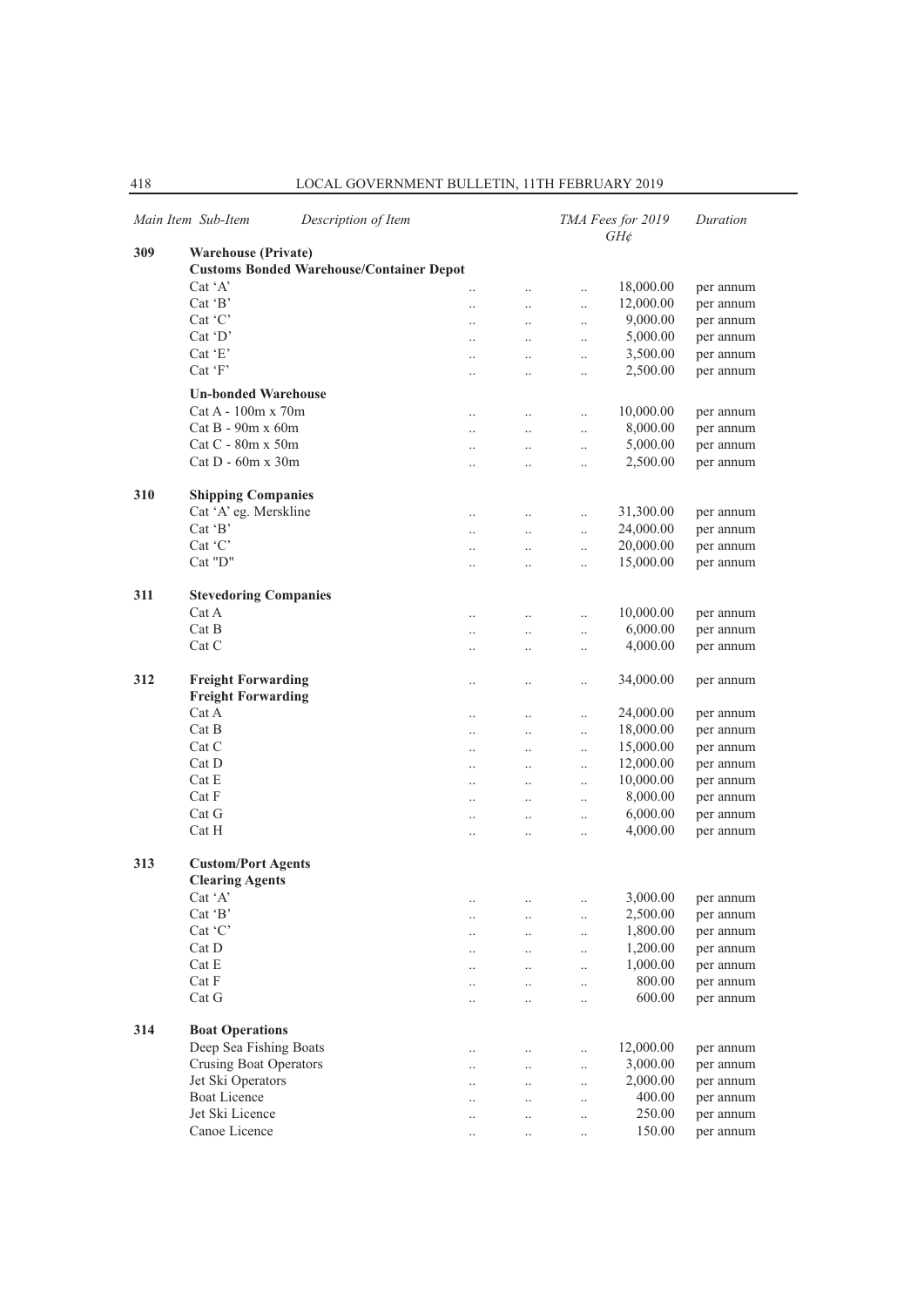| Main Item | Sub-Item | Description of Item | TMA Fees for 2019 GH¢ | Duration |
|---|---|---|---|---|
| 309 | | **Warehouse (Private)** | | |
| | | **Customs Bonded Warehouse/Container Depot** | | |
| | | Cat 'A' | 18,000.00 | per annum |
| | | Cat 'B' | 12,000.00 | per annum |
| | | Cat 'C' | 9,000.00 | per annum |
| | | Cat 'D' | 5,000.00 | per annum |
| | | Cat 'E' | 3,500.00 | per annum |
| | | Cat 'F' | 2,500.00 | per annum |
| | | **Un-bonded Warehouse** | | |
| | | Cat A - 100m x 70m | 10,000.00 | per annum |
| | | Cat B - 90m x 60m | 8,000.00 | per annum |
| | | Cat C - 80m x 50m | 5,000.00 | per annum |
| | | Cat D - 60m x 30m | 2,500.00 | per annum |
| 310 | | **Shipping Companies** | | |
| | | Cat 'A' eg. Merskline | 31,300.00 | per annum |
| | | Cat 'B' | 24,000.00 | per annum |
| | | Cat 'C' | 20,000.00 | per annum |
| | | Cat "D" | 15,000.00 | per annum |
| 311 | | **Stevedoring Companies** | | |
| | | Cat A | 10,000.00 | per annum |
| | | Cat B | 6,000.00 | per annum |
| | | Cat C | 4,000.00 | per annum |
| 312 | | **Freight Forwarding** | 34,000.00 | per annum |
| | | **Freight Forwarding** | | |
| | | Cat A | 24,000.00 | per annum |
| | | Cat B | 18,000.00 | per annum |
| | | Cat C | 15,000.00 | per annum |
| | | Cat D | 12,000.00 | per annum |
| | | Cat E | 10,000.00 | per annum |
| | | Cat F | 8,000.00 | per annum |
| | | Cat G | 6,000.00 | per annum |
| | | Cat H | 4,000.00 | per annum |
| 313 | | **Custom/Port Agents** | | |
| | | **Clearing Agents** | | |
| | | Cat 'A' | 3,000.00 | per annum |
| | | Cat 'B' | 2,500.00 | per annum |
| | | Cat 'C' | 1,800.00 | per annum |
| | | Cat D | 1,200.00 | per annum |
| | | Cat E | 1,000.00 | per annum |
| | | Cat F | 800.00 | per annum |
| | | Cat G | 600.00 | per annum |
| 314 | | **Boat Operations** | | |
| | | Deep Sea Fishing Boats | 12,000.00 | per annum |
| | | Crusing Boat Operators | 3,000.00 | per annum |
| | | Jet Ski Operators | 2,000.00 | per annum |
| | | Boat Licence | 400.00 | per annum |
| | | Jet Ski Licence | 250.00 | per annum |
| | | Canoe Licence | 150.00 | per annum |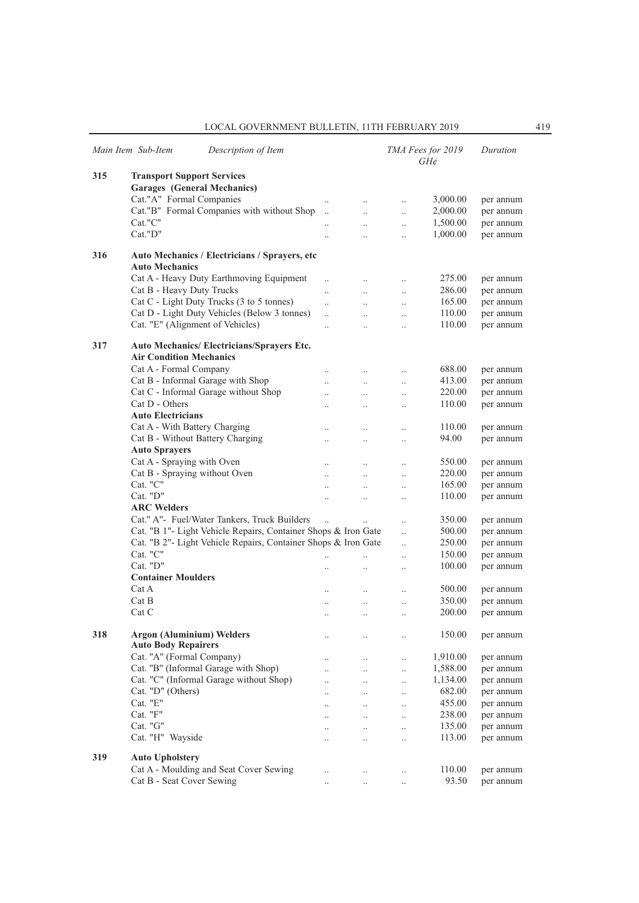| Main Item | Sub-Item | Description of Item | TMA Fees for 2019 GH¢ | Duration |
|---|---|---|---|---|
| 315 | | **Transport Support Services** | | |
| | | **Garages (General Mechanics)** | | |
| | | Cat."A" Formal Companies | 3,000.00 | per annum |
| | | Cat."B" Formal Companies with without Shop | 2,000.00 | per annum |
| | | Cat."C" | 1,500.00 | per annum |
| | | Cat."D" | 1,000.00 | per annum |
| 316 | | **Auto Mechanics / Electricians / Sprayers, etc** | | |
| | | **Auto Mechanics** | | |
| | | Cat A - Heavy Duty Earthmoving Equipment | 275.00 | per annum |
| | | Cat B - Heavy Duty Trucks | 286.00 | per annum |
| | | Cat C - Light Duty Trucks (3 to 5 tonnes) | 165.00 | per annum |
| | | Cat D - Light Duty Vehicles (Below 3 tonnes) | 110.00 | per annum |
| | | Cat. "E" (Alignment of Vehicles) | 110.00 | per annum |
| 317 | | **Auto Mechanics/ Electricians/Sprayers Etc.** | | |
| | | **Air Condition Mechanics** | | |
| | | Cat A - Formal Company | 688.00 | per annum |
| | | Cat B - Informal Garage with Shop | 413.00 | per annum |
| | | Cat C - Informal Garage without Shop | 220.00 | per annum |
| | | Cat D - Others | 110.00 | per annum |
| | | **Auto Electricians** | | |
| | | Cat A - With Battery Charging | 110.00 | per annum |
| | | Cat B - Without Battery Charging | 94.00 | per annum |
| | | **Auto Sprayers** | | |
| | | Cat A - Spraying with Oven | 550.00 | per annum |
| | | Cat B - Spraying without Oven | 220.00 | per annum |
| | | Cat. "C" | 165.00 | per annum |
| | | Cat. "D" | 110.00 | per annum |
| | | **ARC Welders** | | |
| | | Cat." A"- Fuel/Water Tankers, Truck Builders | 350.00 | per annum |
| | | Cat. "B 1"- Light Vehicle Repairs, Container Shops & Iron Gate | 500.00 | per annum |
| | | Cat. "B 2"- Light Vehicle Repairs, Container Shops & Iron Gate | 250.00 | per annum |
| | | Cat. "C" | 150.00 | per annum |
| | | Cat. "D" | 100.00 | per annum |
| | | **Container Moulders** | | |
| | | Cat A | 500.00 | per annum |
| | | Cat B | 350.00 | per annum |
| | | Cat C | 200.00 | per annum |
| 318 | | **Argon (Aluminium) Welders** | 150.00 | per annum |
| | | **Auto Body Repairers** | | |
| | | Cat. "A" (Formal Company) | 1,910.00 | per annum |
| | | Cat. "B" (Informal Garage with Shop) | 1,588.00 | per annum |
| | | Cat. "C" (Informal Garage without Shop) | 1,134.00 | per annum |
| | | Cat. "D" (Others) | 682.00 | per annum |
| | | Cat. "E" | 455.00 | per annum |
| | | Cat. "F" | 238.00 | per annum |
| | | Cat. "G" | 135.00 | per annum |
| | | Cat. "H" Wayside | 113.00 | per annum |
| 319 | | **Auto Upholstery** | | |
| | | Cat A - Moulding and Seat Cover Sewing | 110.00 | per annum |
| | | Cat B - Seat Cover Sewing | 93.50 | per annum |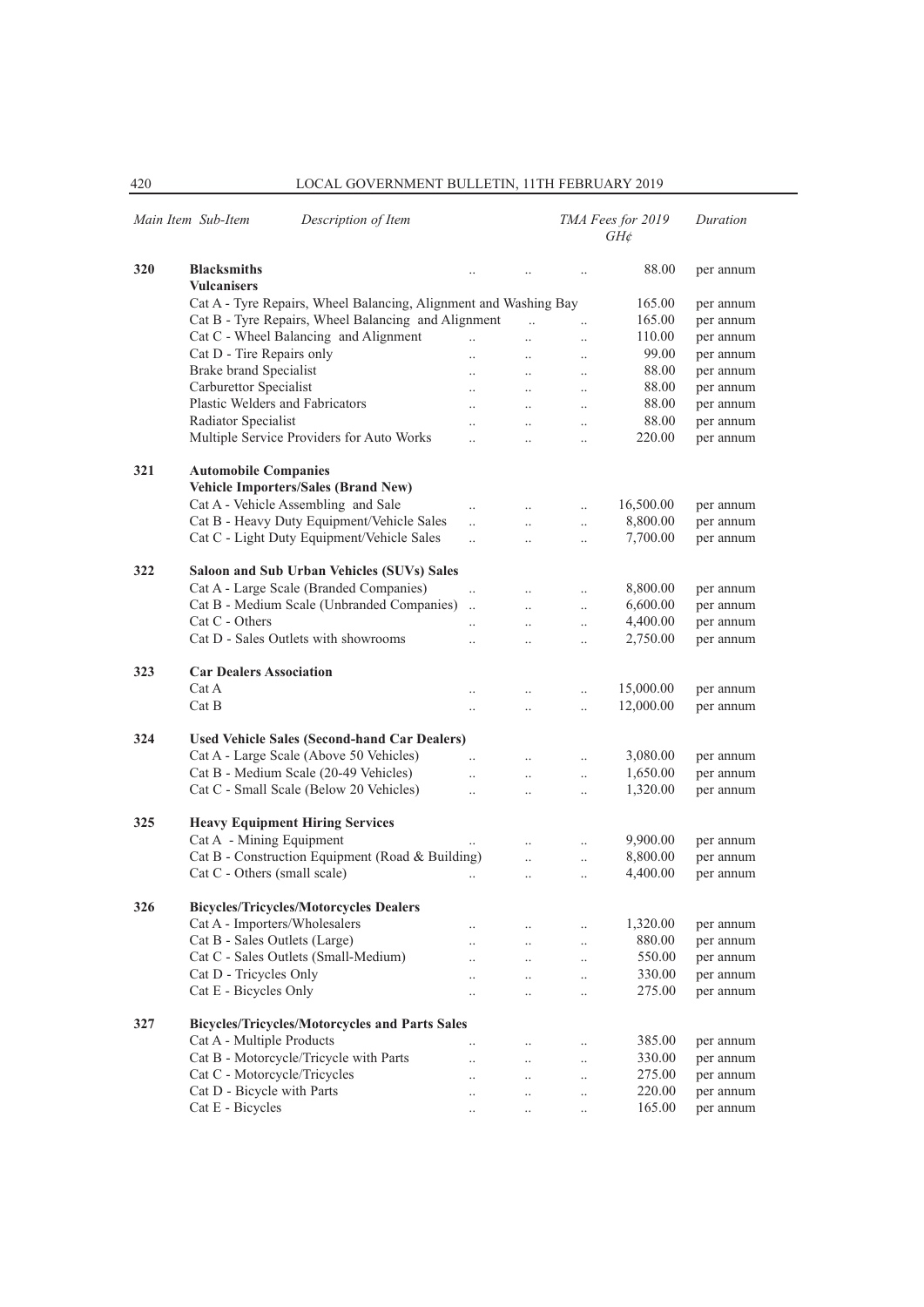| Main Item | Sub-Item | Description of Item | TMA Fees for 2019 GH¢ | Duration |
|---|---|---|---|---|
| 320 | | **Blacksmiths** | 88.00 | per annum |
| | | **Vulcanisers** | | |
| | | Cat A - Tyre Repairs, Wheel Balancing, Alignment and Washing Bay | 165.00 | per annum |
| | | Cat B - Tyre Repairs, Wheel Balancing and Alignment | 165.00 | per annum |
| | | Cat C - Wheel Balancing and Alignment | 110.00 | per annum |
| | | Cat D - Tire Repairs only | 99.00 | per annum |
| | | Brake brand Specialist | 88.00 | per annum |
| | | Carburettor Specialist | 88.00 | per annum |
| | | Plastic Welders and Fabricators | 88.00 | per annum |
| | | Radiator Specialist | 88.00 | per annum |
| | | Multiple Service Providers for Auto Works | 220.00 | per annum |
| 321 | | **Automobile Companies** | | |
| | | **Vehicle Importers/Sales (Brand New)** | | |
| | | Cat A - Vehicle Assembling and Sale | 16,500.00 | per annum |
| | | Cat B - Heavy Duty Equipment/Vehicle Sales | 8,800.00 | per annum |
| | | Cat C - Light Duty Equipment/Vehicle Sales | 7,700.00 | per annum |
| 322 | | **Saloon and Sub Urban Vehicles (SUVs) Sales** | | |
| | | Cat A - Large Scale (Branded Companies) | 8,800.00 | per annum |
| | | Cat B - Medium Scale (Unbranded Companies) | 6,600.00 | per annum |
| | | Cat C - Others | 4,400.00 | per annum |
| | | Cat D - Sales Outlets with showrooms | 2,750.00 | per annum |
| 323 | | **Car Dealers Association** | | |
| | | Cat A | 15,000.00 | per annum |
| | | Cat B | 12,000.00 | per annum |
| 324 | | **Used Vehicle Sales (Second-hand Car Dealers)** | | |
| | | Cat A - Large Scale (Above 50 Vehicles) | 3,080.00 | per annum |
| | | Cat B - Medium Scale (20-49 Vehicles) | 1,650.00 | per annum |
| | | Cat C - Small Scale (Below 20 Vehicles) | 1,320.00 | per annum |
| 325 | | **Heavy Equipment Hiring Services** | | |
| | | Cat A - Mining Equipment | 9,900.00 | per annum |
| | | Cat B - Construction Equipment (Road & Building) | 8,800.00 | per annum |
| | | Cat C - Others (small scale) | 4,400.00 | per annum |
| 326 | | **Bicycles/Tricycles/Motorcycles Dealers** | | |
| | | Cat A - Importers/Wholesalers | 1,320.00 | per annum |
| | | Cat B - Sales Outlets (Large) | 880.00 | per annum |
| | | Cat C - Sales Outlets (Small-Medium) | 550.00 | per annum |
| | | Cat D - Tricycles Only | 330.00 | per annum |
| | | Cat E - Bicycles Only | 275.00 | per annum |
| 327 | | **Bicycles/Tricycles/Motorcycles and Parts Sales** | | |
| | | Cat A - Multiple Products | 385.00 | per annum |
| | | Cat B - Motorcycle/Tricycle with Parts | 330.00 | per annum |
| | | Cat C - Motorcycle/Tricycles | 275.00 | per annum |
| | | Cat D - Bicycle with Parts | 220.00 | per annum |
| | | Cat E - Bicycles | 165.00 | per annum |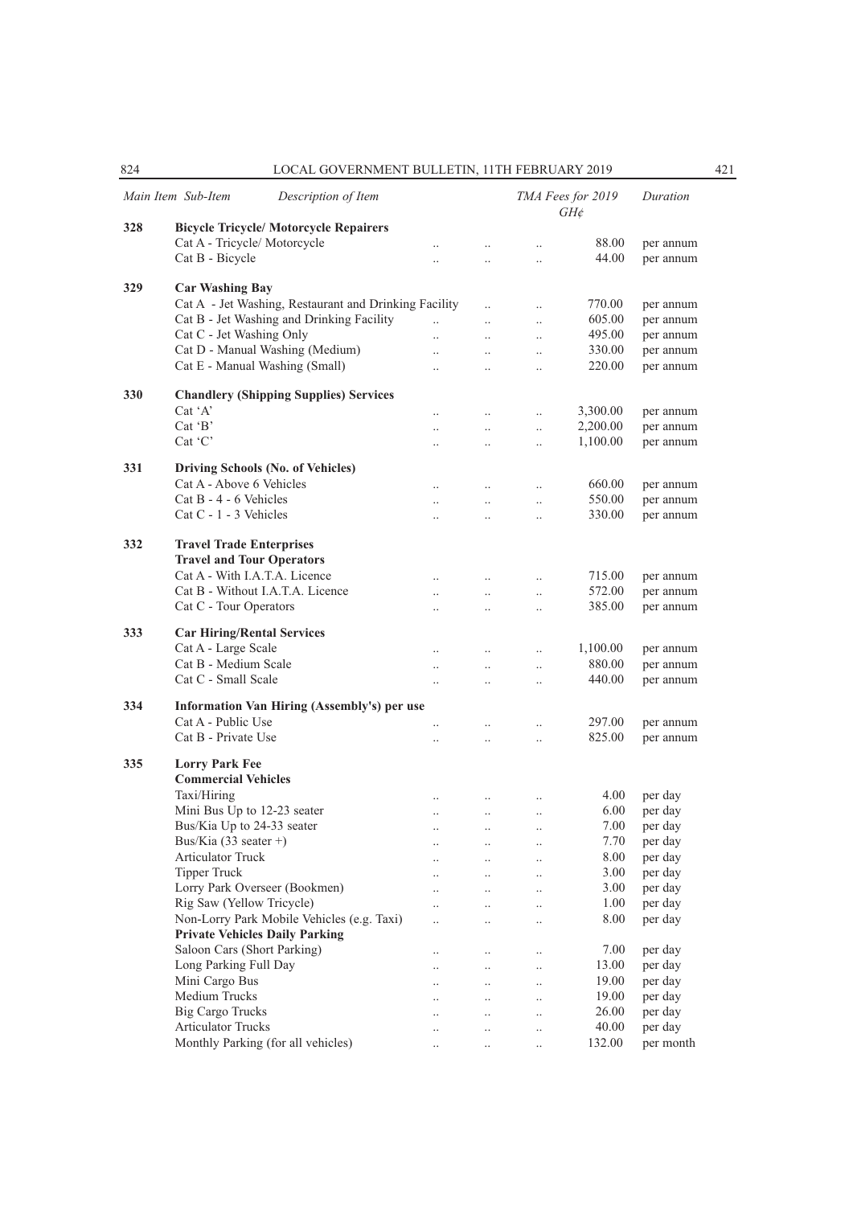| Main Item | Sub-Item | Description of Item | TMA Fees for 2019 GH¢ | Duration |
|---|---|---|---|---|
| 328 | | **Bicycle Tricycle/ Motorcycle Repairers** | | |
| | | Cat A - Tricycle/ Motorcycle | 88.00 | per annum |
| | | Cat B - Bicycle | 44.00 | per annum |
| 329 | | **Car Washing Bay** | | |
| | | Cat A - Jet Washing, Restaurant and Drinking Facility | 770.00 | per annum |
| | | Cat B - Jet Washing and Drinking Facility | 605.00 | per annum |
| | | Cat C - Jet Washing Only | 495.00 | per annum |
| | | Cat D - Manual Washing (Medium) | 330.00 | per annum |
| | | Cat E - Manual Washing (Small) | 220.00 | per annum |
| 330 | | **Chandlery (Shipping Supplies) Services** | | |
| | | Cat 'A' | 3,300.00 | per annum |
| | | Cat 'B' | 2,200.00 | per annum |
| | | Cat 'C' | 1,100.00 | per annum |
| 331 | | **Driving Schools (No. of Vehicles)** | | |
| | | Cat A - Above 6 Vehicles | 660.00 | per annum |
| | | Cat B - 4 - 6 Vehicles | 550.00 | per annum |
| | | Cat C - 1 - 3 Vehicles | 330.00 | per annum |
| 332 | | **Travel Trade Enterprises** | | |
| | | **Travel and Tour Operators** | | |
| | | Cat A - With I.A.T.A. Licence | 715.00 | per annum |
| | | Cat B - Without I.A.T.A. Licence | 572.00 | per annum |
| | | Cat C - Tour Operators | 385.00 | per annum |
| 333 | | **Car Hiring/Rental Services** | | |
| | | Cat A - Large Scale | 1,100.00 | per annum |
| | | Cat B - Medium Scale | 880.00 | per annum |
| | | Cat C - Small Scale | 440.00 | per annum |
| 334 | | **Information Van Hiring (Assembly's) per use** | | |
| | | Cat A - Public Use | 297.00 | per annum |
| | | Cat B - Private Use | 825.00 | per annum |
| 335 | | **Lorry Park Fee** | | |
| | | **Commercial Vehicles** | | |
| | | Taxi/Hiring | 4.00 | per day |
| | | Mini Bus Up to 12-23 seater | 6.00 | per day |
| | | Bus/Kia Up to 24-33 seater | 7.00 | per day |
| | | Bus/Kia (33 seater +) | 7.70 | per day |
| | | Articulator Truck | 8.00 | per day |
| | | Tipper Truck | 3.00 | per day |
| | | Lorry Park Overseer (Bookmen) | 3.00 | per day |
| | | Rig Saw (Yellow Tricycle) | 1.00 | per day |
| | | Non-Lorry Park Mobile Vehicles (e.g. Taxi) | 8.00 | per day |
| | | **Private Vehicles Daily Parking** | | |
| | | Saloon Cars (Short Parking) | 7.00 | per day |
| | | Long Parking Full Day | 13.00 | per day |
| | | Mini Cargo Bus | 19.00 | per day |
| | | Medium Trucks | 19.00 | per day |
| | | Big Cargo Trucks | 26.00 | per day |
| | | Articulator Trucks | 40.00 | per day |
| | | Monthly Parking (for all vehicles) | 132.00 | per month |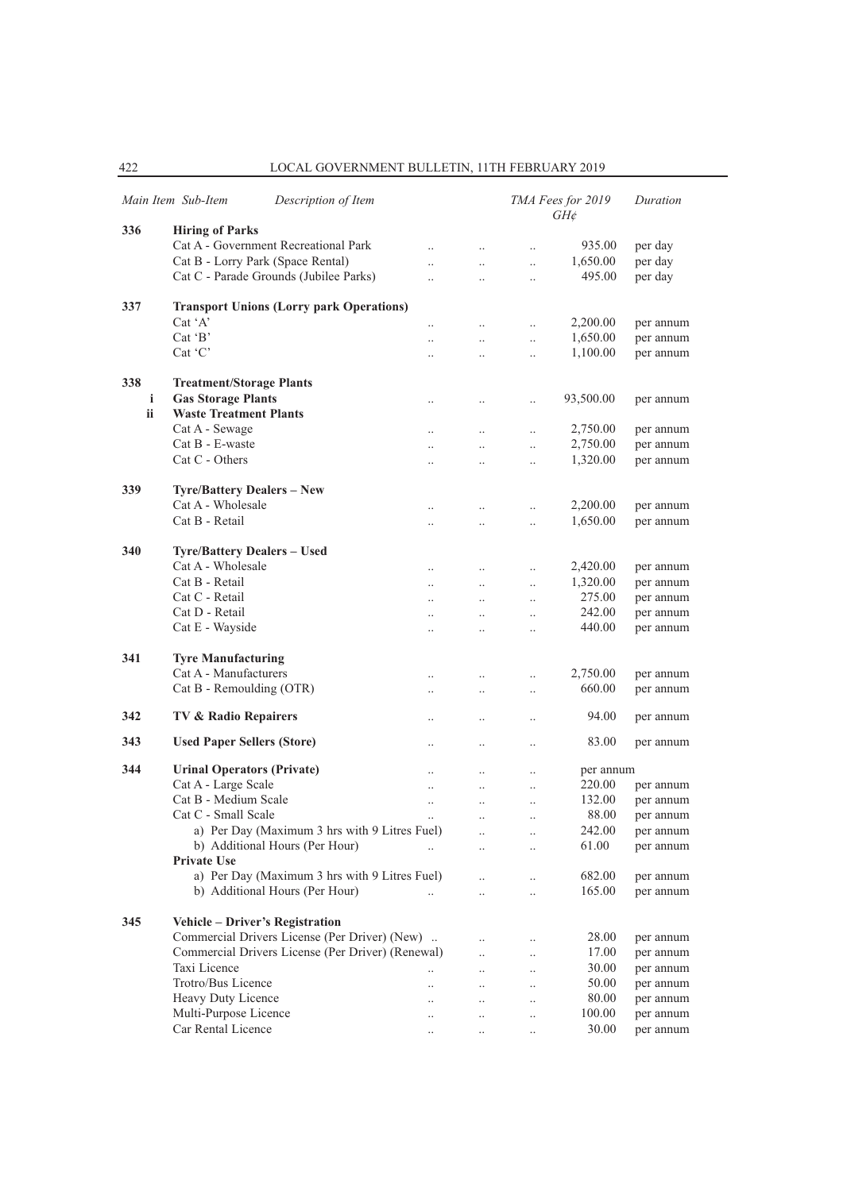| *Main Item* | *Sub-Item* | *Description of Item* | *TMA Fees for 2019 GH¢* | *Duration* |
|---|---|---|---|---|
| 336 | | **Hiring of Parks** | | |
| | | Cat A - Government Recreational Park | 935.00 | per day |
| | | Cat B - Lorry Park (Space Rental) | 1,650.00 | per day |
| | | Cat C - Parade Grounds (Jubilee Parks) | 495.00 | per day |
| 337 | | **Transport Unions (Lorry park Operations)** | | |
| | | Cat 'A' | 2,200.00 | per annum |
| | | Cat 'B' | 1,650.00 | per annum |
| | | Cat 'C' | 1,100.00 | per annum |
| 338 | | **Treatment/Storage Plants** | | |
| | i | **Gas Storage Plants** | 93,500.00 | per annum |
| | ii | **Waste Treatment Plants** | | |
| | | Cat A - Sewage | 2,750.00 | per annum |
| | | Cat B - E-waste | 2,750.00 | per annum |
| | | Cat C - Others | 1,320.00 | per annum |
| 339 | | **Tyre/Battery Dealers – New** | | |
| | | Cat A - Wholesale | 2,200.00 | per annum |
| | | Cat B - Retail | 1,650.00 | per annum |
| 340 | | **Tyre/Battery Dealers – Used** | | |
| | | Cat A - Wholesale | 2,420.00 | per annum |
| | | Cat B - Retail | 1,320.00 | per annum |
| | | Cat C - Retail | 275.00 | per annum |
| | | Cat D - Retail | 242.00 | per annum |
| | | Cat E - Wayside | 440.00 | per annum |
| 341 | | **Tyre Manufacturing** | | |
| | | Cat A - Manufacturers | 2,750.00 | per annum |
| | | Cat B - Remoulding (OTR) | 660.00 | per annum |
| 342 | | **TV & Radio Repairers** | 94.00 | per annum |
| 343 | | **Used Paper Sellers (Store)** | 83.00 | per annum |
| 344 | | **Urinal Operators (Private)** | per annum | |
| | | Cat A - Large Scale | 220.00 | per annum |
| | | Cat B - Medium Scale | 132.00 | per annum |
| | | Cat C - Small Scale | 88.00 | per annum |
| | | a) Per Day (Maximum 3 hrs with 9 Litres Fuel) | 242.00 | per annum |
| | | b) Additional Hours (Per Hour) | 61.00 | per annum |
| | | **Private Use** | | |
| | | a) Per Day (Maximum 3 hrs with 9 Litres Fuel) | 682.00 | per annum |
| | | b) Additional Hours (Per Hour) | 165.00 | per annum |
| 345 | | **Vehicle – Driver's Registration** | | |
| | | Commercial Drivers License (Per Driver) (New) | 28.00 | per annum |
| | | Commercial Drivers License (Per Driver) (Renewal) | 17.00 | per annum |
| | | Taxi Licence | 30.00 | per annum |
| | | Trotro/Bus Licence | 50.00 | per annum |
| | | Heavy Duty Licence | 80.00 | per annum |
| | | Multi-Purpose Licence | 100.00 | per annum |
| | | Car Rental Licence | 30.00 | per annum |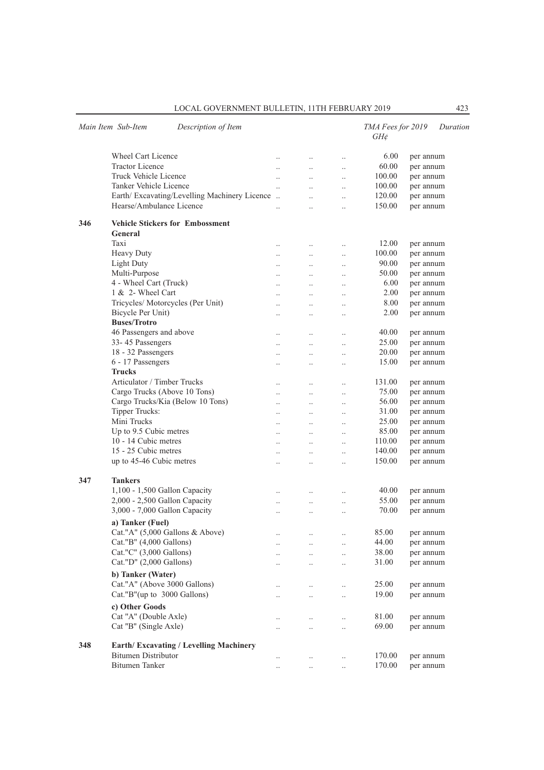| Main Item | Sub-Item | Description of Item | TMA Fees for 2019 GH¢ | Duration |
|---|---|---|---|---|
| | | Wheel Cart Licence | 6.00 | per annum |
| | | Tractor Licence | 60.00 | per annum |
| | | Truck Vehicle Licence | 100.00 | per annum |
| | | Tanker Vehicle Licence | 100.00 | per annum |
| | | Earth/ Excavating/Levelling Machinery Licence | 120.00 | per annum |
| | | Hearse/Ambulance Licence | 150.00 | per annum |
| **346** | | **Vehicle Stickers for Embossment** | | |
| | | **General** | | |
| | | Taxi | 12.00 | per annum |
| | | Heavy Duty | 100.00 | per annum |
| | | Light Duty | 90.00 | per annum |
| | | Multi-Purpose | 50.00 | per annum |
| | | 4 - Wheel Cart (Truck) | 6.00 | per annum |
| | | 1 & 2- Wheel Cart | 2.00 | per annum |
| | | Tricycles/ Motorcycles (Per Unit) | 8.00 | per annum |
| | | Bicycle Per Unit) | 2.00 | per annum |
| | | **Buses/Trotro** | | |
| | | 46 Passengers and above | 40.00 | per annum |
| | | 33- 45 Passengers | 25.00 | per annum |
| | | 18 - 32 Passengers | 20.00 | per annum |
| | | 6 - 17 Passengers | 15.00 | per annum |
| | | **Trucks** | | |
| | | Articulator / Timber Trucks | 131.00 | per annum |
| | | Cargo Trucks (Above 10 Tons) | 75.00 | per annum |
| | | Cargo Trucks/Kia (Below 10 Tons) | 56.00 | per annum |
| | | Tipper Trucks: | 31.00 | per annum |
| | | Mini Trucks | 25.00 | per annum |
| | | Up to 9.5 Cubic metres | 85.00 | per annum |
| | | 10 - 14 Cubic metres | 110.00 | per annum |
| | | 15 - 25 Cubic metres | 140.00 | per annum |
| | | up to 45-46 Cubic metres | 150.00 | per annum |
| **347** | | **Tankers** | | |
| | | 1,100 - 1,500 Gallon Capacity | 40.00 | per annum |
| | | 2,000 - 2,500 Gallon Capacity | 55.00 | per annum |
| | | 3,000 - 7,000 Gallon Capacity | 70.00 | per annum |
| | | **a) Tanker (Fuel)** | | |
| | | Cat."A" (5,000 Gallons & Above) | 85.00 | per annum |
| | | Cat."B" (4,000 Gallons) | 44.00 | per annum |
| | | Cat."C" (3,000 Gallons) | 38.00 | per annum |
| | | Cat."D" (2,000 Gallons) | 31.00 | per annum |
| | | **b) Tanker (Water)** | | |
| | | Cat."A" (Above 3000 Gallons) | 25.00 | per annum |
| | | Cat."B"(up to 3000 Gallons) | 19.00 | per annum |
| | | **c) Other Goods** | | |
| | | Cat "A" (Double Axle) | 81.00 | per annum |
| | | Cat "B" (Single Axle) | 69.00 | per annum |
| **348** | | **Earth/ Excavating / Levelling Machinery** | | |
| | | Bitumen Distributor | 170.00 | per annum |
| | | Bitumen Tanker | 170.00 | per annum |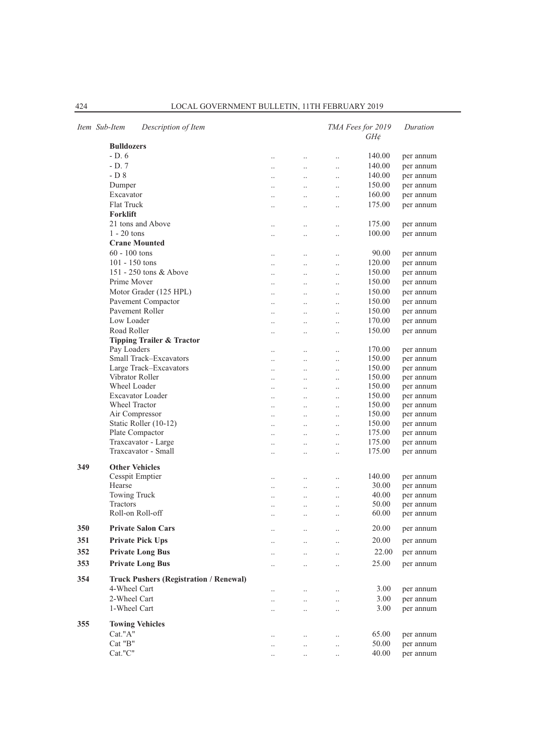| Item | Sub-Item | Description of Item | TMA Fees for 2019 GH¢ | Duration |
|---|---|---|---|---|
| | | **Bulldozers** | | |
| | | - D. 6 | 140.00 | per annum |
| | | - D. 7 | 140.00 | per annum |
| | | - D 8 | 140.00 | per annum |
| | | Dumper | 150.00 | per annum |
| | | Excavator | 160.00 | per annum |
| | | Flat Truck | 175.00 | per annum |
| | | **Forklift** | | |
| | | 21 tons and Above | 175.00 | per annum |
| | | 1 - 20 tons | 100.00 | per annum |
| | | **Crane Mounted** | | |
| | | 60 - 100 tons | 90.00 | per annum |
| | | 101 - 150 tons | 120.00 | per annum |
| | | 151 - 250 tons & Above | 150.00 | per annum |
| | | Prime Mover | 150.00 | per annum |
| | | Motor Grader (125 HPL) | 150.00 | per annum |
| | | Pavement Compactor | 150.00 | per annum |
| | | Pavement Roller | 150.00 | per annum |
| | | Low Loader | 170.00 | per annum |
| | | Road Roller | 150.00 | per annum |
| | | **Tipping Trailer & Tractor** | | |
| | | Pay Loaders | 170.00 | per annum |
| | | Small Track–Excavators | 150.00 | per annum |
| | | Large Track–Excavators | 150.00 | per annum |
| | | Vibrator Roller | 150.00 | per annum |
| | | Wheel Loader | 150.00 | per annum |
| | | Excavator Loader | 150.00 | per annum |
| | | Wheel Tractor | 150.00 | per annum |
| | | Air Compressor | 150.00 | per annum |
| | | Static Roller (10-12) | 150.00 | per annum |
| | | Plate Compactor | 175.00 | per annum |
| | | Traxcavator - Large | 175.00 | per annum |
| | | Traxcavator - Small | 175.00 | per annum |
| 349 | | **Other Vehicles** | | |
| | | Cesspit Emptier | 140.00 | per annum |
| | | Hearse | 30.00 | per annum |
| | | Towing Truck | 40.00 | per annum |
| | | Tractors | 50.00 | per annum |
| | | Roll-on Roll-off | 60.00 | per annum |
| 350 | | **Private Salon Cars** | 20.00 | per annum |
| 351 | | **Private Pick Ups** | 20.00 | per annum |
| 352 | | **Private Long Bus** | 22.00 | per annum |
| 353 | | **Private Long Bus** | 25.00 | per annum |
| 354 | | **Truck Pushers (Registration / Renewal)** | | |
| | | 4-Wheel Cart | 3.00 | per annum |
| | | 2-Wheel Cart | 3.00 | per annum |
| | | 1-Wheel Cart | 3.00 | per annum |
| 355 | | **Towing Vehicles** | | |
| | | Cat."A" | 65.00 | per annum |
| | | Cat "B" | 50.00 | per annum |
| | | Cat."C" | 40.00 | per annum |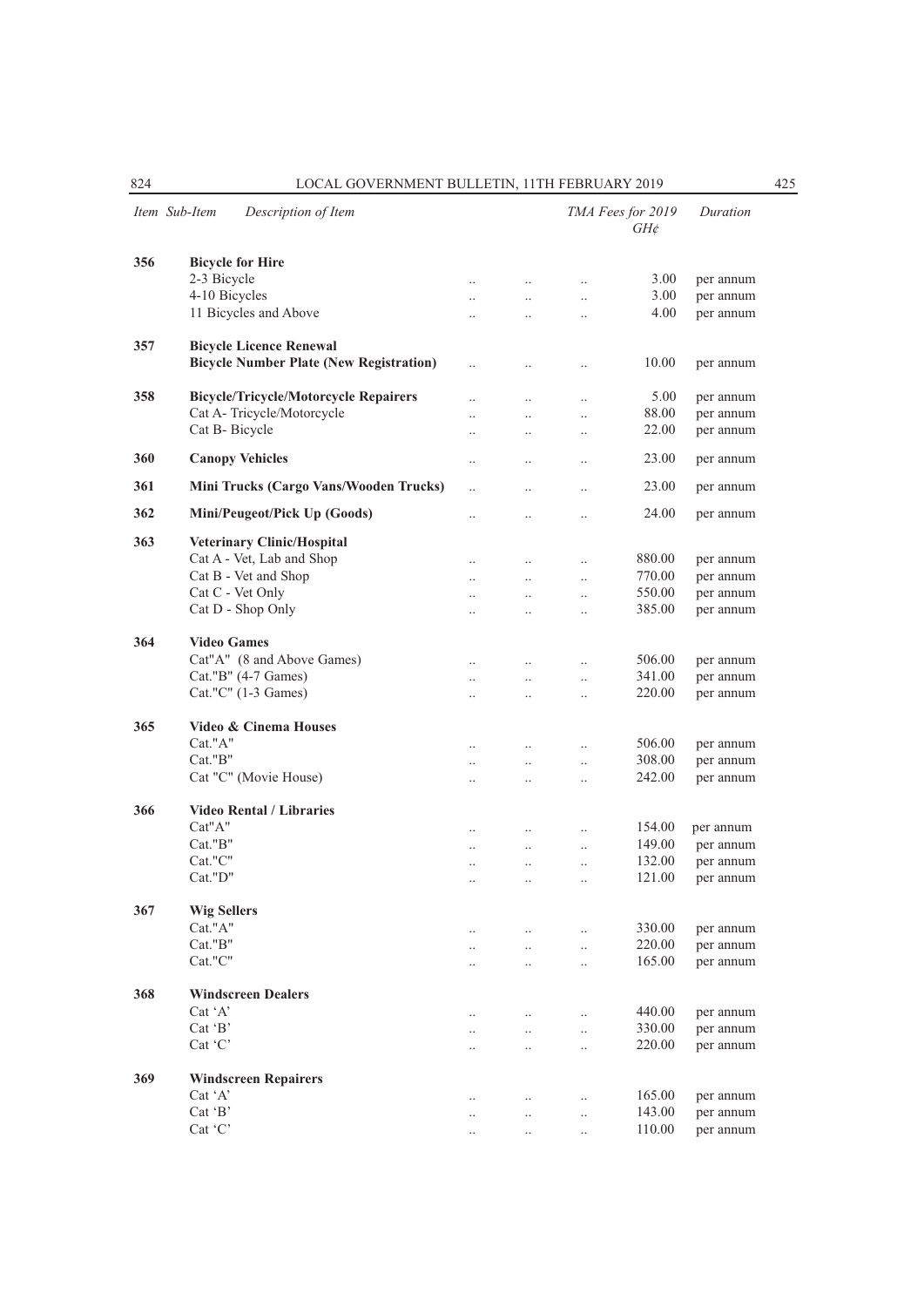| Item | Sub-Item | Description of Item | TMA Fees for 2019 GH¢ | Duration |
|---|---|---|---|---|
| 356 | | **Bicycle for Hire** | | |
| | | 2-3 Bicycle | 3.00 | per annum |
| | | 4-10 Bicycles | 3.00 | per annum |
| | | 11 Bicycles and Above | 4.00 | per annum |
| 357 | | **Bicycle Licence Renewal** | | |
| | | **Bicycle Number Plate (New Registration)** | 10.00 | per annum |
| 358 | | **Bicycle/Tricycle/Motorcycle Repairers** | 5.00 | per annum |
| | | Cat A- Tricycle/Motorcycle | 88.00 | per annum |
| | | Cat B- Bicycle | 22.00 | per annum |
| 360 | | **Canopy Vehicles** | 23.00 | per annum |
| 361 | | **Mini Trucks (Cargo Vans/Wooden Trucks)** | 23.00 | per annum |
| 362 | | **Mini/Peugeot/Pick Up (Goods)** | 24.00 | per annum |
| 363 | | **Veterinary Clinic/Hospital** | | |
| | | Cat A - Vet, Lab and Shop | 880.00 | per annum |
| | | Cat B - Vet and Shop | 770.00 | per annum |
| | | Cat C - Vet Only | 550.00 | per annum |
| | | Cat D - Shop Only | 385.00 | per annum |
| 364 | | **Video Games** | | |
| | | Cat"A" (8 and Above Games) | 506.00 | per annum |
| | | Cat."B" (4-7 Games) | 341.00 | per annum |
| | | Cat."C" (1-3 Games) | 220.00 | per annum |
| 365 | | **Video & Cinema Houses** | | |
| | | Cat."A" | 506.00 | per annum |
| | | Cat."B" | 308.00 | per annum |
| | | Cat "C" (Movie House) | 242.00 | per annum |
| 366 | | **Video Rental / Libraries** | | |
| | | Cat"A" | 154.00 | per annum |
| | | Cat."B" | 149.00 | per annum |
| | | Cat."C" | 132.00 | per annum |
| | | Cat."D" | 121.00 | per annum |
| 367 | | **Wig Sellers** | | |
| | | Cat."A" | 330.00 | per annum |
| | | Cat."B" | 220.00 | per annum |
| | | Cat."C" | 165.00 | per annum |
| 368 | | **Windscreen Dealers** | | |
| | | Cat 'A' | 440.00 | per annum |
| | | Cat 'B' | 330.00 | per annum |
| | | Cat 'C' | 220.00 | per annum |
| 369 | | **Windscreen Repairers** | | |
| | | Cat 'A' | 165.00 | per annum |
| | | Cat 'B' | 143.00 | per annum |
| | | Cat 'C' | 110.00 | per annum |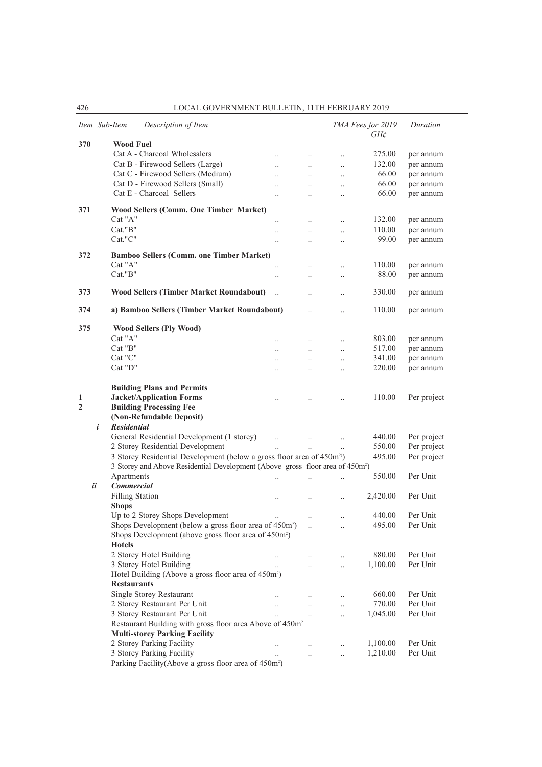| Item | Sub-Item | Description of Item | TMA Fees for 2019 GH¢ | Duration |
|---|---|---|---|---|
| 370 | | **Wood Fuel** | | |
| | | Cat A - Charcoal Wholesalers .. .. .. | 275.00 | per annum |
| | | Cat B - Firewood Sellers (Large) .. .. .. | 132.00 | per annum |
| | | Cat C - Firewood Sellers (Medium) .. .. .. | 66.00 | per annum |
| | | Cat D - Firewood Sellers (Small) .. .. .. | 66.00 | per annum |
| | | Cat E - Charcoal Sellers .. .. .. | 66.00 | per annum |
| 371 | | **Wood Sellers (Comm. One Timber Market)** | | |
| | | Cat "A" .. .. .. | 132.00 | per annum |
| | | Cat."B" .. .. .. | 110.00 | per annum |
| | | Cat."C" .. .. .. | 99.00 | per annum |
| 372 | | **Bamboo Sellers (Comm. one Timber Market)** | | |
| | | Cat "A" .. .. .. | 110.00 | per annum |
| | | Cat."B" .. .. .. | 88.00 | per annum |
| 373 | | **Wood Sellers (Timber Market Roundabout)** .. .. .. | 330.00 | per annum |
| 374 | | **a) Bamboo Sellers (Timber Market Roundabout)** .. .. | 110.00 | per annum |
| 375 | | **Wood Sellers (Ply Wood)** | | |
| | | Cat "A" .. .. .. | 803.00 | per annum |
| | | Cat "B" .. .. .. | 517.00 | per annum |
| | | Cat "C" .. .. .. | 341.00 | per annum |
| | | Cat "D" .. .. .. | 220.00 | per annum |
| | | **Building Plans and Permits** | | |
| 1 | | **Jacket/Application Forms** .. .. .. | 110.00 | Per project |
| 2 | | **Building Processing Fee (Non-Refundable Deposit)** | | |
| | *i* | ***Residential*** | | |
| | | General Residential Development (1 storey) .. .. .. | 440.00 | Per project |
| | | 2 Storey Residential Development .. .. .. | 550.00 | Per project |
| | | 3 Storey Residential Development (below a gross floor area of 450m²) | 495.00 | Per project |
| | | 3 Storey and Above Residential Development (Above gross floor area of 450m²) | | |
| | | Apartments .. .. .. | 550.00 | Per Unit |
| | *ii* | ***Commercial*** | | |
| | | Filling Station .. .. .. | 2,420.00 | Per Unit |
| | | **Shops** | | |
| | | Up to 2 Storey Shops Development .. .. .. | 440.00 | Per Unit |
| | | Shops Development (below a gross floor area of 450m²) .. .. | 495.00 | Per Unit |
| | | Shops Development (above gross floor area of 450m²) | | |
| | | **Hotels** | | |
| | | 2 Storey Hotel Building .. .. .. | 880.00 | Per Unit |
| | | 3 Storey Hotel Building .. .. .. | 1,100.00 | Per Unit |
| | | Hotel Building (Above a gross floor area of 450m²) | | |
| | | **Restaurants** | | |
| | | Single Storey Restaurant .. .. .. | 660.00 | Per Unit |
| | | 2 Storey Restaurant Per Unit .. .. .. | 770.00 | Per Unit |
| | | 3 Storey Restaurant Per Unit .. .. .. | 1,045.00 | Per Unit |
| | | Restaurant Building with gross floor area Above of 450m² | | |
| | | **Multi-storey Parking Facility** | | |
| | | 2 Storey Parking Facility .. .. .. | 1,100.00 | Per Unit |
| | | 3 Storey Parking Facility .. .. .. | 1,210.00 | Per Unit |
| | | Parking Facility(Above a gross floor area of 450m²) | | |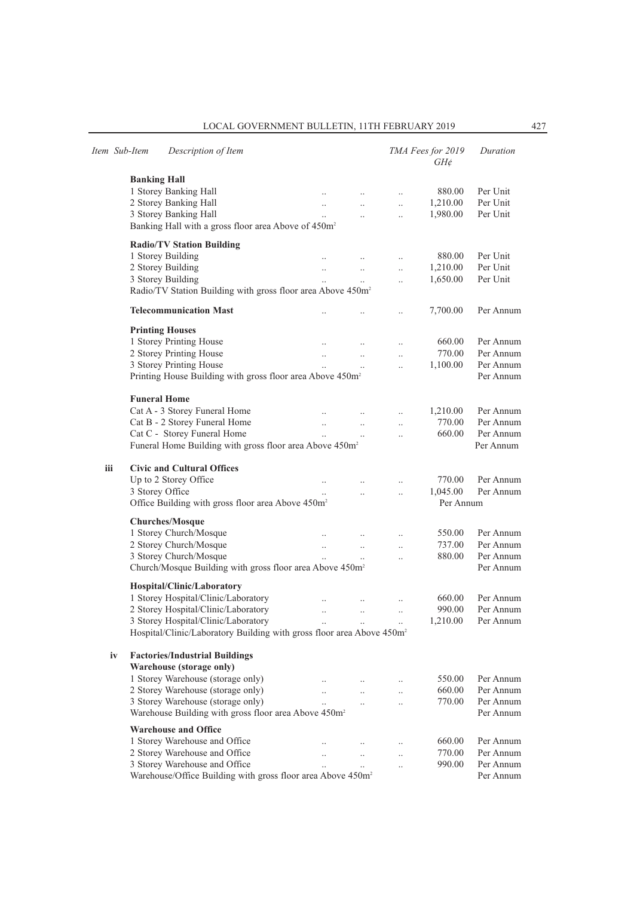| Item | Sub-Item | Description of Item | TMA Fees for 2019 GH¢ | Duration |
|---|---|---|---|---|
| | | **Banking Hall** | | |
| | | 1 Storey Banking Hall .. .. .. | 880.00 | Per Unit |
| | | 2 Storey Banking Hall .. .. .. | 1,210.00 | Per Unit |
| | | 3 Storey Banking Hall .. .. .. | 1,980.00 | Per Unit |
| | | Banking Hall with a gross floor area Above of 450m² | | |
| | | **Radio/TV Station Building** | | |
| | | 1 Storey Building .. .. .. | 880.00 | Per Unit |
| | | 2 Storey Building .. .. .. | 1,210.00 | Per Unit |
| | | 3 Storey Building .. .. .. | 1,650.00 | Per Unit |
| | | Radio/TV Station Building with gross floor area Above 450m² | | |
| | | **Telecommunication Mast** .. .. .. | 7,700.00 | Per Annum |
| | | **Printing Houses** | | |
| | | 1 Storey Printing House .. .. .. | 660.00 | Per Annum |
| | | 2 Storey Printing House .. .. .. | 770.00 | Per Annum |
| | | 3 Storey Printing House .. .. .. | 1,100.00 | Per Annum |
| | | Printing House Building with gross floor area Above 450m² | | Per Annum |
| | | **Funeral Home** | | |
| | | Cat A - 3 Storey Funeral Home .. .. .. | 1,210.00 | Per Annum |
| | | Cat B - 2 Storey Funeral Home .. .. .. | 770.00 | Per Annum |
| | | Cat C - Storey Funeral Home .. .. .. | 660.00 | Per Annum |
| | | Funeral Home Building with gross floor area Above 450m² | | Per Annum |
| iii | | **Civic and Cultural Offices** | | |
| | | Up to 2 Storey Office .. .. .. | 770.00 | Per Annum |
| | | 3 Storey Office .. .. .. | 1,045.00 | Per Annum |
| | | Office Building with gross floor area Above 450m² | Per Annum | |
| | | **Churches/Mosque** | | |
| | | 1 Storey Church/Mosque .. .. .. | 550.00 | Per Annum |
| | | 2 Storey Church/Mosque .. .. .. | 737.00 | Per Annum |
| | | 3 Storey Church/Mosque .. .. .. | 880.00 | Per Annum |
| | | Church/Mosque Building with gross floor area Above 450m² | | Per Annum |
| | | **Hospital/Clinic/Laboratory** | | |
| | | 1 Storey Hospital/Clinic/Laboratory .. .. .. | 660.00 | Per Annum |
| | | 2 Storey Hospital/Clinic/Laboratory .. .. .. | 990.00 | Per Annum |
| | | 3 Storey Hospital/Clinic/Laboratory .. .. .. | 1,210.00 | Per Annum |
| | | Hospital/Clinic/Laboratory Building with gross floor area Above 450m² | | |
| iv | | **Factories/Industrial Buildings** | | |
| | | **Warehouse (storage only)** | | |
| | | 1 Storey Warehouse (storage only) .. .. .. | 550.00 | Per Annum |
| | | 2 Storey Warehouse (storage only) .. .. .. | 660.00 | Per Annum |
| | | 3 Storey Warehouse (storage only) .. .. .. | 770.00 | Per Annum |
| | | Warehouse Building with gross floor area Above 450m² | | Per Annum |
| | | **Warehouse and Office** | | |
| | | 1 Storey Warehouse and Office .. .. .. | 660.00 | Per Annum |
| | | 2 Storey Warehouse and Office .. .. .. | 770.00 | Per Annum |
| | | 3 Storey Warehouse and Office .. .. .. | 990.00 | Per Annum |
| | | Warehouse/Office Building with gross floor area Above 450m² | | Per Annum |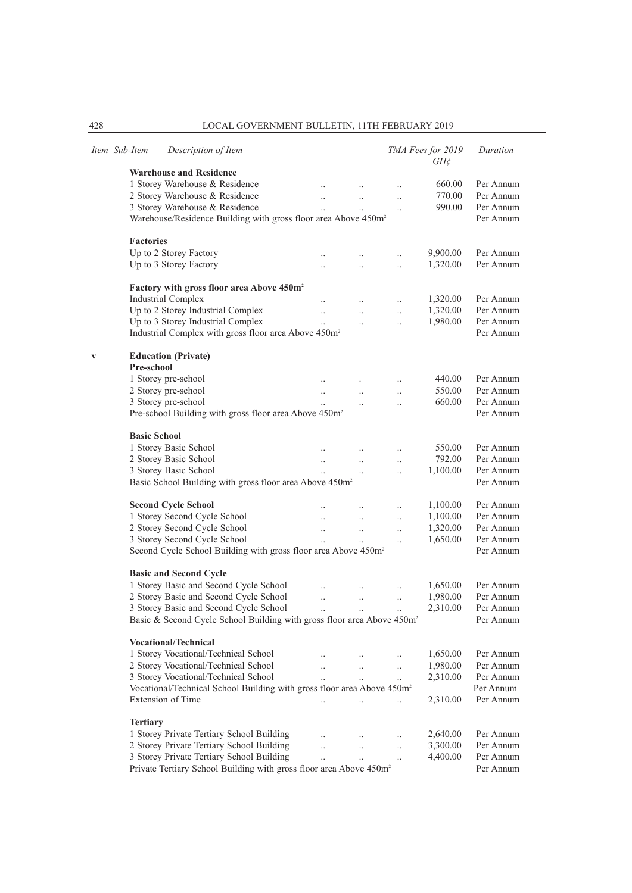| Item | Sub-Item | Description of Item | TMA Fees for 2019 GH¢ | Duration |
|---|---|---|---|---|
| | | **Warehouse and Residence** | | |
| | | 1 Storey Warehouse & Residence .. .. .. | 660.00 | Per Annum |
| | | 2 Storey Warehouse & Residence .. .. .. | 770.00 | Per Annum |
| | | 3 Storey Warehouse & Residence .. .. .. | 990.00 | Per Annum |
| | | Warehouse/Residence Building with gross floor area Above 450m² | | Per Annum |
| | | **Factories** | | |
| | | Up to 2 Storey Factory .. .. .. | 9,900.00 | Per Annum |
| | | Up to 3 Storey Factory .. .. .. | 1,320.00 | Per Annum |
| | | **Factory with gross floor area Above 450m²** | | |
| | | Industrial Complex .. .. .. | 1,320.00 | Per Annum |
| | | Up to 2 Storey Industrial Complex .. .. .. | 1,320.00 | Per Annum |
| | | Up to 3 Storey Industrial Complex .. .. .. | 1,980.00 | Per Annum |
| | | Industrial Complex with gross floor area Above 450m² | | Per Annum |
| v | | **Education (Private)** | | |
| | | **Pre-school** | | |
| | | 1 Storey pre-school .. . .. | 440.00 | Per Annum |
| | | 2 Storey pre-school .. .. .. | 550.00 | Per Annum |
| | | 3 Storey pre-school .. .. .. | 660.00 | Per Annum |
| | | Pre-school Building with gross floor area Above 450m² | | Per Annum |
| | | **Basic School** | | |
| | | 1 Storey Basic School .. .. .. | 550.00 | Per Annum |
| | | 2 Storey Basic School .. .. .. | 792.00 | Per Annum |
| | | 3 Storey Basic School .. .. .. | 1,100.00 | Per Annum |
| | | Basic School Building with gross floor area Above 450m² | | Per Annum |
| | | **Second Cycle School** .. .. .. | 1,100.00 | Per Annum |
| | | 1 Storey Second Cycle School .. .. .. | 1,100.00 | Per Annum |
| | | 2 Storey Second Cycle School .. .. .. | 1,320.00 | Per Annum |
| | | 3 Storey Second Cycle School .. .. .. | 1,650.00 | Per Annum |
| | | Second Cycle School Building with gross floor area Above 450m² | | Per Annum |
| | | **Basic and Second Cycle** | | |
| | | 1 Storey Basic and Second Cycle School .. .. .. | 1,650.00 | Per Annum |
| | | 2 Storey Basic and Second Cycle School .. .. .. | 1,980.00 | Per Annum |
| | | 3 Storey Basic and Second Cycle School .. .. .. | 2,310.00 | Per Annum |
| | | Basic & Second Cycle School Building with gross floor area Above 450m² | | Per Annum |
| | | **Vocational/Technical** | | |
| | | 1 Storey Vocational/Technical School .. .. .. | 1,650.00 | Per Annum |
| | | 2 Storey Vocational/Technical School .. .. .. | 1,980.00 | Per Annum |
| | | 3 Storey Vocational/Technical School .. .. .. | 2,310.00 | Per Annum |
| | | Vocational/Technical School Building with gross floor area Above 450m² | | Per Annum |
| | | Extension of Time .. .. .. | 2,310.00 | Per Annum |
| | | **Tertiary** | | |
| | | 1 Storey Private Tertiary School Building .. .. .. | 2,640.00 | Per Annum |
| | | 2 Storey Private Tertiary School Building .. .. .. | 3,300.00 | Per Annum |
| | | 3 Storey Private Tertiary School Building .. .. .. | 4,400.00 | Per Annum |
| | | Private Tertiary School Building with gross floor area Above 450m² | | Per Annum |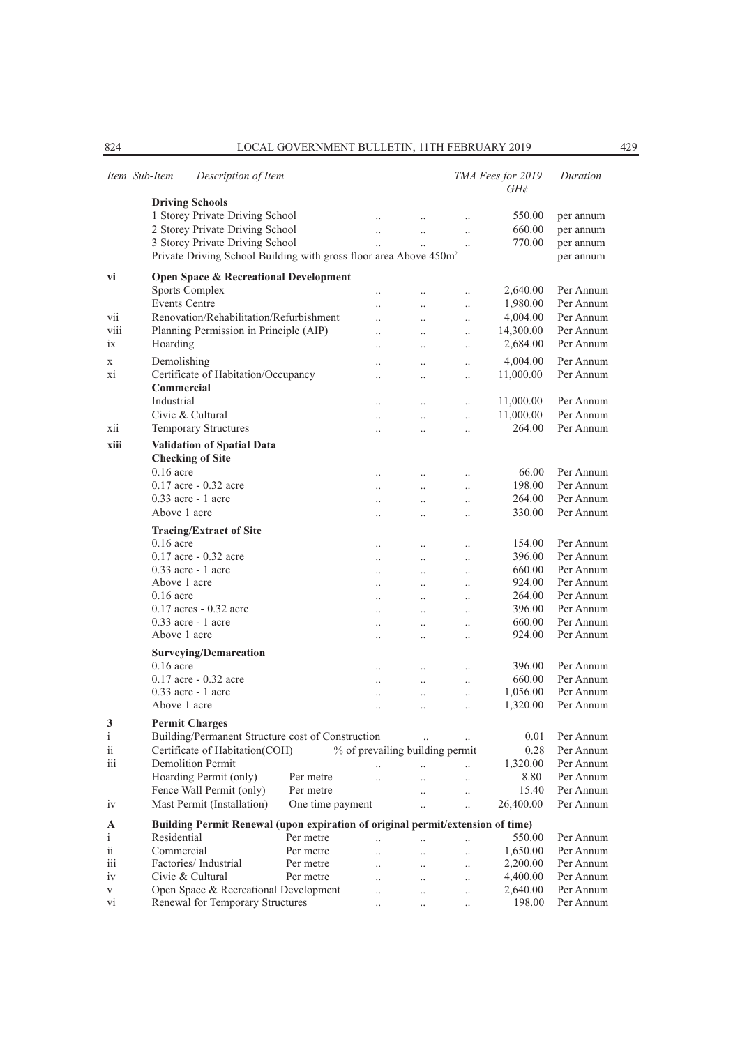| *Item* | *Sub-Item* | *Description of Item* | | *TMA Fees for 2019 GH¢* | *Duration* |
|---|---|---|---|---|---|
| | | **Driving Schools** | | | |
| | | 1 Storey Private Driving School | | 550.00 | per annum |
| | | 2 Storey Private Driving School | | 660.00 | per annum |
| | | 3 Storey Private Driving School | | 770.00 | per annum |
| | | Private Driving School Building with gross floor area Above 450m² | | | per annum |
| vi | | **Open Space & Recreational Development** | | | |
| | | Sports Complex | | 2,640.00 | Per Annum |
| | | Events Centre | | 1,980.00 | Per Annum |
| vii | | Renovation/Rehabilitation/Refurbishment | | 4,004.00 | Per Annum |
| viii | | Planning Permission in Principle (AIP) | | 14,300.00 | Per Annum |
| ix | | Hoarding | | 2,684.00 | Per Annum |
| x | | Demolishing | | 4,004.00 | Per Annum |
| xi | | Certificate of Habitation/Occupancy | | 11,000.00 | Per Annum |
| | | **Commercial** | | | |
| | | Industrial | | 11,000.00 | Per Annum |
| | | Civic & Cultural | | 11,000.00 | Per Annum |
| xii | | Temporary Structures | | 264.00 | Per Annum |
| **xiii** | | **Validation of Spatial Data** | | | |
| | | **Checking of Site** | | | |
| | | 0.16 acre | | 66.00 | Per Annum |
| | | 0.17 acre - 0.32 acre | | 198.00 | Per Annum |
| | | 0.33 acre - 1 acre | | 264.00 | Per Annum |
| | | Above 1 acre | | 330.00 | Per Annum |
| | | **Tracing/Extract of Site** | | | |
| | | 0.16 acre | | 154.00 | Per Annum |
| | | 0.17 acre - 0.32 acre | | 396.00 | Per Annum |
| | | 0.33 acre - 1 acre | | 660.00 | Per Annum |
| | | Above 1 acre | | 924.00 | Per Annum |
| | | 0.16 acre | | 264.00 | Per Annum |
| | | 0.17 acres - 0.32 acre | | 396.00 | Per Annum |
| | | 0.33 acre - 1 acre | | 660.00 | Per Annum |
| | | Above 1 acre | | 924.00 | Per Annum |
| | | **Surveying/Demarcation** | | | |
| | | 0.16 acre | | 396.00 | Per Annum |
| | | 0.17 acre - 0.32 acre | | 660.00 | Per Annum |
| | | 0.33 acre - 1 acre | | 1,056.00 | Per Annum |
| | | Above 1 acre | | 1,320.00 | Per Annum |
| **3** | | **Permit Charges** | | | |
| i | | Building/Permanent Structure cost of Construction | | 0.01 | Per Annum |
| ii | | Certificate of Habitation(COH) | % of prevailing building permit | 0.28 | Per Annum |
| iii | | Demolition Permit | | 1,320.00 | Per Annum |
| | | Hoarding Permit (only) | Per metre | 8.80 | Per Annum |
| | | Fence Wall Permit (only) | Per metre | 15.40 | Per Annum |
| iv | | Mast Permit (Installation) | One time payment | 26,400.00 | Per Annum |
| **A** | | **Building Permit Renewal (upon expiration of original permit/extension of time)** | | | |
| i | | Residential | Per metre | 550.00 | Per Annum |
| ii | | Commercial | Per metre | 1,650.00 | Per Annum |
| iii | | Factories/ Industrial | Per metre | 2,200.00 | Per Annum |
| iv | | Civic & Cultural | Per metre | 4,400.00 | Per Annum |
| v | | Open Space & Recreational Development | | 2,640.00 | Per Annum |
| vi | | Renewal for Temporary Structures | | 198.00 | Per Annum |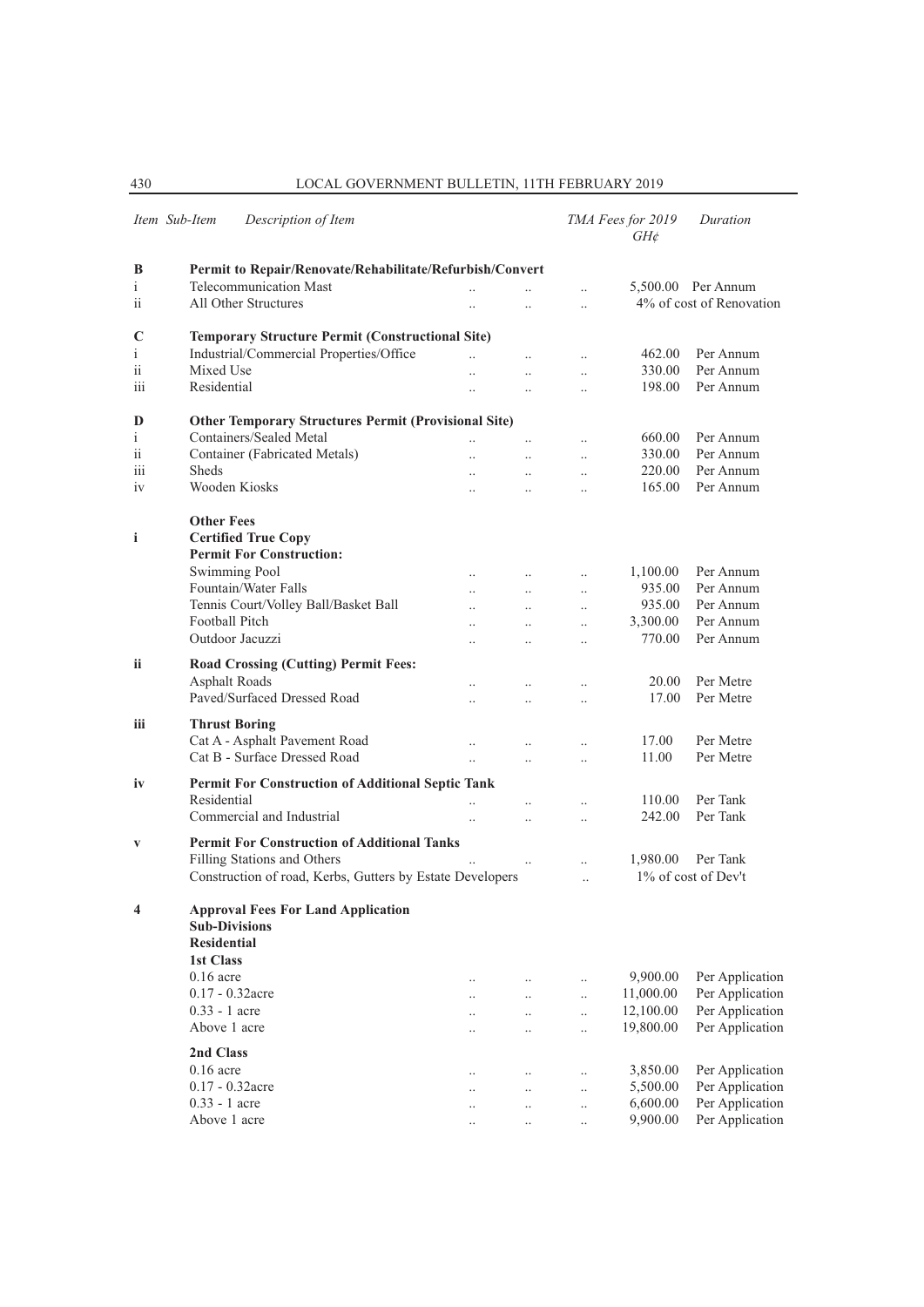| Item | Sub-Item | Description of Item | TMA Fees for 2019 GH¢ | Duration |
|---|---|---|---|---|
| **B** | | **Permit to Repair/Renovate/Rehabilitate/Refurbish/Convert** | | |
| i | | Telecommunication Mast | 5,500.00 | Per Annum |
| ii | | All Other Structures | | 4% of cost of Renovation |
| **C** | | **Temporary Structure Permit (Constructional Site)** | | |
| i | | Industrial/Commercial Properties/Office | 462.00 | Per Annum |
| ii | | Mixed Use | 330.00 | Per Annum |
| iii | | Residential | 198.00 | Per Annum |
| **D** | | **Other Temporary Structures Permit (Provisional Site)** | | |
| i | | Containers/Sealed Metal | 660.00 | Per Annum |
| ii | | Container (Fabricated Metals) | 330.00 | Per Annum |
| iii | | Sheds | 220.00 | Per Annum |
| iv | | Wooden Kiosks | 165.00 | Per Annum |
| | | **Other Fees** | | |
| **i** | | **Certified True Copy** | | |
| | | **Permit For Construction:** | | |
| | | Swimming Pool | 1,100.00 | Per Annum |
| | | Fountain/Water Falls | 935.00 | Per Annum |
| | | Tennis Court/Volley Ball/Basket Ball | 935.00 | Per Annum |
| | | Football Pitch | 3,300.00 | Per Annum |
| | | Outdoor Jacuzzi | 770.00 | Per Annum |
| **ii** | | **Road Crossing (Cutting) Permit Fees:** | | |
| | | Asphalt Roads | 20.00 | Per Metre |
| | | Paved/Surfaced Dressed Road | 17.00 | Per Metre |
| **iii** | | **Thrust Boring** | | |
| | | Cat A - Asphalt Pavement Road | 17.00 | Per Metre |
| | | Cat B - Surface Dressed Road | 11.00 | Per Metre |
| **iv** | | **Permit For Construction of Additional Septic Tank** | | |
| | | Residential | 110.00 | Per Tank |
| | | Commercial and Industrial | 242.00 | Per Tank |
| **v** | | **Permit For Construction of Additional Tanks** | | |
| | | Filling Stations and Others | 1,980.00 | Per Tank |
| | | Construction of road, Kerbs, Gutters by Estate Developers | | 1% of cost of Dev't |
| **4** | | **Approval Fees For Land Application** | | |
| | | **Sub-Divisions** | | |
| | | **Residential** | | |
| | | **1st Class** | | |
| | | 0.16 acre | 9,900.00 | Per Application |
| | | 0.17 - 0.32acre | 11,000.00 | Per Application |
| | | 0.33 - 1 acre | 12,100.00 | Per Application |
| | | Above 1 acre | 19,800.00 | Per Application |
| | | **2nd Class** | | |
| | | 0.16 acre | 3,850.00 | Per Application |
| | | 0.17 - 0.32acre | 5,500.00 | Per Application |
| | | 0.33 - 1 acre | 6,600.00 | Per Application |
| | | Above 1 acre | 9,900.00 | Per Application |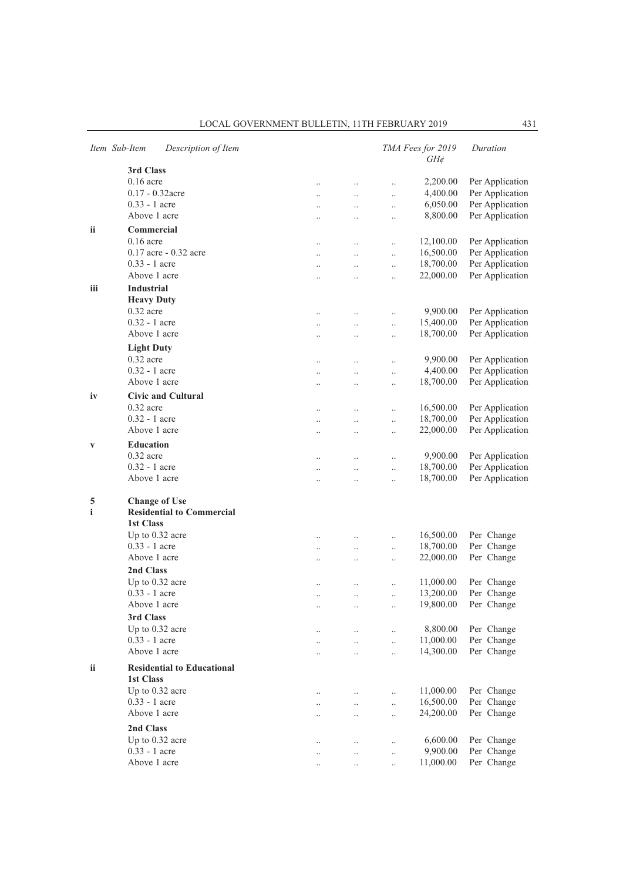| Item | Sub-Item | Description of Item | TMA Fees for 2019 GH¢ | Duration |
|---|---|---|---|---|
| | | **3rd Class** | | |
| | | 0.16 acre | 2,200.00 | Per Application |
| | | 0.17 - 0.32acre | 4,400.00 | Per Application |
| | | 0.33 - 1 acre | 6,050.00 | Per Application |
| | | Above 1 acre | 8,800.00 | Per Application |
| | **ii** | **Commercial** | | |
| | | 0.16 acre | 12,100.00 | Per Application |
| | | 0.17 acre - 0.32 acre | 16,500.00 | Per Application |
| | | 0.33 - 1 acre | 18,700.00 | Per Application |
| | | Above 1 acre | 22,000.00 | Per Application |
| | **iii** | **Industrial** | | |
| | | **Heavy Duty** | | |
| | | 0.32 acre | 9,900.00 | Per Application |
| | | 0.32 - 1 acre | 15,400.00 | Per Application |
| | | Above 1 acre | 18,700.00 | Per Application |
| | | **Light Duty** | | |
| | | 0.32 acre | 9,900.00 | Per Application |
| | | 0.32 - 1 acre | 4,400.00 | Per Application |
| | | Above 1 acre | 18,700.00 | Per Application |
| | **iv** | **Civic and Cultural** | | |
| | | 0.32 acre | 16,500.00 | Per Application |
| | | 0.32 - 1 acre | 18,700.00 | Per Application |
| | | Above 1 acre | 22,000.00 | Per Application |
| | **v** | **Education** | | |
| | | 0.32 acre | 9,900.00 | Per Application |
| | | 0.32 - 1 acre | 18,700.00 | Per Application |
| | | Above 1 acre | 18,700.00 | Per Application |
| **5** | | **Change of Use** | | |
| | **i** | **Residential to Commercial** | | |
| | | **1st Class** | | |
| | | Up to 0.32 acre | 16,500.00 | Per Change |
| | | 0.33 - 1 acre | 18,700.00 | Per Change |
| | | Above 1 acre | 22,000.00 | Per Change |
| | | **2nd Class** | | |
| | | Up to 0.32 acre | 11,000.00 | Per Change |
| | | 0.33 - 1 acre | 13,200.00 | Per Change |
| | | Above 1 acre | 19,800.00 | Per Change |
| | | **3rd Class** | | |
| | | Up to 0.32 acre | 8,800.00 | Per Change |
| | | 0.33 - 1 acre | 11,000.00 | Per Change |
| | | Above 1 acre | 14,300.00 | Per Change |
| | **ii** | **Residential to Educational** | | |
| | | **1st Class** | | |
| | | Up to 0.32 acre | 11,000.00 | Per Change |
| | | 0.33 - 1 acre | 16,500.00 | Per Change |
| | | Above 1 acre | 24,200.00 | Per Change |
| | | **2nd Class** | | |
| | | Up to 0.32 acre | 6,600.00 | Per Change |
| | | 0.33 - 1 acre | 9,900.00 | Per Change |
| | | Above 1 acre | 11,000.00 | Per Change |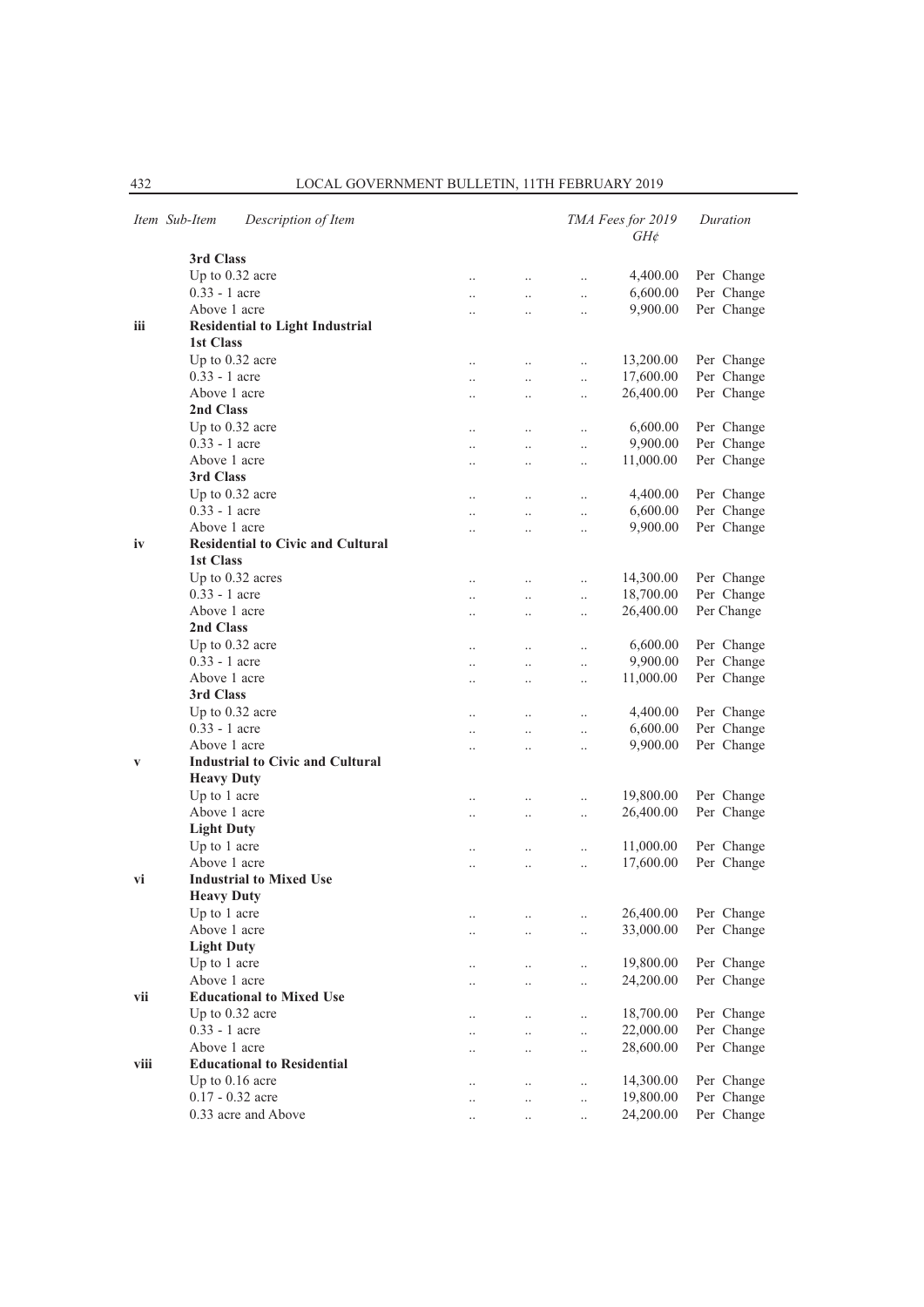| Item | Sub-Item | Description of Item | TMA Fees for 2019 GH¢ | Duration |
|---|---|---|---|---|
| | **3rd Class** | | | |
| | | Up to 0.32 acre | 4,400.00 | Per Change |
| | | 0.33 - 1 acre | 6,600.00 | Per Change |
| | | Above 1 acre | 9,900.00 | Per Change |
| iii | **Residential to Light Industrial** | | | |
| | **1st Class** | | | |
| | | Up to 0.32 acre | 13,200.00 | Per Change |
| | | 0.33 - 1 acre | 17,600.00 | Per Change |
| | | Above 1 acre | 26,400.00 | Per Change |
| | **2nd Class** | | | |
| | | Up to 0.32 acre | 6,600.00 | Per Change |
| | | 0.33 - 1 acre | 9,900.00 | Per Change |
| | | Above 1 acre | 11,000.00 | Per Change |
| | **3rd Class** | | | |
| | | Up to 0.32 acre | 4,400.00 | Per Change |
| | | 0.33 - 1 acre | 6,600.00 | Per Change |
| | | Above 1 acre | 9,900.00 | Per Change |
| iv | **Residential to Civic and Cultural** | | | |
| | **1st Class** | | | |
| | | Up to 0.32 acres | 14,300.00 | Per Change |
| | | 0.33 - 1 acre | 18,700.00 | Per Change |
| | | Above 1 acre | 26,400.00 | Per Change |
| | **2nd Class** | | | |
| | | Up to 0.32 acre | 6,600.00 | Per Change |
| | | 0.33 - 1 acre | 9,900.00 | Per Change |
| | | Above 1 acre | 11,000.00 | Per Change |
| | **3rd Class** | | | |
| | | Up to 0.32 acre | 4,400.00 | Per Change |
| | | 0.33 - 1 acre | 6,600.00 | Per Change |
| | | Above 1 acre | 9,900.00 | Per Change |
| v | **Industrial to Civic and Cultural** | | | |
| | **Heavy Duty** | | | |
| | | Up to 1 acre | 19,800.00 | Per Change |
| | | Above 1 acre | 26,400.00 | Per Change |
| | **Light Duty** | | | |
| | | Up to 1 acre | 11,000.00 | Per Change |
| | | Above 1 acre | 17,600.00 | Per Change |
| vi | **Industrial to Mixed Use** | | | |
| | **Heavy Duty** | | | |
| | | Up to 1 acre | 26,400.00 | Per Change |
| | | Above 1 acre | 33,000.00 | Per Change |
| | **Light Duty** | | | |
| | | Up to 1 acre | 19,800.00 | Per Change |
| | | Above 1 acre | 24,200.00 | Per Change |
| vii | **Educational to Mixed Use** | | | |
| | | Up to 0.32 acre | 18,700.00 | Per Change |
| | | 0.33 - 1 acre | 22,000.00 | Per Change |
| | | Above 1 acre | 28,600.00 | Per Change |
| viii | **Educational to Residential** | | | |
| | | Up to 0.16 acre | 14,300.00 | Per Change |
| | | 0.17 - 0.32 acre | 19,800.00 | Per Change |
| | | 0.33 acre and Above | 24,200.00 | Per Change |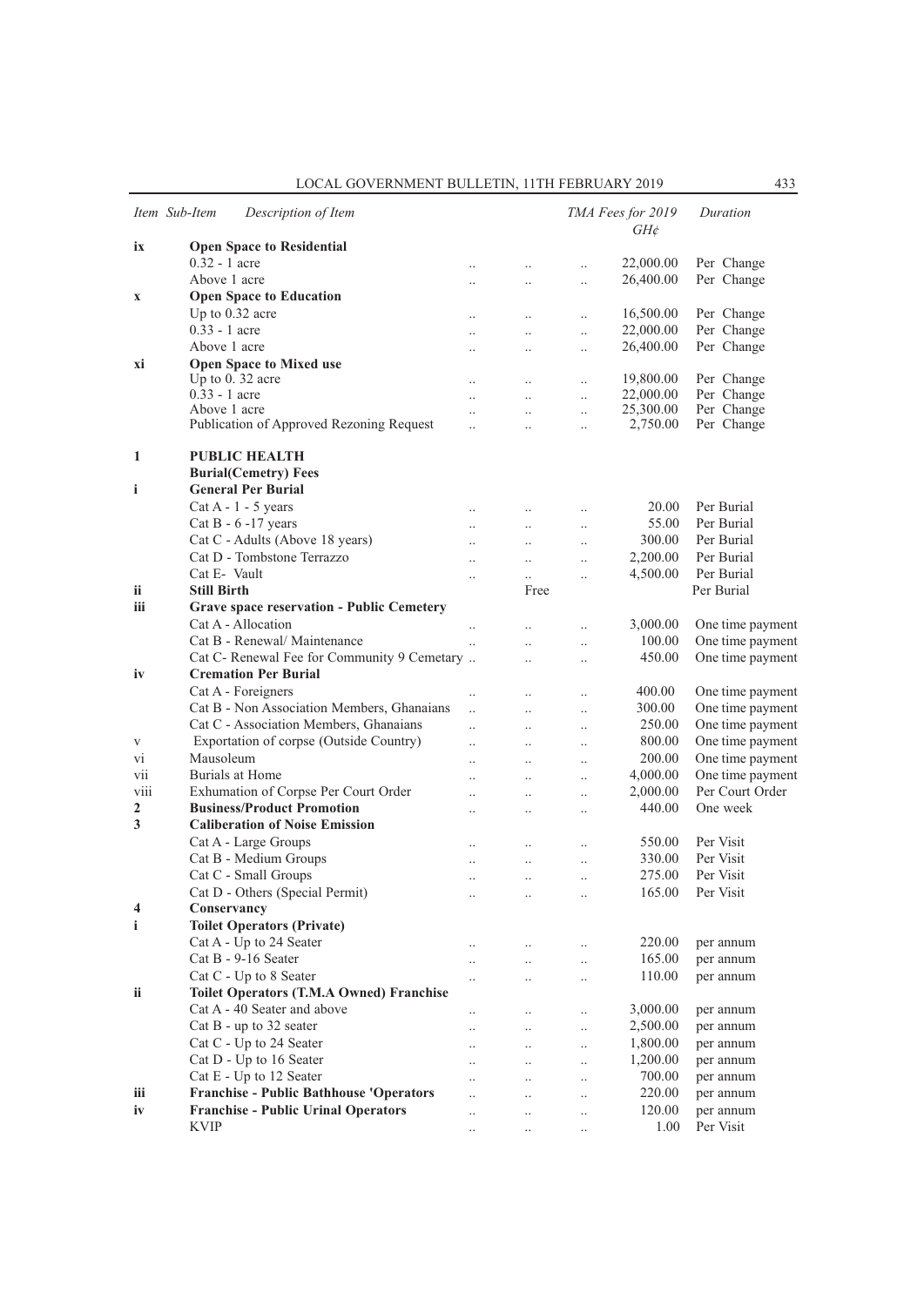| Item | Sub-Item | Description of Item | TMA Fees for 2019 GH¢ | Duration |
|---|---|---|---|---|
| ix | | **Open Space to Residential** | | |
| | | 0.32 - 1 acre | 22,000.00 | Per Change |
| | | Above 1 acre | 26,400.00 | Per Change |
| x | | **Open Space to Education** | | |
| | | Up to 0.32 acre | 16,500.00 | Per Change |
| | | 0.33 - 1 acre | 22,000.00 | Per Change |
| | | Above 1 acre | 26,400.00 | Per Change |
| xi | | **Open Space to Mixed use** | | |
| | | Up to 0. 32 acre | 19,800.00 | Per Change |
| | | 0.33 - 1 acre | 22,000.00 | Per Change |
| | | Above 1 acre | 25,300.00 | Per Change |
| | | Publication of Approved Rezoning Request | 2,750.00 | Per Change |
| 1 | | **PUBLIC HEALTH** | | |
| | | **Burial(Cemetry) Fees** | | |
| i | | **General Per Burial** | | |
| | | Cat A - 1 - 5 years | 20.00 | Per Burial |
| | | Cat B - 6 -17 years | 55.00 | Per Burial |
| | | Cat C - Adults (Above 18 years) | 300.00 | Per Burial |
| | | Cat D - Tombstone Terrazzo | 2,200.00 | Per Burial |
| | | Cat E- Vault | 4,500.00 | Per Burial |
| ii | | **Still Birth** | Free | Per Burial |
| iii | | **Grave space reservation - Public Cemetery** | | |
| | | Cat A - Allocation | 3,000.00 | One time payment |
| | | Cat B - Renewal/ Maintenance | 100.00 | One time payment |
| | | Cat C- Renewal Fee for Community 9 Cemetary | 450.00 | One time payment |
| iv | | **Cremation Per Burial** | | |
| | | Cat A - Foreigners | 400.00 | One time payment |
| | | Cat B - Non Association Members, Ghanaians | 300.00 | One time payment |
| | | Cat C - Association Members, Ghanaians | 250.00 | One time payment |
| v | | Exportation of corpse (Outside Country) | 800.00 | One time payment |
| vi | | Mausoleum | 200.00 | One time payment |
| vii | | Burials at Home | 4,000.00 | One time payment |
| viii | | Exhumation of Corpse Per Court Order | 2,000.00 | Per Court Order |
| 2 | | **Business/Product Promotion** | 440.00 | One week |
| 3 | | **Caliberation of Noise Emission** | | |
| | | Cat A - Large Groups | 550.00 | Per Visit |
| | | Cat B - Medium Groups | 330.00 | Per Visit |
| | | Cat C - Small Groups | 275.00 | Per Visit |
| | | Cat D - Others (Special Permit) | 165.00 | Per Visit |
| 4 | | **Conservancy** | | |
| i | | **Toilet Operators (Private)** | | |
| | | Cat A - Up to 24 Seater | 220.00 | per annum |
| | | Cat B - 9-16 Seater | 165.00 | per annum |
| | | Cat C - Up to 8 Seater | 110.00 | per annum |
| ii | | **Toilet Operators (T.M.A Owned) Franchise** | | |
| | | Cat A - 40 Seater and above | 3,000.00 | per annum |
| | | Cat B - up to 32 seater | 2,500.00 | per annum |
| | | Cat C - Up to 24 Seater | 1,800.00 | per annum |
| | | Cat D - Up to 16 Seater | 1,200.00 | per annum |
| | | Cat E - Up to 12 Seater | 700.00 | per annum |
| iii | | **Franchise - Public Bathhouse 'Operators** | 220.00 | per annum |
| iv | | **Franchise - Public Urinal Operators** | 120.00 | per annum |
| | | KVIP | 1.00 | Per Visit |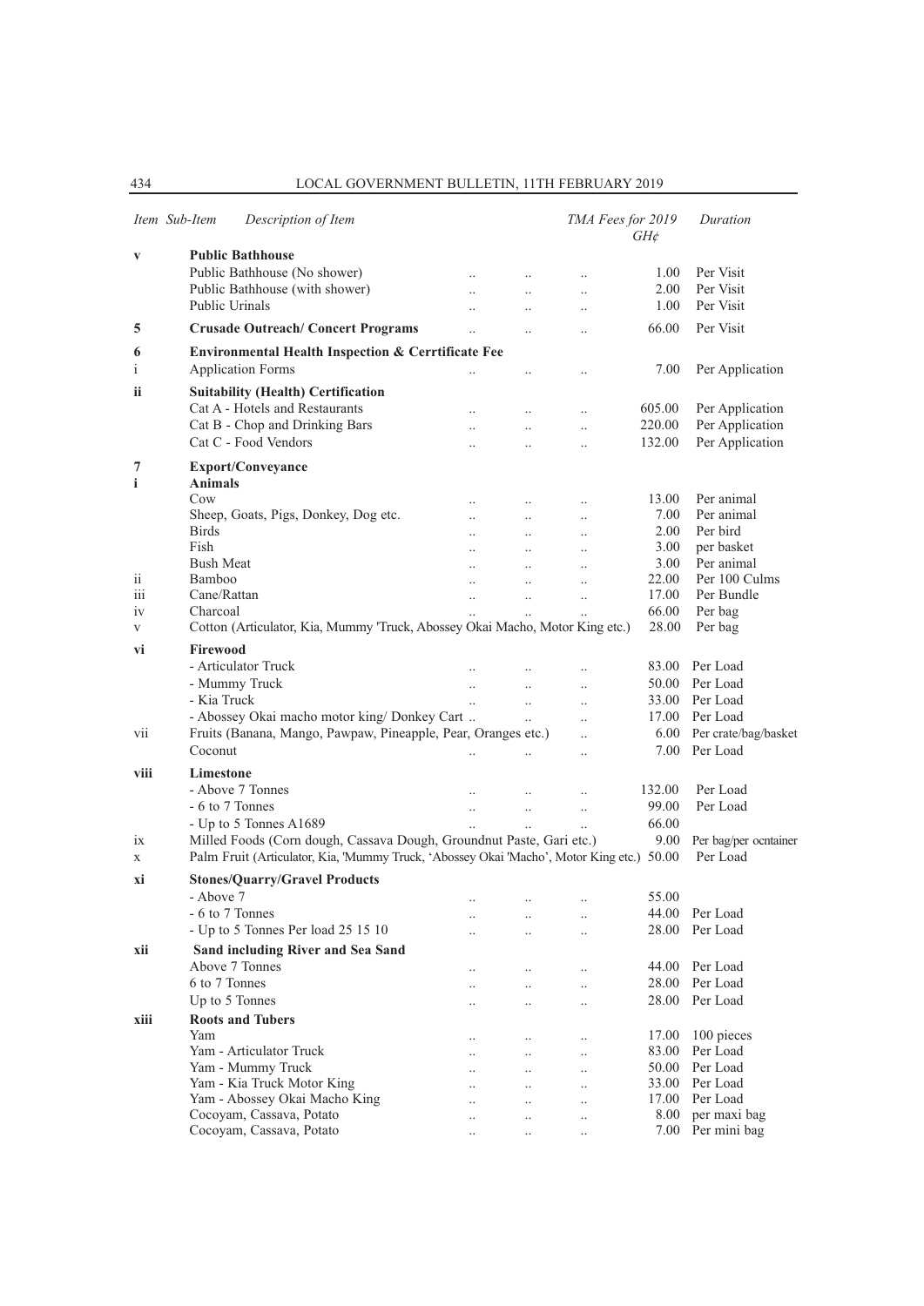| Item | Sub-Item | Description of Item | TMA Fees for 2019 GH¢ | Duration |
|---|---|---|---|---|
| v | | **Public Bathhouse** | | |
| | | Public Bathhouse (No shower) .. .. .. | 1.00 | Per Visit |
| | | Public Bathhouse (with shower) .. .. .. | 2.00 | Per Visit |
| | | Public Urinals .. .. .. | 1.00 | Per Visit |
| 5 | | **Crusade Outreach/ Concert Programs** .. .. .. | 66.00 | Per Visit |
| 6 | | **Environmental Health Inspection & Cerrtificate Fee** | | |
| i | | Application Forms .. .. .. | 7.00 | Per Application |
| ii | | **Suitability (Health) Certification** | | |
| | | Cat A - Hotels and Restaurants .. .. .. | 605.00 | Per Application |
| | | Cat B - Chop and Drinking Bars .. .. .. | 220.00 | Per Application |
| | | Cat C - Food Vendors .. .. .. | 132.00 | Per Application |
| 7 | | **Export/Conveyance** | | |
| i | | **Animals** | | |
| | | Cow .. .. .. | 13.00 | Per animal |
| | | Sheep, Goats, Pigs, Donkey, Dog etc. .. .. .. | 7.00 | Per animal |
| | | Birds .. .. .. | 2.00 | Per bird |
| | | Fish .. .. .. | 3.00 | per basket |
| | | Bush Meat .. .. .. | 3.00 | Per animal |
| ii | | Bamboo .. .. .. | 22.00 | Per 100 Culms |
| iii | | Cane/Rattan .. .. .. | 17.00 | Per Bundle |
| iv | | Charcoal .. .. .. | 66.00 | Per bag |
| v | | Cotton (Articulator, Kia, Mummy 'Truck, Abossey Okai Macho, Motor King etc.) | 28.00 | Per bag |
| vi | | **Firewood** | | |
| | | - Articulator Truck .. .. .. | 83.00 | Per Load |
| | | - Mummy Truck .. .. .. | 50.00 | Per Load |
| | | - Kia Truck .. .. .. | 33.00 | Per Load |
| | | - Abossey Okai macho motor king/ Donkey Cart .. .. .. | 17.00 | Per Load |
| vii | | Fruits (Banana, Mango, Pawpaw, Pineapple, Pear, Oranges etc.) .. | 6.00 | Per crate/bag/basket |
| | | Coconut .. .. .. | 7.00 | Per Load |
| viii | | **Limestone** | | |
| | | - Above 7 Tonnes .. .. .. | 132.00 | Per Load |
| | | - 6 to 7 Tonnes .. .. .. | 99.00 | Per Load |
| | | - Up to 5 Tonnes A1689 .. .. .. | 66.00 | |
| ix | | Milled Foods (Corn dough, Cassava Dough, Groundnut Paste, Gari etc.) | 9.00 | Per bag/per ocntainer |
| x | | Palm Fruit (Articulator, Kia, 'Mummy Truck, 'Abossey Okai 'Macho', Motor King etc.) | 50.00 | Per Load |
| xi | | **Stones/Quarry/Gravel Products** | | |
| | | - Above 7 .. .. .. | 55.00 | |
| | | - 6 to 7 Tonnes .. .. .. | 44.00 | Per Load |
| | | - Up to 5 Tonnes Per load 25 15 10 .. .. .. | 28.00 | Per Load |
| xii | | **Sand including River and Sea Sand** | | |
| | | Above 7 Tonnes .. .. .. | 44.00 | Per Load |
| | | 6 to 7 Tonnes .. .. .. | 28.00 | Per Load |
| | | Up to 5 Tonnes .. .. .. | 28.00 | Per Load |
| xiii | | **Roots and Tubers** | | |
| | | Yam .. .. .. | 17.00 | 100 pieces |
| | | Yam - Articulator Truck .. .. .. | 83.00 | Per Load |
| | | Yam - Mummy Truck .. .. .. | 50.00 | Per Load |
| | | Yam - Kia Truck Motor King .. .. .. | 33.00 | Per Load |
| | | Yam - Abossey Okai Macho King .. .. .. | 17.00 | Per Load |
| | | Cocoyam, Cassava, Potato .. .. .. | 8.00 | per maxi bag |
| | | Cocoyam, Cassava, Potato .. .. .. | 7.00 | Per mini bag |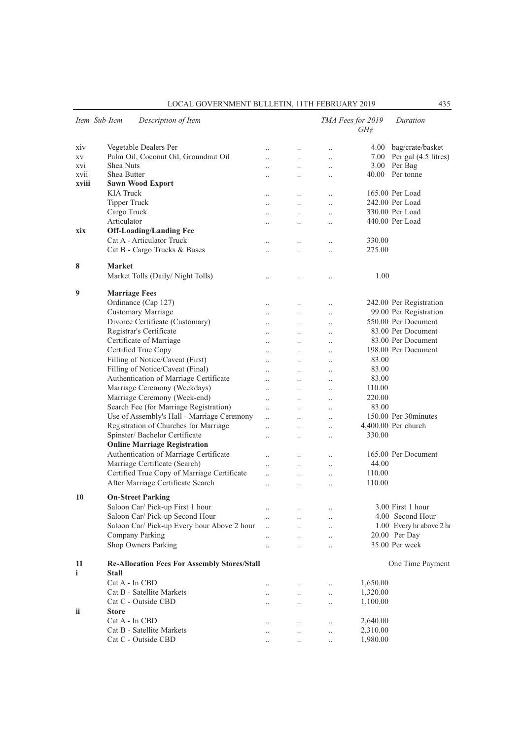| Item | Sub-Item | Description of Item | TMA Fees for 2019 GH¢ | Duration |
|---|---|---|---|---|
| | xiv | Vegetable Dealers Per | 4.00 | bag/crate/basket |
| | xv | Palm Oil, Coconut Oil, Groundnut Oil | 7.00 | Per gal (4.5 litres) |
| | xvi | Shea Nuts | 3.00 | Per Bag |
| | xvii | Shea Butter | 40.00 | Per tonne |
| | **xviii** | **Sawn Wood Export** | | |
| | | KIA Truck | 165.00 | Per Load |
| | | Tipper Truck | 242.00 | Per Load |
| | | Cargo Truck | 330.00 | Per Load |
| | | Articulator | 440.00 | Per Load |
| | **xix** | **Off-Loading/Landing Fee** | | |
| | | Cat A - Articulator Truck | 330.00 | |
| | | Cat B - Cargo Trucks & Buses | 275.00 | |
| **8** | | **Market** | | |
| | | Market Tolls (Daily/ Night Tolls) | 1.00 | |
| **9** | | **Marriage Fees** | | |
| | | Ordinance (Cap 127) | 242.00 | Per Registration |
| | | Customary Marriage | 99.00 | Per Registration |
| | | Divorce Certificate (Customary) | 550.00 | Per Document |
| | | Registrar's Certificate | 83.00 | Per Document |
| | | Certificate of Marriage | 83.00 | Per Document |
| | | Certified True Copy | 198.00 | Per Document |
| | | Filling of Notice/Caveat (First) | 83.00 | |
| | | Filling of Notice/Caveat (Final) | 83.00 | |
| | | Authentication of Marriage Certificate | 83.00 | |
| | | Marriage Ceremony (Weekdays) | 110.00 | |
| | | Marriage Ceremony (Week-end) | 220.00 | |
| | | Search Fee (for Marriage Registration) | 83.00 | |
| | | Use of Assembly's Hall - Marriage Ceremony | 150.00 | Per 30minutes |
| | | Registration of Churches for Marriage | 4,400.00 | Per church |
| | | Spinster/ Bachelor Certificate | 330.00 | |
| | | **Online Marriage Registration** | | |
| | | Authentication of Marriage Certificate | 165.00 | Per Document |
| | | Marriage Certificate (Search) | 44.00 | |
| | | Certified True Copy of Marriage Certificate | 110.00 | |
| | | After Marriage Certificate Search | 110.00 | |
| **10** | | **On-Street Parking** | | |
| | | Saloon Car/ Pick-up First 1 hour | 3.00 | First 1 hour |
| | | Saloon Car/ Pick-up Second Hour | 4.00 | Second Hour |
| | | Saloon Car/ Pick-up Every hour Above 2 hour | 1.00 | Every hr above 2 hr |
| | | Company Parking | 20.00 | Per Day |
| | | Shop Owners Parking | 35.00 | Per week |
| **11** | | **Re-Allocation Fees For Assembly Stores/Stall** | | One Time Payment |
| **i** | | **Stall** | | |
| | | Cat A - In CBD | 1,650.00 | |
| | | Cat B - Satellite Markets | 1,320.00 | |
| | | Cat C - Outside CBD | 1,100.00 | |
| **ii** | | **Store** | | |
| | | Cat A - In CBD | 2,640.00 | |
| | | Cat B - Satellite Markets | 2,310.00 | |
| | | Cat C - Outside CBD | 1,980.00 | |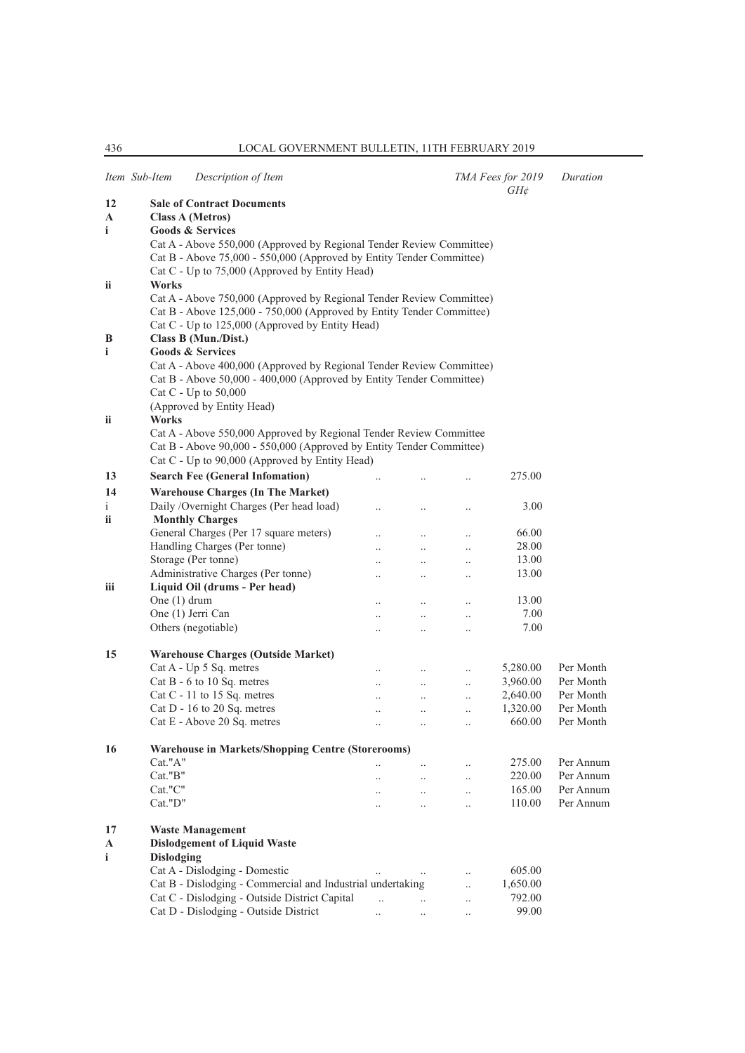| Item | Sub-Item | Description of Item | TMA Fees for 2019 GH¢ | Duration |
|---|---|---|---|---|
| **12** | | **Sale of Contract Documents** | | |
| **A** | | **Class A (Metros)** | | |
| **i** | | **Goods & Services** | | |
| | | Cat A - Above 550,000 (Approved by Regional Tender Review Committee) | | |
| | | Cat B - Above 75,000 - 550,000 (Approved by Entity Tender Committee) | | |
| | | Cat C - Up to 75,000 (Approved by Entity Head) | | |
| **ii** | | **Works** | | |
| | | Cat A - Above 750,000 (Approved by Regional Tender Review Committee) | | |
| | | Cat B - Above 125,000 - 750,000 (Approved by Entity Tender Committee) | | |
| | | Cat C - Up to 125,000 (Approved by Entity Head) | | |
| **B** | | **Class B (Mun./Dist.)** | | |
| **i** | | **Goods & Services** | | |
| | | Cat A - Above 400,000 (Approved by Regional Tender Review Committee) | | |
| | | Cat B - Above 50,000 - 400,000 (Approved by Entity Tender Committee) | | |
| | | Cat C - Up to 50,000 (Approved by Entity Head) | | |
| **ii** | | **Works** | | |
| | | Cat A - Above 550,000 Approved by Regional Tender Review Committee | | |
| | | Cat B - Above 90,000 - 550,000 (Approved by Entity Tender Committee) | | |
| | | Cat C - Up to 90,000 (Approved by Entity Head) | | |
| **13** | | **Search Fee (General Infomation)** | 275.00 | |
| **14** | | **Warehouse Charges (In The Market)** | | |
| i | | Daily /Overnight Charges (Per head load) | 3.00 | |
| **ii** | | **Monthly Charges** | | |
| | | General Charges (Per 17 square meters) | 66.00 | |
| | | Handling Charges (Per tonne) | 28.00 | |
| | | Storage (Per tonne) | 13.00 | |
| | | Administrative Charges (Per tonne) | 13.00 | |
| **iii** | | **Liquid Oil (drums - Per head)** | | |
| | | One (1) drum | 13.00 | |
| | | One (1) Jerri Can | 7.00 | |
| | | Others (negotiable) | 7.00 | |
| **15** | | **Warehouse Charges (Outside Market)** | | |
| | | Cat A - Up 5 Sq. metres | 5,280.00 | Per Month |
| | | Cat B - 6 to 10 Sq. metres | 3,960.00 | Per Month |
| | | Cat C - 11 to 15 Sq. metres | 2,640.00 | Per Month |
| | | Cat D - 16 to 20 Sq. metres | 1,320.00 | Per Month |
| | | Cat E - Above 20 Sq. metres | 660.00 | Per Month |
| **16** | | **Warehouse in Markets/Shopping Centre (Storerooms)** | | |
| | | Cat."A" | 275.00 | Per Annum |
| | | Cat."B" | 220.00 | Per Annum |
| | | Cat."C" | 165.00 | Per Annum |
| | | Cat."D" | 110.00 | Per Annum |
| **17** | | **Waste Management** | | |
| **A** | | **Dislodgement of Liquid Waste** | | |
| **i** | | **Dislodging** | | |
| | | Cat A - Dislodging - Domestic | 605.00 | |
| | | Cat B - Dislodging - Commercial and Industrial undertaking | 1,650.00 | |
| | | Cat C - Dislodging - Outside District Capital | 792.00 | |
| | | Cat D - Dislodging - Outside District | 99.00 | |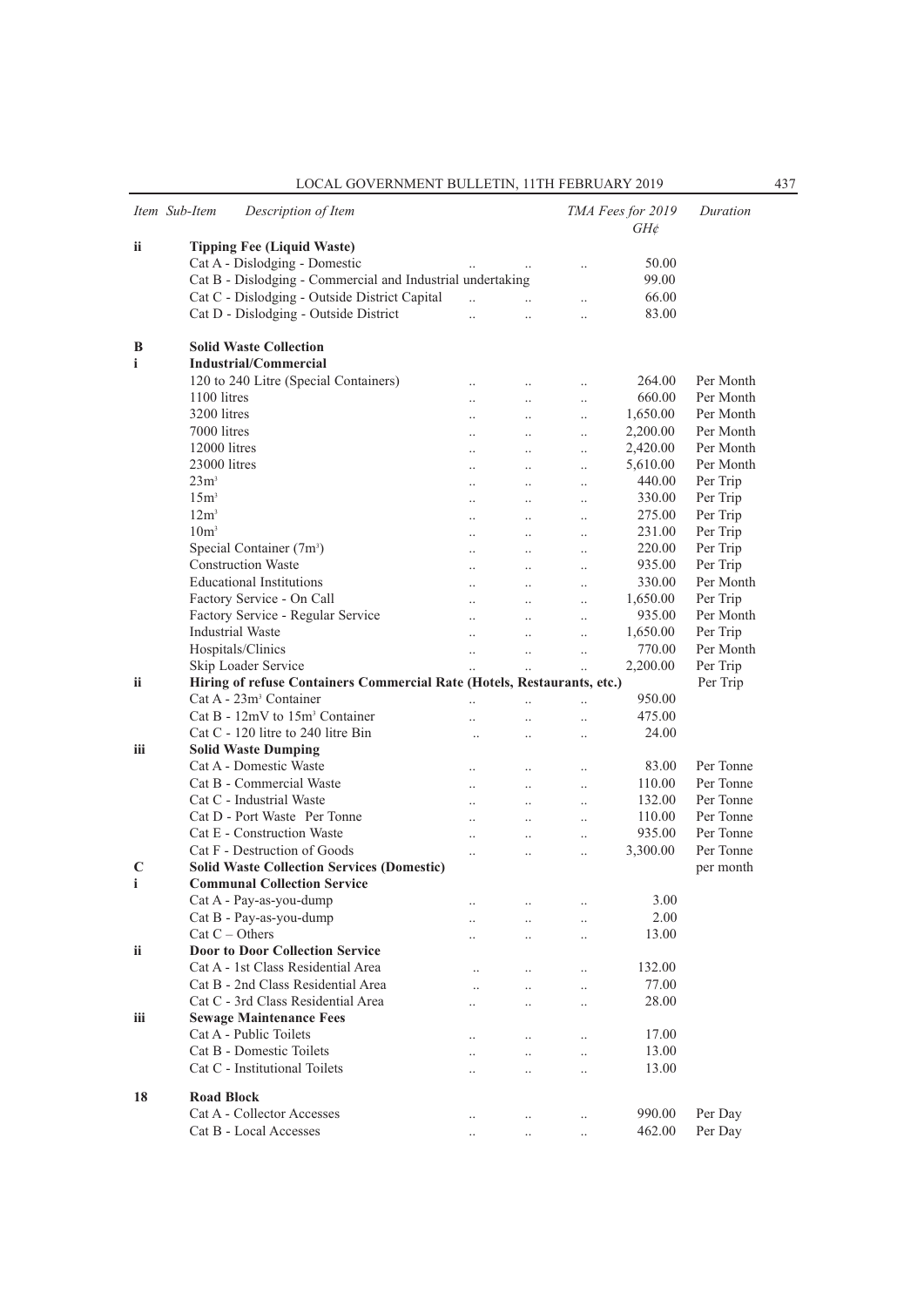| Item | Sub-Item | Description of Item | TMA Fees for 2019 GH¢ | Duration |
|---|---|---|---|---|
| ii | | **Tipping Fee (Liquid Waste)** | | |
| | | Cat A - Dislodging - Domestic | 50.00 | |
| | | Cat B - Dislodging - Commercial and Industrial undertaking | 99.00 | |
| | | Cat C - Dislodging - Outside District Capital | 66.00 | |
| | | Cat D - Dislodging - Outside District | 83.00 | |
| B | | **Solid Waste Collection** | | |
| i | | **Industrial/Commercial** | | |
| | | 120 to 240 Litre (Special Containers) | 264.00 | Per Month |
| | | 1100 litres | 660.00 | Per Month |
| | | 3200 litres | 1,650.00 | Per Month |
| | | 7000 litres | 2,200.00 | Per Month |
| | | 12000 litres | 2,420.00 | Per Month |
| | | 23000 litres | 5,610.00 | Per Month |
| | | $23m^3$ | 440.00 | Per Trip |
| | | $15m^3$ | 330.00 | Per Trip |
| | | $12m^3$ | 275.00 | Per Trip |
| | | $10m^3$ | 231.00 | Per Trip |
| | | Special Container ($7m^3$) | 220.00 | Per Trip |
| | | Construction Waste | 935.00 | Per Trip |
| | | Educational Institutions | 330.00 | Per Month |
| | | Factory Service - On Call | 1,650.00 | Per Trip |
| | | Factory Service - Regular Service | 935.00 | Per Month |
| | | Industrial Waste | 1,650.00 | Per Trip |
| | | Hospitals/Clinics | 770.00 | Per Month |
| | | Skip Loader Service | 2,200.00 | Per Trip |
| ii | | **Hiring of refuse Containers Commercial Rate (Hotels, Restaurants, etc.)** | | Per Trip |
| | | Cat A - $23m^3$ Container | 950.00 | |
| | | Cat B - 12mV to $15m^3$ Container | 475.00 | |
| | | Cat C - 120 litre to 240 litre Bin | 24.00 | |
| iii | | **Solid Waste Dumping** | | |
| | | Cat A - Domestic Waste | 83.00 | Per Tonne |
| | | Cat B - Commercial Waste | 110.00 | Per Tonne |
| | | Cat C - Industrial Waste | 132.00 | Per Tonne |
| | | Cat D - Port Waste Per Tonne | 110.00 | Per Tonne |
| | | Cat E - Construction Waste | 935.00 | Per Tonne |
| | | Cat F - Destruction of Goods | 3,300.00 | Per Tonne |
| C | | **Solid Waste Collection Services (Domestic)** | | per month |
| i | | **Communal Collection Service** | | |
| | | Cat A - Pay-as-you-dump | 3.00 | |
| | | Cat B - Pay-as-you-dump | 2.00 | |
| | | Cat C – Others | 13.00 | |
| ii | | **Door to Door Collection Service** | | |
| | | Cat A - 1st Class Residential Area | 132.00 | |
| | | Cat B - 2nd Class Residential Area | 77.00 | |
| | | Cat C - 3rd Class Residential Area | 28.00 | |
| iii | | **Sewage Maintenance Fees** | | |
| | | Cat A - Public Toilets | 17.00 | |
| | | Cat B - Domestic Toilets | 13.00 | |
| | | Cat C - Institutional Toilets | 13.00 | |
| 18 | | **Road Block** | | |
| | | Cat A - Collector Accesses | 990.00 | Per Day |
| | | Cat B - Local Accesses | 462.00 | Per Day |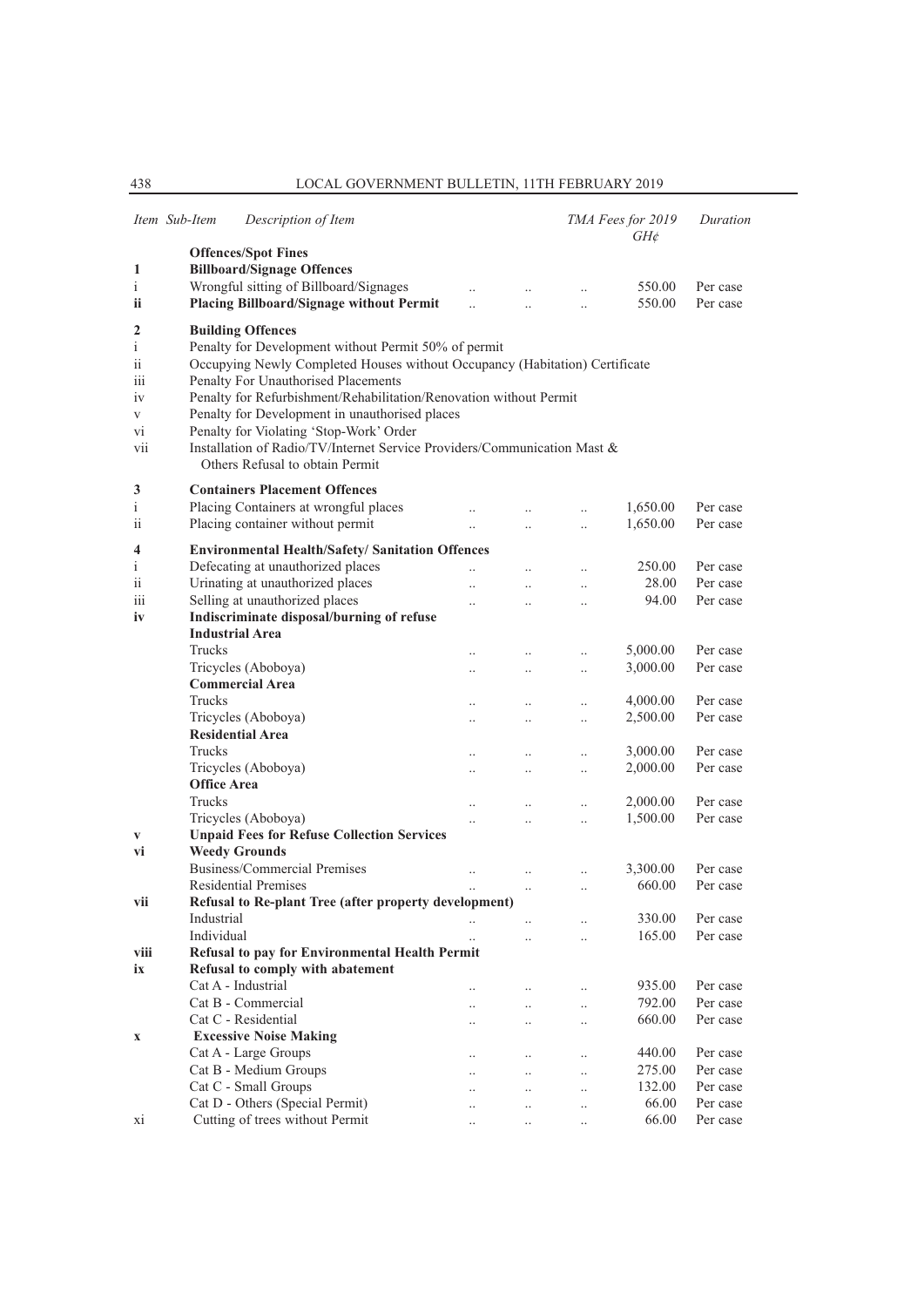| Item | Sub-Item | Description of Item | TMA Fees for 2019 GH¢ | Duration |
|---|---|---|---|---|
| | | **Offences/Spot Fines** | | |
| **1** | | **Billboard/Signage Offences** | | |
| | i | Wrongful sitting of Billboard/Signages | 550.00 | Per case |
| | **ii** | **Placing Billboard/Signage without Permit** | 550.00 | Per case |
| **2** | | **Building Offences** | | |
| | i | Penalty for Development without Permit 50% of permit | | |
| | ii | Occupying Newly Completed Houses without Occupancy (Habitation) Certificate | | |
| | iii | Penalty For Unauthorised Placements | | |
| | iv | Penalty for Refurbishment/Rehabilitation/Renovation without Permit | | |
| | v | Penalty for Development in unauthorised places | | |
| | vi | Penalty for Violating 'Stop-Work' Order | | |
| | vii | Installation of Radio/TV/Internet Service Providers/Communication Mast & Others Refusal to obtain Permit | | |
| **3** | | **Containers Placement Offences** | | |
| | i | Placing Containers at wrongful places | 1,650.00 | Per case |
| | ii | Placing container without permit | 1,650.00 | Per case |
| **4** | | **Environmental Health/Safety/ Sanitation Offences** | | |
| | i | Defecating at unauthorized places | 250.00 | Per case |
| | ii | Urinating at unauthorized places | 28.00 | Per case |
| | iii | Selling at unauthorized places | 94.00 | Per case |
| | **iv** | **Indiscriminate disposal/burning of refuse** | | |
| | | **Industrial Area** | | |
| | | Trucks | 5,000.00 | Per case |
| | | Tricycles (Aboboya) | 3,000.00 | Per case |
| | | **Commercial Area** | | |
| | | Trucks | 4,000.00 | Per case |
| | | Tricycles (Aboboya) | 2,500.00 | Per case |
| | | **Residential Area** | | |
| | | Trucks | 3,000.00 | Per case |
| | | Tricycles (Aboboya) | 2,000.00 | Per case |
| | | **Office Area** | | |
| | | Trucks | 2,000.00 | Per case |
| | | Tricycles (Aboboya) | 1,500.00 | Per case |
| | **v** | **Unpaid Fees for Refuse Collection Services** | | |
| | **vi** | **Weedy Grounds** | | |
| | | Business/Commercial Premises | 3,300.00 | Per case |
| | | Residential Premises | 660.00 | Per case |
| | **vii** | **Refusal to Re-plant Tree (after property development)** | | |
| | | Industrial | 330.00 | Per case |
| | | Individual | 165.00 | Per case |
| | **viii** | **Refusal to pay for Environmental Health Permit** | | |
| | **ix** | **Refusal to comply with abatement** | | |
| | | Cat A - Industrial | 935.00 | Per case |
| | | Cat B - Commercial | 792.00 | Per case |
| | | Cat C - Residential | 660.00 | Per case |
| | **x** | **Excessive Noise Making** | | |
| | | Cat A - Large Groups | 440.00 | Per case |
| | | Cat B - Medium Groups | 275.00 | Per case |
| | | Cat C - Small Groups | 132.00 | Per case |
| | | Cat D - Others (Special Permit) | 66.00 | Per case |
| | xi | Cutting of trees without Permit | 66.00 | Per case |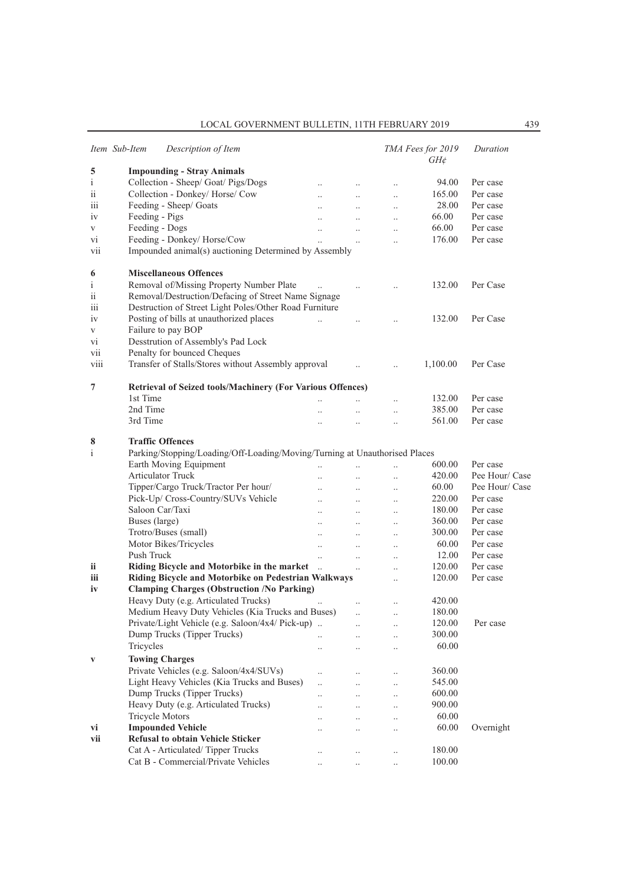| Item | Sub-Item | Description of Item | TMA Fees for 2019 GH¢ | Duration |
|---|---|---|---|---|
| **5** | | **Impounding - Stray Animals** | | |
| i | | Collection - Sheep/ Goat/ Pigs/Dogs | 94.00 | Per case |
| ii | | Collection - Donkey/ Horse/ Cow | 165.00 | Per case |
| iii | | Feeding - Sheep/ Goats | 28.00 | Per case |
| iv | | Feeding - Pigs | 66.00 | Per case |
| v | | Feeding - Dogs | 66.00 | Per case |
| vi | | Feeding - Donkey/ Horse/Cow | 176.00 | Per case |
| vii | | Impounded animal(s) auctioning Determined by Assembly | | |
| **6** | | **Miscellaneous Offences** | | |
| i | | Removal of/Missing Property Number Plate | 132.00 | Per Case |
| ii | | Removal/Destruction/Defacing of Street Name Signage | | |
| iii | | Destruction of Street Light Poles/Other Road Furniture | | |
| iv | | Posting of bills at unauthorized places | 132.00 | Per Case |
| v | | Failure to pay BOP | | |
| vi | | Desstrution of Assembly's Pad Lock | | |
| vii | | Penalty for bounced Cheques | | |
| viii | | Transfer of Stalls/Stores without Assembly approval | 1,100.00 | Per Case |
| **7** | | **Retrieval of Seized tools/Machinery (For Various Offences)** | | |
| | | 1st Time | 132.00 | Per case |
| | | 2nd Time | 385.00 | Per case |
| | | 3rd Time | 561.00 | Per case |
| **8** | | **Traffic Offences** | | |
| i | | Parking/Stopping/Loading/Off-Loading/Moving/Turning at Unauthorised Places | | |
| | | Earth Moving Equipment | 600.00 | Per case |
| | | Articulator Truck | 420.00 | Pee Hour/ Case |
| | | Tipper/Cargo Truck/Tractor Per hour/ | 60.00 | Pee Hour/ Case |
| | | Pick-Up/ Cross-Country/SUVs Vehicle | 220.00 | Per case |
| | | Saloon Car/Taxi | 180.00 | Per case |
| | | Buses (large) | 360.00 | Per case |
| | | Trotro/Buses (small) | 300.00 | Per case |
| | | Motor Bikes/Tricycles | 60.00 | Per case |
| | | Push Truck | 12.00 | Per case |
| **ii** | | **Riding Bicycle and Motorbike in the market** | 120.00 | Per case |
| **iii** | | **Riding Bicycle and Motorbike on Pedestrian Walkways** | 120.00 | Per case |
| **iv** | | **Clamping Charges (Obstruction /No Parking)** | | |
| | | Heavy Duty (e.g. Articulated Trucks) | 420.00 | |
| | | Medium Heavy Duty Vehicles (Kia Trucks and Buses) | 180.00 | |
| | | Private/Light Vehicle (e.g. Saloon/4x4/ Pick-up) | 120.00 | Per case |
| | | Dump Trucks (Tipper Trucks) | 300.00 | |
| | | Tricycles | 60.00 | |
| **v** | | **Towing Charges** | | |
| | | Private Vehicles (e.g. Saloon/4x4/SUVs) | 360.00 | |
| | | Light Heavy Vehicles (Kia Trucks and Buses) | 545.00 | |
| | | Dump Trucks (Tipper Trucks) | 600.00 | |
| | | Heavy Duty (e.g. Articulated Trucks) | 900.00 | |
| | | Tricycle Motors | 60.00 | |
| **vi** | | **Impounded Vehicle** | 60.00 | Overnight |
| **vii** | | **Refusal to obtain Vehicle Sticker** | | |
| | | Cat A - Articulated/ Tipper Trucks | 180.00 | |
| | | Cat B - Commercial/Private Vehicles | 100.00 | |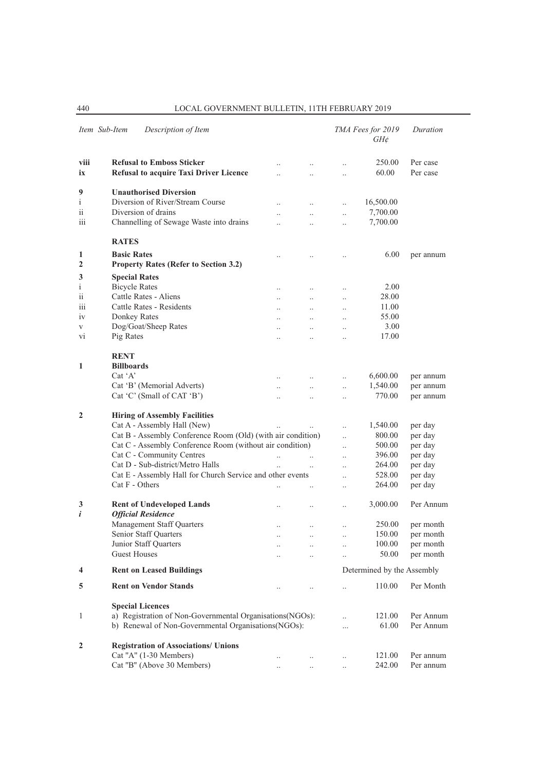| Item | Sub-Item | Description of Item | TMA Fees for 2019 GH¢ | Duration |
|---|---|---|---|---|
| **viii** | | **Refusal to Emboss Sticker** | 250.00 | Per case |
| **ix** | | **Refusal to acquire Taxi Driver Licence** | 60.00 | Per case |
| **9** | | **Unauthorised Diversion** | | |
| i | | Diversion of River/Stream Course | 16,500.00 | |
| ii | | Diversion of drains | 7,700.00 | |
| iii | | Channelling of Sewage Waste into drains | 7,700.00 | |
| | | **RATES** | | |
| **1** | | **Basic Rates** | 6.00 | per annum |
| **2** | | **Property Rates (Refer to Section 3.2)** | | |
| **3** | | **Special Rates** | | |
| i | | Bicycle Rates | 2.00 | |
| ii | | Cattle Rates - Aliens | 28.00 | |
| iii | | Cattle Rates - Residents | 11.00 | |
| iv | | Donkey Rates | 55.00 | |
| v | | Dog/Goat/Sheep Rates | 3.00 | |
| vi | | Pig Rates | 17.00 | |
| | | **RENT** | | |
| **1** | | **Billboards** | | |
| | | Cat 'A' | 6,600.00 | per annum |
| | | Cat 'B' (Memorial Adverts) | 1,540.00 | per annum |
| | | Cat 'C' (Small of CAT 'B') | 770.00 | per annum |
| **2** | | **Hiring of Assembly Facilities** | | |
| | | Cat A - Assembly Hall (New) | 1,540.00 | per day |
| | | Cat B - Assembly Conference Room (Old) (with air condition) | 800.00 | per day |
| | | Cat C - Assembly Conference Room (without air condition) | 500.00 | per day |
| | | Cat C - Community Centres | 396.00 | per day |
| | | Cat D - Sub-district/Metro Halls | 264.00 | per day |
| | | Cat E - Assembly Hall for Church Service and other events | 528.00 | per day |
| | | Cat F - Others | 264.00 | per day |
| **3** | | **Rent of Undeveloped Lands** | 3,000.00 | Per Annum |
| ***i*** | | ***Official Residence*** | | |
| | | Management Staff Quarters | 250.00 | per month |
| | | Senior Staff Quarters | 150.00 | per month |
| | | Junior Staff Quarters | 100.00 | per month |
| | | Guest Houses | 50.00 | per month |
| **4** | | **Rent on Leased Buildings** | Determined by the Assembly | |
| **5** | | **Rent on Vendor Stands** | 110.00 | Per Month |
| | | **Special Licences** | | |
| 1 | | a) Registration of Non-Governmental Organisations(NGOs): | 121.00 | Per Annum |
| | | b) Renewal of Non-Governmental Organisations(NGOs): | 61.00 | Per Annum |
| **2** | | **Registration of Associations/ Unions** | | |
| | | Cat "A" (1-30 Members) | 121.00 | Per annum |
| | | Cat "B" (Above 30 Members) | 242.00 | Per annum |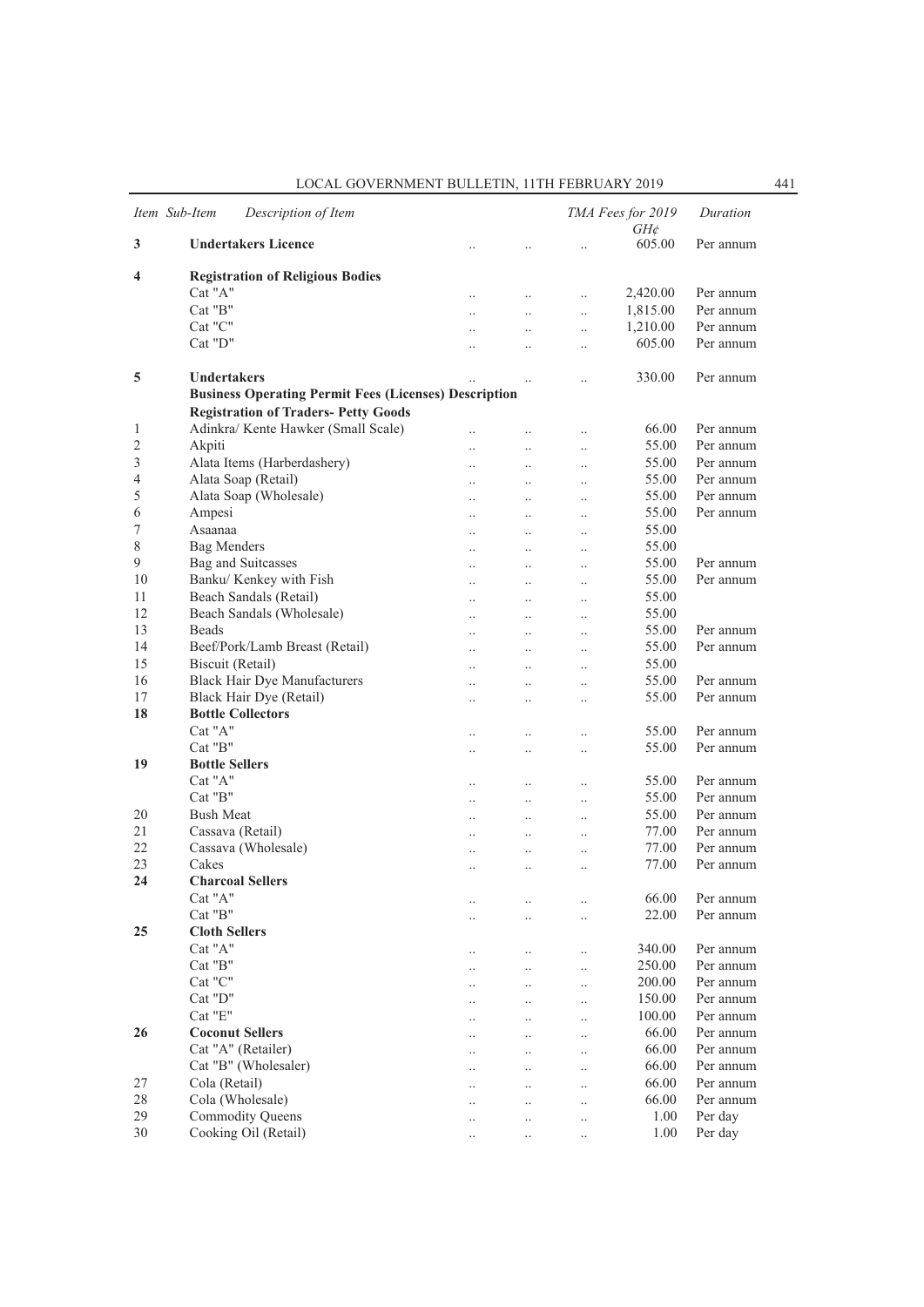| Item | Sub-Item | Description of Item | TMA Fees for 2019 GH¢ | Duration |
|---|---|---|---|---|
| **3** | | **Undertakers Licence** | 605.00 | Per annum |
| **4** | | **Registration of Religious Bodies** | | |
| | | Cat "A" | 2,420.00 | Per annum |
| | | Cat "B" | 1,815.00 | Per annum |
| | | Cat "C" | 1,210.00 | Per annum |
| | | Cat "D" | 605.00 | Per annum |
| **5** | | **Undertakers** | 330.00 | Per annum |
| | | **Business Operating Permit Fees (Licenses) Description** | | |
| | | **Registration of Traders- Petty Goods** | | |
| 1 | | Adinkra/ Kente Hawker (Small Scale) | 66.00 | Per annum |
| 2 | | Akpiti | 55.00 | Per annum |
| 3 | | Alata Items (Harberdashery) | 55.00 | Per annum |
| 4 | | Alata Soap (Retail) | 55.00 | Per annum |
| 5 | | Alata Soap (Wholesale) | 55.00 | Per annum |
| 6 | | Ampesi | 55.00 | Per annum |
| 7 | | Asaanaa | 55.00 | |
| 8 | | Bag Menders | 55.00 | |
| 9 | | Bag and Suitcasses | 55.00 | Per annum |
| 10 | | Banku/ Kenkey with Fish | 55.00 | Per annum |
| 11 | | Beach Sandals (Retail) | 55.00 | |
| 12 | | Beach Sandals (Wholesale) | 55.00 | |
| 13 | | Beads | 55.00 | Per annum |
| 14 | | Beef/Pork/Lamb Breast (Retail) | 55.00 | Per annum |
| 15 | | Biscuit (Retail) | 55.00 | |
| 16 | | Black Hair Dye Manufacturers | 55.00 | Per annum |
| 17 | | Black Hair Dye (Retail) | 55.00 | Per annum |
| **18** | | **Bottle Collectors** | | |
| | | Cat "A" | 55.00 | Per annum |
| | | Cat "B" | 55.00 | Per annum |
| **19** | | **Bottle Sellers** | | |
| | | Cat "A" | 55.00 | Per annum |
| | | Cat "B" | 55.00 | Per annum |
| 20 | | Bush Meat | 55.00 | Per annum |
| 21 | | Cassava (Retail) | 77.00 | Per annum |
| 22 | | Cassava (Wholesale) | 77.00 | Per annum |
| 23 | | Cakes | 77.00 | Per annum |
| **24** | | **Charcoal Sellers** | | |
| | | Cat "A" | 66.00 | Per annum |
| | | Cat "B" | 22.00 | Per annum |
| **25** | | **Cloth Sellers** | | |
| | | Cat "A" | 340.00 | Per annum |
| | | Cat "B" | 250.00 | Per annum |
| | | Cat "C" | 200.00 | Per annum |
| | | Cat "D" | 150.00 | Per annum |
| | | Cat "E" | 100.00 | Per annum |
| **26** | | **Coconut Sellers** | 66.00 | Per annum |
| | | Cat "A" (Retailer) | 66.00 | Per annum |
| | | Cat "B" (Wholesaler) | 66.00 | Per annum |
| 27 | | Cola (Retail) | 66.00 | Per annum |
| 28 | | Cola (Wholesale) | 66.00 | Per annum |
| 29 | | Commodity Queens | 1.00 | Per day |
| 30 | | Cooking Oil (Retail) | 1.00 | Per day |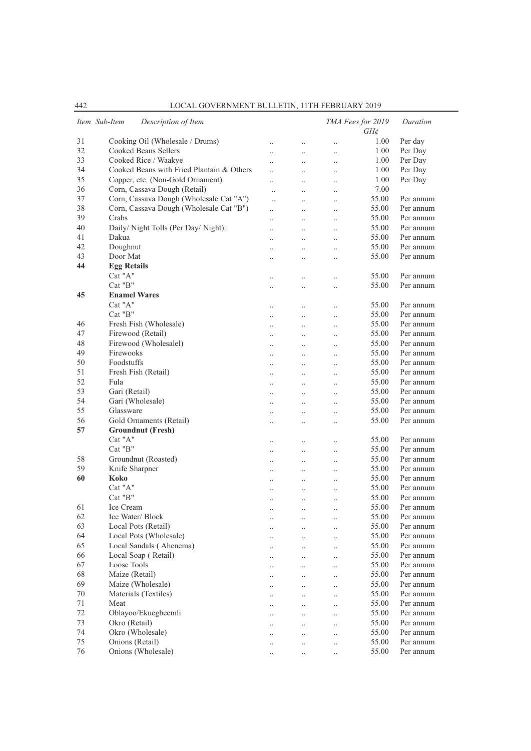| Item | Sub-Item | Description of Item | TMA Fees for 2019 GH¢ | Duration |
|---|---|---|---|---|
| 31 | | Cooking Oil (Wholesale / Drums) | 1.00 | Per day |
| 32 | | Cooked Beans Sellers | 1.00 | Per Day |
| 33 | | Cooked Rice / Waakye | 1.00 | Per Day |
| 34 | | Cooked Beans with Fried Plantain & Others | 1.00 | Per Day |
| 35 | | Copper, etc. (Non-Gold Ornament) | 1.00 | Per Day |
| 36 | | Corn, Cassava Dough (Retail) | 7.00 | |
| 37 | | Corn, Cassava Dough (Wholesale Cat "A") | 55.00 | Per annum |
| 38 | | Corn, Cassava Dough (Wholesale Cat "B") | 55.00 | Per annum |
| 39 | | Crabs | 55.00 | Per annum |
| 40 | | Daily/ Night Tolls (Per Day/ Night): | 55.00 | Per annum |
| 41 | | Dakua | 55.00 | Per annum |
| 42 | | Doughnut | 55.00 | Per annum |
| 43 | | Door Mat | 55.00 | Per annum |
| **44** | | **Egg Retails** | | |
| | | Cat "A" | 55.00 | Per annum |
| | | Cat "B" | 55.00 | Per annum |
| **45** | | **Enamel Wares** | | |
| | | Cat "A" | 55.00 | Per annum |
| | | Cat "B" | 55.00 | Per annum |
| 46 | | Fresh Fish (Wholesale) | 55.00 | Per annum |
| 47 | | Firewood (Retail) | 55.00 | Per annum |
| 48 | | Firewood (Wholesalel) | 55.00 | Per annum |
| 49 | | Firewooks | 55.00 | Per annum |
| 50 | | Foodstuffs | 55.00 | Per annum |
| 51 | | Fresh Fish (Retail) | 55.00 | Per annum |
| 52 | | Fula | 55.00 | Per annum |
| 53 | | Gari (Retail) | 55.00 | Per annum |
| 54 | | Gari (Wholesale) | 55.00 | Per annum |
| 55 | | Glassware | 55.00 | Per annum |
| 56 | | Gold Ornaments (Retail) | 55.00 | Per annum |
| **57** | | **Groundnut (Fresh)** | | |
| | | Cat "A" | 55.00 | Per annum |
| | | Cat "B" | 55.00 | Per annum |
| 58 | | Groundnut (Roasted) | 55.00 | Per annum |
| 59 | | Knife Sharpner | 55.00 | Per annum |
| **60** | | **Koko** | 55.00 | Per annum |
| | | Cat "A" | 55.00 | Per annum |
| | | Cat "B" | 55.00 | Per annum |
| 61 | | Ice Cream | 55.00 | Per annum |
| 62 | | Ice Water/ Block | 55.00 | Per annum |
| 63 | | Local Pots (Retail) | 55.00 | Per annum |
| 64 | | Local Pots (Wholesale) | 55.00 | Per annum |
| 65 | | Local Sandals ( Ahenema) | 55.00 | Per annum |
| 66 | | Local Soap ( Retail) | 55.00 | Per annum |
| 67 | | Loose Tools | 55.00 | Per annum |
| 68 | | Maize (Retail) | 55.00 | Per annum |
| 69 | | Maize (Wholesale) | 55.00 | Per annum |
| 70 | | Materials (Textiles) | 55.00 | Per annum |
| 71 | | Meat | 55.00 | Per annum |
| 72 | | Oblayoo/Ekuegbeemli | 55.00 | Per annum |
| 73 | | Okro (Retail) | 55.00 | Per annum |
| 74 | | Okro (Wholesale) | 55.00 | Per annum |
| 75 | | Onions (Retail) | 55.00 | Per annum |
| 76 | | Onions (Wholesale) | 55.00 | Per annum |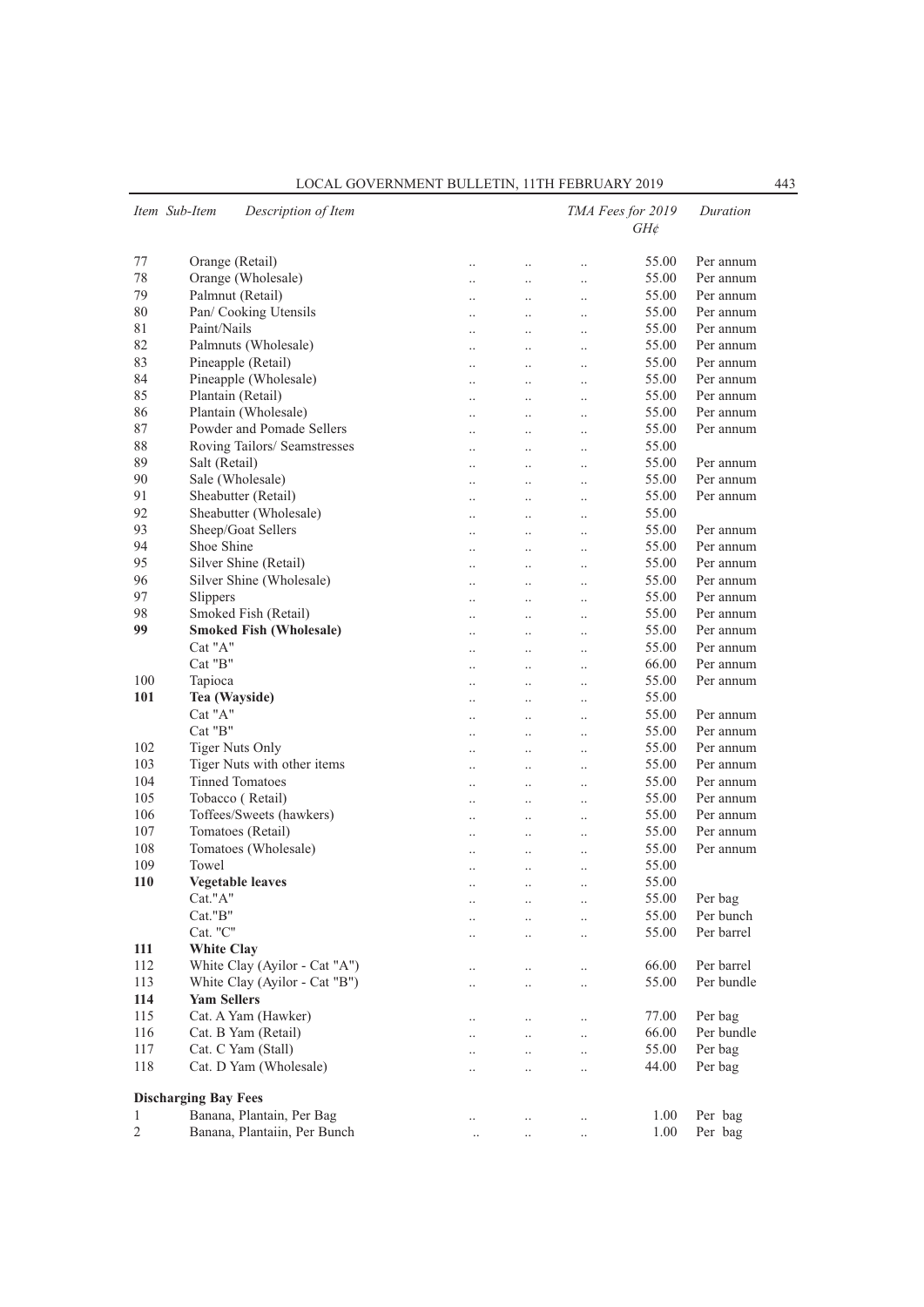| Item | Sub-Item Description of Item | TMA Fees for 2019 GH¢ | Duration |
|---|---|---|---|
| 77 | Orange (Retail) | 55.00 | Per annum |
| 78 | Orange (Wholesale) | 55.00 | Per annum |
| 79 | Palmnut (Retail) | 55.00 | Per annum |
| 80 | Pan/ Cooking Utensils | 55.00 | Per annum |
| 81 | Paint/Nails | 55.00 | Per annum |
| 82 | Palmnuts (Wholesale) | 55.00 | Per annum |
| 83 | Pineapple (Retail) | 55.00 | Per annum |
| 84 | Pineapple (Wholesale) | 55.00 | Per annum |
| 85 | Plantain (Retail) | 55.00 | Per annum |
| 86 | Plantain (Wholesale) | 55.00 | Per annum |
| 87 | Powder and Pomade Sellers | 55.00 | Per annum |
| 88 | Roving Tailors/ Seamstresses | 55.00 | |
| 89 | Salt (Retail) | 55.00 | Per annum |
| 90 | Sale (Wholesale) | 55.00 | Per annum |
| 91 | Sheabutter (Retail) | 55.00 | Per annum |
| 92 | Sheabutter (Wholesale) | 55.00 | |
| 93 | Sheep/Goat Sellers | 55.00 | Per annum |
| 94 | Shoe Shine | 55.00 | Per annum |
| 95 | Silver Shine (Retail) | 55.00 | Per annum |
| 96 | Silver Shine (Wholesale) | 55.00 | Per annum |
| 97 | Slippers | 55.00 | Per annum |
| 98 | Smoked Fish (Retail) | 55.00 | Per annum |
| **99** | **Smoked Fish (Wholesale)** | 55.00 | Per annum |
| | Cat "A" | 55.00 | Per annum |
| | Cat "B" | 66.00 | Per annum |
| 100 | Tapioca | 55.00 | Per annum |
| **101** | **Tea (Wayside)** | 55.00 | |
| | Cat "A" | 55.00 | Per annum |
| | Cat "B" | 55.00 | Per annum |
| 102 | Tiger Nuts Only | 55.00 | Per annum |
| 103 | Tiger Nuts with other items | 55.00 | Per annum |
| 104 | Tinned Tomatoes | 55.00 | Per annum |
| 105 | Tobacco ( Retail) | 55.00 | Per annum |
| 106 | Toffees/Sweets (hawkers) | 55.00 | Per annum |
| 107 | Tomatoes (Retail) | 55.00 | Per annum |
| 108 | Tomatoes (Wholesale) | 55.00 | Per annum |
| 109 | Towel | 55.00 | |
| **110** | **Vegetable leaves** | 55.00 | |
| | Cat."A" | 55.00 | Per bag |
| | Cat."B" | 55.00 | Per bunch |
| | Cat. "C" | 55.00 | Per barrel |
| **111** | **White Clay** | | |
| 112 | White Clay (Ayilor - Cat "A") | 66.00 | Per barrel |
| 113 | White Clay (Ayilor - Cat "B") | 55.00 | Per bundle |
| **114** | **Yam Sellers** | | |
| 115 | Cat. A Yam (Hawker) | 77.00 | Per bag |
| 116 | Cat. B Yam (Retail) | 66.00 | Per bundle |
| 117 | Cat. C Yam (Stall) | 55.00 | Per bag |
| 118 | Cat. D Yam (Wholesale) | 44.00 | Per bag |
| **Discharging Bay Fees** | | | |
| 1 | Banana, Plantain, Per Bag | 1.00 | Per bag |
| 2 | Banana, Plantaiin, Per Bunch | 1.00 | Per bag |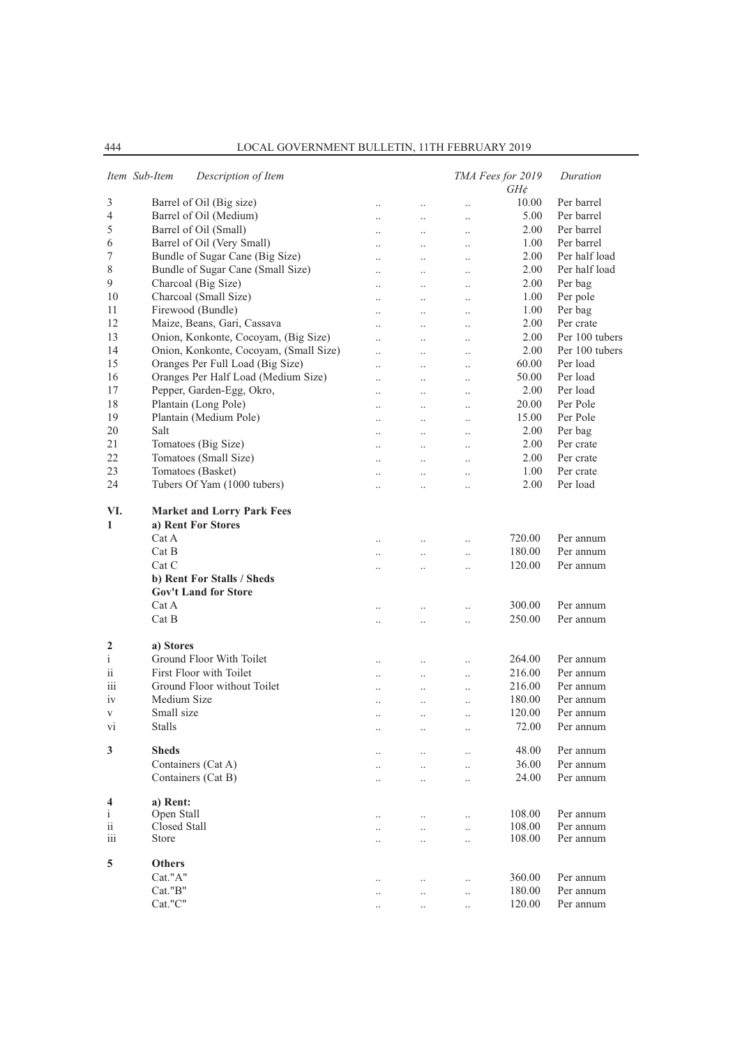| Item | Sub-Item | Description of Item | TMA Fees for 2019 GH¢ | Duration |
|---|---|---|---|---|
| 3 | | Barrel of Oil (Big size) | 10.00 | Per barrel |
| 4 | | Barrel of Oil (Medium) | 5.00 | Per barrel |
| 5 | | Barrel of Oil (Small) | 2.00 | Per barrel |
| 6 | | Barrel of Oil (Very Small) | 1.00 | Per barrel |
| 7 | | Bundle of Sugar Cane (Big Size) | 2.00 | Per half load |
| 8 | | Bundle of Sugar Cane (Small Size) | 2.00 | Per half load |
| 9 | | Charcoal (Big Size) | 2.00 | Per bag |
| 10 | | Charcoal (Small Size) | 1.00 | Per pole |
| 11 | | Firewood (Bundle) | 1.00 | Per bag |
| 12 | | Maize, Beans, Gari, Cassava | 2.00 | Per crate |
| 13 | | Onion, Konkonte, Cocoyam, (Big Size) | 2.00 | Per 100 tubers |
| 14 | | Onion, Konkonte, Cocoyam, (Small Size) | 2.00 | Per 100 tubers |
| 15 | | Oranges Per Full Load (Big Size) | 60.00 | Per load |
| 16 | | Oranges Per Half Load (Medium Size) | 50.00 | Per load |
| 17 | | Pepper, Garden-Egg, Okro, | 2.00 | Per load |
| 18 | | Plantain (Long Pole) | 20.00 | Per Pole |
| 19 | | Plantain (Medium Pole) | 15.00 | Per Pole |
| 20 | | Salt | 2.00 | Per bag |
| 21 | | Tomatoes (Big Size) | 2.00 | Per crate |
| 22 | | Tomatoes (Small Size) | 2.00 | Per crate |
| 23 | | Tomatoes (Basket) | 1.00 | Per crate |
| 24 | | Tubers Of Yam (1000 tubers) | 2.00 | Per load |
| **VI.** | | **Market and Lorry Park Fees** | | |
| **1** | | **a) Rent For Stores** | | |
| | | Cat A | 720.00 | Per annum |
| | | Cat B | 180.00 | Per annum |
| | | Cat C | 120.00 | Per annum |
| | | **b) Rent For Stalls / Sheds** | | |
| | | **Gov't Land for Store** | | |
| | | Cat A | 300.00 | Per annum |
| | | Cat B | 250.00 | Per annum |
| **2** | | **a) Stores** | | |
| i | | Ground Floor With Toilet | 264.00 | Per annum |
| ii | | First Floor with Toilet | 216.00 | Per annum |
| iii | | Ground Floor without Toilet | 216.00 | Per annum |
| iv | | Medium Size | 180.00 | Per annum |
| v | | Small size | 120.00 | Per annum |
| vi | | Stalls | 72.00 | Per annum |
| **3** | | **Sheds** | 48.00 | Per annum |
| | | Containers (Cat A) | 36.00 | Per annum |
| | | Containers (Cat B) | 24.00 | Per annum |
| **4** | | **a) Rent:** | | |
| i | | Open Stall | 108.00 | Per annum |
| ii | | Closed Stall | 108.00 | Per annum |
| iii | | Store | 108.00 | Per annum |
| **5** | | **Others** | | |
| | | Cat."A" | 360.00 | Per annum |
| | | Cat."B" | 180.00 | Per annum |
| | | Cat."C" | 120.00 | Per annum |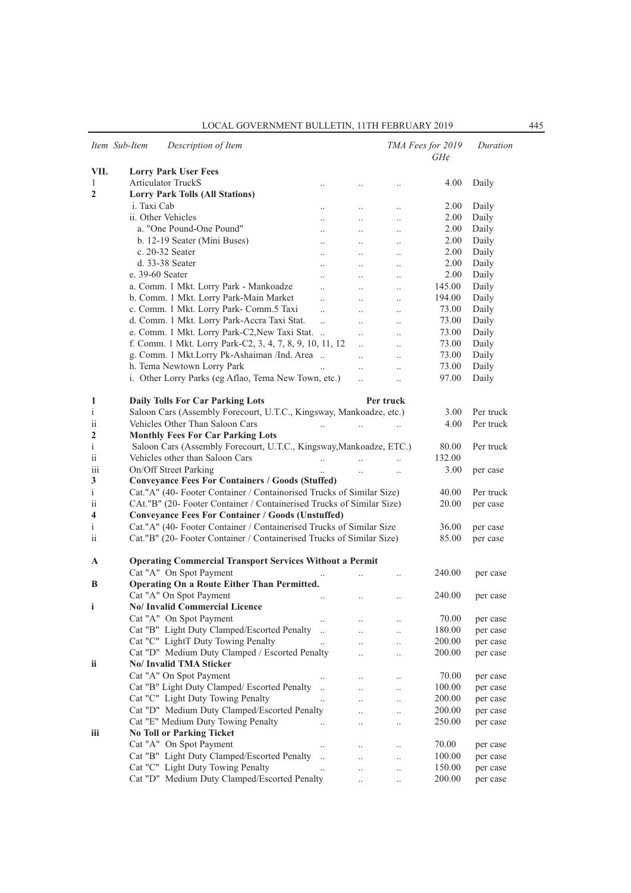| Item | Sub-Item | Description of Item | TMA Fees for 2019 GH¢ | Duration |
|---|---|---|---|---|
| **VII.** | | **Lorry Park User Fees** | | |
| 1 | | Articulator TruckS .. .. .. | 4.00 | Daily |
| **2** | | **Lorry Park Tolls (All Stations)** | | |
| | | i. Taxi Cab .. .. .. | 2.00 | Daily |
| | | ii. Other Vehicles .. .. .. | 2.00 | Daily |
| | | a. "One Pound-One Pound" .. .. .. | 2.00 | Daily |
| | | b. 12-19 Seater (Mini Buses) .. .. .. | 2.00 | Daily |
| | | c. 20-32 Seater .. .. .. | 2.00 | Daily |
| | | d. 33-38 Seater .. .. .. | 2.00 | Daily |
| | | e. 39-60 Seater .. .. .. | 2.00 | Daily |
| | | a. Comm. 1 Mkt. Lorry Park - Mankoadze .. .. .. | 145.00 | Daily |
| | | b. Comm. 1 Mkt. Lorry Park-Main Market .. .. .. | 194.00 | Daily |
| | | c. Comm. 1 Mkt. Lorry Park- Comm.5 Taxi .. .. .. | 73.00 | Daily |
| | | d. Comm. 1 Mkt. Lorry Park-Accra Taxi Stat. .. .. .. | 73.00 | Daily |
| | | e. Comm. 1 Mkt. Lorry Park-C2,New Taxi Stat. .. .. .. | 73.00 | Daily |
| | | f. Comm. 1 Mkt. Lorry Park-C2, 3, 4, 7, 8, 9, 10, 11, 12 .. .. | 73.00 | Daily |
| | | g. Comm. 1 Mkt.Lorry Pk-Ashaiman /Ind. Area .. .. .. | 73.00 | Daily |
| | | h. Tema Newtown Lorry Park .. .. .. | 73.00 | Daily |
| | | i. Other Lorry Parks (eg Aflao, Tema New Town, etc.) .. .. | 97.00 | Daily |
| **1** | | **Daily Tolls For Car Parking Lots** Per truck | | |
| i | | Saloon Cars (Assembly Forecourt, U.T.C., Kingsway, Mankoadze, etc.) | 3.00 | Per truck |
| ii | | Vehicles Other Than Saloon Cars .. .. .. | 4.00 | Per truck |
| **2** | | **Monthly Fees For Car Parking Lots** | | |
| i | | Saloon Cars (Assembly Forecourt, U.T.C., Kingsway,Mankoadze, ETC.) | 80.00 | Per truck |
| ii | | Vehicles other than Saloon Cars .. .. .. | 132.00 | |
| iii | | On/Off Street Parking .. .. .. | 3.00 | per case |
| **3** | | **Conveyance Fees For Containers / Goods (Stuffed)** | | |
| i | | Cat."A" (40- Footer Container / Containorised Trucks of Similar Size) | 40.00 | Per truck |
| ii | | CAt."B" (20- Footer Container / Containerised Trucks of Similar Size) | 20.00 | per case |
| **4** | | **Conveyance Fees For Container / Goods (Unstuffed)** | | |
| i | | Cat."A" (40- Footer Container / Containerised Trucks of Similar Size | 36.00 | per case |
| ii | | Cat."B" (20- Footer Container / Containerised Trucks of Similar Size) | 85.00 | per case |
| **A** | | **Operating Commercial Transport Services Without a Permit** | | |
| | | Cat "A" On Spot Payment .. .. .. | 240.00 | per case |
| **B** | | **Operating On a Route Either Than Permitted.** | | |
| | | Cat "A" On Spot Payment .. .. .. | 240.00 | per case |
| **i** | | **No/ Invalid Commercial Licence** | | |
| | | Cat "A" On Spot Payment .. .. .. | 70.00 | per case |
| | | Cat "B" Light Duty Clamped/Escorted Penalty .. .. .. | 180.00 | per case |
| | | Cat "C" LightT Duty Towing Penalty .. .. .. | 200.00 | per case |
| | | Cat "D" Medium Duty Clamped / Escorted Penalty .. .. | 200.00 | per case |
| **ii** | | **No/ Invalid TMA Sticker** | | |
| | | Cat "A" On Spot Payment .. .. .. | 70.00 | per case |
| | | Cat "B" Light Duty Clamped/ Escorted Penalty .. .. .. | 100.00 | per case |
| | | Cat "C" Light Duty Towing Penalty .. .. .. | 200.00 | per case |
| | | Cat "D" Medium Duty Clamped/Escorted Penalty .. .. | 200.00 | per case |
| | | Cat "E" Medium Duty Towing Penalty .. .. .. | 250.00 | per case |
| **iii** | | **No Toll or Parking Ticket** | | |
| | | Cat "A" On Spot Payment .. .. .. | 70.00 | per case |
| | | Cat "B" Light Duty Clamped/Escorted Penalty .. .. .. | 100.00 | per case |
| | | Cat "C" Light Duty Towing Penalty .. .. .. | 150.00 | per case |
| | | Cat "D" Medium Duty Clamped/Escorted Penalty .. .. | 200.00 | per case |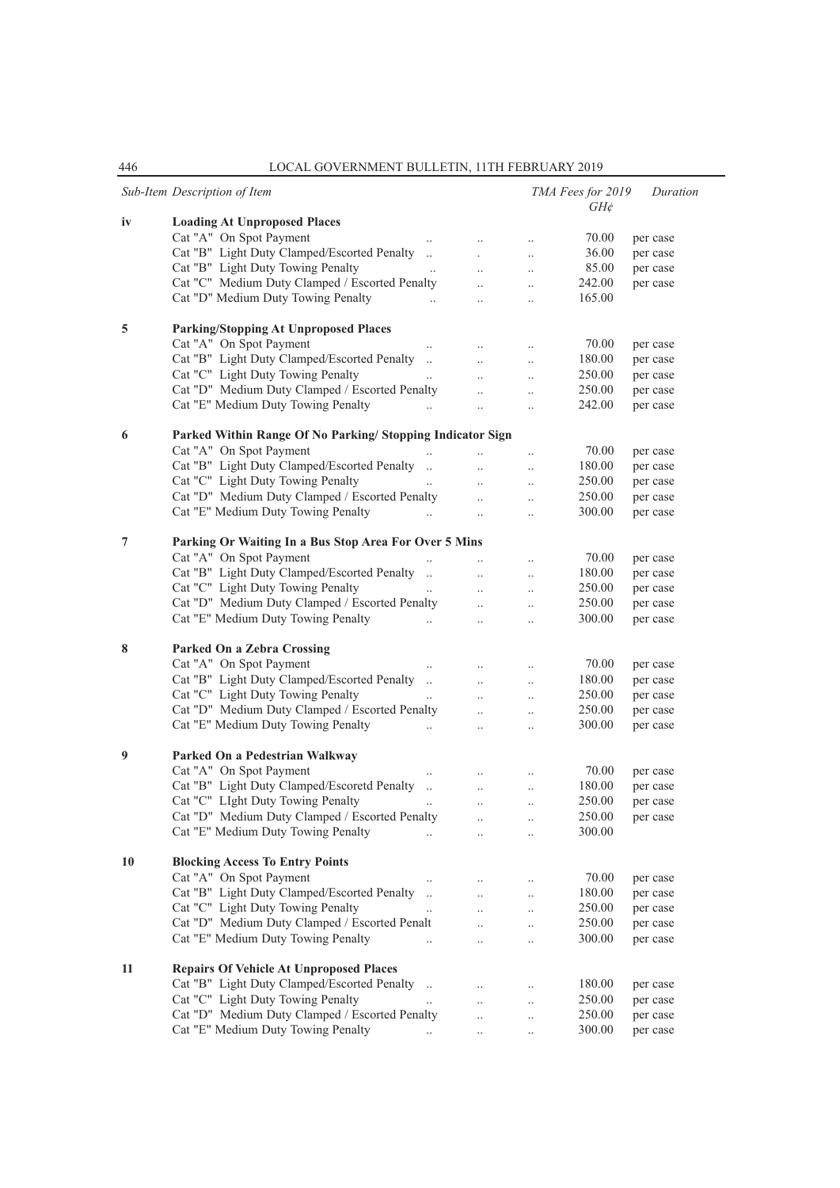| Sub-Item | Description of Item | TMA Fees for 2019 GH¢ | Duration |
|---|---|---|---|
| iv | **Loading At Unproposed Places** | | |
| | Cat "A" On Spot Payment .. .. .. | 70.00 | per case |
| | Cat "B" Light Duty Clamped/Escorted Penalty .. . .. | 36.00 | per case |
| | Cat "B" Light Duty Towing Penalty .. .. .. | 85.00 | per case |
| | Cat "C" Medium Duty Clamped / Escorted Penalty .. .. | 242.00 | per case |
| | Cat "D" Medium Duty Towing Penalty .. .. .. | 165.00 | |
| 5 | **Parking/Stopping At Unproposed Places** | | |
| | Cat "A" On Spot Payment .. .. .. | 70.00 | per case |
| | Cat "B" Light Duty Clamped/Escorted Penalty .. .. .. | 180.00 | per case |
| | Cat "C" Light Duty Towing Penalty .. .. .. | 250.00 | per case |
| | Cat "D" Medium Duty Clamped / Escorted Penalty .. .. | 250.00 | per case |
| | Cat "E" Medium Duty Towing Penalty .. .. .. | 242.00 | per case |
| 6 | **Parked Within Range Of No Parking/ Stopping Indicator Sign** | | |
| | Cat "A" On Spot Payment .. .. .. | 70.00 | per case |
| | Cat "B" Light Duty Clamped/Escorted Penalty .. .. .. | 180.00 | per case |
| | Cat "C" Light Duty Towing Penalty .. .. .. | 250.00 | per case |
| | Cat "D" Medium Duty Clamped / Escorted Penalty .. .. | 250.00 | per case |
| | Cat "E" Medium Duty Towing Penalty .. .. .. | 300.00 | per case |
| 7 | **Parking Or Waiting In a Bus Stop Area For Over 5 Mins** | | |
| | Cat "A" On Spot Payment .. .. .. | 70.00 | per case |
| | Cat "B" Light Duty Clamped/Escorted Penalty .. .. .. | 180.00 | per case |
| | Cat "C" Light Duty Towing Penalty .. .. .. | 250.00 | per case |
| | Cat "D" Medium Duty Clamped / Escorted Penalty .. .. | 250.00 | per case |
| | Cat "E" Medium Duty Towing Penalty .. .. .. | 300.00 | per case |
| 8 | **Parked On a Zebra Crossing** | | |
| | Cat "A" On Spot Payment .. .. .. | 70.00 | per case |
| | Cat "B" Light Duty Clamped/Escorted Penalty .. .. .. | 180.00 | per case |
| | Cat "C" Light Duty Towing Penalty .. .. .. | 250.00 | per case |
| | Cat "D" Medium Duty Clamped / Escorted Penalty .. .. | 250.00 | per case |
| | Cat "E" Medium Duty Towing Penalty .. .. .. | 300.00 | per case |
| 9 | **Parked On a Pedestrian Walkway** | | |
| | Cat "A" On Spot Payment .. .. .. | 70.00 | per case |
| | Cat "B" Light Duty Clamped/Escoretd Penalty .. .. .. | 180.00 | per case |
| | Cat "C" LIght Duty Towing Penalty .. .. .. | 250.00 | per case |
| | Cat "D" Medium Duty Clamped / Escorted Penalty .. .. | 250.00 | per case |
| | Cat "E" Medium Duty Towing Penalty .. .. .. | 300.00 | |
| 10 | **Blocking Access To Entry Points** | | |
| | Cat "A" On Spot Payment .. .. .. | 70.00 | per case |
| | Cat "B" Light Duty Clamped/Escorted Penalty .. .. .. | 180.00 | per case |
| | Cat "C" Light Duty Towing Penalty .. .. .. | 250.00 | per case |
| | Cat "D" Medium Duty Clamped / Escorted Penalt .. .. | 250.00 | per case |
| | Cat "E" Medium Duty Towing Penalty .. .. .. | 300.00 | per case |
| 11 | **Repairs Of Vehicle At Unproposed Places** | | |
| | Cat "B" Light Duty Clamped/Escorted Penalty .. .. .. | 180.00 | per case |
| | Cat "C" Light Duty Towing Penalty .. .. .. | 250.00 | per case |
| | Cat "D" Medium Duty Clamped / Escorted Penalty .. .. | 250.00 | per case |
| | Cat "E" Medium Duty Towing Penalty .. .. .. | 300.00 | per case |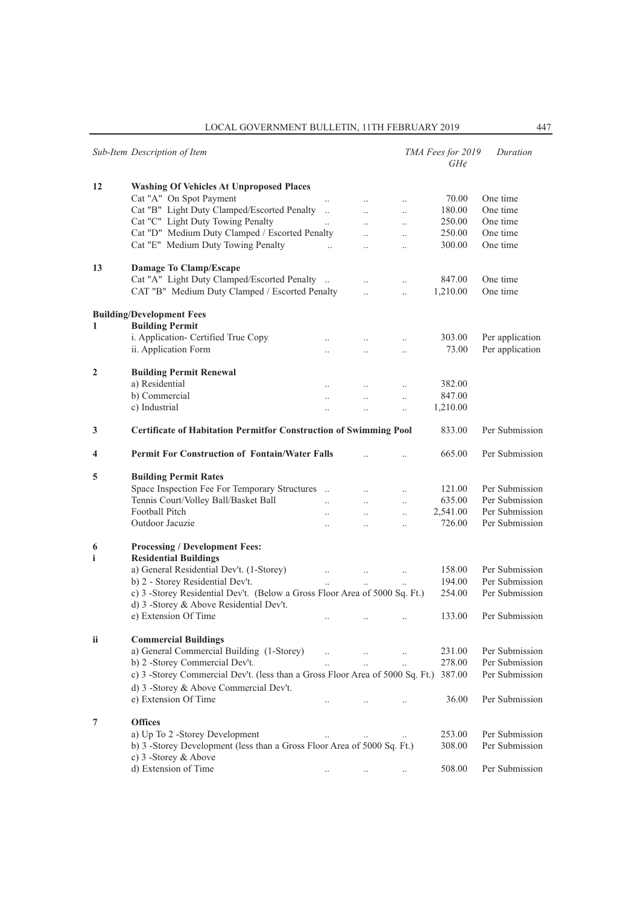| Sub-Item | Description of Item | TMA Fees for 2019 GH¢ | Duration |
|---|---|---|---|
| 12 | **Washing Of Vehicles At Unproposed Places** | | |
| | Cat "A" On Spot Payment .. .. .. | 70.00 | One time |
| | Cat "B" Light Duty Clamped/Escorted Penalty .. .. .. | 180.00 | One time |
| | Cat "C" Light Duty Towing Penalty .. .. .. | 250.00 | One time |
| | Cat "D" Medium Duty Clamped / Escorted Penalty .. .. | 250.00 | One time |
| | Cat "E" Medium Duty Towing Penalty .. .. .. | 300.00 | One time |
| 13 | **Damage To Clamp/Escape** | | |
| | Cat "A" Light Duty Clamped/Escorted Penalty .. .. .. | 847.00 | One time |
| | CAT "B" Medium Duty Clamped / Escorted Penalty .. .. | 1,210.00 | One time |
| | **Building/Development Fees** | | |
| 1 | **Building Permit** | | |
| | i. Application- Certified True Copy .. .. .. | 303.00 | Per application |
| | ii. Application Form .. .. .. | 73.00 | Per application |
| 2 | **Building Permit Renewal** | | |
| | a) Residential .. .. .. | 382.00 | |
| | b) Commercial .. .. .. | 847.00 | |
| | c) Industrial .. .. .. | 1,210.00 | |
| 3 | **Certificate of Habitation Permitfor Construction of Swimming Pool** | 833.00 | Per Submission |
| 4 | **Permit For Construction of Fontain/Water Falls** .. .. | 665.00 | Per Submission |
| 5 | **Building Permit Rates** | | |
| | Space Inspection Fee For Temporary Structures .. .. .. | 121.00 | Per Submission |
| | Tennis Court/Volley Ball/Basket Ball .. .. .. | 635.00 | Per Submission |
| | Football Pitch .. .. .. | 2,541.00 | Per Submission |
| | Outdoor Jacuzie .. .. .. | 726.00 | Per Submission |
| 6 | **Processing / Development Fees:** | | |
| i | **Residential Buildings** | | |
| | a) General Residential Dev't. (1-Storey) .. .. .. | 158.00 | Per Submission |
| | b) 2 - Storey Residential Dev't. .. .. .. | 194.00 | Per Submission |
| | c) 3 -Storey Residential Dev't. (Below a Gross Floor Area of 5000 Sq. Ft.) | 254.00 | Per Submission |
| | d) 3 -Storey & Above Residential Dev't. | | |
| | e) Extension Of Time .. .. .. | 133.00 | Per Submission |
| ii | **Commercial Buildings** | | |
| | a) General Commercial Building (1-Storey) .. .. .. | 231.00 | Per Submission |
| | b) 2 -Storey Commercial Dev't. .. .. .. | 278.00 | Per Submission |
| | c) 3 -Storey Commercial Dev't. (less than a Gross Floor Area of 5000 Sq. Ft.) | 387.00 | Per Submission |
| | d) 3 -Storey & Above Commercial Dev't. | | |
| | e) Extension Of Time .. .. .. | 36.00 | Per Submission |
| 7 | **Offices** | | |
| | a) Up To 2 -Storey Development .. .. .. | 253.00 | Per Submission |
| | b) 3 -Storey Development (less than a Gross Floor Area of 5000 Sq. Ft.) | 308.00 | Per Submission |
| | c) 3 -Storey & Above | | |
| | d) Extension of Time .. .. .. | 508.00 | Per Submission |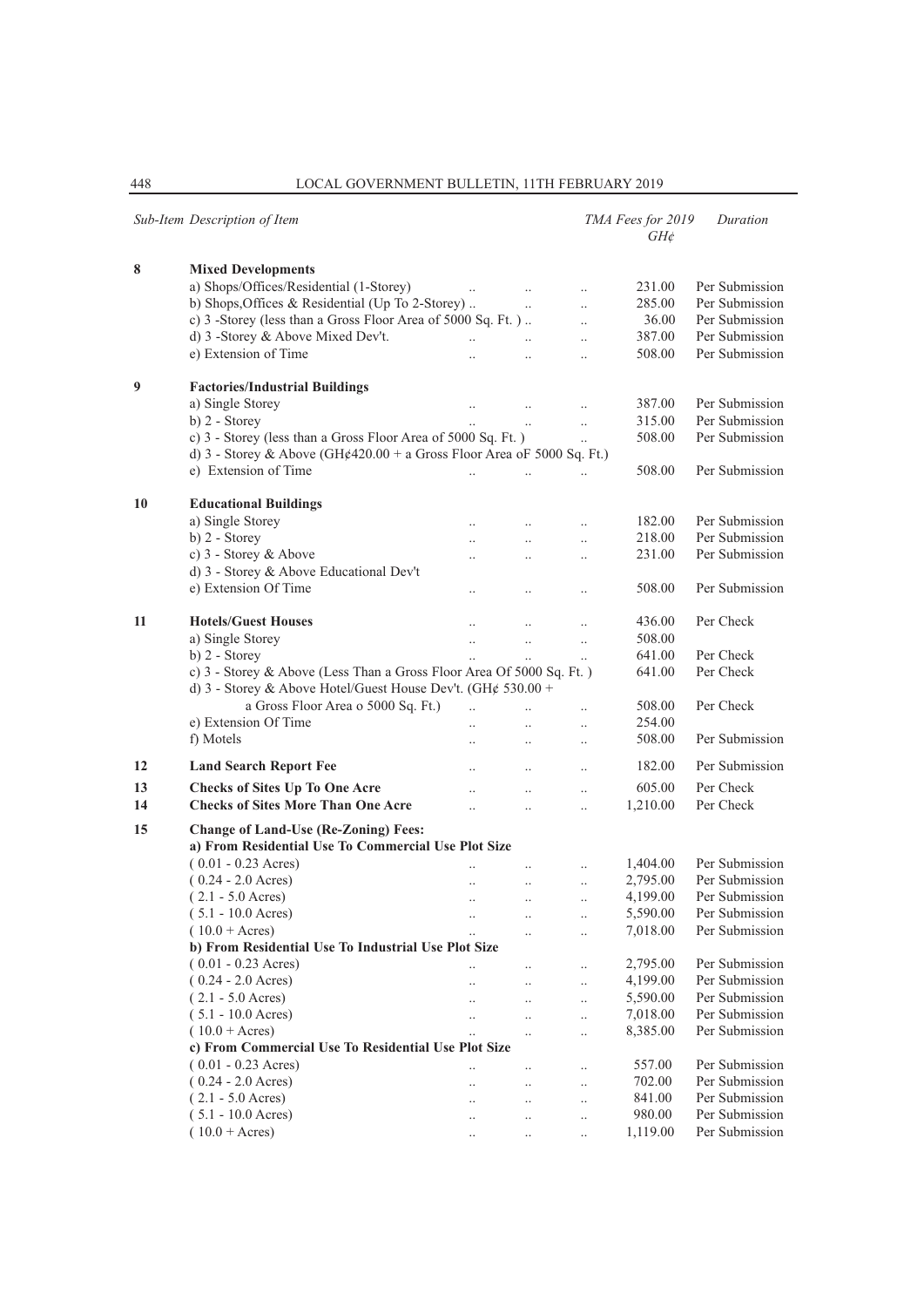| Sub-Item | Description of Item | TMA Fees for 2019 GH¢ | Duration |
|---|---|---|---|
| **8** | **Mixed Developments** | | |
| | a) Shops/Offices/Residential (1-Storey) .. .. .. | 231.00 | Per Submission |
| | b) Shops,Offices & Residential (Up To 2-Storey) .. .. .. | 285.00 | Per Submission |
| | c) 3 -Storey (less than a Gross Floor Area of 5000 Sq. Ft. ) .. .. | 36.00 | Per Submission |
| | d) 3 -Storey & Above Mixed Dev't. .. .. .. | 387.00 | Per Submission |
| | e) Extension of Time .. .. .. | 508.00 | Per Submission |
| **9** | **Factories/Industrial Buildings** | | |
| | a) Single Storey .. .. .. | 387.00 | Per Submission |
| | b) 2 - Storey .. .. .. | 315.00 | Per Submission |
| | c) 3 - Storey (less than a Gross Floor Area of 5000 Sq. Ft. ) .. | 508.00 | Per Submission |
| | d) 3 - Storey & Above (GH¢420.00 + a Gross Floor Area oF 5000 Sq. Ft.) | | |
| | e) Extension of Time .. .. .. | 508.00 | Per Submission |
| **10** | **Educational Buildings** | | |
| | a) Single Storey .. .. .. | 182.00 | Per Submission |
| | b) 2 - Storey .. .. .. | 218.00 | Per Submission |
| | c) 3 - Storey & Above .. .. .. | 231.00 | Per Submission |
| | d) 3 - Storey & Above Educational Dev't | | |
| | e) Extension Of Time .. .. .. | 508.00 | Per Submission |
| **11** | **Hotels/Guest Houses** .. .. .. | 436.00 | Per Check |
| | a) Single Storey .. .. .. | 508.00 | |
| | b) 2 - Storey .. .. .. | 641.00 | Per Check |
| | c) 3 - Storey & Above (Less Than a Gross Floor Area Of 5000 Sq. Ft. ) | 641.00 | Per Check |
| | d) 3 - Storey & Above Hotel/Guest House Dev't. (GH¢ 530.00 + a Gross Floor Area o 5000 Sq. Ft.) .. .. .. | 508.00 | Per Check |
| | e) Extension Of Time .. .. .. | 254.00 | |
| | f) Motels .. .. .. | 508.00 | Per Submission |
| **12** | **Land Search Report Fee** .. .. .. | 182.00 | Per Submission |
| **13** | **Checks of Sites Up To One Acre** .. .. .. | 605.00 | Per Check |
| **14** | **Checks of Sites More Than One Acre** .. .. .. | 1,210.00 | Per Check |
| **15** | **Change of Land-Use (Re-Zoning) Fees:** | | |
| | **a) From Residential Use To Commercial Use Plot Size** | | |
| | ( 0.01 - 0.23 Acres) .. .. .. | 1,404.00 | Per Submission |
| | ( 0.24 - 2.0 Acres) .. .. .. | 2,795.00 | Per Submission |
| | ( 2.1 - 5.0 Acres) .. .. .. | 4,199.00 | Per Submission |
| | ( 5.1 - 10.0 Acres) .. .. .. | 5,590.00 | Per Submission |
| | ( 10.0 + Acres) .. .. .. | 7,018.00 | Per Submission |
| | **b) From Residential Use To Industrial Use Plot Size** | | |
| | ( 0.01 - 0.23 Acres) .. .. .. | 2,795.00 | Per Submission |
| | ( 0.24 - 2.0 Acres) .. .. .. | 4,199.00 | Per Submission |
| | ( 2.1 - 5.0 Acres) .. .. .. | 5,590.00 | Per Submission |
| | ( 5.1 - 10.0 Acres) .. .. .. | 7,018.00 | Per Submission |
| | ( 10.0 + Acres) .. .. .. | 8,385.00 | Per Submission |
| | **c) From Commercial Use To Residential Use Plot Size** | | |
| | ( 0.01 - 0.23 Acres) .. .. .. | 557.00 | Per Submission |
| | ( 0.24 - 2.0 Acres) .. .. .. | 702.00 | Per Submission |
| | ( 2.1 - 5.0 Acres) .. .. .. | 841.00 | Per Submission |
| | ( 5.1 - 10.0 Acres) .. .. .. | 980.00 | Per Submission |
| | ( 10.0 + Acres) .. .. .. | 1,119.00 | Per Submission |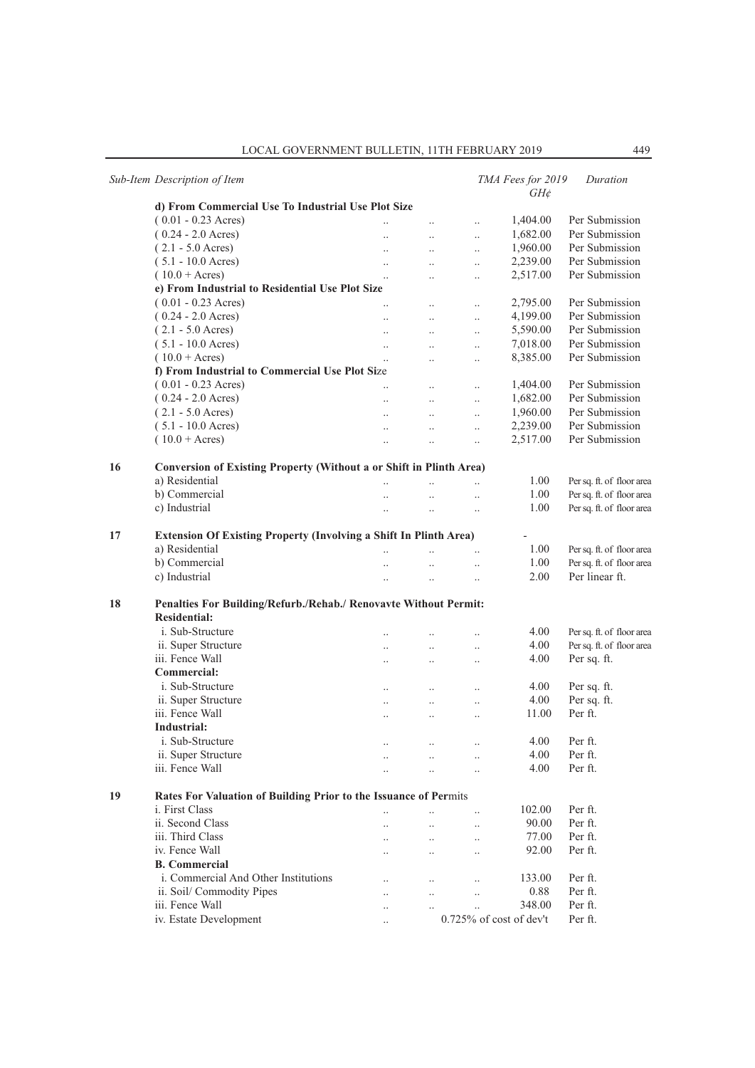| Sub-Item | Description of Item | TMA Fees for 2019 GH¢ | Duration |
|---|---|---|---|
| | **d) From Commercial Use To Industrial Use Plot Size** | | |
| | ( 0.01 - 0.23 Acres) | 1,404.00 | Per Submission |
| | ( 0.24 - 2.0 Acres) | 1,682.00 | Per Submission |
| | ( 2.1 - 5.0 Acres) | 1,960.00 | Per Submission |
| | ( 5.1 - 10.0 Acres) | 2,239.00 | Per Submission |
| | ( 10.0 + Acres) | 2,517.00 | Per Submission |
| | **e) From Industrial to Residential Use Plot Size** | | |
| | ( 0.01 - 0.23 Acres) | 2,795.00 | Per Submission |
| | ( 0.24 - 2.0 Acres) | 4,199.00 | Per Submission |
| | ( 2.1 - 5.0 Acres) | 5,590.00 | Per Submission |
| | ( 5.1 - 10.0 Acres) | 7,018.00 | Per Submission |
| | ( 10.0 + Acres) | 8,385.00 | Per Submission |
| | **f) From Industrial to Commercial Use Plot Size** | | |
| | ( 0.01 - 0.23 Acres) | 1,404.00 | Per Submission |
| | ( 0.24 - 2.0 Acres) | 1,682.00 | Per Submission |
| | ( 2.1 - 5.0 Acres) | 1,960.00 | Per Submission |
| | ( 5.1 - 10.0 Acres) | 2,239.00 | Per Submission |
| | ( 10.0 + Acres) | 2,517.00 | Per Submission |
| 16 | **Conversion of Existing Property (Without a or Shift in Plinth Area)** | | |
| | a) Residential | 1.00 | Per sq. ft. of floor area |
| | b) Commercial | 1.00 | Per sq. ft. of floor area |
| | c) Industrial | 1.00 | Per sq. ft. of floor area |
| 17 | **Extension Of Existing Property (Involving a Shift In Plinth Area)** | - | |
| | a) Residential | 1.00 | Per sq. ft. of floor area |
| | b) Commercial | 1.00 | Per sq. ft. of floor area |
| | c) Industrial | 2.00 | Per linear ft. |
| 18 | **Penalties For Building/Refurb./Rehab./ Renovavte Without Permit:** | | |
| | **Residential:** | | |
| | i. Sub-Structure | 4.00 | Per sq. ft. of floor area |
| | ii. Super Structure | 4.00 | Per sq. ft. of floor area |
| | iii. Fence Wall | 4.00 | Per sq. ft. |
| | **Commercial:** | | |
| | i. Sub-Structure | 4.00 | Per sq. ft. |
| | ii. Super Structure | 4.00 | Per sq. ft. |
| | iii. Fence Wall | 11.00 | Per ft. |
| | **Industrial:** | | |
| | i. Sub-Structure | 4.00 | Per ft. |
| | ii. Super Structure | 4.00 | Per ft. |
| | iii. Fence Wall | 4.00 | Per ft. |
| 19 | **Rates For Valuation of Building Prior to the Issuance of Permits** | | |
| | i. First Class | 102.00 | Per ft. |
| | ii. Second Class | 90.00 | Per ft. |
| | iii. Third Class | 77.00 | Per ft. |
| | iv. Fence Wall | 92.00 | Per ft. |
| | **B. Commercial** | | |
| | i. Commercial And Other Institutions | 133.00 | Per ft. |
| | ii. Soil/ Commodity Pipes | 0.88 | Per ft. |
| | iii. Fence Wall | 348.00 | Per ft. |
| | iv. Estate Development | 0.725% of cost of dev't | Per ft. |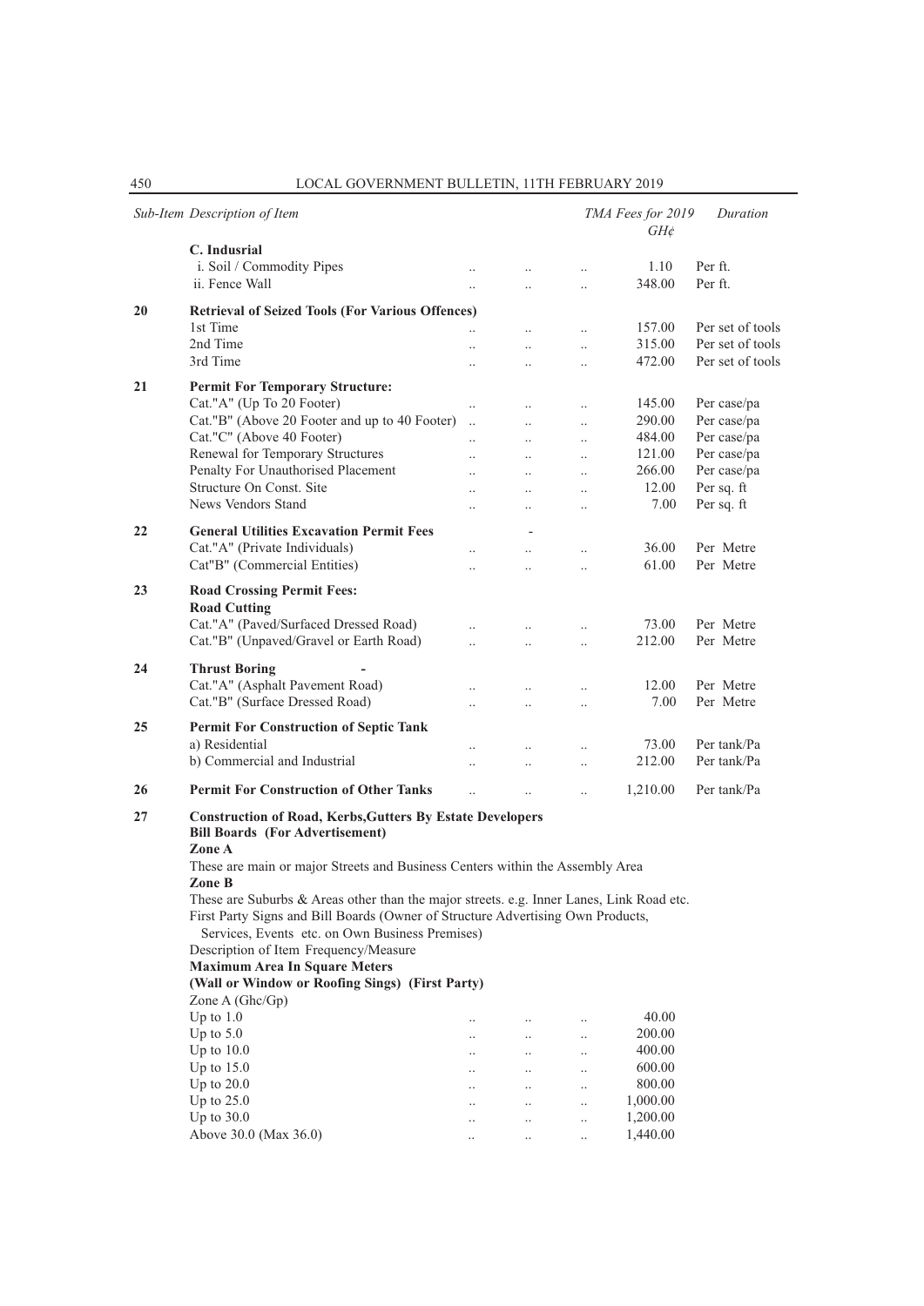| Sub-Item | Description of Item | TMA Fees for 2019 GH¢ | Duration |
|---|---|---|---|
| | **C. Indusrial** | | |
| | i. Soil / Commodity Pipes | 1.10 | Per ft. |
| | ii. Fence Wall | 348.00 | Per ft. |
| **20** | **Retrieval of Seized Tools (For Various Offences)** | | |
| | 1st Time | 157.00 | Per set of tools |
| | 2nd Time | 315.00 | Per set of tools |
| | 3rd Time | 472.00 | Per set of tools |
| **21** | **Permit For Temporary Structure:** | | |
| | Cat."A" (Up To 20 Footer) | 145.00 | Per case/pa |
| | Cat."B" (Above 20 Footer and up to 40 Footer) | 290.00 | Per case/pa |
| | Cat."C" (Above 40 Footer) | 484.00 | Per case/pa |
| | Renewal for Temporary Structures | 121.00 | Per case/pa |
| | Penalty For Unauthorised Placement | 266.00 | Per case/pa |
| | Structure On Const. Site | 12.00 | Per sq. ft |
| | News Vendors Stand | 7.00 | Per sq. ft |
| **22** | **General Utilities Excavation Permit Fees** | - | |
| | Cat."A" (Private Individuals) | 36.00 | Per Metre |
| | Cat"B" (Commercial Entities) | 61.00 | Per Metre |
| **23** | **Road Crossing Permit Fees:** | | |
| | **Road Cutting** | | |
| | Cat."A" (Paved/Surfaced Dressed Road) | 73.00 | Per Metre |
| | Cat."B" (Unpaved/Gravel or Earth Road) | 212.00 | Per Metre |
| **24** | **Thrust Boring** - | | |
| | Cat."A" (Asphalt Pavement Road) | 12.00 | Per Metre |
| | Cat."B" (Surface Dressed Road) | 7.00 | Per Metre |
| **25** | **Permit For Construction of Septic Tank** | | |
| | a) Residential | 73.00 | Per tank/Pa |
| | b) Commercial and Industrial | 212.00 | Per tank/Pa |
| **26** | **Permit For Construction of Other Tanks** | 1,210.00 | Per tank/Pa |

**27 Construction of Road, Kerbs,Gutters By Estate Developers**

**Bill Boards (For Advertisement)**

**Zone A**

These are main or major Streets and Business Centers within the Assembly Area

**Zone B**

These are Suburbs & Areas other than the major streets. e.g. Inner Lanes, Link Road etc.

First Party Signs and Bill Boards (Owner of Structure Advertising Own Products, Services, Events etc. on Own Business Premises)

Description of Item Frequency/Measure

**Maximum Area In Square Meters**

**(Wall or Window or Roofing Sings) (First Party)**

| Zone A (Ghc/Gp) | |
|---|---|
| Up to 1.0 | 40.00 |
| Up to 5.0 | 200.00 |
| Up to 10.0 | 400.00 |
| Up to 15.0 | 600.00 |
| Up to 20.0 | 800.00 |
| Up to 25.0 | 1,000.00 |
| Up to 30.0 | 1,200.00 |
| Above 30.0 (Max 36.0) | 1,440.00 |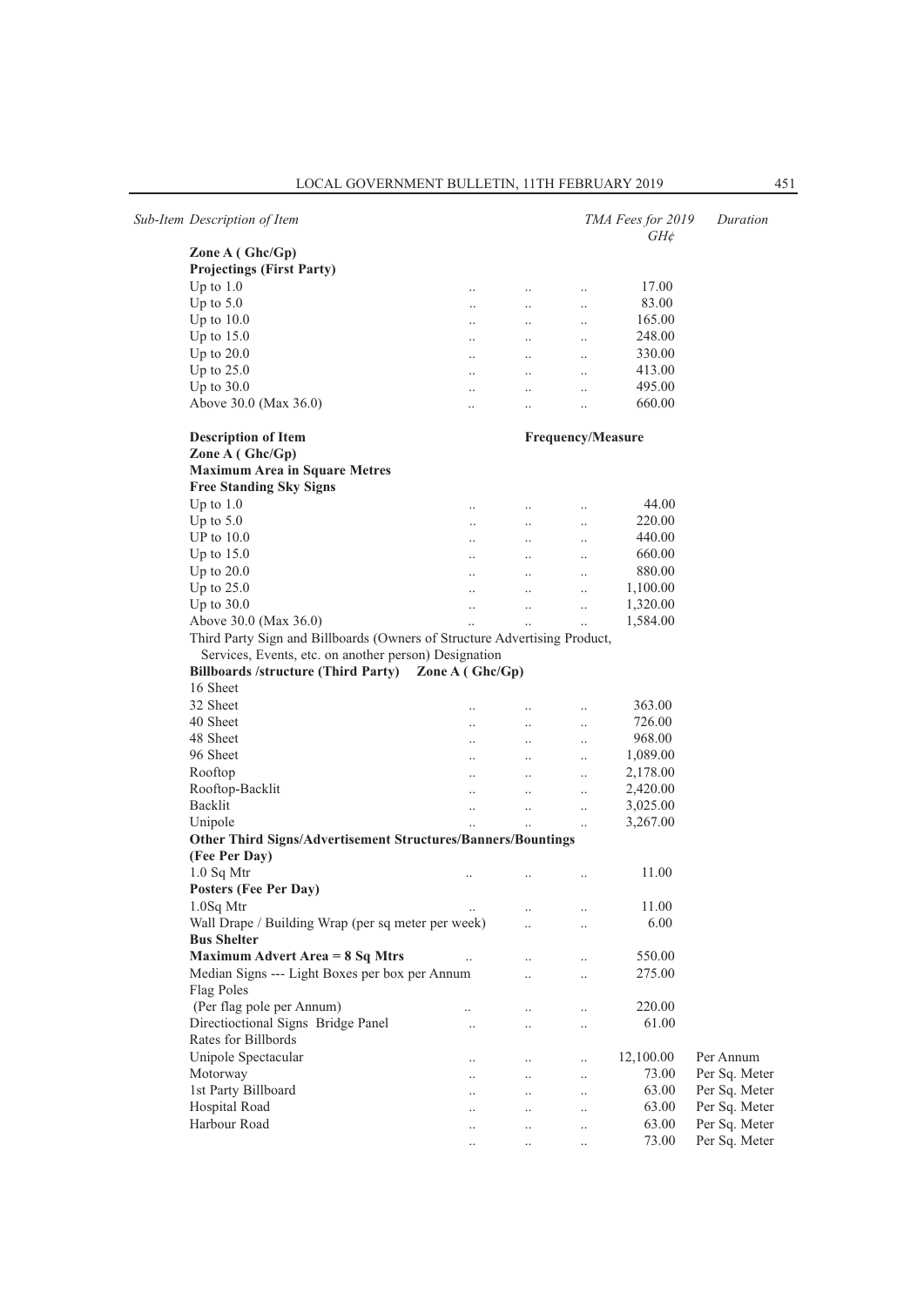| Sub-Item Description of Item | TMA Fees for 2019 GH¢ | Duration |
|---|---|---|
| **Zone A ( Ghc/Gp)** | | |
| **Projectings (First Party)** | | |
| Up to 1.0 | 17.00 | |
| Up to 5.0 | 83.00 | |
| Up to 10.0 | 165.00 | |
| Up to 15.0 | 248.00 | |
| Up to 20.0 | 330.00 | |
| Up to 25.0 | 413.00 | |
| Up to 30.0 | 495.00 | |
| Above 30.0 (Max 36.0) | 660.00 | |
| **Description of Item** | **Frequency/Measure** | |
| **Zone A ( Ghc/Gp)** | | |
| **Maximum Area in Square Metres** | | |
| **Free Standing Sky Signs** | | |
| Up to 1.0 | 44.00 | |
| Up to 5.0 | 220.00 | |
| UP to 10.0 | 440.00 | |
| Up to 15.0 | 660.00 | |
| Up to 20.0 | 880.00 | |
| Up to 25.0 | 1,100.00 | |
| Up to 30.0 | 1,320.00 | |
| Above 30.0 (Max 36.0) | 1,584.00 | |
| Third Party Sign and Billboards (Owners of Structure Advertising Product, Services, Events, etc. on another person) Designation | | |
| **Billboards /structure (Third Party) Zone A ( Ghc/Gp)** | | |
| 16 Sheet | | |
| 32 Sheet | 363.00 | |
| 40 Sheet | 726.00 | |
| 48 Sheet | 968.00 | |
| 96 Sheet | 1,089.00 | |
| Rooftop | 2,178.00 | |
| Rooftop-Backlit | 2,420.00 | |
| Backlit | 3,025.00 | |
| Unipole | 3,267.00 | |
| **Other Third Signs/Advertisement Structures/Banners/Bountings (Fee Per Day)** | | |
| 1.0 Sq Mtr | 11.00 | |
| **Posters (Fee Per Day)** | | |
| 1.0Sq Mtr | 11.00 | |
| Wall Drape / Building Wrap (per sq meter per week) | 6.00 | |
| **Bus Shelter** | | |
| **Maximum Advert Area = 8 Sq Mtrs** | 550.00 | |
| Median Signs --- Light Boxes per box per Annum | 275.00 | |
| Flag Poles | | |
| (Per flag pole per Annum) | 220.00 | |
| Directioctional Signs Bridge Panel | 61.00 | |
| Rates for Billbords | | |
| Unipole Spectacular | 12,100.00 | Per Annum |
| Motorway | 73.00 | Per Sq. Meter |
| 1st Party Billboard | 63.00 | Per Sq. Meter |
| Hospital Road | 63.00 | Per Sq. Meter |
| Harbour Road | 63.00 | Per Sq. Meter |
| | 73.00 | Per Sq. Meter |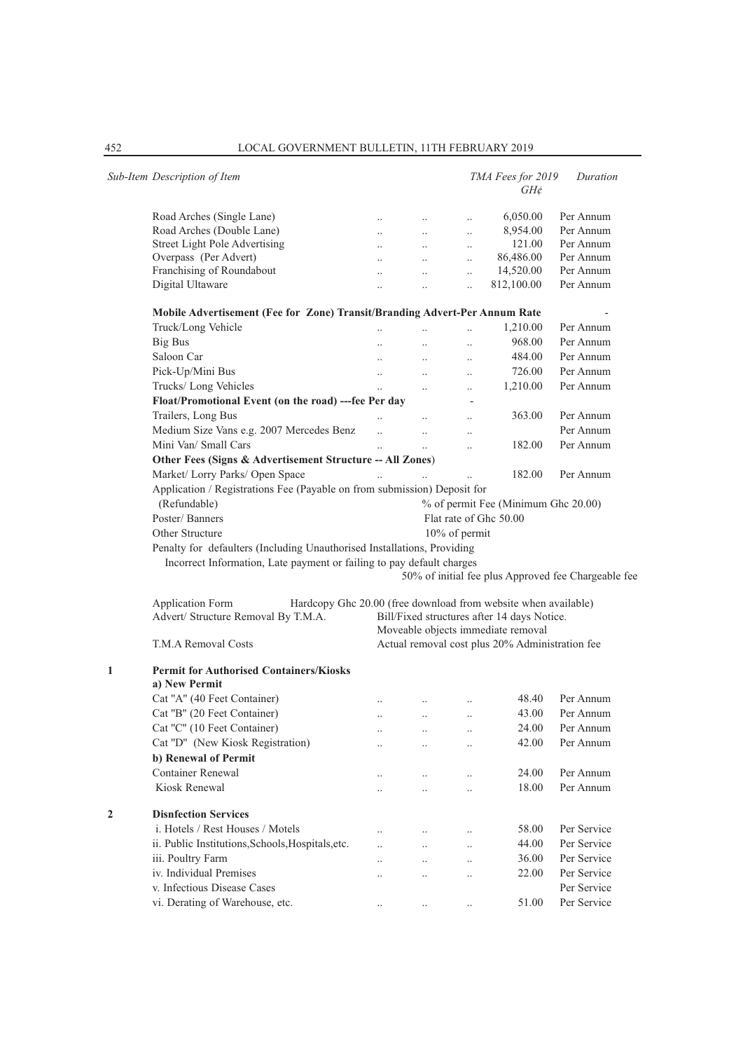| Sub-Item | Description of Item | TMA Fees for 2019 GH¢ | Duration |
|---|---|---|---|
| | Road Arches (Single Lane) | 6,050.00 | Per Annum |
| | Road Arches (Double Lane) | 8,954.00 | Per Annum |
| | Street Light Pole Advertising | 121.00 | Per Annum |
| | Overpass (Per Advert) | 86,486.00 | Per Annum |
| | Franchising of Roundabout | 14,520.00 | Per Annum |
| | Digital Ultaware | 812,100.00 | Per Annum |
| | **Mobile Advertisement (Fee for Zone) Transit/Branding Advert-Per Annum Rate** | | - |
| | Truck/Long Vehicle | 1,210.00 | Per Annum |
| | Big Bus | 968.00 | Per Annum |
| | Saloon Car | 484.00 | Per Annum |
| | Pick-Up/Mini Bus | 726.00 | Per Annum |
| | Trucks/ Long Vehicles | 1,210.00 | Per Annum |
| | **Float/Promotional Event (on the road) ---fee Per day** | - | |
| | Trailers, Long Bus | 363.00 | Per Annum |
| | Medium Size Vans e.g. 2007 Mercedes Benz | | Per Annum |
| | Mini Van/ Small Cars | 182.00 | Per Annum |
| | **Other Fees (Signs & Advertisement Structure -- All Zones)** | | |
| | Market/ Lorry Parks/ Open Space | 182.00 | Per Annum |
| | Application / Registrations Fee (Payable on from submission) Deposit for (Refundable) | % of permit Fee (Minimum Ghc 20.00) | |
| | Poster/ Banners | Flat rate of Ghc 50.00 | |
| | Other Structure | 10% of permit | |
| | Penalty for defaulters (Including Unauthorised Installations, Providing Incorrect Information, Late payment or failing to pay default charges | 50% of initial fee plus Approved fee Chargeable fee | |
| | Application Form | Hardcopy Ghc 20.00 (free download from website when available) | |
| | Advert/ Structure Removal By T.M.A. | Bill/Fixed structures after 14 days Notice. Moveable objects immediate removal | |
| | T.M.A Removal Costs | Actual removal cost plus 20% Administration fee | |
| 1 | **Permit for Authorised Containers/Kiosks** | | |
| | **a) New Permit** | | |
| | Cat "A" (40 Feet Container) | 48.40 | Per Annum |
| | Cat "B" (20 Feet Container) | 43.00 | Per Annum |
| | Cat "C" (10 Feet Container) | 24.00 | Per Annum |
| | Cat "D" (New Kiosk Registration) | 42.00 | Per Annum |
| | **b) Renewal of Permit** | | |
| | Container Renewal | 24.00 | Per Annum |
| | Kiosk Renewal | 18.00 | Per Annum |
| 2 | **Disnfection Services** | | |
| | i. Hotels / Rest Houses / Motels | 58.00 | Per Service |
| | ii. Public Institutions,Schools,Hospitals,etc. | 44.00 | Per Service |
| | iii. Poultry Farm | 36.00 | Per Service |
| | iv. Individual Premises | 22.00 | Per Service |
| | v. Infectious Disease Cases | | Per Service |
| | vi. Derating of Warehouse, etc. | 51.00 | Per Service |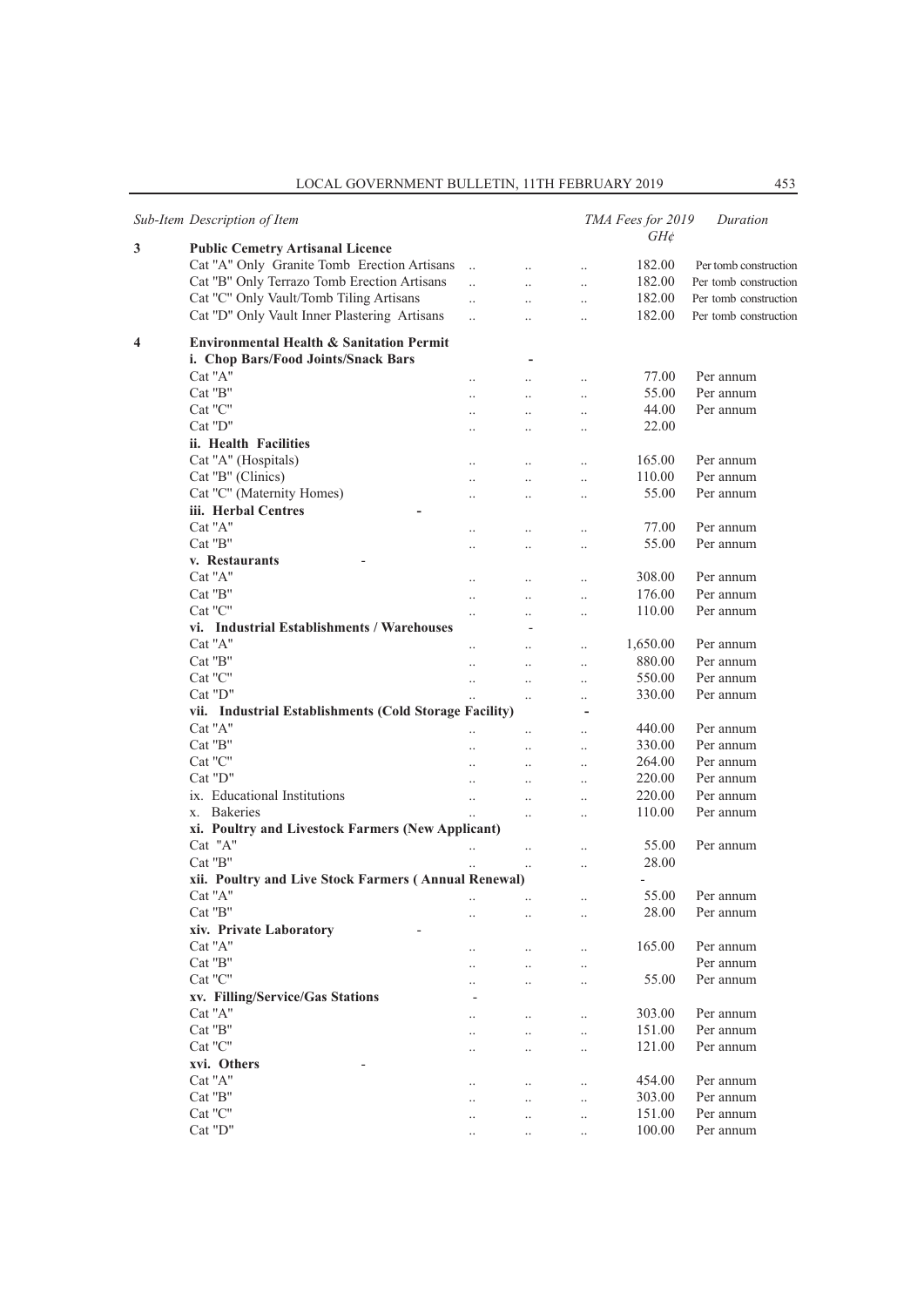| Sub-Item | Description of Item | TMA Fees for 2019 GH¢ | Duration |
|---|---|---|---|
| 3 | **Public Cemetry Artisanal Licence** | | |
| | Cat "A" Only Granite Tomb Erection Artisans | 182.00 | Per tomb construction |
| | Cat "B" Only Terrazo Tomb Erection Artisans | 182.00 | Per tomb construction |
| | Cat "C" Only Vault/Tomb Tiling Artisans | 182.00 | Per tomb construction |
| | Cat "D" Only Vault Inner Plastering Artisans | 182.00 | Per tomb construction |
| 4 | **Environmental Health & Sanitation Permit** | | |
| | **i. Chop Bars/Food Joints/Snack Bars** - | | |
| | Cat "A" | 77.00 | Per annum |
| | Cat "B" | 55.00 | Per annum |
| | Cat "C" | 44.00 | Per annum |
| | Cat "D" | 22.00 | |
| | **ii. Health Facilities** | | |
| | Cat "A" (Hospitals) | 165.00 | Per annum |
| | Cat "B" (Clinics) | 110.00 | Per annum |
| | Cat "C" (Maternity Homes) | 55.00 | Per annum |
| | **iii. Herbal Centres** - | | |
| | Cat "A" | 77.00 | Per annum |
| | Cat "B" | 55.00 | Per annum |
| | **v. Restaurants** - | | |
| | Cat "A" | 308.00 | Per annum |
| | Cat "B" | 176.00 | Per annum |
| | Cat "C" | 110.00 | Per annum |
| | **vi. Industrial Establishments / Warehouses** - | | |
| | Cat "A" | 1,650.00 | Per annum |
| | Cat "B" | 880.00 | Per annum |
| | Cat "C" | 550.00 | Per annum |
| | Cat "D" | 330.00 | Per annum |
| | **vii. Industrial Establishments (Cold Storage Facility)** | - | |
| | Cat "A" | 440.00 | Per annum |
| | Cat "B" | 330.00 | Per annum |
| | Cat "C" | 264.00 | Per annum |
| | Cat "D" | 220.00 | Per annum |
| | ix. Educational Institutions | 220.00 | Per annum |
| | x. Bakeries | 110.00 | Per annum |
| | **xi. Poultry and Livestock Farmers (New Applicant)** | | |
| | Cat "A" | 55.00 | Per annum |
| | Cat "B" | 28.00 | |
| | **xii. Poultry and Live Stock Farmers ( Annual Renewal)** | - | |
| | Cat "A" | 55.00 | Per annum |
| | Cat "B" | 28.00 | Per annum |
| | **xiv. Private Laboratory** - | | |
| | Cat "A" | 165.00 | Per annum |
| | Cat "B" | | Per annum |
| | Cat "C" | 55.00 | Per annum |
| | **xv. Filling/Service/Gas Stations** - | | |
| | Cat "A" | 303.00 | Per annum |
| | Cat "B" | 151.00 | Per annum |
| | Cat "C" | 121.00 | Per annum |
| | **xvi. Others** - | | |
| | Cat "A" | 454.00 | Per annum |
| | Cat "B" | 303.00 | Per annum |
| | Cat "C" | 151.00 | Per annum |
| | Cat "D" | 100.00 | Per annum |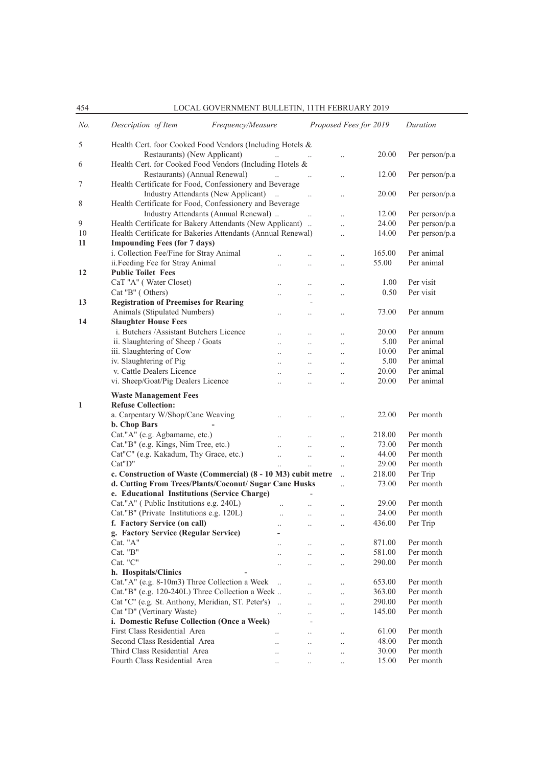| *No.* | *Description of Item* *Frequency/Measure* | *Proposed Fees for 2019* | *Duration* |
|---|---|---|---|
| 5 | Health Cert. foor Cooked Food Vendors (Including Hotels & Restaurants) (New Applicant) .. .. .. | 20.00 | Per person/p.a |
| 6 | Health Cert. for Cooked Food Vendors (Including Hotels & Restaurants) (Annual Renewal) .. .. .. | 12.00 | Per person/p.a |
| 7 | Health Certificate for Food, Confessionery and Beverage Industry Attendants (New Applicant) .. .. .. | 20.00 | Per person/p.a |
| 8 | Health Certificate for Food, Confessionery and Beverage Industry Attendants (Annual Renewal) .. .. .. | 12.00 | Per person/p.a |
| 9 | Health Certificate for Bakery Attendants (New Applicant) .. .. | 24.00 | Per person/p.a |
| 10 | Health Certificate for Bakeries Attendants (Annual Renewal) .. | 14.00 | Per person/p.a |
| **11** | **Impounding Fees (for 7 days)** | | |
| | i. Collection Fee/Fine for Stray Animal .. .. .. | 165.00 | Per animal |
| | ii.Feeding Fee for Stray Animal .. .. .. | 55.00 | Per animal |
| **12** | **Public Toilet Fees** | | |
| | CaT "A" ( Water Closet) .. .. .. | 1.00 | Per visit |
| | Cat "B" ( Others) .. .. .. | 0.50 | Per visit |
| **13** | **Registration of Preemises for Rearing** - Animals (Stipulated Numbers) .. .. .. | 73.00 | Per annum |
| **14** | **Slaughter House Fees** | | |
| | i. Butchers /Assistant Butchers Licence .. .. .. | 20.00 | Per annum |
| | ii. Slaughtering of Sheep / Goats .. .. .. | 5.00 | Per animal |
| | iii. Slaughtering of Cow .. .. .. | 10.00 | Per animal |
| | iv. Slaughtering of Pig .. .. .. | 5.00 | Per animal |
| | v. Cattle Dealers Licence .. .. .. | 20.00 | Per animal |
| | vi. Sheep/Goat/Pig Dealers Licence .. .. .. | 20.00 | Per animal |
| | **Waste Management Fees** | | |
| **1** | **Refuse Collection:** | | |
| | a. Carpentary W/Shop/Cane Weaving .. .. .. | 22.00 | Per month |
| | **b. Chop Bars** - | | |
| | Cat."A" (e.g. Agbamame, etc.) .. .. .. | 218.00 | Per month |
| | Cat."B" (e.g. Kings, Nim Tree, etc.) .. .. .. | 73.00 | Per month |
| | Cat"C" (e.g. Kakadum, Thy Grace, etc.) .. .. .. | 44.00 | Per month |
| | Cat"D" .. .. .. | 29.00 | Per month |
| | **c. Construction of Waste (Commercial) (8 - 10 M3) cubit metre** .. | 218.00 | Per Trip |
| | **d. Cutting From Trees/Plants/Coconut/ Sugar Cane Husks** .. | 73.00 | Per month |
| | **e. Educational Institutions (Service Charge)** - | | |
| | Cat."A" ( Public Institutions e.g. 240L) .. .. .. | 29.00 | Per month |
| | Cat."B" (Private Institutions e.g. 120L) .. .. .. | 24.00 | Per month |
| | **f. Factory Service (on call)** .. .. .. | 436.00 | Per Trip |
| | **g. Factory Service (Regular Service)** - | | |
| | Cat. "A" .. .. .. | 871.00 | Per month |
| | Cat. "B" .. .. .. | 581.00 | Per month |
| | Cat. "C" .. .. .. | 290.00 | Per month |
| | **h. Hospitals/Clinics** - | | |
| | Cat."A" (e.g. 8-10m3) Three Collection a Week .. .. .. | 653.00 | Per month |
| | Cat."B" (e.g. 120-240L) Three Collection a Week .. .. .. | 363.00 | Per month |
| | Cat "C" (e.g. St. Anthony, Meridian, ST. Peter's) .. .. .. | 290.00 | Per month |
| | Cat "D" (Vertinary Waste) .. .. .. | 145.00 | Per month |
| | **i. Domestic Refuse Collection (Once a Week)** - | | |
| | First Class Residential Area .. .. .. | 61.00 | Per month |
| | Second Class Residential Area .. .. .. | 48.00 | Per month |
| | Third Class Residential Area .. .. .. | 30.00 | Per month |
| | Fourth Class Residential Area .. .. .. | 15.00 | Per month |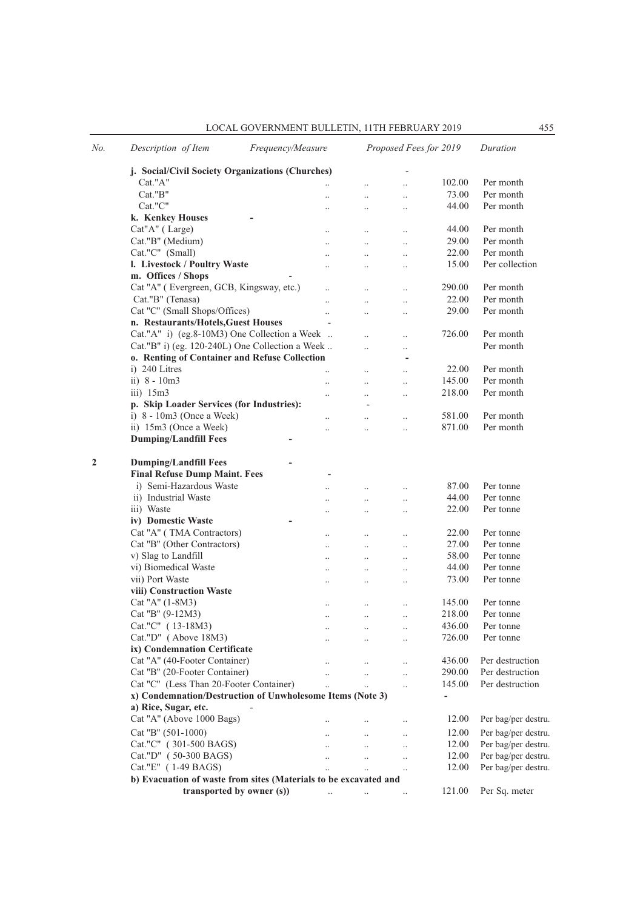| No. | Description of Item | Frequency/Measure | Proposed Fees for 2019 | Duration |
|---|---|---|---|---|
| | **j. Social/Civil Society Organizations (Churches)** | | - | |
| | Cat."A" | .. .. .. | 102.00 | Per month |
| | Cat."B" | .. .. .. | 73.00 | Per month |
| | Cat."C" | .. .. .. | 44.00 | Per month |
| | **k. Kenkey Houses** | - | | |
| | Cat"A" ( Large) | .. .. .. | 44.00 | Per month |
| | Cat."B" (Medium) | .. .. .. | 29.00 | Per month |
| | Cat."C" (Small) | .. .. .. | 22.00 | Per month |
| | **l. Livestock / Poultry Waste** | .. .. .. | 15.00 | Per collection |
| | **m. Offices / Shops** | - | | |
| | Cat "A" ( Evergreen, GCB, Kingsway, etc.) | .. .. .. | 290.00 | Per month |
| | Cat."B" (Tenasa) | .. .. .. | 22.00 | Per month |
| | Cat "C" (Small Shops/Offices) | .. .. .. | 29.00 | Per month |
| | **n. Restaurants/Hotels,Guest Houses** | - | | |
| | Cat."A" i) (eg.8-10M3) One Collection a Week | .. .. .. | 726.00 | Per month |
| | Cat."B" i) (eg. 120-240L) One Collection a Week | .. .. .. | | Per month |
| | **o. Renting of Container and Refuse Collection** | | - | |
| | i) 240 Litres | .. .. .. | 22.00 | Per month |
| | ii) 8 - 10m3 | .. .. .. | 145.00 | Per month |
| | iii) 15m3 | .. .. .. | 218.00 | Per month |
| | **p. Skip Loader Services (for Industries):** | - | | |
| | i) 8 - 10m3 (Once a Week) | .. .. .. | 581.00 | Per month |
| | ii) 15m3 (Once a Week) | .. .. .. | 871.00 | Per month |
| | **Dumping/Landfill Fees** | - | | |
| 2 | **Dumping/Landfill Fees** | - | | |
| | **Final Refuse Dump Maint. Fees** | - | | |
| | i) Semi-Hazardous Waste | .. .. .. | 87.00 | Per tonne |
| | ii) Industrial Waste | .. .. .. | 44.00 | Per tonne |
| | iii) Waste | .. .. .. | 22.00 | Per tonne |
| | **iv) Domestic Waste** | - | | |
| | Cat "A" ( TMA Contractors) | .. .. .. | 22.00 | Per tonne |
| | Cat "B" (Other Contractors) | .. .. .. | 27.00 | Per tonne |
| | v) Slag to Landfill | .. .. .. | 58.00 | Per tonne |
| | vi) Biomedical Waste | .. .. .. | 44.00 | Per tonne |
| | vii) Port Waste | .. .. .. | 73.00 | Per tonne |
| | **viii) Construction Waste** | | | |
| | Cat "A" (1-8M3) | .. .. .. | 145.00 | Per tonne |
| | Cat "B" (9-12M3) | .. .. .. | 218.00 | Per tonne |
| | Cat."C" ( 13-18M3) | .. .. .. | 436.00 | Per tonne |
| | Cat."D" ( Above 18M3) | .. .. .. | 726.00 | Per tonne |
| | **ix) Condemnation Certificate** | | | |
| | Cat "A" (40-Footer Container) | .. .. .. | 436.00 | Per destruction |
| | Cat "B" (20-Footer Container) | .. .. .. | 290.00 | Per destruction |
| | Cat "C" (Less Than 20-Footer Container) | .. .. .. | 145.00 | Per destruction |
| | **x) Condemnation/Destruction of Unwholesome Items (Note 3)** | | - | |
| | **a) Rice, Sugar, etc.** | - | | |
| | Cat "A" (Above 1000 Bags) | .. .. .. | 12.00 | Per bag/per destru. |
| | Cat "B" (501-1000) | .. .. .. | 12.00 | Per bag/per destru. |
| | Cat."C" ( 301-500 BAGS) | .. .. .. | 12.00 | Per bag/per destru. |
| | Cat."D" ( 50-300 BAGS) | .. .. .. | 12.00 | Per bag/per destru. |
| | Cat."E" ( 1-49 BAGS) | .. .. .. | 12.00 | Per bag/per destru. |
| | **b) Evacuation of waste from sites (Materials to be excavated and transported by owner (s))** | .. .. .. | 121.00 | Per Sq. meter |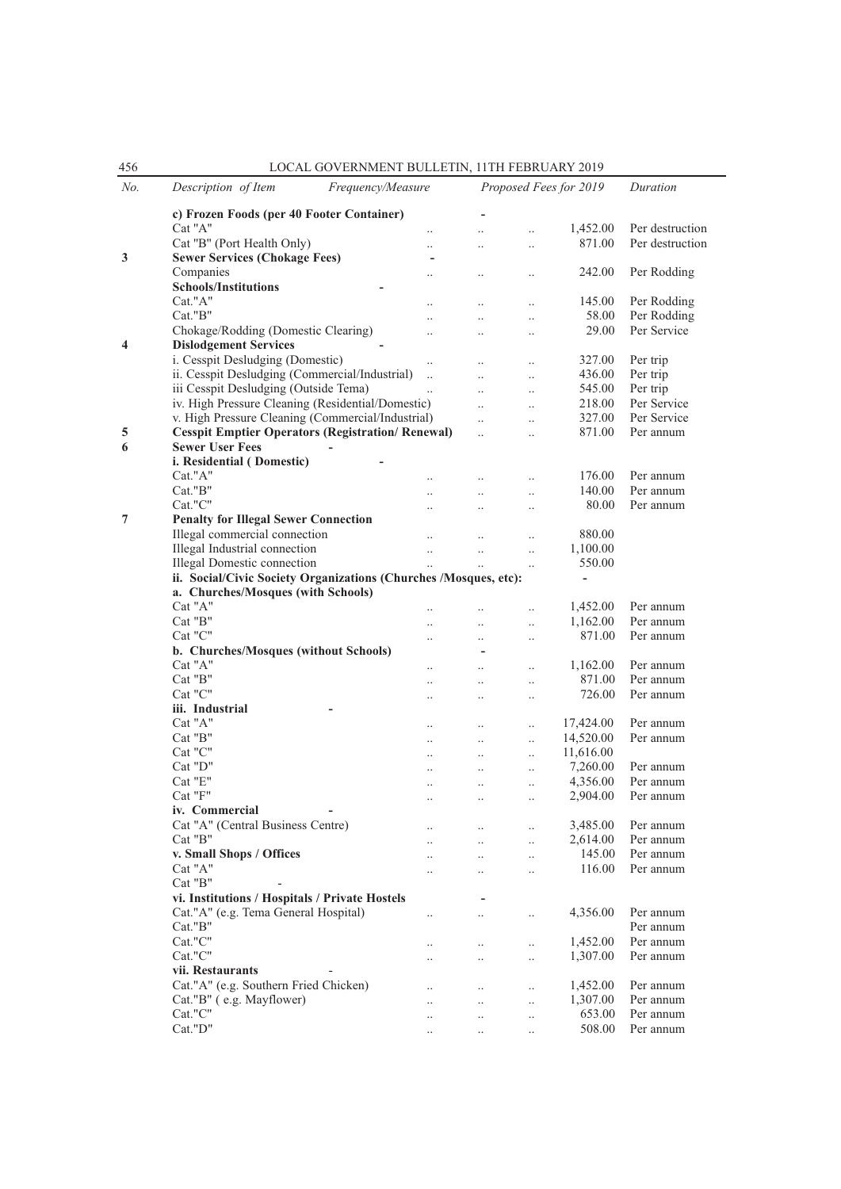| No. | Description of Item | Frequency/Measure | Proposed Fees for 2019 | Duration |
|---|---|---|---|---|
| | **c) Frozen Foods (per 40 Footer Container)** | | - | |
| | Cat "A" | .. .. .. | 1,452.00 | Per destruction |
| | Cat "B" (Port Health Only) | .. .. .. | 871.00 | Per destruction |
| **3** | **Sewer Services (Chokage Fees)** | - | | |
| | Companies | .. .. .. | 242.00 | Per Rodding |
| | **Schools/Institutions** | - | | |
| | Cat."A" | .. .. .. | 145.00 | Per Rodding |
| | Cat."B" | .. .. .. | 58.00 | Per Rodding |
| | Chokage/Rodding (Domestic Clearing) | .. .. .. | 29.00 | Per Service |
| **4** | **Dislodgement Services** | - | | |
| | i. Cesspit Desludging (Domestic) | .. .. .. | 327.00 | Per trip |
| | ii. Cesspit Desludging (Commercial/Industrial) | .. .. .. | 436.00 | Per trip |
| | iii Cesspit Desludging (Outside Tema) | .. .. .. | 545.00 | Per trip |
| | iv. High Pressure Cleaning (Residential/Domestic) | .. .. | 218.00 | Per Service |
| | v. High Pressure Cleaning (Commercial/Industrial) | .. .. | 327.00 | Per Service |
| **5** | **Cesspit Emptier Operators (Registration/ Renewal)** | .. .. | 871.00 | Per annum |
| **6** | **Sewer User Fees** | - | | |
| | **i. Residential ( Domestic)** | - | | |
| | Cat."A" | .. .. .. | 176.00 | Per annum |
| | Cat."B" | .. .. .. | 140.00 | Per annum |
| | Cat."C" | .. .. .. | 80.00 | Per annum |
| **7** | **Penalty for Illegal Sewer Connection** | | | |
| | Illegal commercial connection | .. .. .. | 880.00 | |
| | Illegal Industrial connection | .. .. .. | 1,100.00 | |
| | Illegal Domestic connection | .. .. .. | 550.00 | |
| | **ii. Social/Civic Society Organizations (Churches /Mosques, etc):** | | - | |
| | **a. Churches/Mosques (with Schools)** | | | |
| | Cat "A" | .. .. .. | 1,452.00 | Per annum |
| | Cat "B" | .. .. .. | 1,162.00 | Per annum |
| | Cat "C" | .. .. .. | 871.00 | Per annum |
| | **b. Churches/Mosques (without Schools)** | | - | |
| | Cat "A" | .. .. .. | 1,162.00 | Per annum |
| | Cat "B" | .. .. .. | 871.00 | Per annum |
| | Cat "C" | .. .. .. | 726.00 | Per annum |
| | **iii. Industrial** | - | | |
| | Cat "A" | .. .. .. | 17,424.00 | Per annum |
| | Cat "B" | .. .. .. | 14,520.00 | Per annum |
| | Cat "C" | .. .. .. | 11,616.00 | |
| | Cat "D" | .. .. .. | 7,260.00 | Per annum |
| | Cat "E" | .. .. .. | 4,356.00 | Per annum |
| | Cat "F" | .. .. .. | 2,904.00 | Per annum |
| | **iv. Commercial** | - | | |
| | Cat "A" (Central Business Centre) | .. .. .. | 3,485.00 | Per annum |
| | Cat "B" | .. .. .. | 2,614.00 | Per annum |
| | **v. Small Shops / Offices** | .. .. .. | 145.00 | Per annum |
| | Cat "A" | .. .. .. | 116.00 | Per annum |
| | Cat "B" | - | | |
| | **vi. Institutions / Hospitals / Private Hostels** | | - | |
| | Cat."A" (e.g. Tema General Hospital) | .. .. | 4,356.00 | Per annum |
| | Cat."B" | | | Per annum |
| | Cat."C" | .. .. .. | 1,452.00 | Per annum |
| | Cat."C" | .. .. .. | 1,307.00 | Per annum |
| | **vii. Restaurants** | - | | |
| | Cat."A" (e.g. Southern Fried Chicken) | .. .. .. | 1,452.00 | Per annum |
| | Cat."B" ( e.g. Mayflower) | .. .. .. | 1,307.00 | Per annum |
| | Cat."C" | .. .. .. | 653.00 | Per annum |
| | Cat."D" | .. .. .. | 508.00 | Per annum |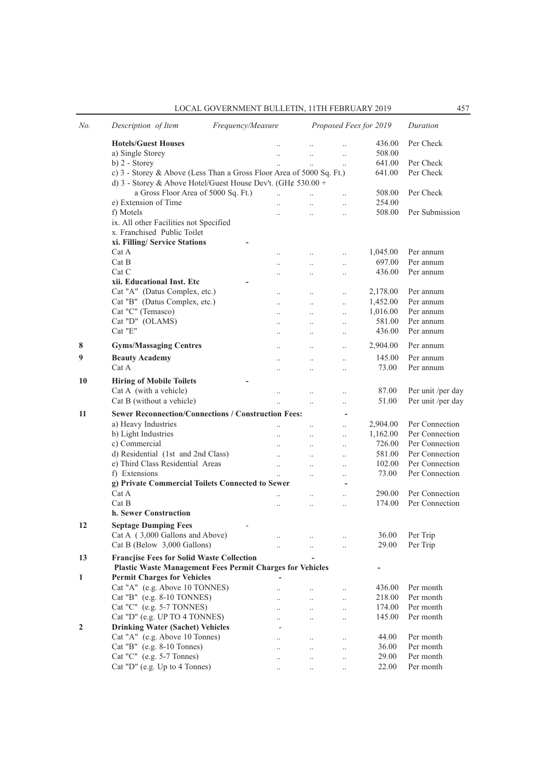| No. | Description of Item | Frequency/Measure | Proposed Fees for 2019 | Duration |
|---|---|---|---|---|
| | **Hotels/Guest Houses** | .. .. .. | 436.00 | Per Check |
| | a) Single Storey | .. .. .. | 508.00 | |
| | b) 2 - Storey | .. .. .. | 641.00 | Per Check |
| | c) 3 - Storey & Above (Less Than a Gross Floor Area of 5000 Sq. Ft.) | | 641.00 | Per Check |
| | d) 3 - Storey & Above Hotel/Guest House Dev't. (GH¢ 530.00 + a Gross Floor Area of 5000 Sq. Ft.) | .. .. .. | 508.00 | Per Check |
| | e) Extension of Time | .. .. .. | 254.00 | |
| | f) Motels | .. .. .. | 508.00 | Per Submission |
| | ix. All other Facilities not Specified | | | |
| | x. Franchised Public Toilet | | | |
| | **xi. Filling/ Service Stations** | - | | |
| | Cat A | .. .. .. | 1,045.00 | Per annum |
| | Cat B | .. .. .. | 697.00 | Per annum |
| | Cat C | .. .. .. | 436.00 | Per annum |
| | **xii. Educational Inst. Etc** | - | | |
| | Cat "A" (Datus Complex, etc.) | .. .. .. | 2,178.00 | Per annum |
| | Cat "B" (Datus Complex, etc.) | .. .. .. | 1,452.00 | Per annum |
| | Cat "C" (Temasco) | .. .. .. | 1,016.00 | Per annum |
| | Cat "D" (OLAMS) | .. .. .. | 581.00 | Per annum |
| | Cat "E" | .. .. .. | 436.00 | Per annum |
| 8 | **Gyms/Massaging Centres** | .. .. .. | 2,904.00 | Per annum |
| 9 | **Beauty Academy** | .. .. .. | 145.00 | Per annum |
| | Cat A | .. .. .. | 73.00 | Per annum |
| 10 | **Hiring of Mobile Toilets** | - | | |
| | Cat A (with a vehicle) | .. .. .. | 87.00 | Per unit /per day |
| | Cat B (without a vehicle) | .. .. .. | 51.00 | Per unit /per day |
| 11 | **Sewer Reconnection/Connections / Construction Fees:** | - | | |
| | a) Heavy Industries | .. .. .. | 2,904.00 | Per Connection |
| | b) Light Industries | .. .. .. | 1,162.00 | Per Connection |
| | c) Commercial | .. .. .. | 726.00 | Per Connection |
| | d) Residential (1st and 2nd Class) | .. .. .. | 581.00 | Per Connection |
| | e) Third Class Residential Areas | .. .. .. | 102.00 | Per Connection |
| | f) Extensions | .. .. .. | 73.00 | Per Connection |
| | **g) Private Commercial Toilets Connected to Sewer** | - | | |
| | Cat A | .. .. .. | 290.00 | Per Connection |
| | Cat B | .. .. .. | 174.00 | Per Connection |
| | **h. Sewer Construction** | | | |
| 12 | **Septage Dumping Fees** | - | | |
| | Cat A ( 3,000 Gallons and Above) | .. .. .. | 36.00 | Per Trip |
| | Cat B (Below 3,000 Gallons) | .. .. .. | 29.00 | Per Trip |
| 13 | **Francjise Fees for Solid Waste Collection** | - | | |
| | **Plastic Waste Management Fees Permit Charges for Vehicles** | | - | |
| 1 | **Permit Charges for Vehicles** | - | | |
| | Cat "A" (e.g. Above 10 TONNES) | .. .. .. | 436.00 | Per month |
| | Cat "B" (e.g. 8-10 TONNES) | .. .. .. | 218.00 | Per month |
| | Cat "C" (e.g. 5-7 TONNES) | .. .. .. | 174.00 | Per month |
| | Cat "D" (e.g. UP TO 4 TONNES) | .. .. .. | 145.00 | Per month |
| 2 | **Drinking Water (Sachet) Vehicles** | - | | |
| | Cat "A" (e.g. Above 10 Tonnes) | .. .. .. | 44.00 | Per month |
| | Cat "B" (e.g. 8-10 Tonnes) | .. .. .. | 36.00 | Per month |
| | Cat "C" (e.g. 5-7 Tonnes) | .. .. .. | 29.00 | Per month |
| | Cat "D" (e.g. Up to 4 Tonnes) | .. .. .. | 22.00 | Per month |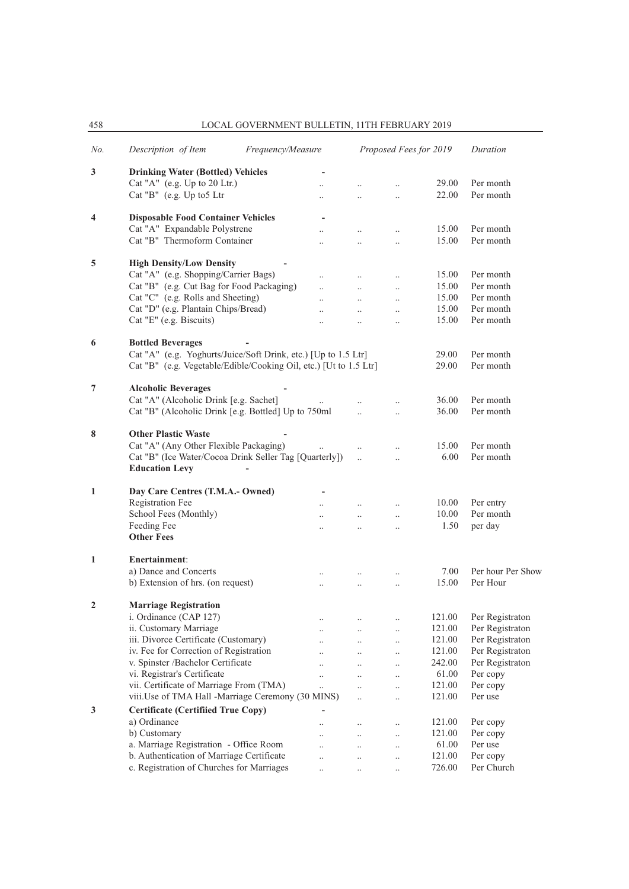| No. | Description of Item | Frequency/Measure | Proposed Fees for 2019 | Duration |
|---|---|---|---|---|
| 3 | **Drinking Water (Bottled) Vehicles** | - | | |
| | Cat "A" (e.g. Up to 20 Ltr.) | .. .. .. | 29.00 | Per month |
| | Cat "B" (e.g. Up to5 Ltr | .. .. .. | 22.00 | Per month |
| 4 | **Disposable Food Container Vehicles** | - | | |
| | Cat "A" Expandable Polystrene | .. .. .. | 15.00 | Per month |
| | Cat "B" Thermoform Container | .. .. .. | 15.00 | Per month |
| 5 | **High Density/Low Density** | - | | |
| | Cat "A" (e.g. Shopping/Carrier Bags) | .. .. .. | 15.00 | Per month |
| | Cat "B" (e.g. Cut Bag for Food Packaging) | .. .. .. | 15.00 | Per month |
| | Cat "C" (e.g. Rolls and Sheeting) | .. .. .. | 15.00 | Per month |
| | Cat "D" (e.g. Plantain Chips/Bread) | .. .. .. | 15.00 | Per month |
| | Cat "E" (e.g. Biscuits) | .. .. .. | 15.00 | Per month |
| 6 | **Bottled Beverages** | - | | |
| | Cat "A" (e.g. Yoghurts/Juice/Soft Drink, etc.) [Up to 1.5 Ltr] | | 29.00 | Per month |
| | Cat "B" (e.g. Vegetable/Edible/Cooking Oil, etc.) [Ut to 1.5 Ltr] | | 29.00 | Per month |
| 7 | **Alcoholic Beverages** | - | | |
| | Cat "A" (Alcoholic Drink [e.g. Sachet] | .. .. .. | 36.00 | Per month |
| | Cat "B" (Alcoholic Drink [e.g. Bottled] Up to 750ml | .. .. | 36.00 | Per month |
| 8 | **Other Plastic Waste** | - | | |
| | Cat "A" (Any Other Flexible Packaging) | .. .. .. | 15.00 | Per month |
| | Cat "B" (Ice Water/Cocoa Drink Seller Tag [Quarterly]) | .. .. | 6.00 | Per month |
| | **Education Levy** | - | | |
| 1 | **Day Care Centres (T.M.A.- Owned)** | - | | |
| | Registration Fee | .. .. .. | 10.00 | Per entry |
| | School Fees (Monthly) | .. .. .. | 10.00 | Per month |
| | Feeding Fee | .. .. .. | 1.50 | per day |
| | **Other Fees** | | | |
| 1 | **Enertainment**: | | | |
| | a) Dance and Concerts | .. .. .. | 7.00 | Per hour Per Show |
| | b) Extension of hrs. (on request) | .. .. .. | 15.00 | Per Hour |
| 2 | **Marriage Registration** | | | |
| | i. Ordinance (CAP 127) | .. .. .. | 121.00 | Per Registraton |
| | ii. Customary Marriage | .. .. .. | 121.00 | Per Registraton |
| | iii. Divorce Certificate (Customary) | .. .. .. | 121.00 | Per Registraton |
| | iv. Fee for Correction of Registration | .. .. .. | 121.00 | Per Registraton |
| | v. Spinster /Bachelor Certificate | .. .. .. | 242.00 | Per Registraton |
| | vi. Registrar's Certificate | .. .. .. | 61.00 | Per copy |
| | vii. Certificate of Marriage From (TMA) | .. .. .. | 121.00 | Per copy |
| | viii.Use of TMA Hall -Marriage Ceremony (30 MINS) | .. .. | 121.00 | Per use |
| 3 | **Certificate (Certifiied True Copy)** | - | | |
| | a) Ordinance | .. .. .. | 121.00 | Per copy |
| | b) Customary | .. .. .. | 121.00 | Per copy |
| | a. Marriage Registration - Office Room | .. .. .. | 61.00 | Per use |
| | b. Authentication of Marriage Certificate | .. .. .. | 121.00 | Per copy |
| | c. Registration of Churches for Marriages | .. .. .. | 726.00 | Per Church |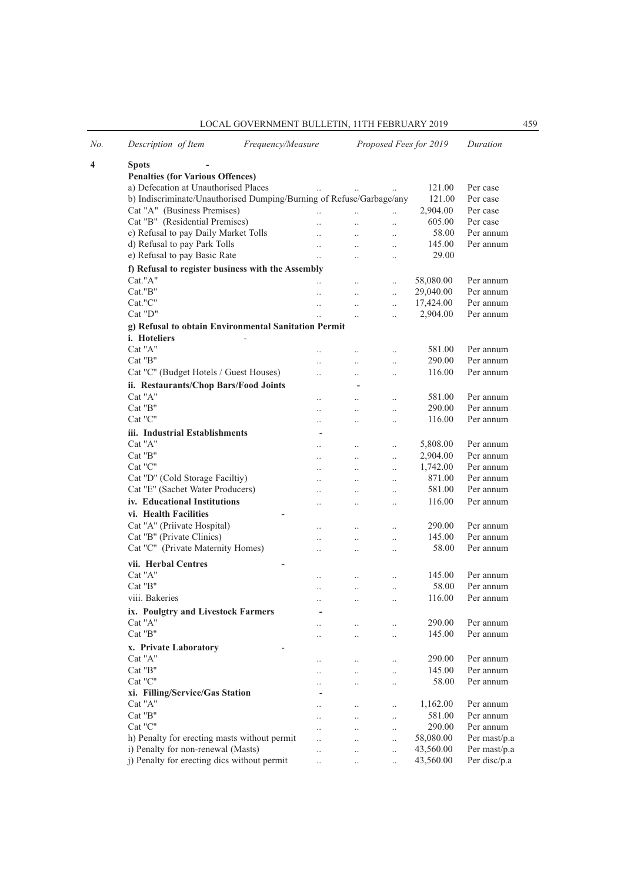| No. | Description of Item | Frequency/Measure | Proposed Fees for 2019 | Duration |
|---|---|---|---|---|
| **4** | **Spots** | - | | |
| | **Penalties (for Various Offences)** | | | |
| | a) Defecation at Unauthorised Places | .. .. .. | 121.00 | Per case |
| | b) Indiscriminate/Unauthorised Dumping/Burning of Refuse/Garbage/any | | 121.00 | Per case |
| | Cat "A" (Business Premises) | .. .. .. | 2,904.00 | Per case |
| | Cat "B" (Residential Premises) | .. .. .. | 605.00 | Per case |
| | c) Refusal to pay Daily Market Tolls | .. .. .. | 58.00 | Per annum |
| | d) Refusal to pay Park Tolls | .. .. .. | 145.00 | Per annum |
| | e) Refusal to pay Basic Rate | .. .. .. | 29.00 | |
| | **f) Refusal to register business with the Assembly** | | | |
| | Cat."A" | .. .. .. | 58,080.00 | Per annum |
| | Cat."B" | .. .. .. | 29,040.00 | Per annum |
| | Cat."C" | .. .. .. | 17,424.00 | Per annum |
| | Cat "D" | .. .. .. | 2,904.00 | Per annum |
| | **g) Refusal to obtain Environmental Sanitation Permit** | | | |
| | **i. Hoteliers** | - | | |
| | Cat "A" | .. .. .. | 581.00 | Per annum |
| | Cat "B" | .. .. .. | 290.00 | Per annum |
| | Cat "C" (Budget Hotels / Guest Houses) | .. .. .. | 116.00 | Per annum |
| | **ii. Restaurants/Chop Bars/Food Joints** | - | | |
| | Cat "A" | .. .. .. | 581.00 | Per annum |
| | Cat "B" | .. .. .. | 290.00 | Per annum |
| | Cat "C" | .. .. .. | 116.00 | Per annum |
| | **iii. Industrial Establishments** | - | | |
| | Cat "A" | .. .. .. | 5,808.00 | Per annum |
| | Cat "B" | .. .. .. | 2,904.00 | Per annum |
| | Cat "C" | .. .. .. | 1,742.00 | Per annum |
| | Cat "D" (Cold Storage Faciltiy) | .. .. .. | 871.00 | Per annum |
| | Cat "E" (Sachet Water Producers) | .. .. .. | 581.00 | Per annum |
| | **iv. Educational Institutions** | .. .. .. | 116.00 | Per annum |
| | **vi. Health Facilities** | - | | |
| | Cat "A" (Priivate Hospital) | .. .. .. | 290.00 | Per annum |
| | Cat "B" (Private Clinics) | .. .. .. | 145.00 | Per annum |
| | Cat "C" (Private Maternity Homes) | .. .. .. | 58.00 | Per annum |
| | **vii. Herbal Centres** | - | | |
| | Cat "A" | .. .. .. | 145.00 | Per annum |
| | Cat "B" | .. .. .. | 58.00 | Per annum |
| | viii. Bakeries | .. .. .. | 116.00 | Per annum |
| | **ix. Poulgtry and Livestock Farmers** | - | | |
| | Cat "A" | .. .. .. | 290.00 | Per annum |
| | Cat "B" | .. .. .. | 145.00 | Per annum |
| | **x. Private Laboratory** | - | | |
| | Cat "A" | .. .. .. | 290.00 | Per annum |
| | Cat "B" | .. .. .. | 145.00 | Per annum |
| | Cat "C" | .. .. .. | 58.00 | Per annum |
| | **xi. Filling/Service/Gas Station** | - | | |
| | Cat "A" | .. .. .. | 1,162.00 | Per annum |
| | Cat "B" | .. .. .. | 581.00 | Per annum |
| | Cat "C" | .. .. .. | 290.00 | Per annum |
| | h) Penalty for erecting masts without permit | .. .. .. | 58,080.00 | Per mast/p.a |
| | i) Penalty for non-renewal (Masts) | .. .. .. | 43,560.00 | Per mast/p.a |
| | j) Penalty for erecting dics without permit | .. .. .. | 43,560.00 | Per disc/p.a |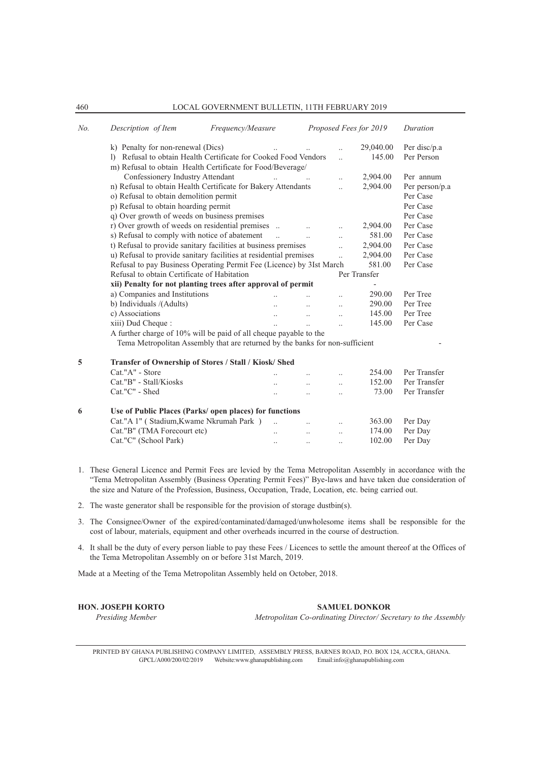| No. | Description of Item | Frequency/Measure | Proposed Fees for 2019 | Duration |
|---|---|---|---|---|
| | k) Penalty for non-renewal (Dics) | .. .. .. | 29,040.00 | Per disc/p.a |
| | l) Refusal to obtain Health Certificate for Cooked Food Vendors | .. | 145.00 | Per Person |
| | m) Refusal to obtain Health Certificate for Food/Beverage/ Confessionery Industry Attendant | .. .. .. | 2,904.00 | Per annum |
| | n) Refusal to obtain Health Certificate for Bakery Attendants | .. | 2,904.00 | Per person/p.a |
| | o) Refusal to obtain demolition permit | | | Per Case |
| | p) Refusal to obtain hoarding permit | | | Per Case |
| | q) Over growth of weeds on business premises | | | Per Case |
| | r) Over growth of weeds on residential premises .. | .. .. | 2,904.00 | Per Case |
| | s) Refusal to comply with notice of abatement | .. .. .. | 581.00 | Per Case |
| | t) Refusal to provide sanitary facilities at business premises | .. | 2,904.00 | Per Case |
| | u) Refusal to provide sanitary facilities at residential premises | .. | 2,904.00 | Per Case |
| | Refusal to pay Business Operating Permit Fee (Licence) by 3Ist March | | 581.00 | Per Case |
| | Refusal to obtain Certificate of Habitation | | Per Transfer | |
| | **xii) Penalty for not planting trees after approval of permit** | | - | |
| | a) Companies and Institutions | .. .. .. | 290.00 | Per Tree |
| | b) Individuals /(Adults) | .. .. .. | 290.00 | Per Tree |
| | c) Associations | .. .. .. | 145.00 | Per Tree |
| | xiii) Dud Cheque : | .. .. .. | 145.00 | Per Case |
| | A further charge of 10% will be paid of all cheque payable to the Tema Metropolitan Assembly that are returned by the banks for non-sufficient | | | - |
| **5** | **Transfer of Ownership of Stores / Stall / Kiosk/ Shed** | | | |
| | Cat."A" - Store | .. .. .. | 254.00 | Per Transfer |
| | Cat."B" - Stall/Kiosks | .. .. .. | 152.00 | Per Transfer |
| | Cat."C" - Shed | .. .. .. | 73.00 | Per Transfer |
| **6** | **Use of Public Places (Parks/ open places) for functions** | | | |
| | Cat."A 1" ( Stadium,Kwame Nkrumah Park ) | .. .. .. | 363.00 | Per Day |
| | Cat."B" (TMA Forecourt etc) | .. .. .. | 174.00 | Per Day |
| | Cat."C" (School Park) | .. .. .. | 102.00 | Per Day |

1. These General Licence and Permit Fees are levied by the Tema Metropolitan Assembly in accordance with the "Tema Metropolitan Assembly (Business Operating Permit Fees)" Bye-laws and have taken due consideration of the size and Nature of the Profession, Business, Occupation, Trade, Location, etc. being carried out.

2. The waste generator shall be responsible for the provision of storage dustbin(s).

3. The Consignee/Owner of the expired/contaminated/damaged/unwholesome items shall be responsible for the cost of labour, materials, equipment and other overheads incurred in the course of destruction.

4. It shall be the duty of every person liable to pay these Fees / Licences to settle the amount thereof at the Offices of the Tema Metropolitan Assembly on or before 31st March, 2019.

Made at a Meeting of the Tema Metropolitan Assembly held on October, 2018.

**HON. JOSEPH KORTO**
*Presiding Member*

**SAMUEL DONKOR**
*Metropolitan Co-ordinating Director/ Secretary to the Assembly*

PRINTED BY GHANA PUBLISHING COMPANY LIMITED, ASSEMBLY PRESS, BARNES ROAD, P.O. BOX 124, ACCRA, GHANA.
GPCL/A000/200/02/2019 Website:www.ghanapublishing.com Email:info@ghanapublishing.com